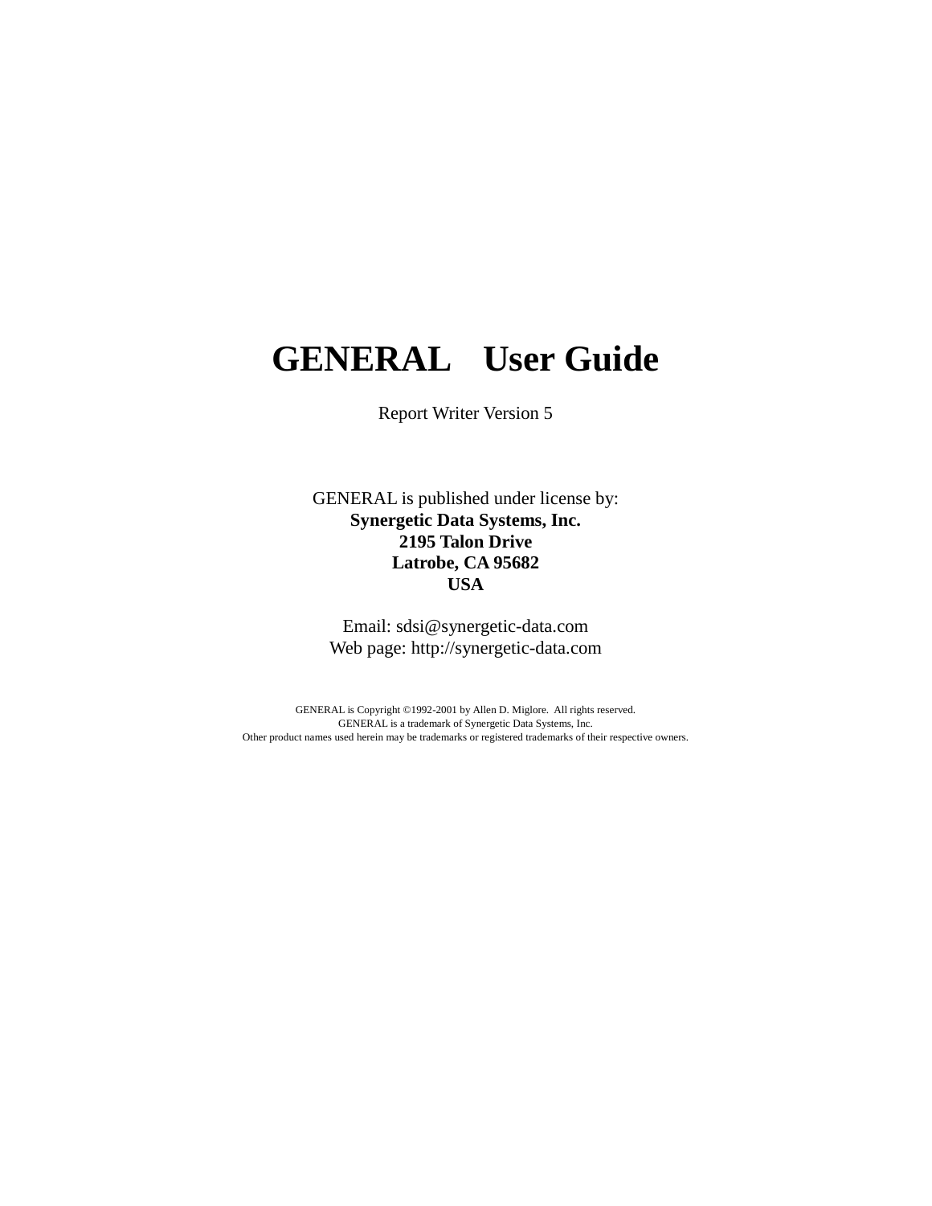# GENERAL User Guide

Report Writer Version 5

GENERAL is published under license by:
**Synergetic Data Systems, Inc.**
**2195 Talon Drive**
**Latrobe, CA 95682**
**USA**

Email: sdsi@synergetic-data.com
Web page: http://synergetic-data.com

GENERAL is Copyright ©1992-2001 by Allen D. Miglore. All rights reserved.
GENERAL is a trademark of Synergetic Data Systems, Inc.
Other product names used herein may be trademarks or registered trademarks of their respective owners.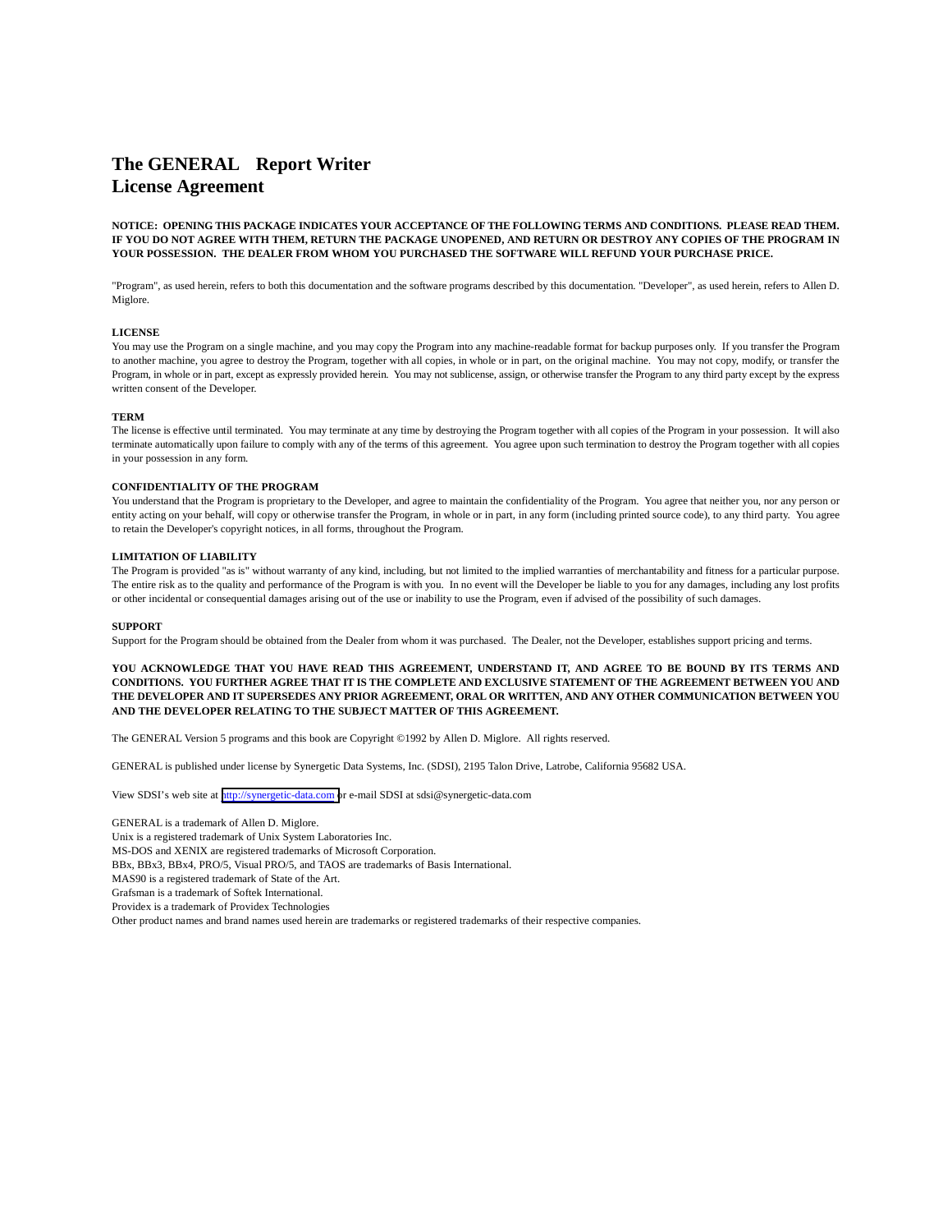# The GENERAL  Report Writer License Agreement

**NOTICE: OPENING THIS PACKAGE INDICATES YOUR ACCEPTANCE OF THE FOLLOWING TERMS AND CONDITIONS. PLEASE READ THEM. IF YOU DO NOT AGREE WITH THEM, RETURN THE PACKAGE UNOPENED, AND RETURN OR DESTROY ANY COPIES OF THE PROGRAM IN YOUR POSSESSION. THE DEALER FROM WHOM YOU PURCHASED THE SOFTWARE WILL REFUND YOUR PURCHASE PRICE.**

"Program", as used herein, refers to both this documentation and the software programs described by this documentation. "Developer", as used herein, refers to Allen D. Miglore.

**LICENSE**
You may use the Program on a single machine, and you may copy the Program into any machine-readable format for backup purposes only. If you transfer the Program to another machine, you agree to destroy the Program, together with all copies, in whole or in part, on the original machine. You may not copy, modify, or transfer the Program, in whole or in part, except as expressly provided herein. You may not sublicense, assign, or otherwise transfer the Program to any third party except by the express written consent of the Developer.

**TERM**
The license is effective until terminated. You may terminate at any time by destroying the Program together with all copies of the Program in your possession. It will also terminate automatically upon failure to comply with any of the terms of this agreement. You agree upon such termination to destroy the Program together with all copies in your possession in any form.

**CONFIDENTIALITY OF THE PROGRAM**
You understand that the Program is proprietary to the Developer, and agree to maintain the confidentiality of the Program. You agree that neither you, nor any person or entity acting on your behalf, will copy or otherwise transfer the Program, in whole or in part, in any form (including printed source code), to any third party. You agree to retain the Developer's copyright notices, in all forms, throughout the Program.

**LIMITATION OF LIABILITY**
The Program is provided "as is" without warranty of any kind, including, but not limited to the implied warranties of merchantability and fitness for a particular purpose. The entire risk as to the quality and performance of the Program is with you. In no event will the Developer be liable to you for any damages, including any lost profits or other incidental or consequential damages arising out of the use or inability to use the Program, even if advised of the possibility of such damages.

**SUPPORT**
Support for the Program should be obtained from the Dealer from whom it was purchased. The Dealer, not the Developer, establishes support pricing and terms.

**YOU ACKNOWLEDGE THAT YOU HAVE READ THIS AGREEMENT, UNDERSTAND IT, AND AGREE TO BE BOUND BY ITS TERMS AND CONDITIONS. YOU FURTHER AGREE THAT IT IS THE COMPLETE AND EXCLUSIVE STATEMENT OF THE AGREEMENT BETWEEN YOU AND THE DEVELOPER AND IT SUPERSEDES ANY PRIOR AGREEMENT, ORAL OR WRITTEN, AND ANY OTHER COMMUNICATION BETWEEN YOU AND THE DEVELOPER RELATING TO THE SUBJECT MATTER OF THIS AGREEMENT.**

The GENERAL Version 5 programs and this book are Copyright ©1992 by Allen D. Miglore. All rights reserved.

GENERAL is published under license by Synergetic Data Systems, Inc. (SDSI), 2195 Talon Drive, Latrobe, California 95682 USA.

View SDSI's web site at http://synergetic-data.com or e-mail SDSI at sdsi@synergetic-data.com

GENERAL is a trademark of Allen D. Miglore.
Unix is a registered trademark of Unix System Laboratories Inc.
MS-DOS and XENIX are registered trademarks of Microsoft Corporation.
BBx, BBx3, BBx4, PRO/5, Visual PRO/5, and TAOS are trademarks of Basis International.
MAS90 is a registered trademark of State of the Art.
Grafsman is a trademark of Softek International.
Providex is a trademark of Providex Technologies
Other product names and brand names used herein are trademarks or registered trademarks of their respective companies.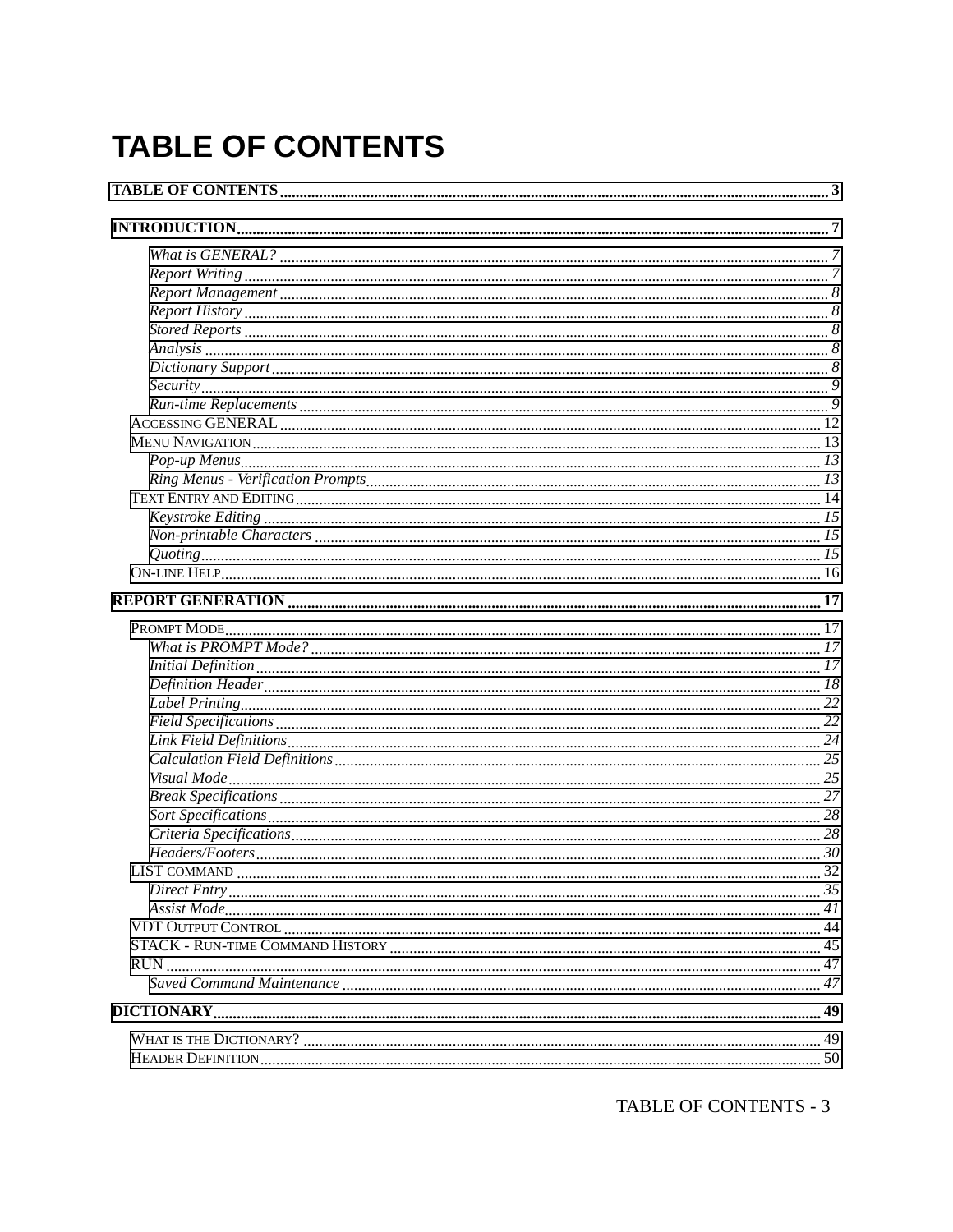# TABLE OF CONTENTS

**TABLE OF CONTENTS** .......... **3**

**INTRODUCTION** .......... **7**

- *What is GENERAL?* .......... *7*
- *Report Writing* .......... *7*
- *Report Management* .......... *8*
- *Report History* .......... *8*
- *Stored Reports* .......... *8*
- *Analysis* .......... *8*
- *Dictionary Support* .......... *8*
- *Security* .......... *9*
- *Run-time Replacements* .......... *9*

ACCESSING GENERAL .......... 12

MENU NAVIGATION .......... 13

- *Pop-up Menus* .......... *13*
- *Ring Menus - Verification Prompts* .......... *13*

TEXT ENTRY AND EDITING .......... 14

- *Keystroke Editing* .......... *15*
- *Non-printable Characters* .......... *15*
- *Quoting* .......... *15*

ON-LINE HELP .......... 16

**REPORT GENERATION** .......... **17**

PROMPT MODE .......... 17

- *What is PROMPT Mode?* .......... *17*
- *Initial Definition* .......... *17*
- *Definition Header* .......... *18*
- *Label Printing* .......... *22*
- *Field Specifications* .......... *22*
- *Link Field Definitions* .......... *24*
- *Calculation Field Definitions* .......... *25*
- *Visual Mode* .......... *25*
- *Break Specifications* .......... *27*
- *Sort Specifications* .......... *28*
- *Criteria Specifications* .......... *28*
- *Headers/Footers* .......... *30*

LIST COMMAND .......... 32

- *Direct Entry* .......... *35*
- *Assist Mode* .......... *41*

VDT OUTPUT CONTROL .......... 44

STACK - RUN-TIME COMMAND HISTORY .......... 45

RUN .......... 47

- *Saved Command Maintenance* .......... *47*

**DICTIONARY** .......... **49**

WHAT IS THE DICTIONARY? .......... 49

HEADER DEFINITION .......... 50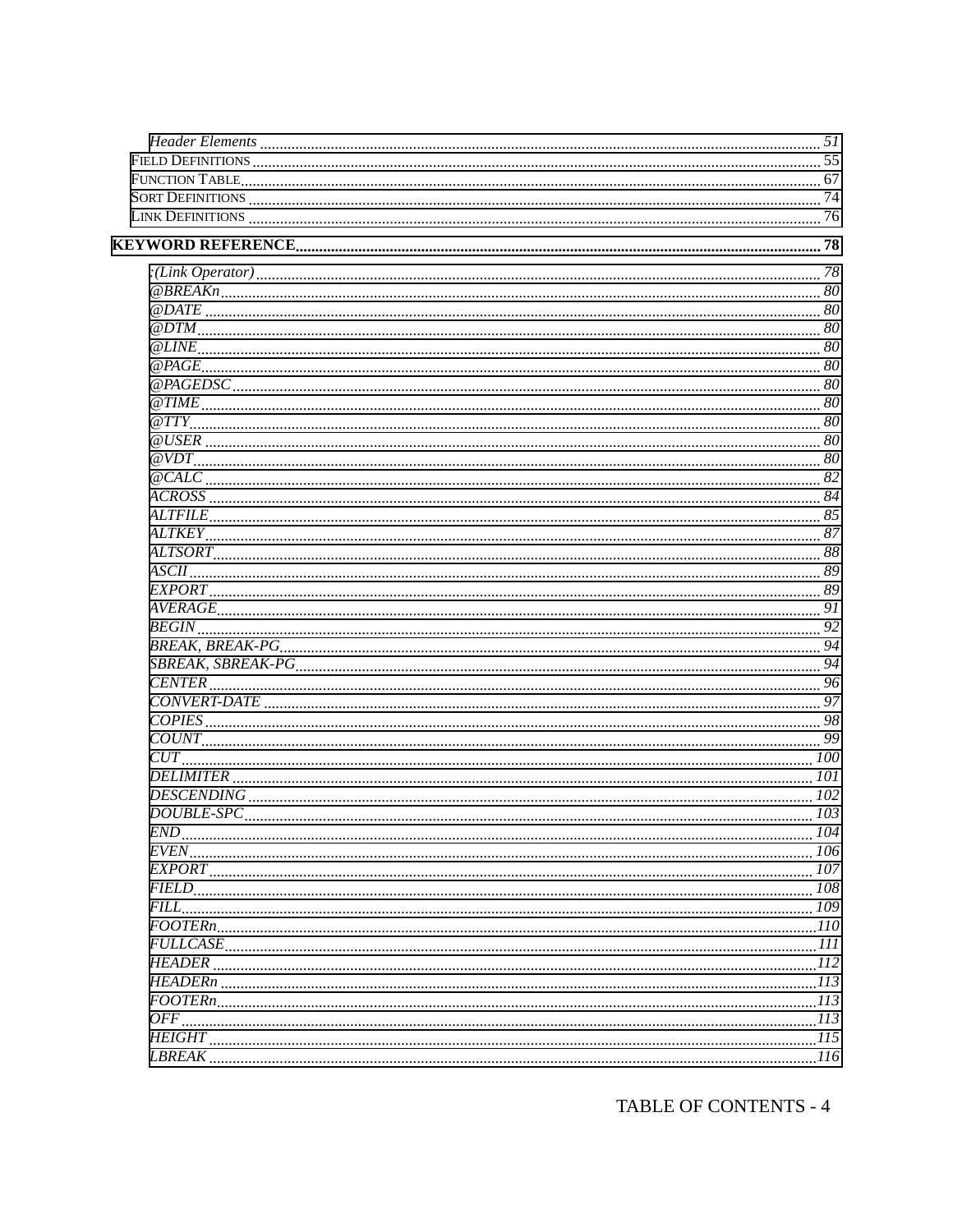*Header Elements* ............ 51
FIELD DEFINITIONS ............ 55
FUNCTION TABLE ............ 67
SORT DEFINITIONS ............ 74
LINK DEFINITIONS ............ 76

**KEYWORD REFERENCE ............ 78**

*:(Link Operator)* ............ 78
*@BREAKn* ............ 80
*@DATE* ............ 80
*@DTM* ............ 80
*@LINE* ............ 80
*@PAGE* ............ 80
*@PAGEDSC* ............ 80
*@TIME* ............ 80
*@TTY* ............ 80
*@USER* ............ 80
*@VDT* ............ 80
*@CALC* ............ 82
*ACROSS* ............ 84
*ALTFILE* ............ 85
*ALTKEY* ............ 87
*ALTSORT* ............ 88
*ASCII* ............ 89
*EXPORT* ............ 89
*AVERAGE* ............ 91
*BEGIN* ............ 92
*BREAK, BREAK-PG* ............ 94
*SBREAK, SBREAK-PG* ............ 94
*CENTER* ............ 96
*CONVERT-DATE* ............ 97
*COPIES* ............ 98
*COUNT* ............ 99
*CUT* ............ 100
*DELIMITER* ............ 101
*DESCENDING* ............ 102
*DOUBLE-SPC* ............ 103
*END* ............ 104
*EVEN* ............ 106
*EXPORT* ............ 107
*FIELD* ............ 108
*FILL* ............ 109
*FOOTERn* ............ 110
*FULLCASE* ............ 111
*HEADER* ............ 112
*HEADERn* ............ 113
*FOOTERn* ............ 113
*OFF* ............ 113
*HEIGHT* ............ 115
*LBREAK* ............ 116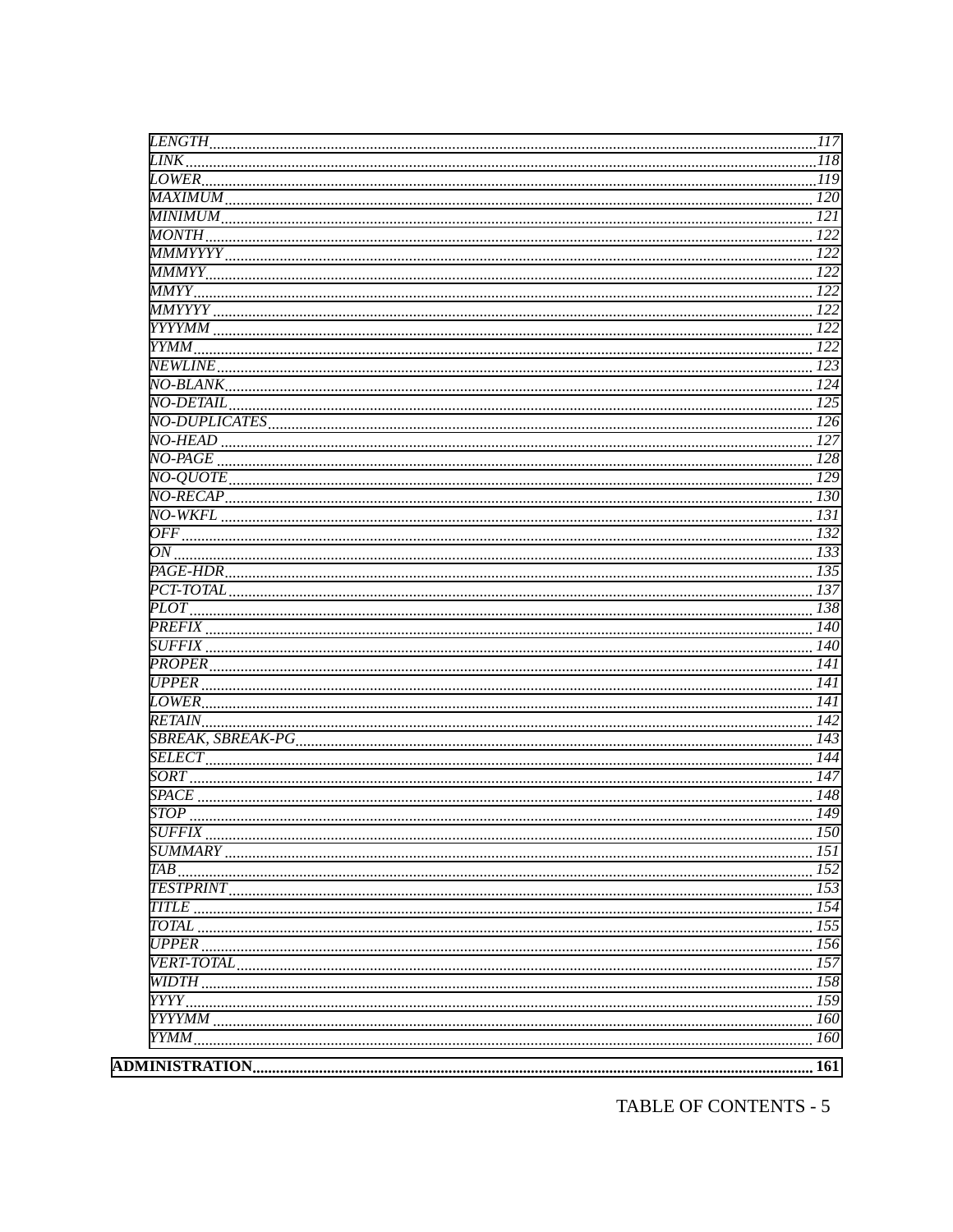| | |
|---|---|
| *LENGTH* | *117* |
| *LINK* | *118* |
| *LOWER* | *119* |
| *MAXIMUM* | *120* |
| *MINIMUM* | *121* |
| *MONTH* | *122* |
| *MMMYYYY* | *122* |
| *MMMYY* | *122* |
| *MMYY* | *122* |
| *MMYYYY* | *122* |
| *YYYYMM* | *122* |
| *YYMM* | *122* |
| *NEWLINE* | *123* |
| *NO-BLANK* | *124* |
| *NO-DETAIL* | *125* |
| *NO-DUPLICATES* | *126* |
| *NO-HEAD* | *127* |
| *NO-PAGE* | *128* |
| *NO-QUOTE* | *129* |
| *NO-RECAP* | *130* |
| *NO-WKFL* | *131* |
| *OFF* | *132* |
| *ON* | *133* |
| *PAGE-HDR* | *135* |
| *PCT-TOTAL* | *137* |
| *PLOT* | *138* |
| *PREFIX* | *140* |
| *SUFFIX* | *140* |
| *PROPER* | *141* |
| *UPPER* | *141* |
| *LOWER* | *141* |
| *RETAIN* | *142* |
| *SBREAK, SBREAK-PG* | *143* |
| *SELECT* | *144* |
| *SORT* | *147* |
| *SPACE* | *148* |
| *STOP* | *149* |
| *SUFFIX* | *150* |
| *SUMMARY* | *151* |
| *TAB* | *152* |
| *TESTPRINT* | *153* |
| *TITLE* | *154* |
| *TOTAL* | *155* |
| *UPPER* | *156* |
| *VERT-TOTAL* | *157* |
| *WIDTH* | *158* |
| *YYYY* | *159* |
| *YYYYMM* | *160* |
| *YYMM* | *160* |
| **ADMINISTRATION** | **161** |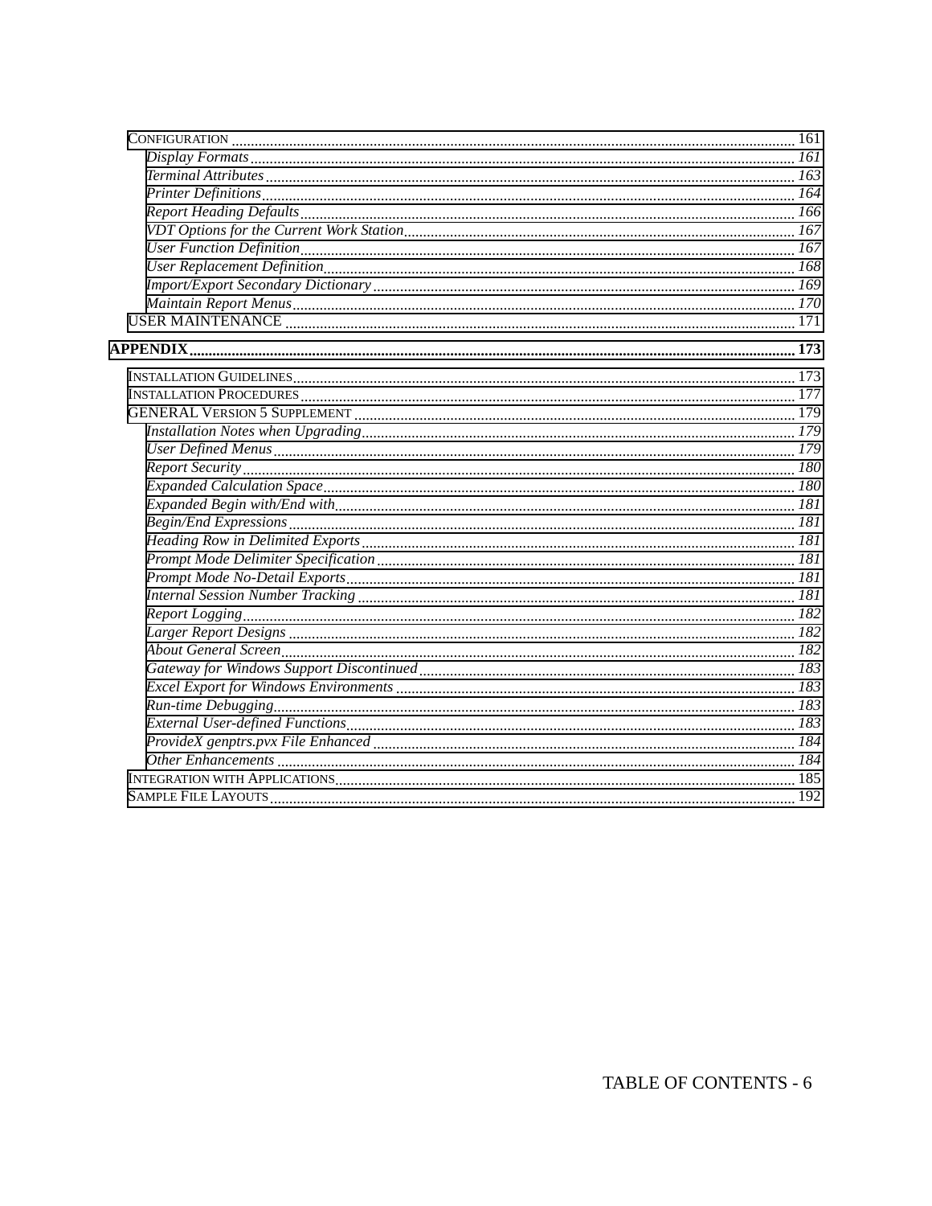CONFIGURATION ........ 161
*Display Formats* ........ 161
*Terminal Attributes* ........ 163
*Printer Definitions* ........ 164
*Report Heading Defaults* ........ 166
*VDT Options for the Current Work Station* ........ 167
*User Function Definition* ........ 167
*User Replacement Definition* ........ 168
*Import/Export Secondary Dictionary* ........ 169
*Maintain Report Menus* ........ 170
USER MAINTENANCE ........ 171

**APPENDIX ........ 173**

INSTALLATION GUIDELINES ........ 173
INSTALLATION PROCEDURES ........ 177
GENERAL VERSION 5 SUPPLEMENT ........ 179
*Installation Notes when Upgrading* ........ 179
*User Defined Menus* ........ 179
*Report Security* ........ 180
*Expanded Calculation Space* ........ 180
*Expanded Begin with/End with* ........ 181
*Begin/End Expressions* ........ 181
*Heading Row in Delimited Exports* ........ 181
*Prompt Mode Delimiter Specification* ........ 181
*Prompt Mode No-Detail Exports* ........ 181
*Internal Session Number Tracking* ........ 181
*Report Logging* ........ 182
*Larger Report Designs* ........ 182
*About General Screen* ........ 182
*Gateway for Windows Support Discontinued* ........ 183
*Excel Export for Windows Environments* ........ 183
*Run-time Debugging* ........ 183
*External User-defined Functions* ........ 183
*ProvideX genptrs.pvx File Enhanced* ........ 184
*Other Enhancements* ........ 184
INTEGRATION WITH APPLICATIONS ........ 185
SAMPLE FILE LAYOUTS ........ 192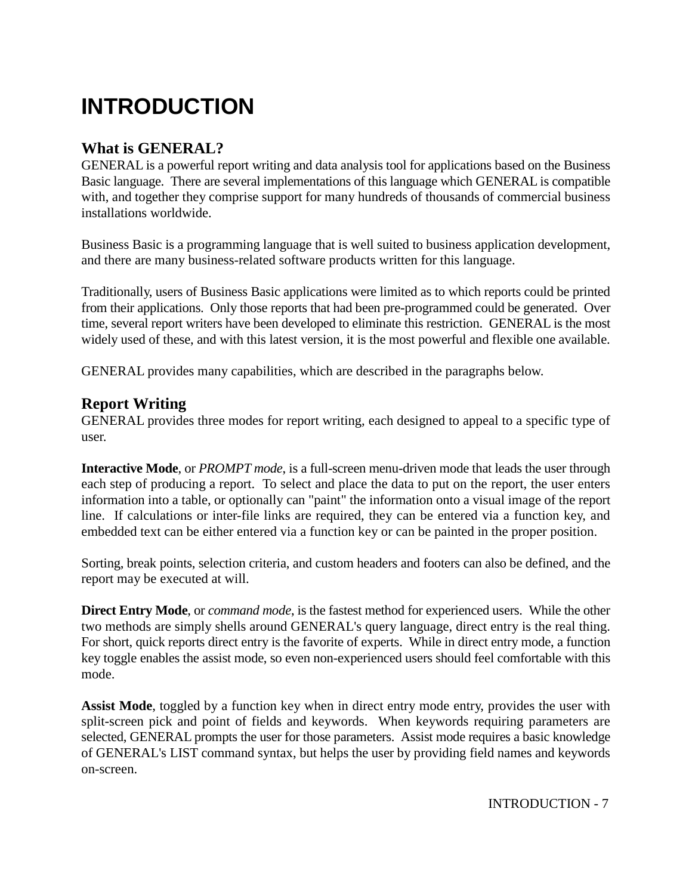# INTRODUCTION

## What is GENERAL?

GENERAL is a powerful report writing and data analysis tool for applications based on the Business Basic language. There are several implementations of this language which GENERAL is compatible with, and together they comprise support for many hundreds of thousands of commercial business installations worldwide.

Business Basic is a programming language that is well suited to business application development, and there are many business-related software products written for this language.

Traditionally, users of Business Basic applications were limited as to which reports could be printed from their applications. Only those reports that had been pre-programmed could be generated. Over time, several report writers have been developed to eliminate this restriction. GENERAL is the most widely used of these, and with this latest version, it is the most powerful and flexible one available.

GENERAL provides many capabilities, which are described in the paragraphs below.

## Report Writing

GENERAL provides three modes for report writing, each designed to appeal to a specific type of user.

**Interactive Mode**, or *PROMPT mode*, is a full-screen menu-driven mode that leads the user through each step of producing a report. To select and place the data to put on the report, the user enters information into a table, or optionally can "paint" the information onto a visual image of the report line. If calculations or inter-file links are required, they can be entered via a function key, and embedded text can be either entered via a function key or can be painted in the proper position.

Sorting, break points, selection criteria, and custom headers and footers can also be defined, and the report may be executed at will.

**Direct Entry Mode**, or *command mode*, is the fastest method for experienced users. While the other two methods are simply shells around GENERAL's query language, direct entry is the real thing. For short, quick reports direct entry is the favorite of experts. While in direct entry mode, a function key toggle enables the assist mode, so even non-experienced users should feel comfortable with this mode.

**Assist Mode**, toggled by a function key when in direct entry mode entry, provides the user with split-screen pick and point of fields and keywords. When keywords requiring parameters are selected, GENERAL prompts the user for those parameters. Assist mode requires a basic knowledge of GENERAL's LIST command syntax, but helps the user by providing field names and keywords on-screen.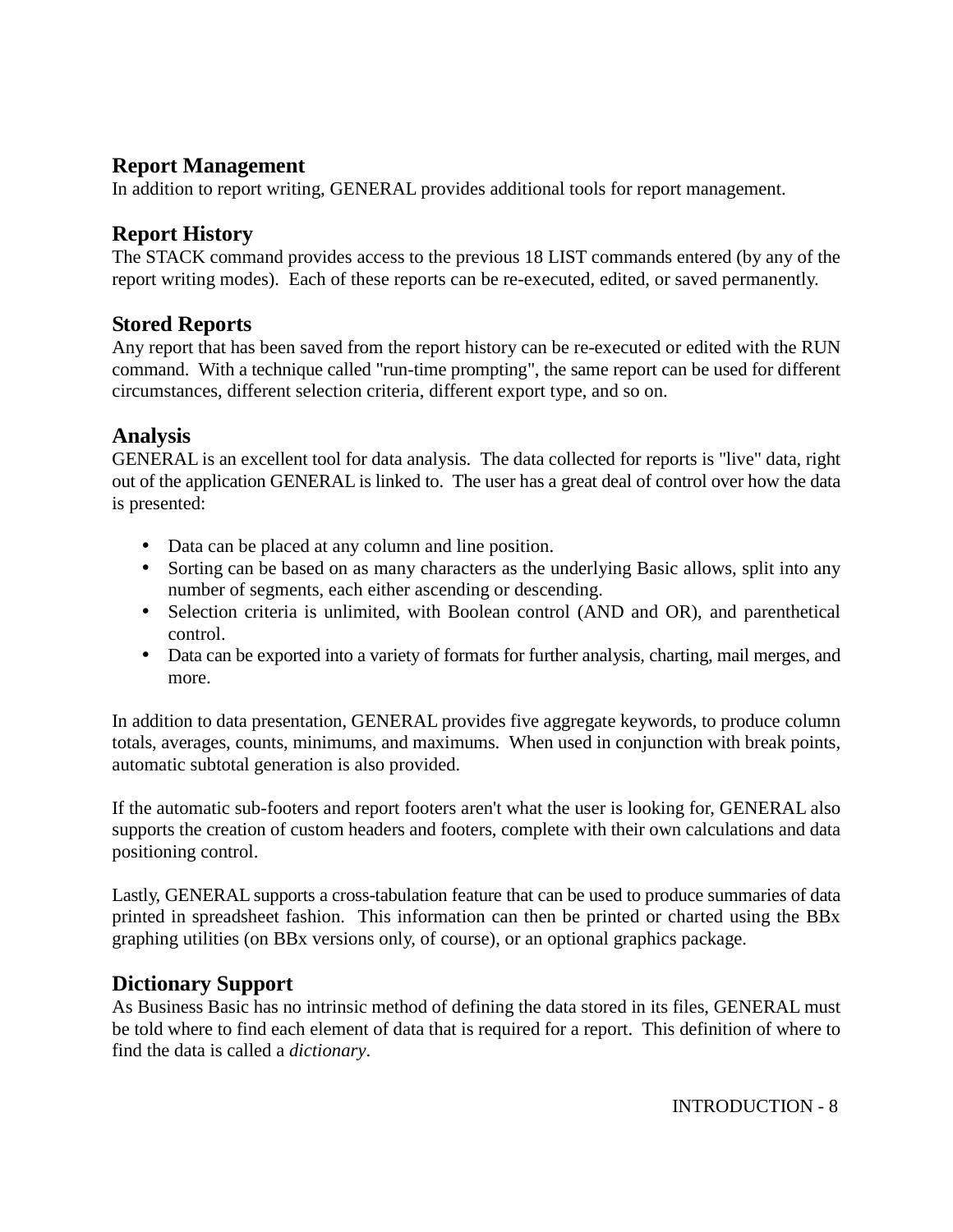## Report Management

In addition to report writing, GENERAL provides additional tools for report management.

## Report History

The STACK command provides access to the previous 18 LIST commands entered (by any of the report writing modes). Each of these reports can be re-executed, edited, or saved permanently.

## Stored Reports

Any report that has been saved from the report history can be re-executed or edited with the RUN command. With a technique called "run-time prompting", the same report can be used for different circumstances, different selection criteria, different export type, and so on.

## Analysis

GENERAL is an excellent tool for data analysis. The data collected for reports is "live" data, right out of the application GENERAL is linked to. The user has a great deal of control over how the data is presented:

- Data can be placed at any column and line position.
- Sorting can be based on as many characters as the underlying Basic allows, split into any number of segments, each either ascending or descending.
- Selection criteria is unlimited, with Boolean control (AND and OR), and parenthetical control.
- Data can be exported into a variety of formats for further analysis, charting, mail merges, and more.

In addition to data presentation, GENERAL provides five aggregate keywords, to produce column totals, averages, counts, minimums, and maximums. When used in conjunction with break points, automatic subtotal generation is also provided.

If the automatic sub-footers and report footers aren't what the user is looking for, GENERAL also supports the creation of custom headers and footers, complete with their own calculations and data positioning control.

Lastly, GENERAL supports a cross-tabulation feature that can be used to produce summaries of data printed in spreadsheet fashion. This information can then be printed or charted using the BBx graphing utilities (on BBx versions only, of course), or an optional graphics package.

## Dictionary Support

As Business Basic has no intrinsic method of defining the data stored in its files, GENERAL must be told where to find each element of data that is required for a report. This definition of where to find the data is called a *dictionary*.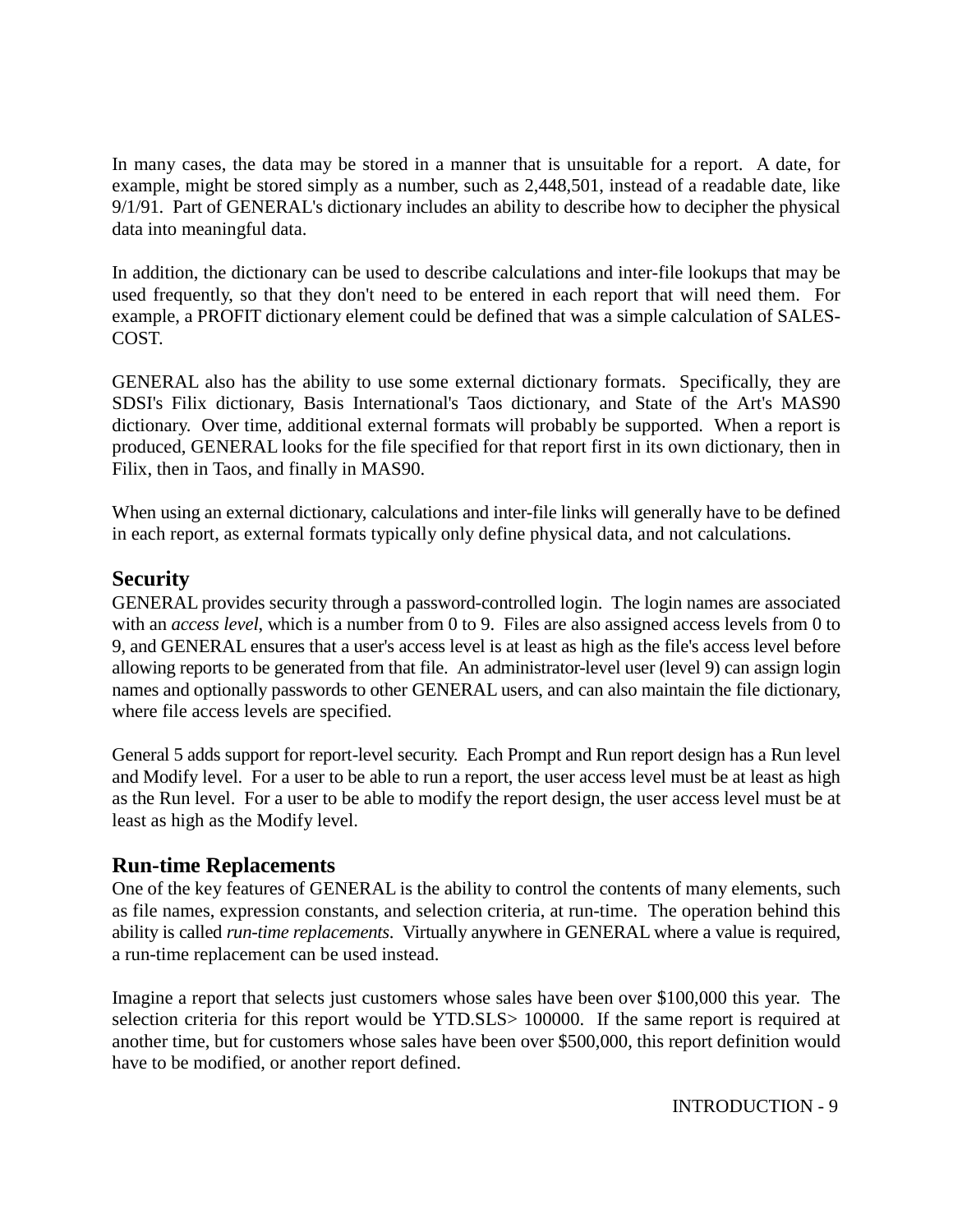In many cases, the data may be stored in a manner that is unsuitable for a report. A date, for example, might be stored simply as a number, such as 2,448,501, instead of a readable date, like 9/1/91. Part of GENERAL's dictionary includes an ability to describe how to decipher the physical data into meaningful data.

In addition, the dictionary can be used to describe calculations and inter-file lookups that may be used frequently, so that they don't need to be entered in each report that will need them. For example, a PROFIT dictionary element could be defined that was a simple calculation of SALES-COST.

GENERAL also has the ability to use some external dictionary formats. Specifically, they are SDSI's Filix dictionary, Basis International's Taos dictionary, and State of the Art's MAS90 dictionary. Over time, additional external formats will probably be supported. When a report is produced, GENERAL looks for the file specified for that report first in its own dictionary, then in Filix, then in Taos, and finally in MAS90.

When using an external dictionary, calculations and inter-file links will generally have to be defined in each report, as external formats typically only define physical data, and not calculations.

## Security

GENERAL provides security through a password-controlled login. The login names are associated with an *access level*, which is a number from 0 to 9. Files are also assigned access levels from 0 to 9, and GENERAL ensures that a user's access level is at least as high as the file's access level before allowing reports to be generated from that file. An administrator-level user (level 9) can assign login names and optionally passwords to other GENERAL users, and can also maintain the file dictionary, where file access levels are specified.

General 5 adds support for report-level security. Each Prompt and Run report design has a Run level and Modify level. For a user to be able to run a report, the user access level must be at least as high as the Run level. For a user to be able to modify the report design, the user access level must be at least as high as the Modify level.

## Run-time Replacements

One of the key features of GENERAL is the ability to control the contents of many elements, such as file names, expression constants, and selection criteria, at run-time. The operation behind this ability is called *run-time replacements*. Virtually anywhere in GENERAL where a value is required, a run-time replacement can be used instead.

Imagine a report that selects just customers whose sales have been over $100,000 this year. The selection criteria for this report would be YTD.SLS> 100000. If the same report is required at another time, but for customers whose sales have been over $500,000, this report definition would have to be modified, or another report defined.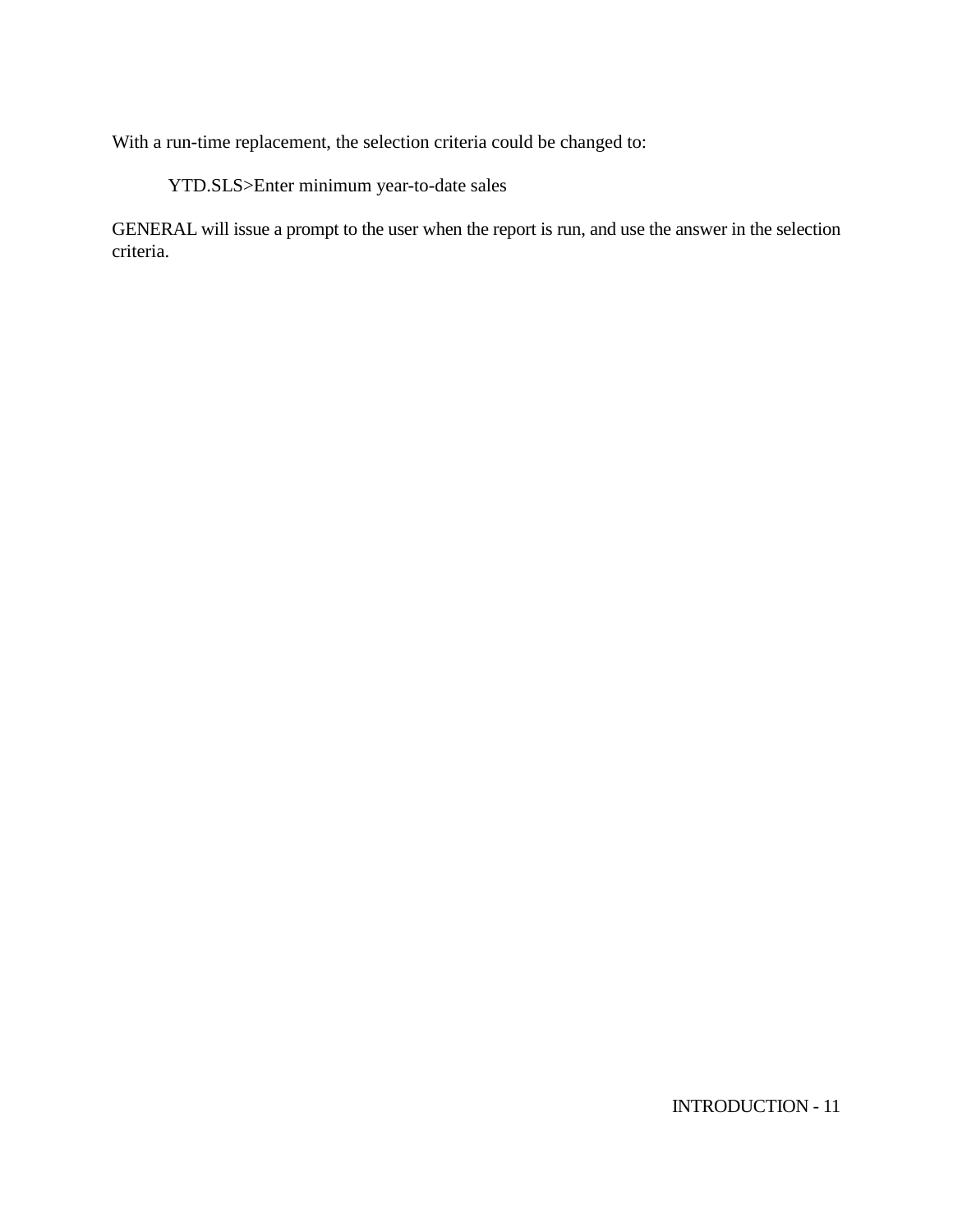With a run-time replacement, the selection criteria could be changed to:

```
YTD.SLS>Enter minimum year-to-date sales
```

GENERAL will issue a prompt to the user when the report is run, and use the answer in the selection criteria.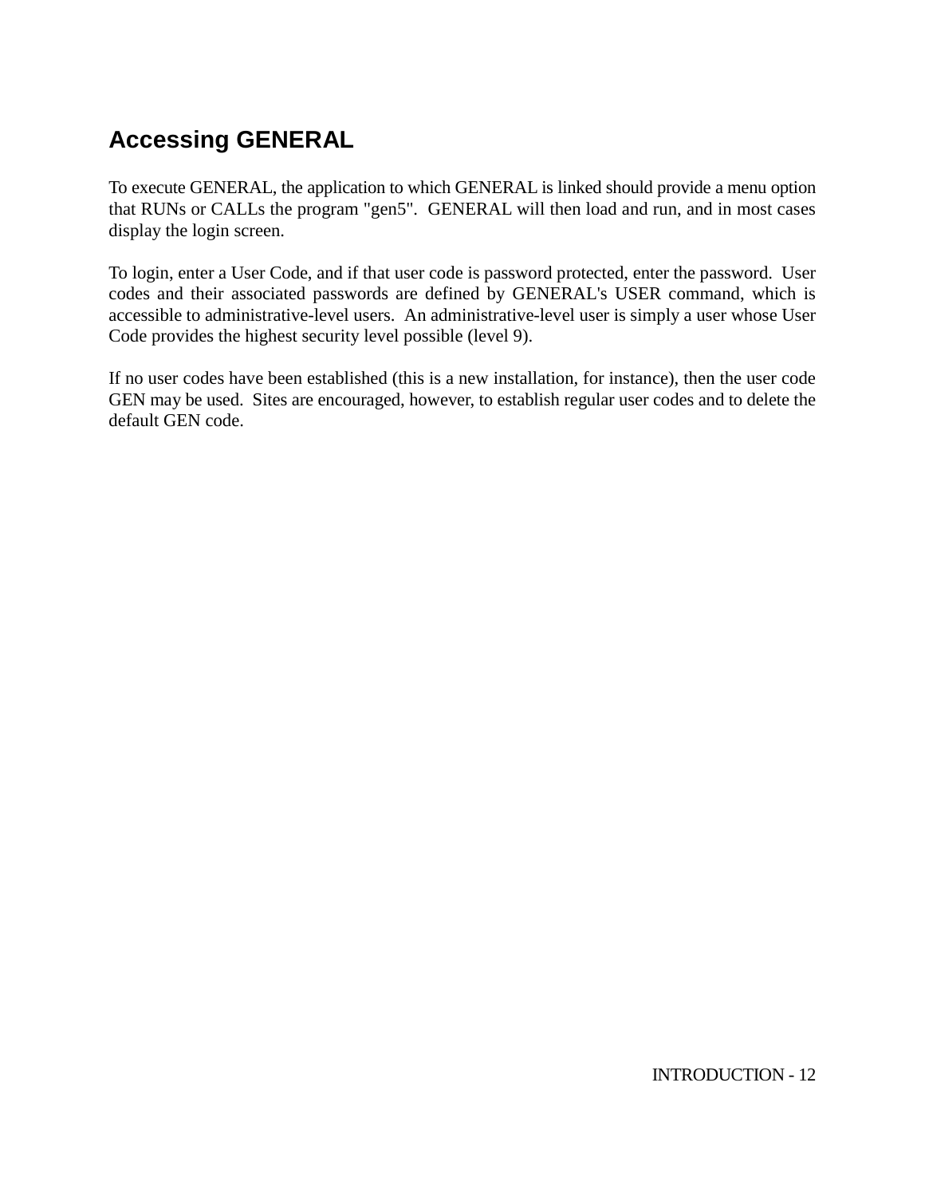## Accessing GENERAL

To execute GENERAL, the application to which GENERAL is linked should provide a menu option that RUNs or CALLs the program "gen5". GENERAL will then load and run, and in most cases display the login screen.

To login, enter a User Code, and if that user code is password protected, enter the password. User codes and their associated passwords are defined by GENERAL's USER command, which is accessible to administrative-level users. An administrative-level user is simply a user whose User Code provides the highest security level possible (level 9).

If no user codes have been established (this is a new installation, for instance), then the user code GEN may be used. Sites are encouraged, however, to establish regular user codes and to delete the default GEN code.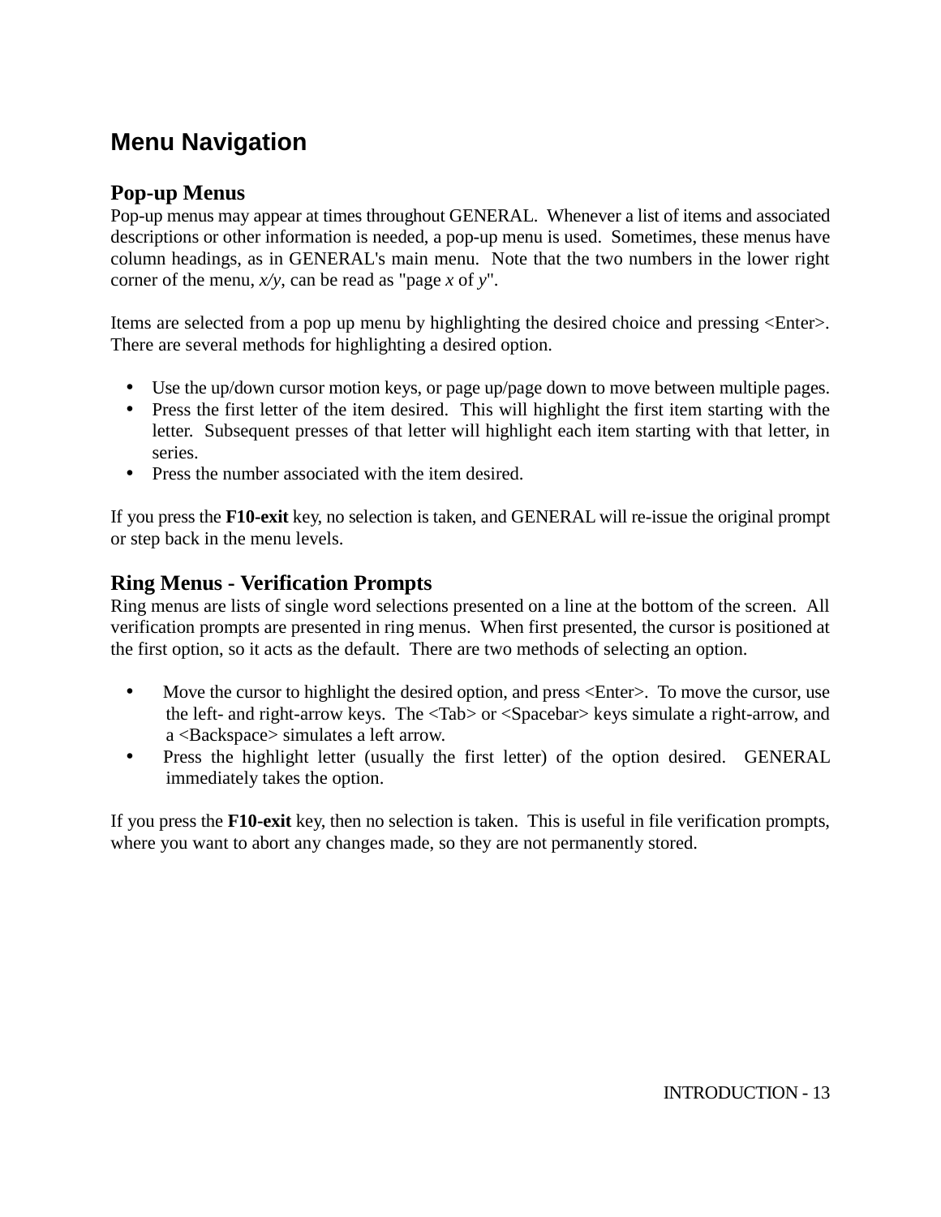# Menu Navigation

## Pop-up Menus

Pop-up menus may appear at times throughout GENERAL. Whenever a list of items and associated descriptions or other information is needed, a pop-up menu is used. Sometimes, these menus have column headings, as in GENERAL's main menu. Note that the two numbers in the lower right corner of the menu, *x/y*, can be read as "page *x* of *y*".

Items are selected from a pop up menu by highlighting the desired choice and pressing <Enter>. There are several methods for highlighting a desired option.

- Use the up/down cursor motion keys, or page up/page down to move between multiple pages.
- Press the first letter of the item desired. This will highlight the first item starting with the letter. Subsequent presses of that letter will highlight each item starting with that letter, in series.
- Press the number associated with the item desired.

If you press the **F10-exit** key, no selection is taken, and GENERAL will re-issue the original prompt or step back in the menu levels.

## Ring Menus - Verification Prompts

Ring menus are lists of single word selections presented on a line at the bottom of the screen. All verification prompts are presented in ring menus. When first presented, the cursor is positioned at the first option, so it acts as the default. There are two methods of selecting an option.

- Move the cursor to highlight the desired option, and press <Enter>. To move the cursor, use the left- and right-arrow keys. The <Tab> or <Spacebar> keys simulate a right-arrow, and a <Backspace> simulates a left arrow.
- Press the highlight letter (usually the first letter) of the option desired. GENERAL immediately takes the option.

If you press the **F10-exit** key, then no selection is taken. This is useful in file verification prompts, where you want to abort any changes made, so they are not permanently stored.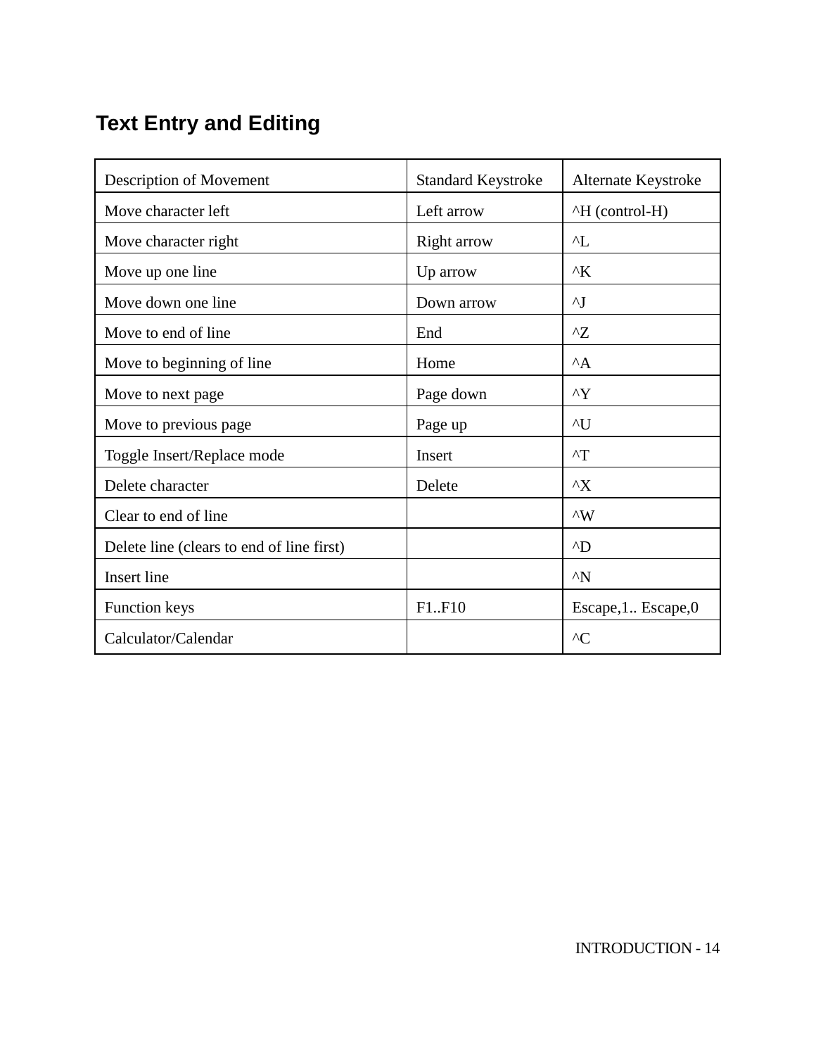## Text Entry and Editing

| Description of Movement | Standard Keystroke | Alternate Keystroke |
| --- | --- | --- |
| Move character left | Left arrow | ^H (control-H) |
| Move character right | Right arrow | ^L |
| Move up one line | Up arrow | ^K |
| Move down one line | Down arrow | ^J |
| Move to end of line | End | ^Z |
| Move to beginning of line | Home | ^A |
| Move to next page | Page down | ^Y |
| Move to previous page | Page up | ^U |
| Toggle Insert/Replace mode | Insert | ^T |
| Delete character | Delete | ^X |
| Clear to end of line | | ^W |
| Delete line (clears to end of line first) | | ^D |
| Insert line | | ^N |
| Function keys | F1..F10 | Escape,1.. Escape,0 |
| Calculator/Calendar | | ^C |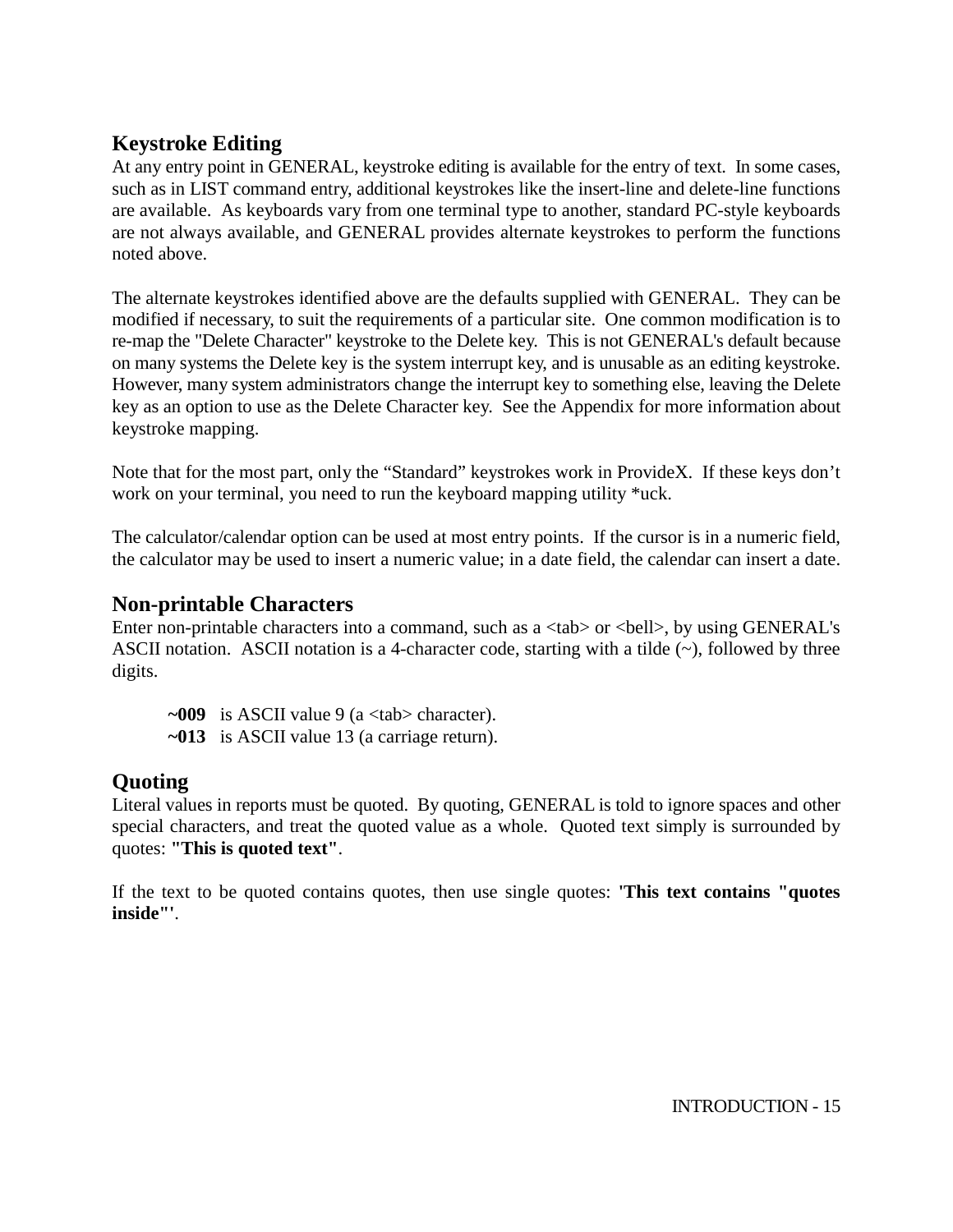## Keystroke Editing

At any entry point in GENERAL, keystroke editing is available for the entry of text. In some cases, such as in LIST command entry, additional keystrokes like the insert-line and delete-line functions are available. As keyboards vary from one terminal type to another, standard PC-style keyboards are not always available, and GENERAL provides alternate keystrokes to perform the functions noted above.

The alternate keystrokes identified above are the defaults supplied with GENERAL. They can be modified if necessary, to suit the requirements of a particular site. One common modification is to re-map the "Delete Character" keystroke to the Delete key. This is not GENERAL's default because on many systems the Delete key is the system interrupt key, and is unusable as an editing keystroke. However, many system administrators change the interrupt key to something else, leaving the Delete key as an option to use as the Delete Character key. See the Appendix for more information about keystroke mapping.

Note that for the most part, only the "Standard" keystrokes work in ProvideX. If these keys don't work on your terminal, you need to run the keyboard mapping utility *uck.

The calculator/calendar option can be used at most entry points. If the cursor is in a numeric field, the calculator may be used to insert a numeric value; in a date field, the calendar can insert a date.

## Non-printable Characters

Enter non-printable characters into a command, such as a <tab> or <bell>, by using GENERAL's ASCII notation. ASCII notation is a 4-character code, starting with a tilde (~), followed by three digits.

> **~009** is ASCII value 9 (a <tab> character).
> **~013** is ASCII value 13 (a carriage return).

## Quoting

Literal values in reports must be quoted. By quoting, GENERAL is told to ignore spaces and other special characters, and treat the quoted value as a whole. Quoted text simply is surrounded by quotes: **"This is quoted text"**.

If the text to be quoted contains quotes, then use single quotes: **'This text contains "quotes inside"'**.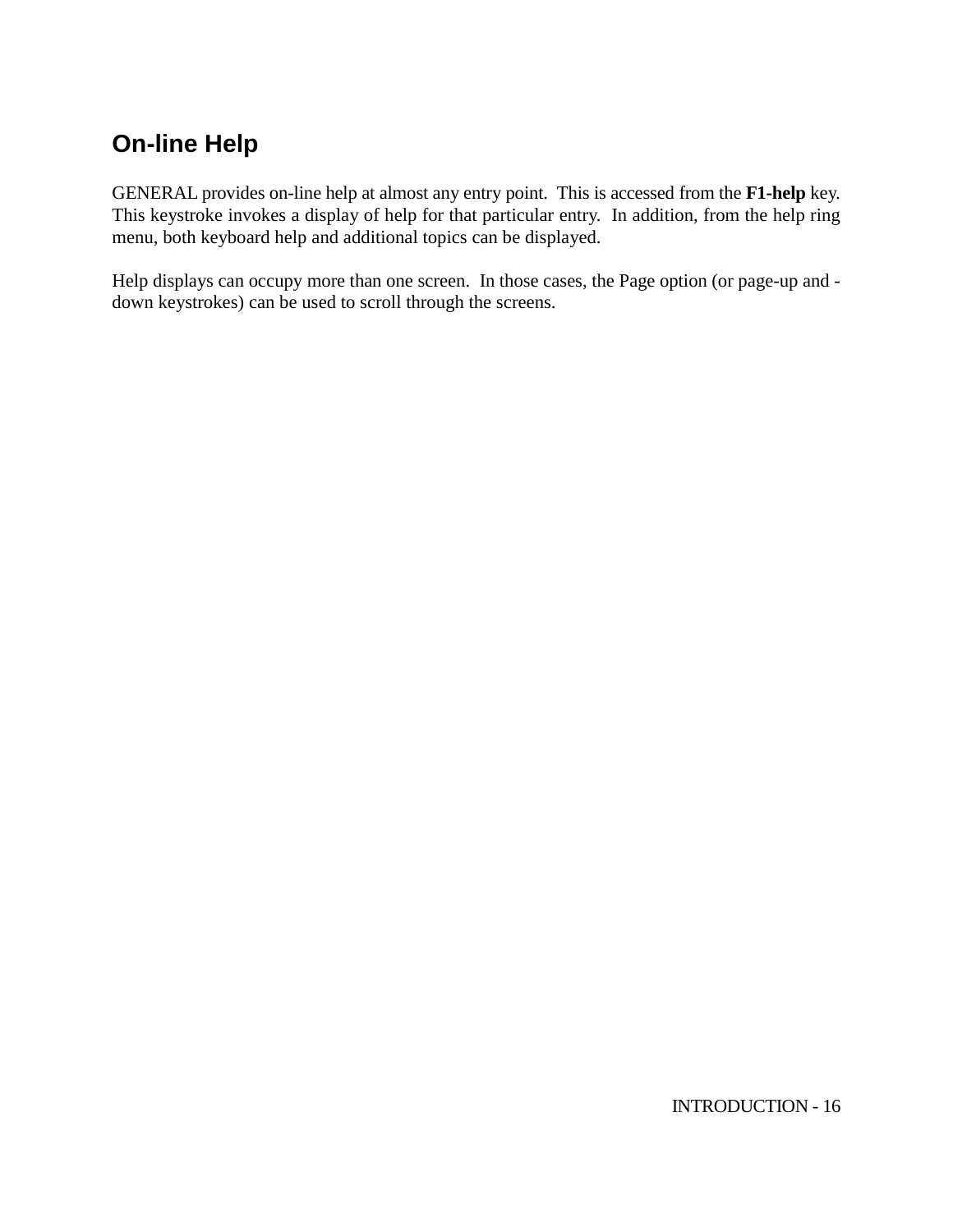## On-line Help

GENERAL provides on-line help at almost any entry point. This is accessed from the **F1-help** key. This keystroke invokes a display of help for that particular entry. In addition, from the help ring menu, both keyboard help and additional topics can be displayed.

Help displays can occupy more than one screen. In those cases, the Page option (or page-up and -down keystrokes) can be used to scroll through the screens.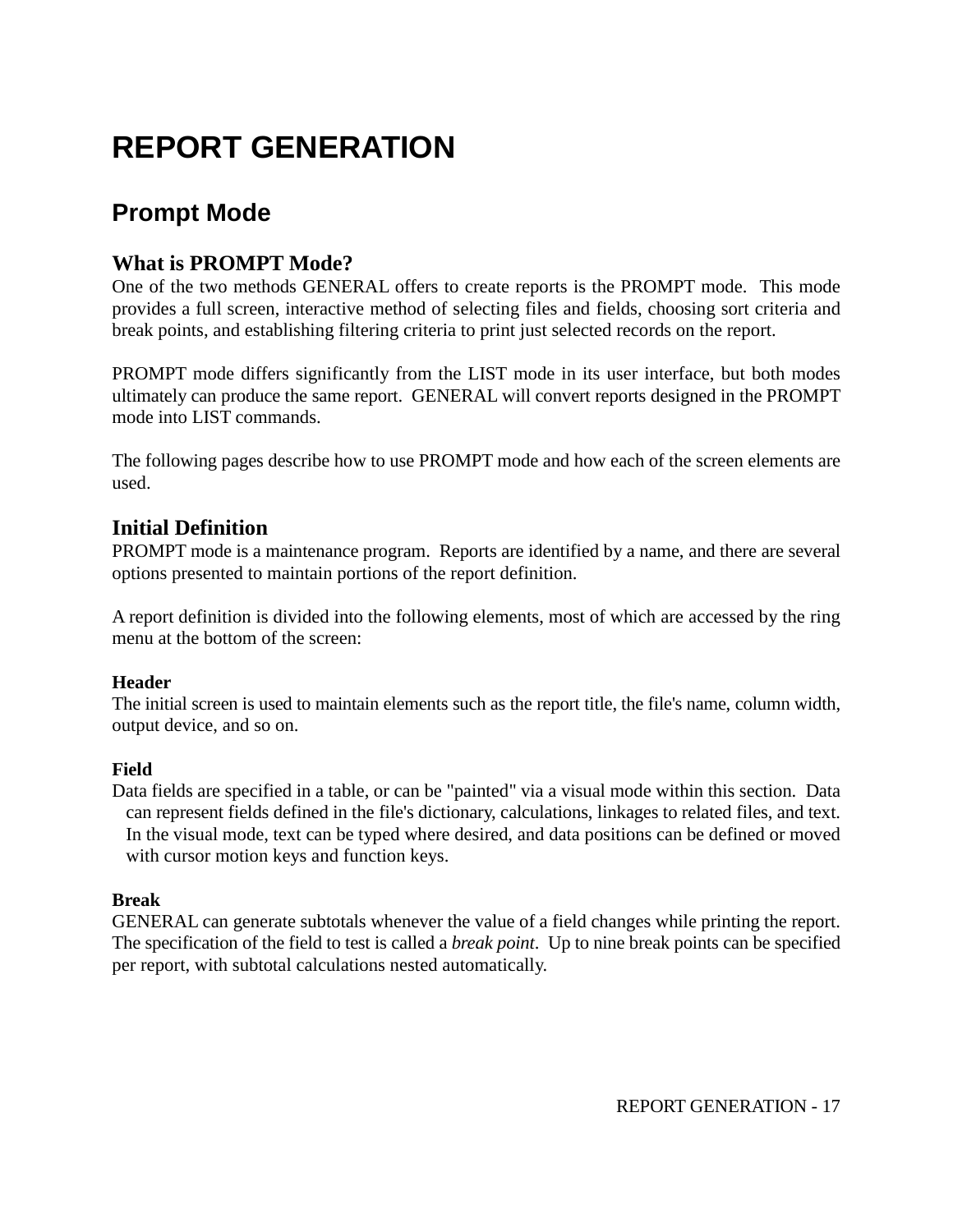# REPORT GENERATION

## Prompt Mode

### What is PROMPT Mode?

One of the two methods GENERAL offers to create reports is the PROMPT mode. This mode provides a full screen, interactive method of selecting files and fields, choosing sort criteria and break points, and establishing filtering criteria to print just selected records on the report.

PROMPT mode differs significantly from the LIST mode in its user interface, but both modes ultimately can produce the same report. GENERAL will convert reports designed in the PROMPT mode into LIST commands.

The following pages describe how to use PROMPT mode and how each of the screen elements are used.

### Initial Definition

PROMPT mode is a maintenance program. Reports are identified by a name, and there are several options presented to maintain portions of the report definition.

A report definition is divided into the following elements, most of which are accessed by the ring menu at the bottom of the screen:

**Header**
The initial screen is used to maintain elements such as the report title, the file's name, column width, output device, and so on.

**Field**
Data fields are specified in a table, or can be "painted" via a visual mode within this section. Data can represent fields defined in the file's dictionary, calculations, linkages to related files, and text. In the visual mode, text can be typed where desired, and data positions can be defined or moved with cursor motion keys and function keys.

**Break**
GENERAL can generate subtotals whenever the value of a field changes while printing the report. The specification of the field to test is called a *break point*. Up to nine break points can be specified per report, with subtotal calculations nested automatically.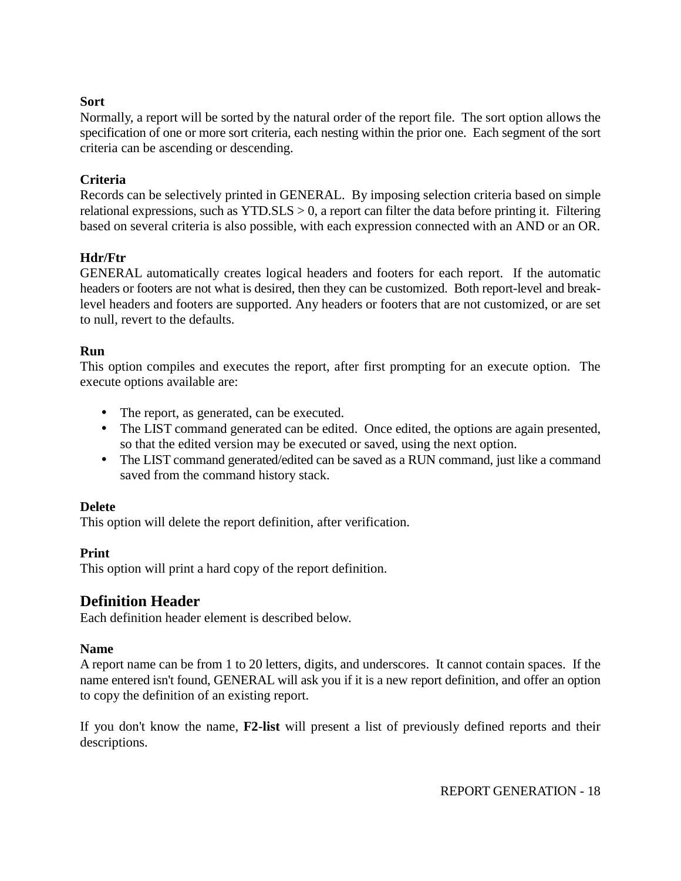**Sort**
Normally, a report will be sorted by the natural order of the report file. The sort option allows the specification of one or more sort criteria, each nesting within the prior one. Each segment of the sort criteria can be ascending or descending.

**Criteria**
Records can be selectively printed in GENERAL. By imposing selection criteria based on simple relational expressions, such as YTD.SLS > 0, a report can filter the data before printing it. Filtering based on several criteria is also possible, with each expression connected with an AND or an OR.

**Hdr/Ftr**
GENERAL automatically creates logical headers and footers for each report. If the automatic headers or footers are not what is desired, then they can be customized. Both report-level and break-level headers and footers are supported. Any headers or footers that are not customized, or are set to null, revert to the defaults.

**Run**
This option compiles and executes the report, after first prompting for an execute option. The execute options available are:

- The report, as generated, can be executed.
- The LIST command generated can be edited. Once edited, the options are again presented, so that the edited version may be executed or saved, using the next option.
- The LIST command generated/edited can be saved as a RUN command, just like a command saved from the command history stack.

**Delete**
This option will delete the report definition, after verification.

**Print**
This option will print a hard copy of the report definition.

## Definition Header

Each definition header element is described below.

**Name**
A report name can be from 1 to 20 letters, digits, and underscores. It cannot contain spaces. If the name entered isn't found, GENERAL will ask you if it is a new report definition, and offer an option to copy the definition of an existing report.

If you don't know the name, **F2-list** will present a list of previously defined reports and their descriptions.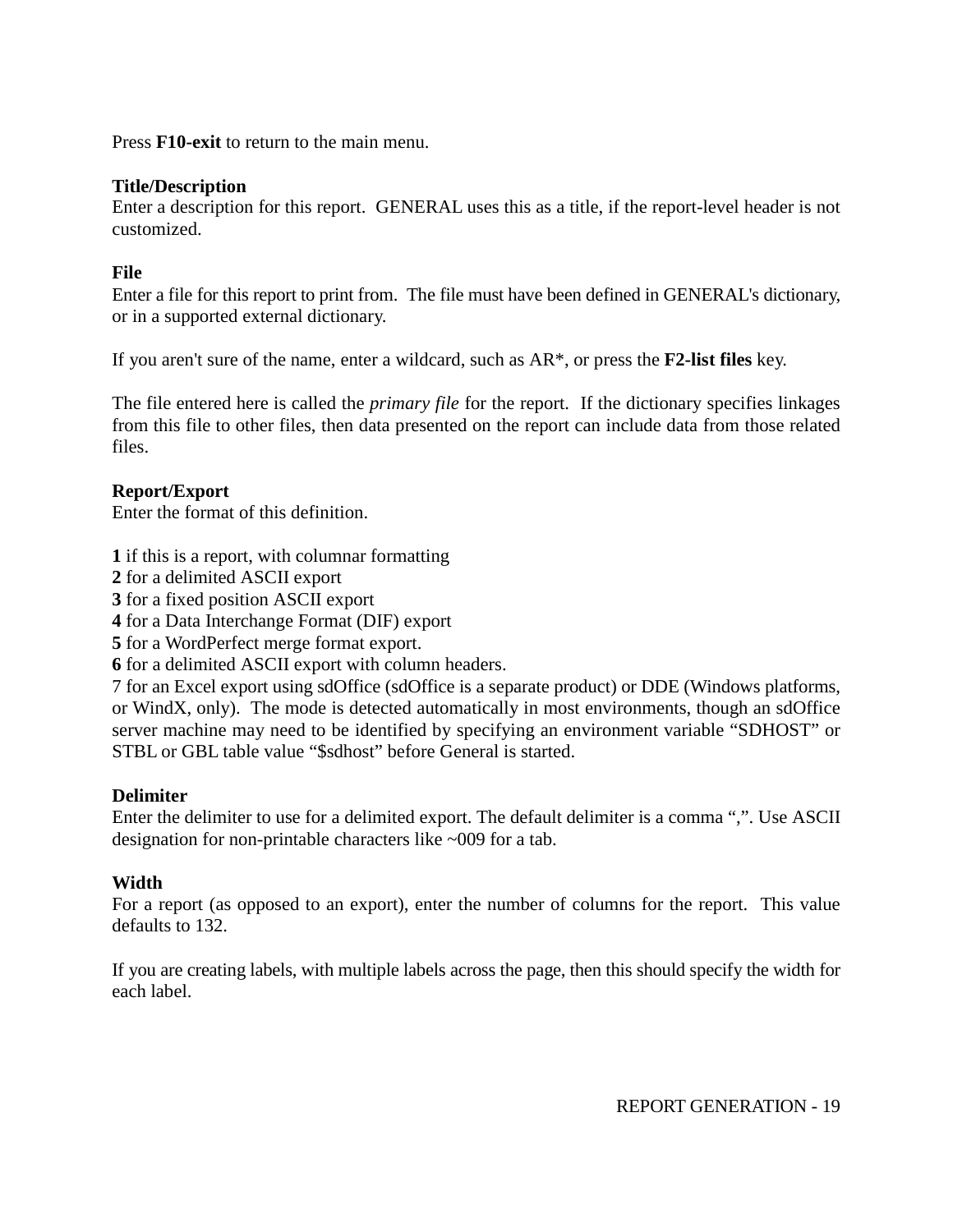Press **F10-exit** to return to the main menu.

**Title/Description**
Enter a description for this report. GENERAL uses this as a title, if the report-level header is not customized.

**File**
Enter a file for this report to print from. The file must have been defined in GENERAL's dictionary, or in a supported external dictionary.

If you aren't sure of the name, enter a wildcard, such as AR*, or press the **F2-list files** key.

The file entered here is called the *primary file* for the report. If the dictionary specifies linkages from this file to other files, then data presented on the report can include data from those related files.

**Report/Export**
Enter the format of this definition.

**1** if this is a report, with columnar formatting
**2** for a delimited ASCII export
**3** for a fixed position ASCII export
**4** for a Data Interchange Format (DIF) export
**5** for a WordPerfect merge format export.
**6** for a delimited ASCII export with column headers.
7 for an Excel export using sdOffice (sdOffice is a separate product) or DDE (Windows platforms, or WindX, only). The mode is detected automatically in most environments, though an sdOffice server machine may need to be identified by specifying an environment variable "SDHOST" or STBL or GBL table value "$sdhost" before General is started.

**Delimiter**
Enter the delimiter to use for a delimited export. The default delimiter is a comma ",". Use ASCII designation for non-printable characters like ~009 for a tab.

**Width**
For a report (as opposed to an export), enter the number of columns for the report. This value defaults to 132.

If you are creating labels, with multiple labels across the page, then this should specify the width for each label.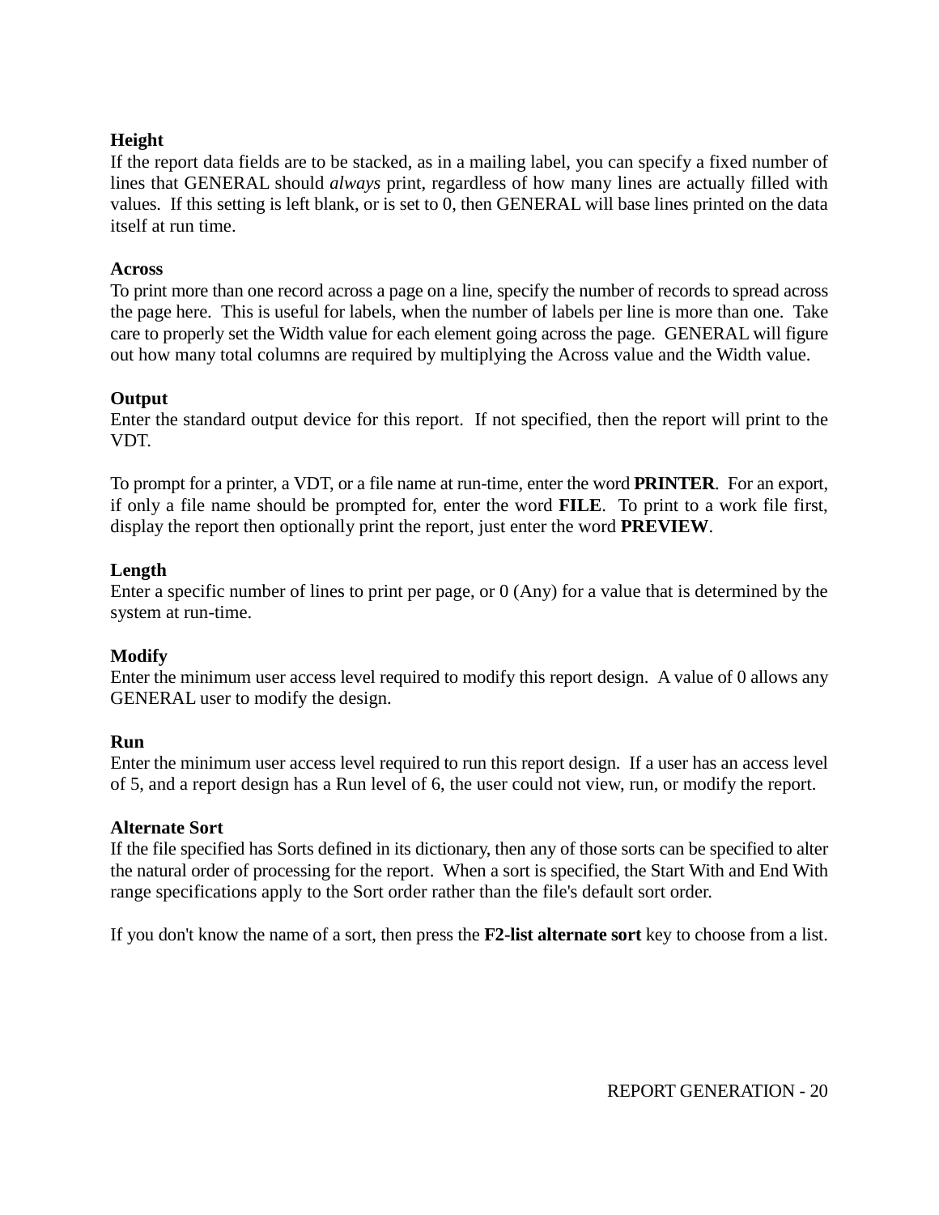**Height**
If the report data fields are to be stacked, as in a mailing label, you can specify a fixed number of lines that GENERAL should *always* print, regardless of how many lines are actually filled with values.  If this setting is left blank, or is set to 0, then GENERAL will base lines printed on the data itself at run time.

**Across**
To print more than one record across a page on a line, specify the number of records to spread across the page here.  This is useful for labels, when the number of labels per line is more than one.  Take care to properly set the Width value for each element going across the page.  GENERAL will figure out how many total columns are required by multiplying the Across value and the Width value.

**Output**
Enter the standard output device for this report.  If not specified, then the report will print to the VDT.

To prompt for a printer, a VDT, or a file name at run-time, enter the word **PRINTER**.  For an export, if only a file name should be prompted for, enter the word **FILE**.  To print to a work file first, display the report then optionally print the report, just enter the word **PREVIEW**.

**Length**
Enter a specific number of lines to print per page, or 0 (Any) for a value that is determined by the system at run-time.

**Modify**
Enter the minimum user access level required to modify this report design.  A value of 0 allows any GENERAL user to modify the design.

**Run**
Enter the minimum user access level required to run this report design.  If a user has an access level of 5, and a report design has a Run level of 6, the user could not view, run, or modify the report.

**Alternate Sort**
If the file specified has Sorts defined in its dictionary, then any of those sorts can be specified to alter the natural order of processing for the report.  When a sort is specified, the Start With and End With range specifications apply to the Sort order rather than the file's default sort order.

If you don't know the name of a sort, then press the **F2-list alternate sort** key to choose from a list.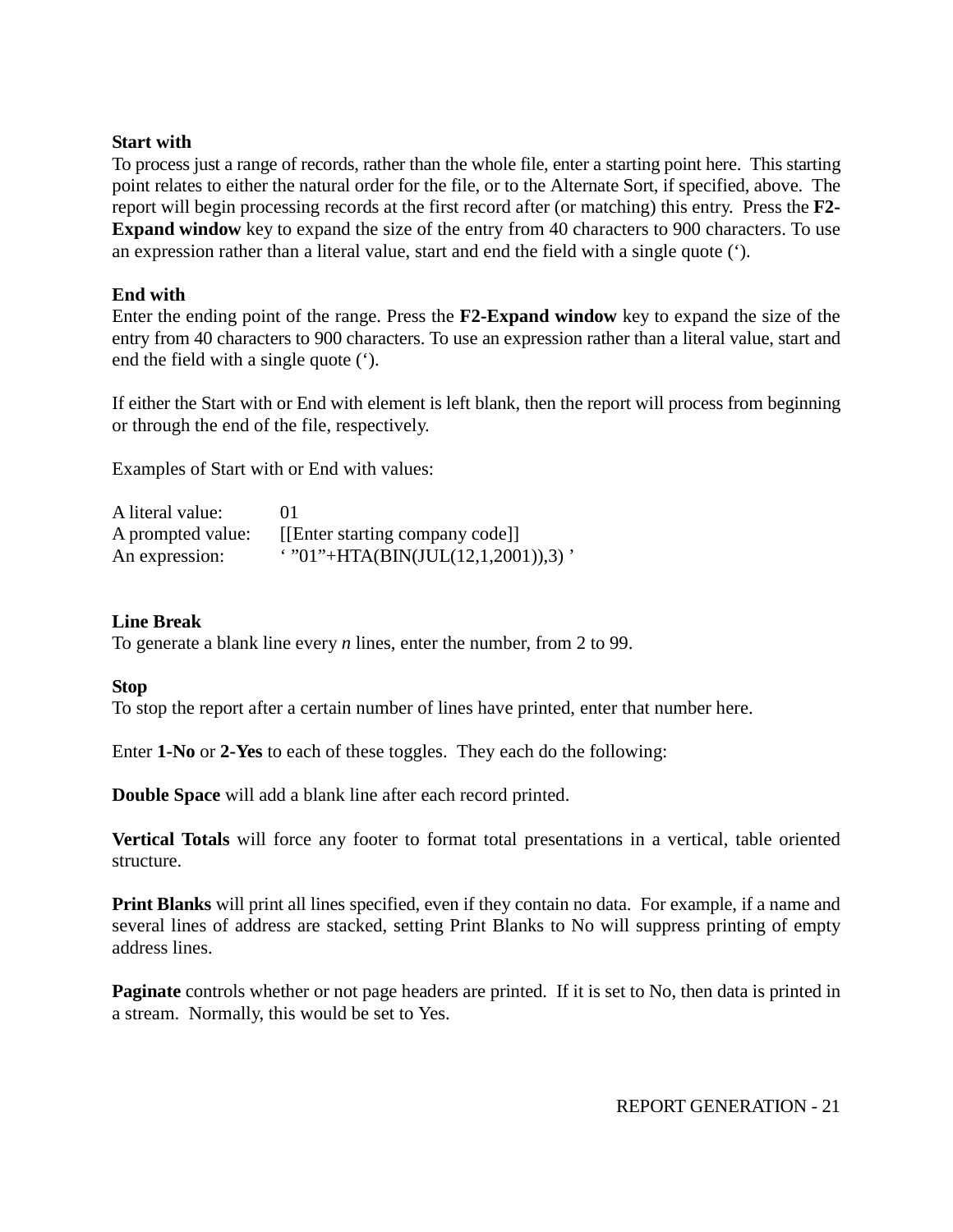**Start with**
To process just a range of records, rather than the whole file, enter a starting point here. This starting point relates to either the natural order for the file, or to the Alternate Sort, if specified, above. The report will begin processing records at the first record after (or matching) this entry. Press the **F2-Expand window** key to expand the size of the entry from 40 characters to 900 characters. To use an expression rather than a literal value, start and end the field with a single quote (‘).

**End with**
Enter the ending point of the range. Press the **F2-Expand window** key to expand the size of the entry from 40 characters to 900 characters. To use an expression rather than a literal value, start and end the field with a single quote (‘).

If either the Start with or End with element is left blank, then the report will process from beginning or through the end of the file, respectively.

Examples of Start with or End with values:

| | |
|---|---|
| A literal value: | 01 |
| A prompted value: | [[Enter starting company code]] |
| An expression: | ‘ ”01”+HTA(BIN(JUL(12,1,2001)),3) ’ |

**Line Break**
To generate a blank line every *n* lines, enter the number, from 2 to 99.

**Stop**
To stop the report after a certain number of lines have printed, enter that number here.

Enter **1-No** or **2-Yes** to each of these toggles. They each do the following:

**Double Space** will add a blank line after each record printed.

**Vertical Totals** will force any footer to format total presentations in a vertical, table oriented structure.

**Print Blanks** will print all lines specified, even if they contain no data. For example, if a name and several lines of address are stacked, setting Print Blanks to No will suppress printing of empty address lines.

**Paginate** controls whether or not page headers are printed. If it is set to No, then data is printed in a stream. Normally, this would be set to Yes.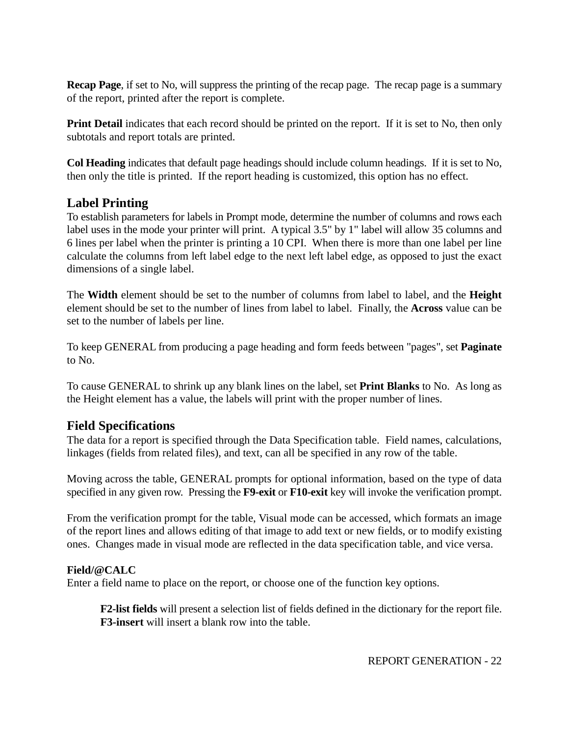**Recap Page**, if set to No, will suppress the printing of the recap page. The recap page is a summary of the report, printed after the report is complete.

**Print Detail** indicates that each record should be printed on the report. If it is set to No, then only subtotals and report totals are printed.

**Col Heading** indicates that default page headings should include column headings. If it is set to No, then only the title is printed. If the report heading is customized, this option has no effect.

## Label Printing

To establish parameters for labels in Prompt mode, determine the number of columns and rows each label uses in the mode your printer will print. A typical 3.5" by 1" label will allow 35 columns and 6 lines per label when the printer is printing a 10 CPI. When there is more than one label per line calculate the columns from left label edge to the next left label edge, as opposed to just the exact dimensions of a single label.

The **Width** element should be set to the number of columns from label to label, and the **Height** element should be set to the number of lines from label to label. Finally, the **Across** value can be set to the number of labels per line.

To keep GENERAL from producing a page heading and form feeds between "pages", set **Paginate** to No.

To cause GENERAL to shrink up any blank lines on the label, set **Print Blanks** to No. As long as the Height element has a value, the labels will print with the proper number of lines.

## Field Specifications

The data for a report is specified through the Data Specification table. Field names, calculations, linkages (fields from related files), and text, can all be specified in any row of the table.

Moving across the table, GENERAL prompts for optional information, based on the type of data specified in any given row. Pressing the **F9-exit** or **F10-exit** key will invoke the verification prompt.

From the verification prompt for the table, Visual mode can be accessed, which formats an image of the report lines and allows editing of that image to add text or new fields, or to modify existing ones. Changes made in visual mode are reflected in the data specification table, and vice versa.

**Field/@CALC**
Enter a field name to place on the report, or choose one of the function key options.

> **F2-list fields** will present a selection list of fields defined in the dictionary for the report file.
> **F3-insert** will insert a blank row into the table.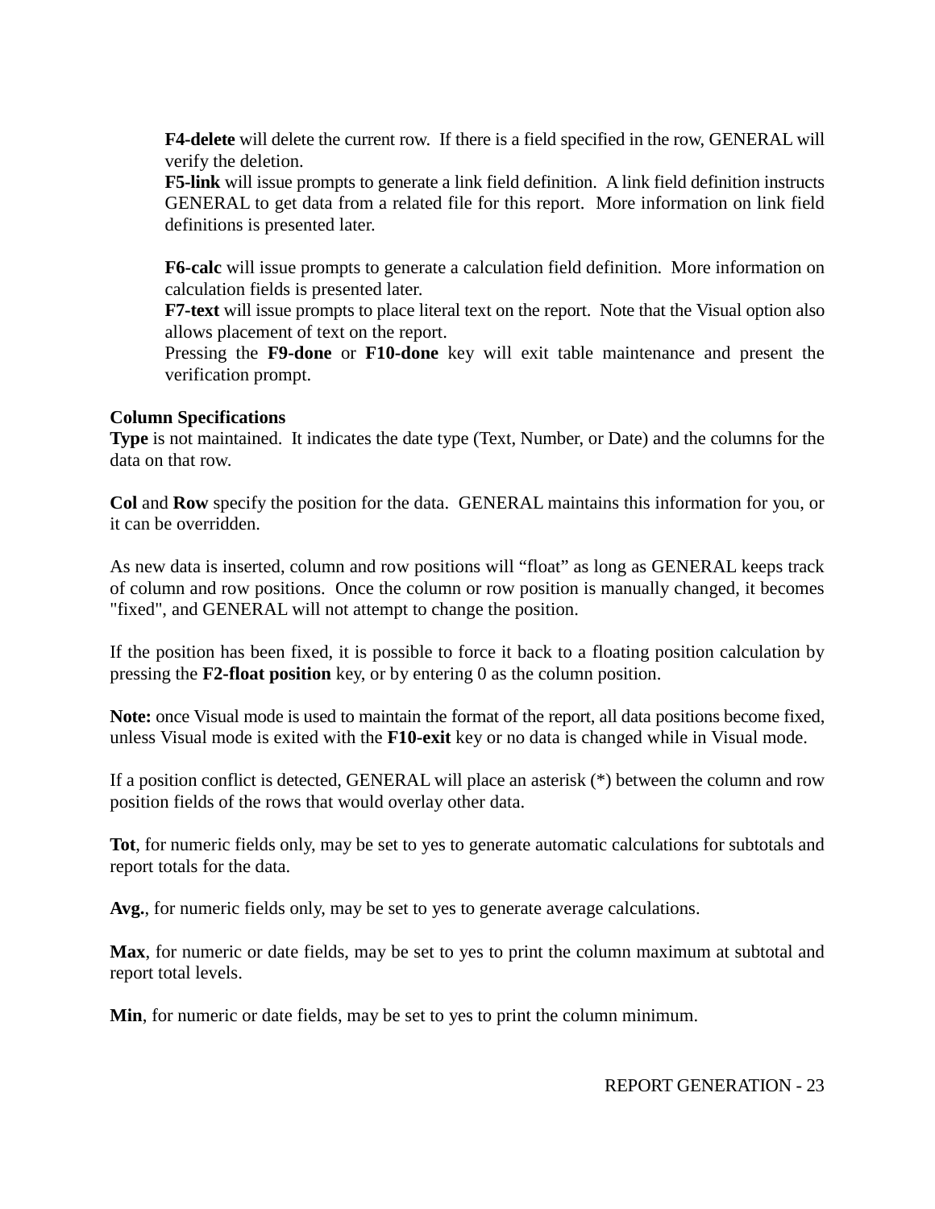**F4-delete** will delete the current row. If there is a field specified in the row, GENERAL will verify the deletion.

**F5-link** will issue prompts to generate a link field definition. A link field definition instructs GENERAL to get data from a related file for this report. More information on link field definitions is presented later.

**F6-calc** will issue prompts to generate a calculation field definition. More information on calculation fields is presented later.

**F7-text** will issue prompts to place literal text on the report. Note that the Visual option also allows placement of text on the report.

Pressing the **F9-done** or **F10-done** key will exit table maintenance and present the verification prompt.

**Column Specifications**

**Type** is not maintained. It indicates the date type (Text, Number, or Date) and the columns for the data on that row.

**Col** and **Row** specify the position for the data. GENERAL maintains this information for you, or it can be overridden.

As new data is inserted, column and row positions will "float" as long as GENERAL keeps track of column and row positions. Once the column or row position is manually changed, it becomes "fixed", and GENERAL will not attempt to change the position.

If the position has been fixed, it is possible to force it back to a floating position calculation by pressing the **F2-float position** key, or by entering 0 as the column position.

**Note:** once Visual mode is used to maintain the format of the report, all data positions become fixed, unless Visual mode is exited with the **F10-exit** key or no data is changed while in Visual mode.

If a position conflict is detected, GENERAL will place an asterisk (*) between the column and row position fields of the rows that would overlay other data.

**Tot**, for numeric fields only, may be set to yes to generate automatic calculations for subtotals and report totals for the data.

**Avg.**, for numeric fields only, may be set to yes to generate average calculations.

**Max**, for numeric or date fields, may be set to yes to print the column maximum at subtotal and report total levels.

**Min**, for numeric or date fields, may be set to yes to print the column minimum.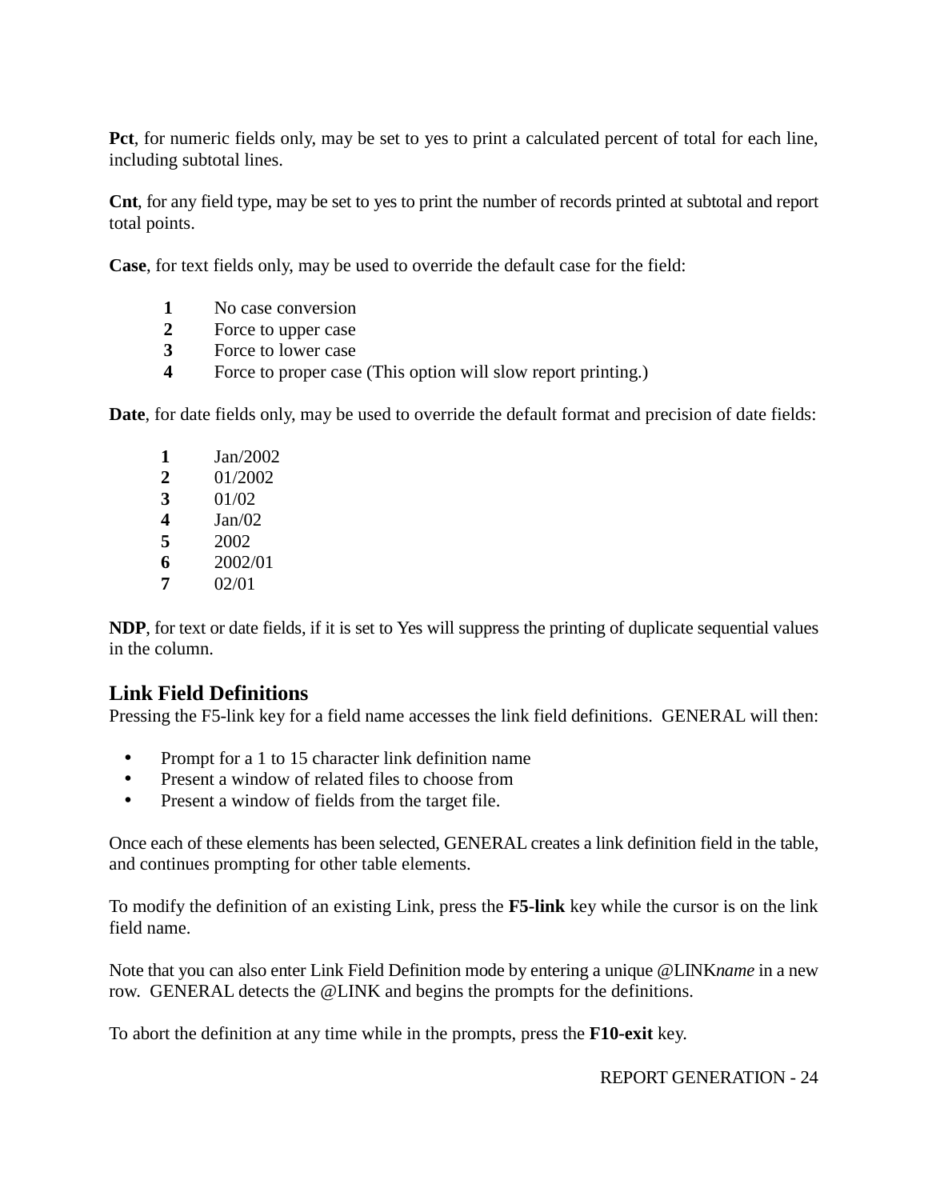**Pct**, for numeric fields only, may be set to yes to print a calculated percent of total for each line, including subtotal lines.

**Cnt**, for any field type, may be set to yes to print the number of records printed at subtotal and report total points.

**Case**, for text fields only, may be used to override the default case for the field:

- **1** No case conversion
- **2** Force to upper case
- **3** Force to lower case
- **4** Force to proper case (This option will slow report printing.)

**Date**, for date fields only, may be used to override the default format and precision of date fields:

- **1** Jan/2002
- **2** 01/2002
- **3** 01/02
- **4** Jan/02
- **5** 2002
- **6** 2002/01
- **7** 02/01

**NDP**, for text or date fields, if it is set to Yes will suppress the printing of duplicate sequential values in the column.

## Link Field Definitions

Pressing the F5-link key for a field name accesses the link field definitions. GENERAL will then:

- Prompt for a 1 to 15 character link definition name
- Present a window of related files to choose from
- Present a window of fields from the target file.

Once each of these elements has been selected, GENERAL creates a link definition field in the table, and continues prompting for other table elements.

To modify the definition of an existing Link, press the **F5-link** key while the cursor is on the link field name.

Note that you can also enter Link Field Definition mode by entering a unique @LINK*name* in a new row. GENERAL detects the @LINK and begins the prompts for the definitions.

To abort the definition at any time while in the prompts, press the **F10-exit** key.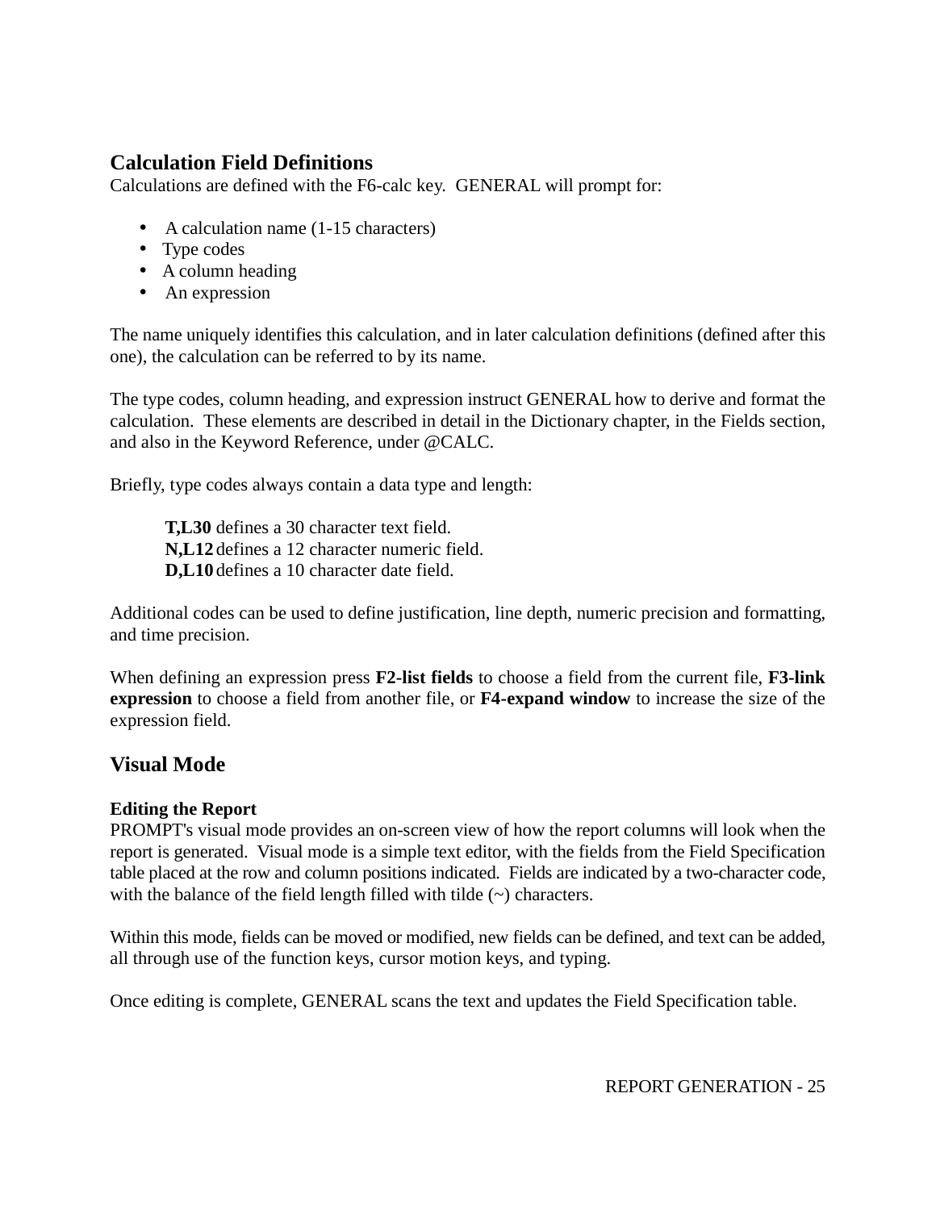## Calculation Field Definitions

Calculations are defined with the F6-calc key. GENERAL will prompt for:

- A calculation name (1-15 characters)
- Type codes
- A column heading
- An expression

The name uniquely identifies this calculation, and in later calculation definitions (defined after this one), the calculation can be referred to by its name.

The type codes, column heading, and expression instruct GENERAL how to derive and format the calculation. These elements are described in detail in the Dictionary chapter, in the Fields section, and also in the Keyword Reference, under @CALC.

Briefly, type codes always contain a data type and length:

> **T,L30** defines a 30 character text field.
> **N,L12** defines a 12 character numeric field.
> **D,L10** defines a 10 character date field.

Additional codes can be used to define justification, line depth, numeric precision and formatting, and time precision.

When defining an expression press **F2-list fields** to choose a field from the current file, **F3-link expression** to choose a field from another file, or **F4-expand window** to increase the size of the expression field.

## Visual Mode

### Editing the Report

PROMPT's visual mode provides an on-screen view of how the report columns will look when the report is generated. Visual mode is a simple text editor, with the fields from the Field Specification table placed at the row and column positions indicated. Fields are indicated by a two-character code, with the balance of the field length filled with tilde (~) characters.

Within this mode, fields can be moved or modified, new fields can be defined, and text can be added, all through use of the function keys, cursor motion keys, and typing.

Once editing is complete, GENERAL scans the text and updates the Field Specification table.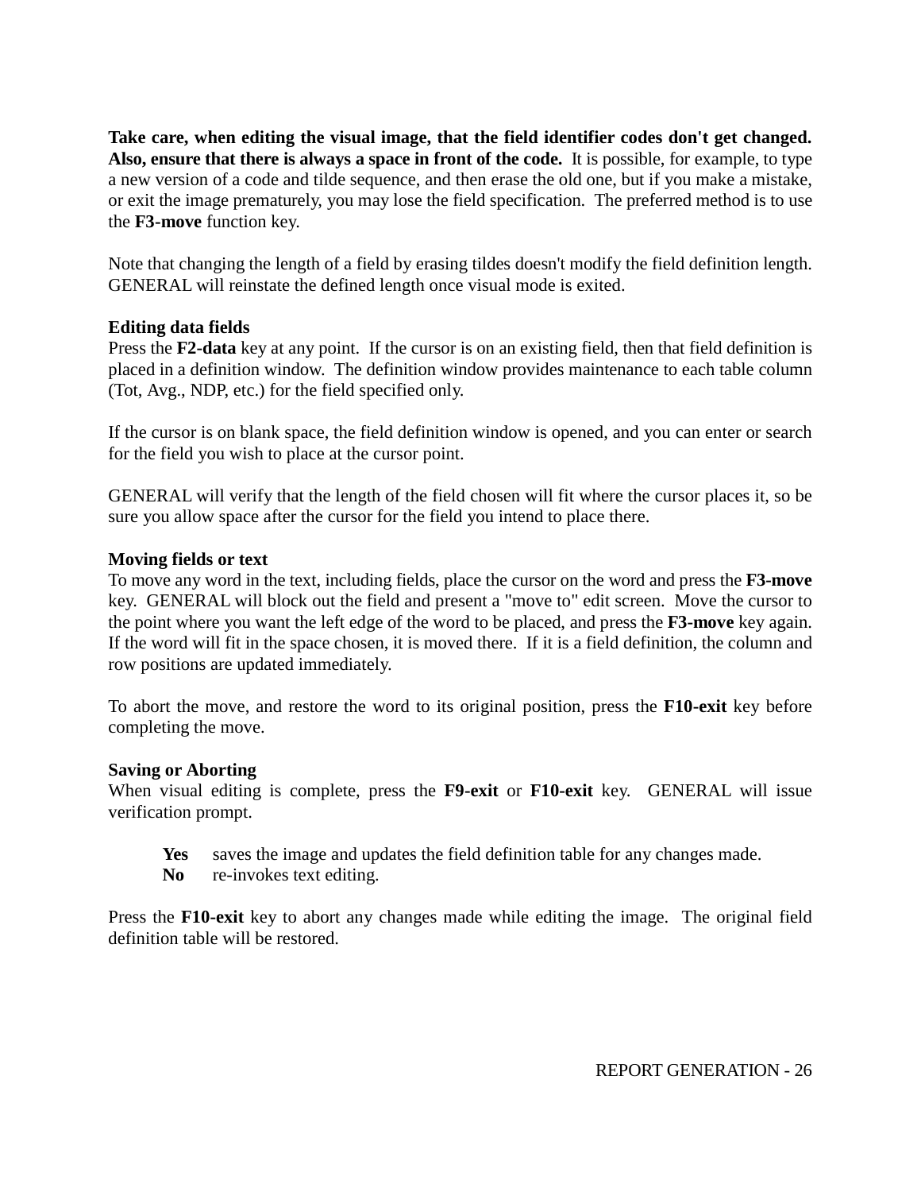**Take care, when editing the visual image, that the field identifier codes don't get changed. Also, ensure that there is always a space in front of the code.** It is possible, for example, to type a new version of a code and tilde sequence, and then erase the old one, but if you make a mistake, or exit the image prematurely, you may lose the field specification. The preferred method is to use the **F3-move** function key.

Note that changing the length of a field by erasing tildes doesn't modify the field definition length. GENERAL will reinstate the defined length once visual mode is exited.

**Editing data fields**
Press the **F2-data** key at any point. If the cursor is on an existing field, then that field definition is placed in a definition window. The definition window provides maintenance to each table column (Tot, Avg., NDP, etc.) for the field specified only.

If the cursor is on blank space, the field definition window is opened, and you can enter or search for the field you wish to place at the cursor point.

GENERAL will verify that the length of the field chosen will fit where the cursor places it, so be sure you allow space after the cursor for the field you intend to place there.

**Moving fields or text**
To move any word in the text, including fields, place the cursor on the word and press the **F3-move** key. GENERAL will block out the field and present a "move to" edit screen. Move the cursor to the point where you want the left edge of the word to be placed, and press the **F3-move** key again. If the word will fit in the space chosen, it is moved there. If it is a field definition, the column and row positions are updated immediately.

To abort the move, and restore the word to its original position, press the **F10-exit** key before completing the move.

**Saving or Aborting**
When visual editing is complete, press the **F9-exit** or **F10-exit** key. GENERAL will issue verification prompt.

**Yes** saves the image and updates the field definition table for any changes made.
**No** re-invokes text editing.

Press the **F10-exit** key to abort any changes made while editing the image. The original field definition table will be restored.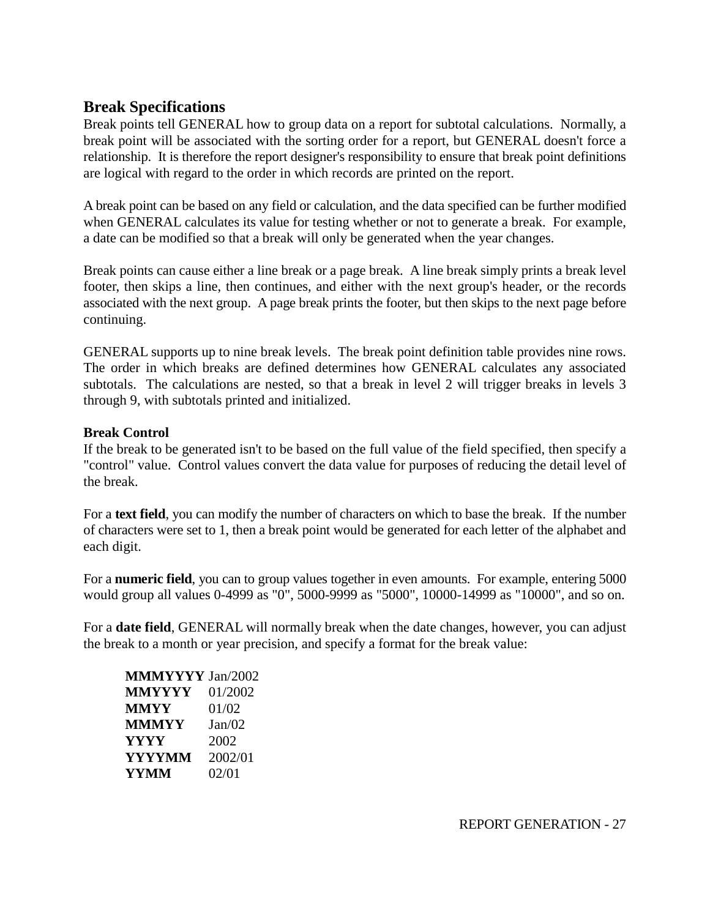## Break Specifications

Break points tell GENERAL how to group data on a report for subtotal calculations. Normally, a break point will be associated with the sorting order for a report, but GENERAL doesn't force a relationship. It is therefore the report designer's responsibility to ensure that break point definitions are logical with regard to the order in which records are printed on the report.

A break point can be based on any field or calculation, and the data specified can be further modified when GENERAL calculates its value for testing whether or not to generate a break. For example, a date can be modified so that a break will only be generated when the year changes.

Break points can cause either a line break or a page break. A line break simply prints a break level footer, then skips a line, then continues, and either with the next group's header, or the records associated with the next group. A page break prints the footer, but then skips to the next page before continuing.

GENERAL supports up to nine break levels. The break point definition table provides nine rows. The order in which breaks are defined determines how GENERAL calculates any associated subtotals. The calculations are nested, so that a break in level 2 will trigger breaks in levels 3 through 9, with subtotals printed and initialized.

### Break Control

If the break to be generated isn't to be based on the full value of the field specified, then specify a "control" value. Control values convert the data value for purposes of reducing the detail level of the break.

For a **text field**, you can modify the number of characters on which to base the break. If the number of characters were set to 1, then a break point would be generated for each letter of the alphabet and each digit.

For a **numeric field**, you can to group values together in even amounts. For example, entering 5000 would group all values 0-4999 as "0", 5000-9999 as "5000", 10000-14999 as "10000", and so on.

For a **date field**, GENERAL will normally break when the date changes, however, you can adjust the break to a month or year precision, and specify a format for the break value:

| | |
|---|---|
| **MMMYYYY** | Jan/2002 |
| **MMYYYY** | 01/2002 |
| **MMYY** | 01/02 |
| **MMMYY** | Jan/02 |
| **YYYY** | 2002 |
| **YYYYMM** | 2002/01 |
| **YYMM** | 02/01 |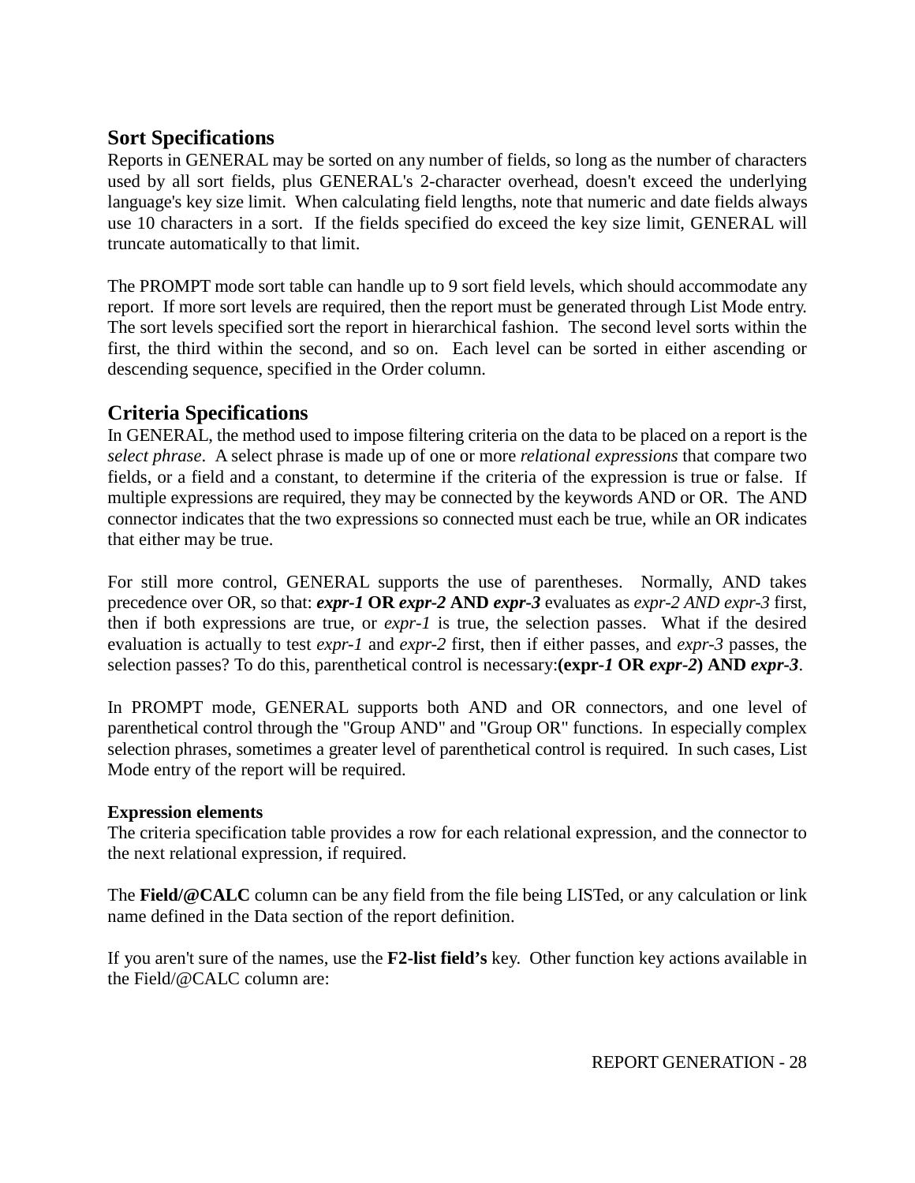## Sort Specifications

Reports in GENERAL may be sorted on any number of fields, so long as the number of characters used by all sort fields, plus GENERAL's 2-character overhead, doesn't exceed the underlying language's key size limit. When calculating field lengths, note that numeric and date fields always use 10 characters in a sort. If the fields specified do exceed the key size limit, GENERAL will truncate automatically to that limit.

The PROMPT mode sort table can handle up to 9 sort field levels, which should accommodate any report. If more sort levels are required, then the report must be generated through List Mode entry. The sort levels specified sort the report in hierarchical fashion. The second level sorts within the first, the third within the second, and so on. Each level can be sorted in either ascending or descending sequence, specified in the Order column.

## Criteria Specifications

In GENERAL, the method used to impose filtering criteria on the data to be placed on a report is the *select phrase*. A select phrase is made up of one or more *relational expressions* that compare two fields, or a field and a constant, to determine if the criteria of the expression is true or false. If multiple expressions are required, they may be connected by the keywords AND or OR. The AND connector indicates that the two expressions so connected must each be true, while an OR indicates that either may be true.

For still more control, GENERAL supports the use of parentheses. Normally, AND takes precedence over OR, so that: ***expr-1* OR *expr-2* AND *expr-3*** evaluates as *expr-2 AND expr-3* first, then if both expressions are true, or *expr-1* is true, the selection passes. What if the desired evaluation is actually to test *expr-1* and *expr-2* first, then if either passes, and *expr-3* passes, the selection passes? To do this, parenthetical control is necessary:**(expr-*1* OR *expr-2*) AND *expr-3***.

In PROMPT mode, GENERAL supports both AND and OR connectors, and one level of parenthetical control through the "Group AND" and "Group OR" functions. In especially complex selection phrases, sometimes a greater level of parenthetical control is required. In such cases, List Mode entry of the report will be required.

#### Expression elements

The criteria specification table provides a row for each relational expression, and the connector to the next relational expression, if required.

The **Field/@CALC** column can be any field from the file being LISTed, or any calculation or link name defined in the Data section of the report definition.

If you aren't sure of the names, use the **F2-list field's** key. Other function key actions available in the Field/@CALC column are: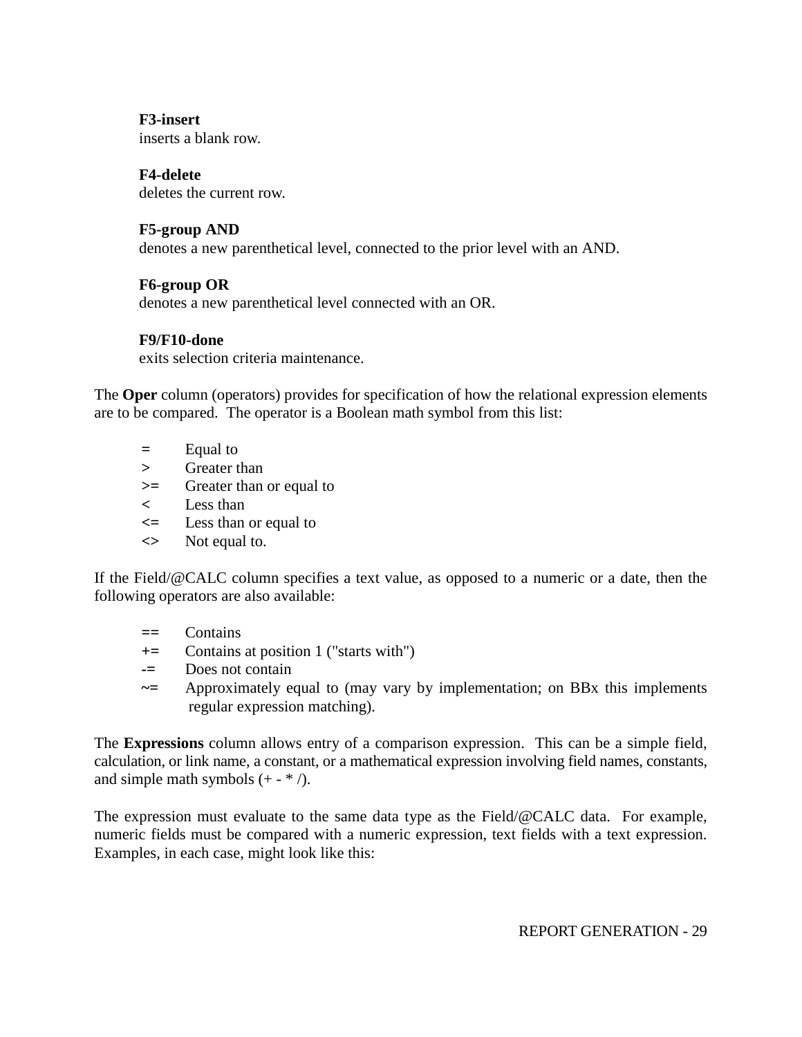**F3-insert**
inserts a blank row.

**F4-delete**
deletes the current row.

**F5-group AND**
denotes a new parenthetical level, connected to the prior level with an AND.

**F6-group OR**
denotes a new parenthetical level connected with an OR.

**F9/F10-done**
exits selection criteria maintenance.

The **Oper** column (operators) provides for specification of how the relational expression elements are to be compared. The operator is a Boolean math symbol from this list:

| | |
|---|---|
| = | Equal to |
| > | Greater than |
| >= | Greater than or equal to |
| < | Less than |
| <= | Less than or equal to |
| <> | Not equal to. |

If the Field/@CALC column specifies a text value, as opposed to a numeric or a date, then the following operators are also available:

| | |
|---|---|
| == | Contains |
| += | Contains at position 1 ("starts with") |
| -= | Does not contain |
| ~= | Approximately equal to (may vary by implementation; on BBx this implements regular expression matching). |

The **Expressions** column allows entry of a comparison expression. This can be a simple field, calculation, or link name, a constant, or a mathematical expression involving field names, constants, and simple math symbols (+ - * /).

The expression must evaluate to the same data type as the Field/@CALC data. For example, numeric fields must be compared with a numeric expression, text fields with a text expression. Examples, in each case, might look like this: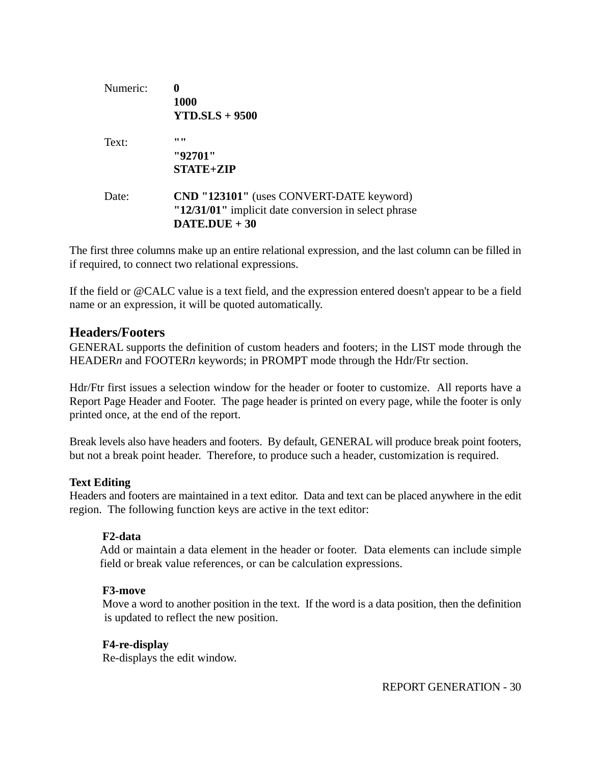| | |
|---|---|
| Numeric: | **0** |
| | **1000** |
| | **YTD.SLS + 9500** |
| Text: | **""** |
| | **"92701"** |
| | **STATE+ZIP** |
| Date: | **CND "123101"** (uses CONVERT-DATE keyword) |
| | **"12/31/01"** implicit date conversion in select phrase |
| | **DATE.DUE + 30** |

The first three columns make up an entire relational expression, and the last column can be filled in if required, to connect two relational expressions.

If the field or @CALC value is a text field, and the expression entered doesn't appear to be a field name or an expression, it will be quoted automatically.

## Headers/Footers

GENERAL supports the definition of custom headers and footers; in the LIST mode through the HEADER*n* and FOOTER*n* keywords; in PROMPT mode through the Hdr/Ftr section.

Hdr/Ftr first issues a selection window for the header or footer to customize. All reports have a Report Page Header and Footer. The page header is printed on every page, while the footer is only printed once, at the end of the report.

Break levels also have headers and footers. By default, GENERAL will produce break point footers, but not a break point header. Therefore, to produce such a header, customization is required.

### Text Editing

Headers and footers are maintained in a text editor. Data and text can be placed anywhere in the edit region. The following function keys are active in the text editor:

**F2-data**
Add or maintain a data element in the header or footer. Data elements can include simple field or break value references, or can be calculation expressions.

**F3-move**
Move a word to another position in the text. If the word is a data position, then the definition is updated to reflect the new position.

**F4-re-display**
Re-displays the edit window.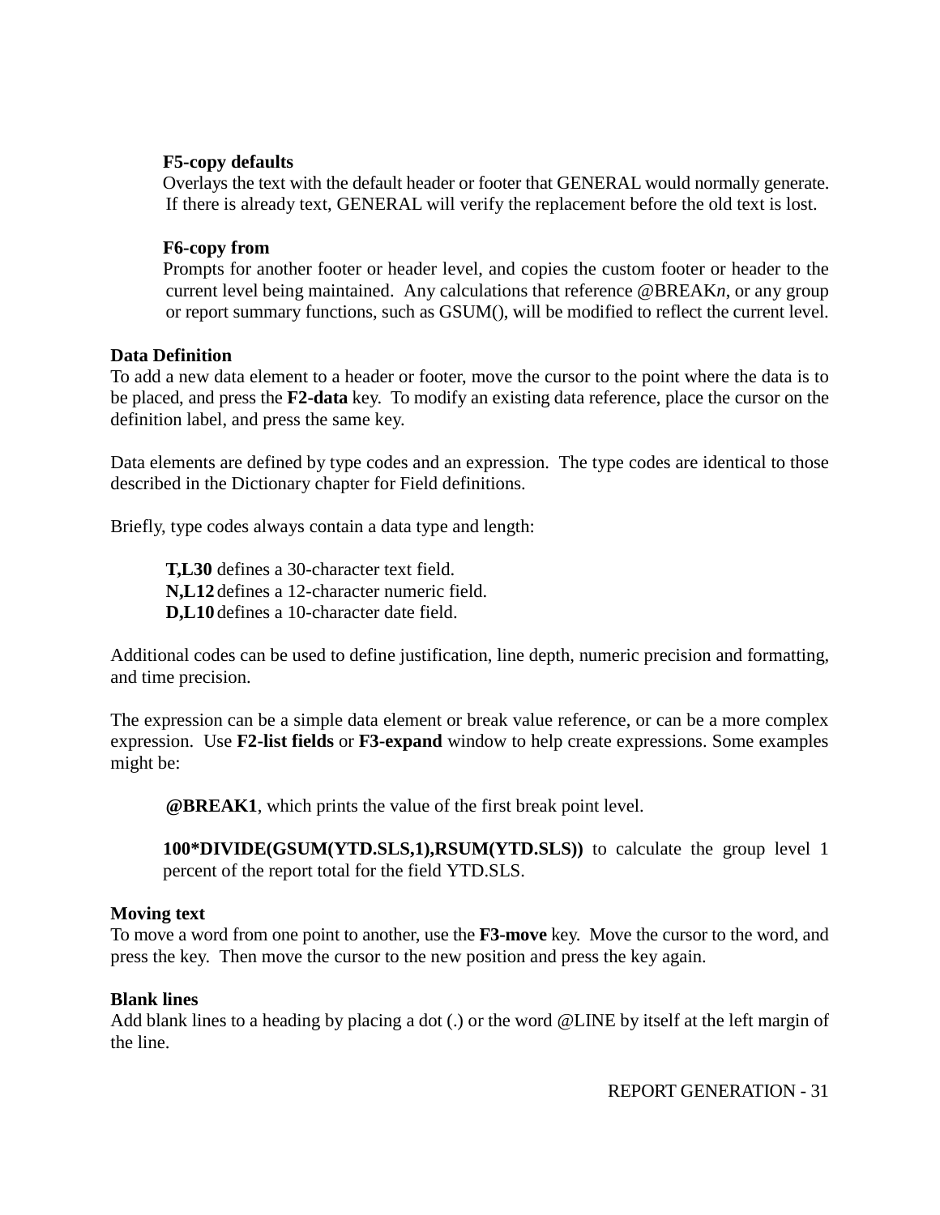**F5-copy defaults**
Overlays the text with the default header or footer that GENERAL would normally generate. If there is already text, GENERAL will verify the replacement before the old text is lost.

**F6-copy from**
Prompts for another footer or header level, and copies the custom footer or header to the current level being maintained. Any calculations that reference @BREAK*n*, or any group or report summary functions, such as GSUM(), will be modified to reflect the current level.

**Data Definition**
To add a new data element to a header or footer, move the cursor to the point where the data is to be placed, and press the **F2-data** key. To modify an existing data reference, place the cursor on the definition label, and press the same key.

Data elements are defined by type codes and an expression. The type codes are identical to those described in the Dictionary chapter for Field definitions.

Briefly, type codes always contain a data type and length:

**T,L30** defines a 30-character text field.
**N,L12** defines a 12-character numeric field.
**D,L10** defines a 10-character date field.

Additional codes can be used to define justification, line depth, numeric precision and formatting, and time precision.

The expression can be a simple data element or break value reference, or can be a more complex expression. Use **F2-list fields** or **F3-expand** window to help create expressions. Some examples might be:

**@BREAK1**, which prints the value of the first break point level.

**100*DIVIDE(GSUM(YTD.SLS,1),RSUM(YTD.SLS))** to calculate the group level 1 percent of the report total for the field YTD.SLS.

**Moving text**
To move a word from one point to another, use the **F3-move** key. Move the cursor to the word, and press the key. Then move the cursor to the new position and press the key again.

**Blank lines**
Add blank lines to a heading by placing a dot (.) or the word @LINE by itself at the left margin of the line.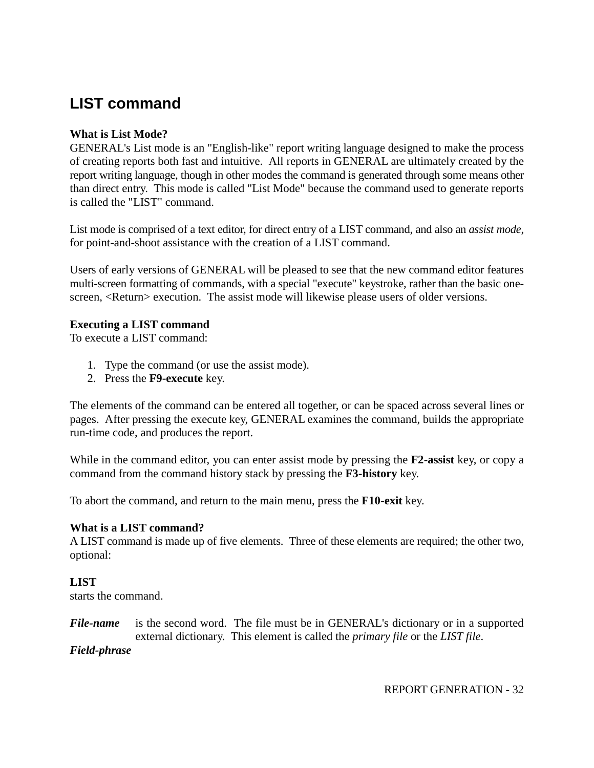# LIST command

**What is List Mode?**
GENERAL's List mode is an "English-like" report writing language designed to make the process of creating reports both fast and intuitive. All reports in GENERAL are ultimately created by the report writing language, though in other modes the command is generated through some means other than direct entry. This mode is called "List Mode" because the command used to generate reports is called the "LIST" command.

List mode is comprised of a text editor, for direct entry of a LIST command, and also an *assist mode*, for point-and-shoot assistance with the creation of a LIST command.

Users of early versions of GENERAL will be pleased to see that the new command editor features multi-screen formatting of commands, with a special "execute" keystroke, rather than the basic one-screen, <Return> execution. The assist mode will likewise please users of older versions.

**Executing a LIST command**
To execute a LIST command:

1. Type the command (or use the assist mode).
2. Press the **F9-execute** key.

The elements of the command can be entered all together, or can be spaced across several lines or pages. After pressing the execute key, GENERAL examines the command, builds the appropriate run-time code, and produces the report.

While in the command editor, you can enter assist mode by pressing the **F2-assist** key, or copy a command from the command history stack by pressing the **F3-history** key.

To abort the command, and return to the main menu, press the **F10-exit** key.

**What is a LIST command?**
A LIST command is made up of five elements. Three of these elements are required; the other two, optional:

**LIST**
starts the command.

***File-name*** is the second word. The file must be in GENERAL's dictionary or in a supported external dictionary. This element is called the *primary file* or the *LIST file*.

***Field-phrase***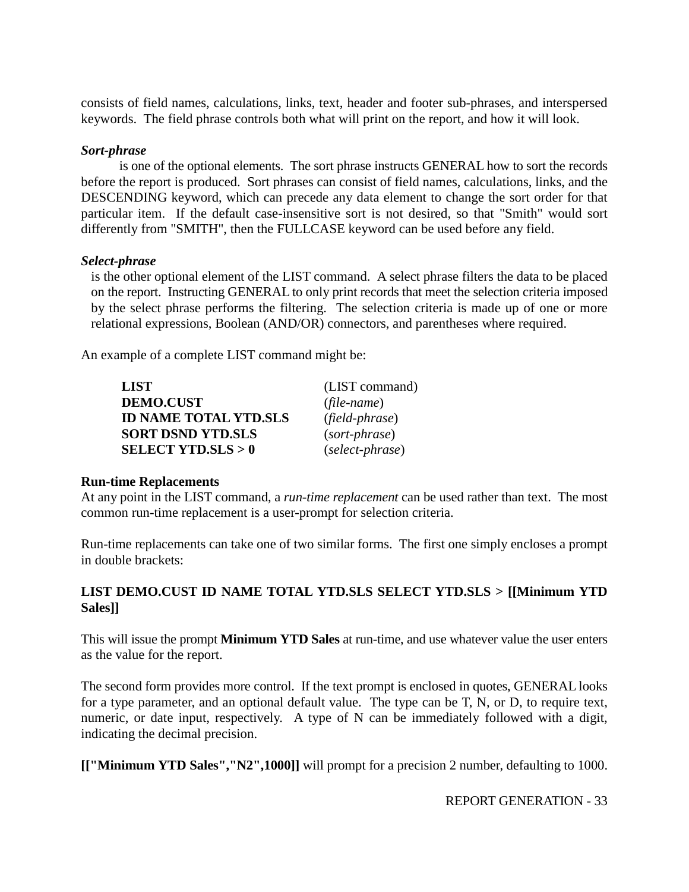consists of field names, calculations, links, text, header and footer sub-phrases, and interspersed keywords. The field phrase controls both what will print on the report, and how it will look.

***Sort-phrase***

is one of the optional elements. The sort phrase instructs GENERAL how to sort the records before the report is produced. Sort phrases can consist of field names, calculations, links, and the DESCENDING keyword, which can precede any data element to change the sort order for that particular item. If the default case-insensitive sort is not desired, so that "Smith" would sort differently from "SMITH", then the FULLCASE keyword can be used before any field.

***Select-phrase***

is the other optional element of the LIST command. A select phrase filters the data to be placed on the report. Instructing GENERAL to only print records that meet the selection criteria imposed by the select phrase performs the filtering. The selection criteria is made up of one or more relational expressions, Boolean (AND/OR) connectors, and parentheses where required.

An example of a complete LIST command might be:

| | |
|---|---|
| **LIST** | (LIST command) |
| **DEMO.CUST** | (*file-name*) |
| **ID NAME TOTAL YTD.SLS** | (*field-phrase*) |
| **SORT DSND YTD.SLS** | (*sort-phrase*) |
| **SELECT YTD.SLS > 0** | (*select-phrase*) |

**Run-time Replacements**

At any point in the LIST command, a *run-time replacement* can be used rather than text. The most common run-time replacement is a user-prompt for selection criteria.

Run-time replacements can take one of two similar forms. The first one simply encloses a prompt in double brackets:

**LIST DEMO.CUST ID NAME TOTAL YTD.SLS SELECT YTD.SLS > [[Minimum YTD Sales]]**

This will issue the prompt **Minimum YTD Sales** at run-time, and use whatever value the user enters as the value for the report.

The second form provides more control. If the text prompt is enclosed in quotes, GENERAL looks for a type parameter, and an optional default value. The type can be T, N, or D, to require text, numeric, or date input, respectively. A type of N can be immediately followed with a digit, indicating the decimal precision.

**[["Minimum YTD Sales","N2",1000]]** will prompt for a precision 2 number, defaulting to 1000.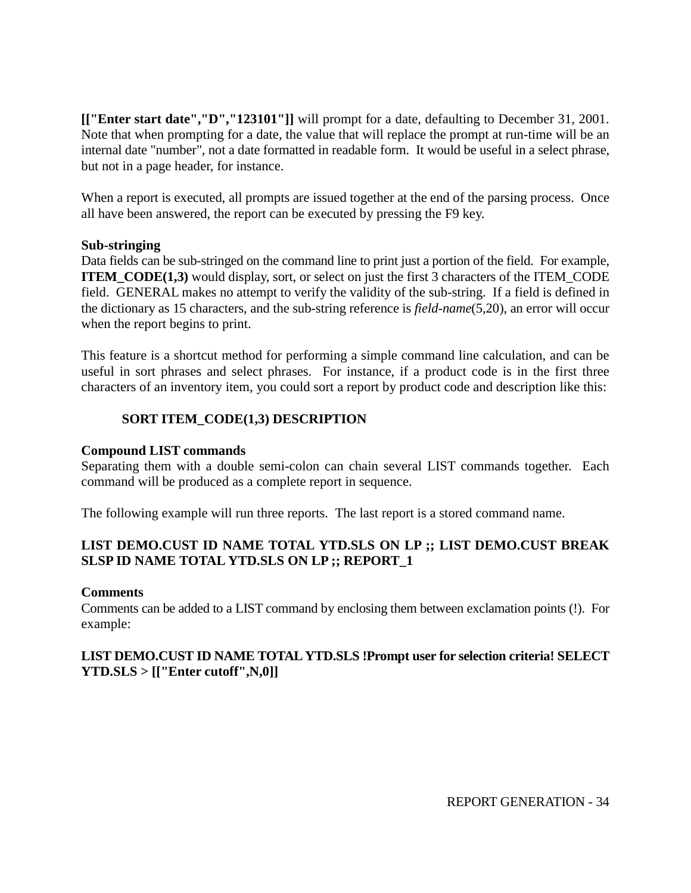**[["Enter start date","D","123101"]]** will prompt for a date, defaulting to December 31, 2001. Note that when prompting for a date, the value that will replace the prompt at run-time will be an internal date "number", not a date formatted in readable form. It would be useful in a select phrase, but not in a page header, for instance.

When a report is executed, all prompts are issued together at the end of the parsing process. Once all have been answered, the report can be executed by pressing the F9 key.

**Sub-stringing**
Data fields can be sub-stringed on the command line to print just a portion of the field. For example, **ITEM_CODE(1,3)** would display, sort, or select on just the first 3 characters of the ITEM_CODE field. GENERAL makes no attempt to verify the validity of the sub-string. If a field is defined in the dictionary as 15 characters, and the sub-string reference is *field-name*(5,20), an error will occur when the report begins to print.

This feature is a shortcut method for performing a simple command line calculation, and can be useful in sort phrases and select phrases. For instance, if a product code is in the first three characters of an inventory item, you could sort a report by product code and description like this:

**SORT ITEM_CODE(1,3) DESCRIPTION**

**Compound LIST commands**
Separating them with a double semi-colon can chain several LIST commands together. Each command will be produced as a complete report in sequence.

The following example will run three reports. The last report is a stored command name.

**LIST DEMO.CUST ID NAME TOTAL YTD.SLS ON LP ;; LIST DEMO.CUST BREAK SLSP ID NAME TOTAL YTD.SLS ON LP ;; REPORT_1**

**Comments**
Comments can be added to a LIST command by enclosing them between exclamation points (!). For example:

**LIST DEMO.CUST ID NAME TOTAL YTD.SLS !Prompt user for selection criteria! SELECT YTD.SLS > [["Enter cutoff",N,0]]**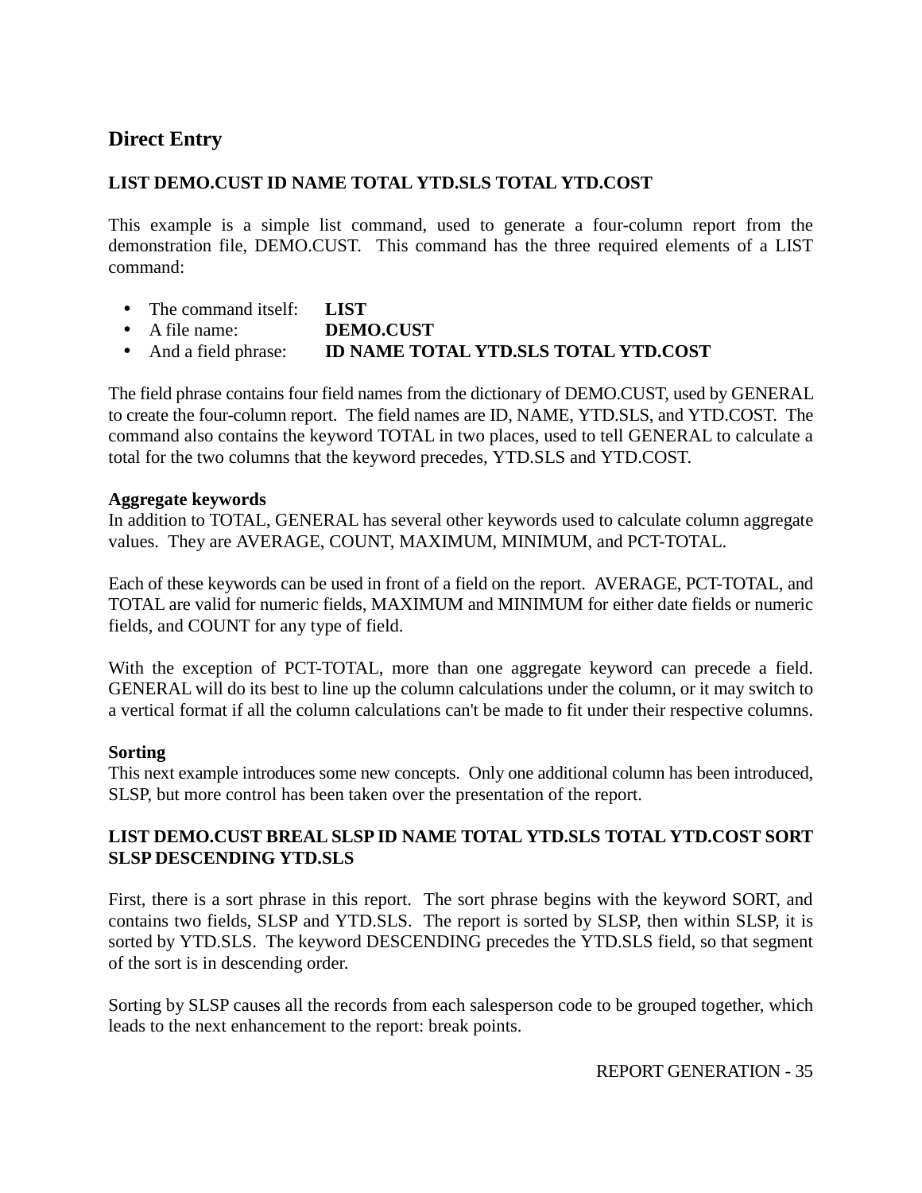## Direct Entry

**LIST DEMO.CUST ID NAME TOTAL YTD.SLS TOTAL YTD.COST**

This example is a simple list command, used to generate a four-column report from the demonstration file, DEMO.CUST. This command has the three required elements of a LIST command:

- The command itself: **LIST**
- A file name: **DEMO.CUST**
- And a field phrase: **ID NAME TOTAL YTD.SLS TOTAL YTD.COST**

The field phrase contains four field names from the dictionary of DEMO.CUST, used by GENERAL to create the four-column report. The field names are ID, NAME, YTD.SLS, and YTD.COST. The command also contains the keyword TOTAL in two places, used to tell GENERAL to calculate a total for the two columns that the keyword precedes, YTD.SLS and YTD.COST.

**Aggregate keywords**
In addition to TOTAL, GENERAL has several other keywords used to calculate column aggregate values. They are AVERAGE, COUNT, MAXIMUM, MINIMUM, and PCT-TOTAL.

Each of these keywords can be used in front of a field on the report. AVERAGE, PCT-TOTAL, and TOTAL are valid for numeric fields, MAXIMUM and MINIMUM for either date fields or numeric fields, and COUNT for any type of field.

With the exception of PCT-TOTAL, more than one aggregate keyword can precede a field. GENERAL will do its best to line up the column calculations under the column, or it may switch to a vertical format if all the column calculations can't be made to fit under their respective columns.

**Sorting**
This next example introduces some new concepts. Only one additional column has been introduced, SLSP, but more control has been taken over the presentation of the report.

**LIST DEMO.CUST BREAL SLSP ID NAME TOTAL YTD.SLS TOTAL YTD.COST SORT SLSP DESCENDING YTD.SLS**

First, there is a sort phrase in this report. The sort phrase begins with the keyword SORT, and contains two fields, SLSP and YTD.SLS. The report is sorted by SLSP, then within SLSP, it is sorted by YTD.SLS. The keyword DESCENDING precedes the YTD.SLS field, so that segment of the sort is in descending order.

Sorting by SLSP causes all the records from each salesperson code to be grouped together, which leads to the next enhancement to the report: break points.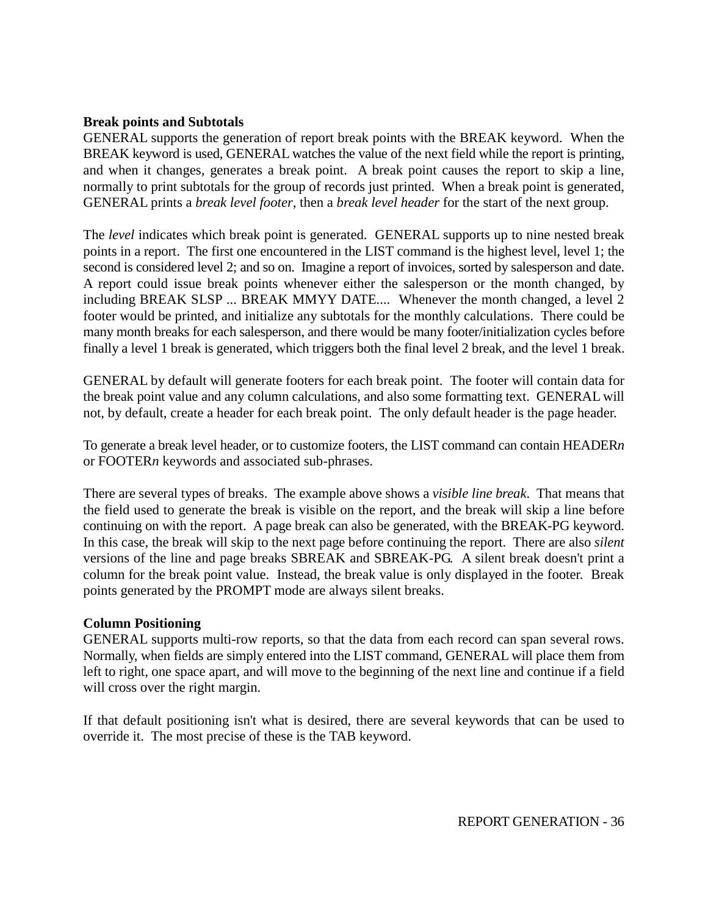**Break points and Subtotals**
GENERAL supports the generation of report break points with the BREAK keyword. When the BREAK keyword is used, GENERAL watches the value of the next field while the report is printing, and when it changes, generates a break point. A break point causes the report to skip a line, normally to print subtotals for the group of records just printed. When a break point is generated, GENERAL prints a *break level footer*, then a *break level header* for the start of the next group.

The *level* indicates which break point is generated. GENERAL supports up to nine nested break points in a report. The first one encountered in the LIST command is the highest level, level 1; the second is considered level 2; and so on. Imagine a report of invoices, sorted by salesperson and date. A report could issue break points whenever either the salesperson or the month changed, by including BREAK SLSP ... BREAK MMYY DATE.... Whenever the month changed, a level 2 footer would be printed, and initialize any subtotals for the monthly calculations. There could be many month breaks for each salesperson, and there would be many footer/initialization cycles before finally a level 1 break is generated, which triggers both the final level 2 break, and the level 1 break.

GENERAL by default will generate footers for each break point. The footer will contain data for the break point value and any column calculations, and also some formatting text. GENERAL will not, by default, create a header for each break point. The only default header is the page header.

To generate a break level header, or to customize footers, the LIST command can contain HEADER*n* or FOOTER*n* keywords and associated sub-phrases.

There are several types of breaks. The example above shows a *visible line break*. That means that the field used to generate the break is visible on the report, and the break will skip a line before continuing on with the report. A page break can also be generated, with the BREAK-PG keyword. In this case, the break will skip to the next page before continuing the report. There are also *silent* versions of the line and page breaks SBREAK and SBREAK-PG. A silent break doesn't print a column for the break point value. Instead, the break value is only displayed in the footer. Break points generated by the PROMPT mode are always silent breaks.

**Column Positioning**
GENERAL supports multi-row reports, so that the data from each record can span several rows. Normally, when fields are simply entered into the LIST command, GENERAL will place them from left to right, one space apart, and will move to the beginning of the next line and continue if a field will cross over the right margin.

If that default positioning isn't what is desired, there are several keywords that can be used to override it. The most precise of these is the TAB keyword.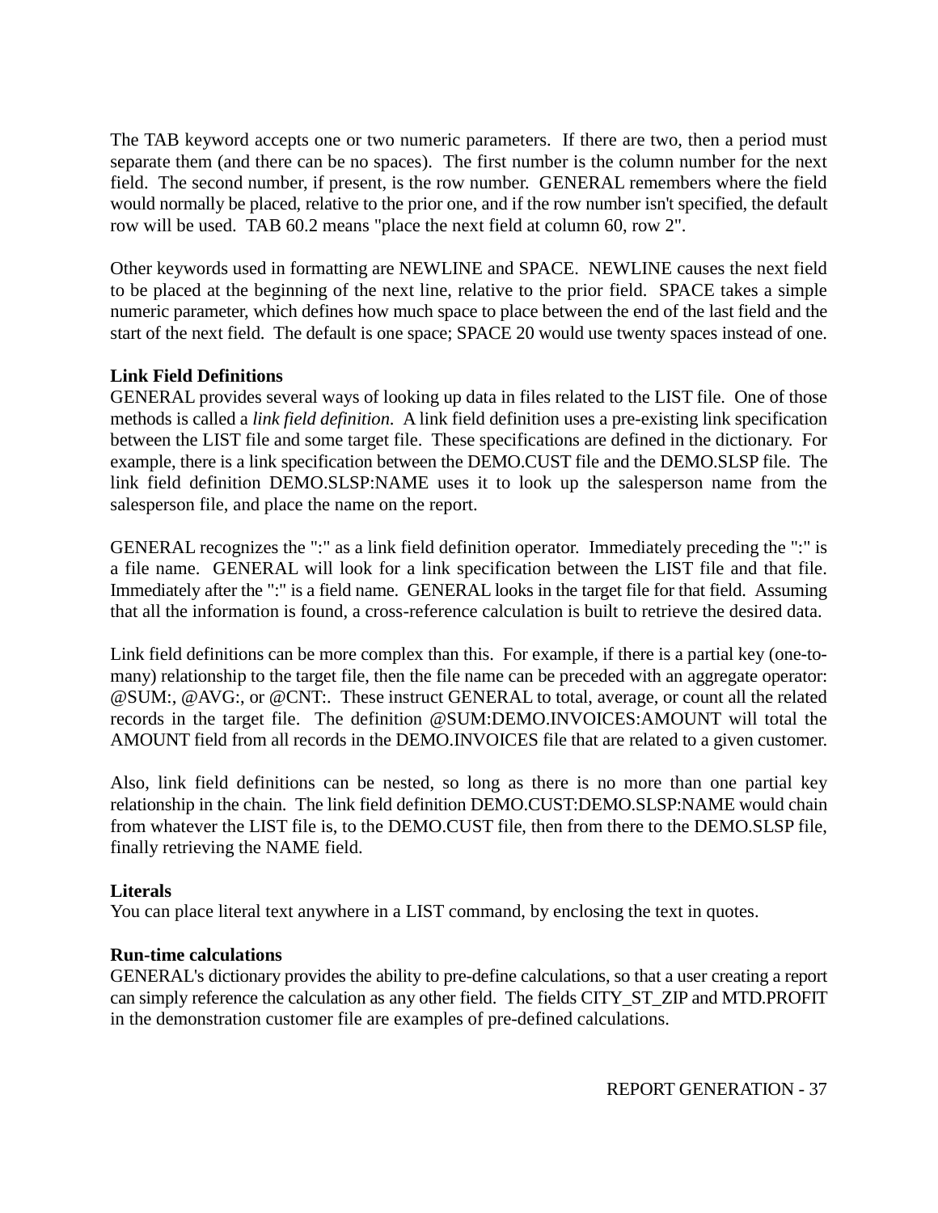The TAB keyword accepts one or two numeric parameters. If there are two, then a period must separate them (and there can be no spaces). The first number is the column number for the next field. The second number, if present, is the row number. GENERAL remembers where the field would normally be placed, relative to the prior one, and if the row number isn't specified, the default row will be used. TAB 60.2 means "place the next field at column 60, row 2".

Other keywords used in formatting are NEWLINE and SPACE. NEWLINE causes the next field to be placed at the beginning of the next line, relative to the prior field. SPACE takes a simple numeric parameter, which defines how much space to place between the end of the last field and the start of the next field. The default is one space; SPACE 20 would use twenty spaces instead of one.

**Link Field Definitions**

GENERAL provides several ways of looking up data in files related to the LIST file. One of those methods is called a *link field definition*. A link field definition uses a pre-existing link specification between the LIST file and some target file. These specifications are defined in the dictionary. For example, there is a link specification between the DEMO.CUST file and the DEMO.SLSP file. The link field definition DEMO.SLSP:NAME uses it to look up the salesperson name from the salesperson file, and place the name on the report.

GENERAL recognizes the ":" as a link field definition operator. Immediately preceding the ":" is a file name. GENERAL will look for a link specification between the LIST file and that file. Immediately after the ":" is a field name. GENERAL looks in the target file for that field. Assuming that all the information is found, a cross-reference calculation is built to retrieve the desired data.

Link field definitions can be more complex than this. For example, if there is a partial key (one-to-many) relationship to the target file, then the file name can be preceded with an aggregate operator: @SUM:, @AVG:, or @CNT:. These instruct GENERAL to total, average, or count all the related records in the target file. The definition @SUM:DEMO.INVOICES:AMOUNT will total the AMOUNT field from all records in the DEMO.INVOICES file that are related to a given customer.

Also, link field definitions can be nested, so long as there is no more than one partial key relationship in the chain. The link field definition DEMO.CUST:DEMO.SLSP:NAME would chain from whatever the LIST file is, to the DEMO.CUST file, then from there to the DEMO.SLSP file, finally retrieving the NAME field.

**Literals**

You can place literal text anywhere in a LIST command, by enclosing the text in quotes.

**Run-time calculations**

GENERAL's dictionary provides the ability to pre-define calculations, so that a user creating a report can simply reference the calculation as any other field. The fields CITY_ST_ZIP and MTD.PROFIT in the demonstration customer file are examples of pre-defined calculations.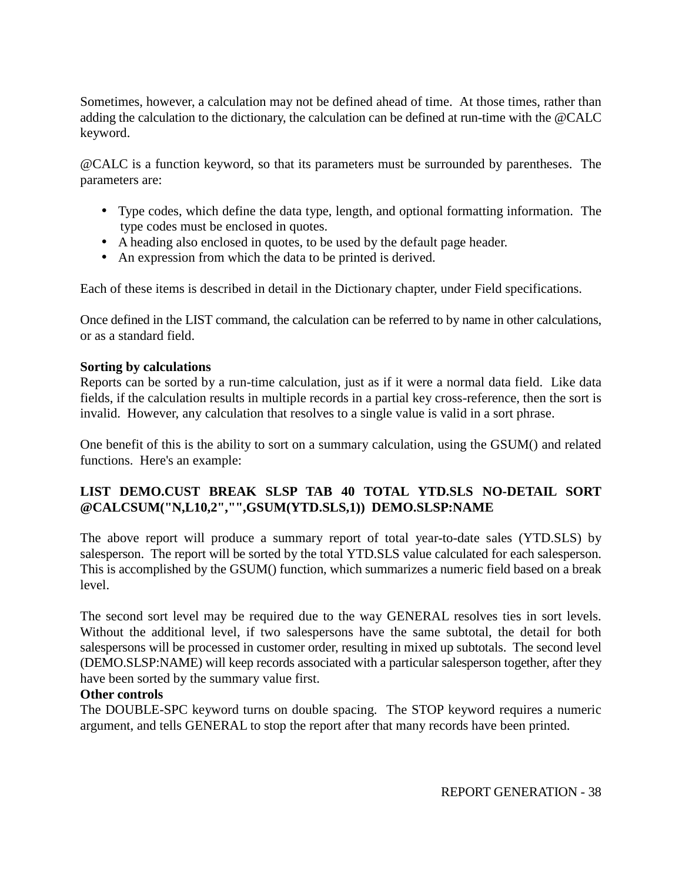Sometimes, however, a calculation may not be defined ahead of time. At those times, rather than adding the calculation to the dictionary, the calculation can be defined at run-time with the @CALC keyword.

@CALC is a function keyword, so that its parameters must be surrounded by parentheses. The parameters are:

- Type codes, which define the data type, length, and optional formatting information. The type codes must be enclosed in quotes.
- A heading also enclosed in quotes, to be used by the default page header.
- An expression from which the data to be printed is derived.

Each of these items is described in detail in the Dictionary chapter, under Field specifications.

Once defined in the LIST command, the calculation can be referred to by name in other calculations, or as a standard field.

**Sorting by calculations**

Reports can be sorted by a run-time calculation, just as if it were a normal data field. Like data fields, if the calculation results in multiple records in a partial key cross-reference, then the sort is invalid. However, any calculation that resolves to a single value is valid in a sort phrase.

One benefit of this is the ability to sort on a summary calculation, using the GSUM() and related functions. Here's an example:

**LIST DEMO.CUST BREAK SLSP TAB 40 TOTAL YTD.SLS NO-DETAIL SORT @CALCSUM("N,L10,2","",GSUM(YTD.SLS,1)) DEMO.SLSP:NAME**

The above report will produce a summary report of total year-to-date sales (YTD.SLS) by salesperson. The report will be sorted by the total YTD.SLS value calculated for each salesperson. This is accomplished by the GSUM() function, which summarizes a numeric field based on a break level.

The second sort level may be required due to the way GENERAL resolves ties in sort levels. Without the additional level, if two salespersons have the same subtotal, the detail for both salespersons will be processed in customer order, resulting in mixed up subtotals. The second level (DEMO.SLSP:NAME) will keep records associated with a particular salesperson together, after they have been sorted by the summary value first.

**Other controls**

The DOUBLE-SPC keyword turns on double spacing. The STOP keyword requires a numeric argument, and tells GENERAL to stop the report after that many records have been printed.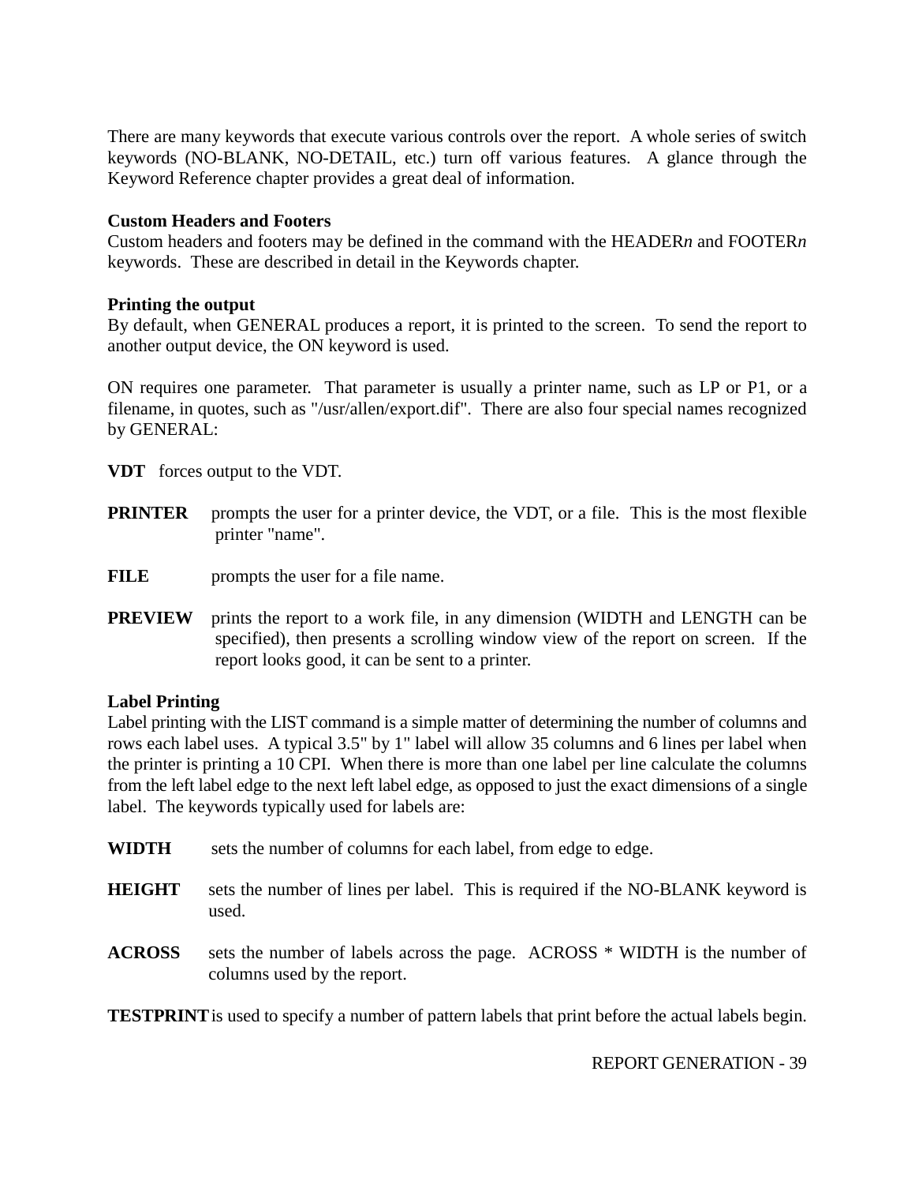There are many keywords that execute various controls over the report.  A whole series of switch keywords (NO-BLANK, NO-DETAIL, etc.) turn off various features.  A glance through the Keyword Reference chapter provides a great deal of information.

**Custom Headers and Footers**

Custom headers and footers may be defined in the command with the HEADER*n* and FOOTER*n* keywords.  These are described in detail in the Keywords chapter.

**Printing the output**

By default, when GENERAL produces a report, it is printed to the screen.  To send the report to another output device, the ON keyword is used.

ON requires one parameter.  That parameter is usually a printer name, such as LP or P1, or a filename, in quotes, such as "/usr/allen/export.dif".  There are also four special names recognized by GENERAL:

**VDT** forces output to the VDT.

**PRINTER** prompts the user for a printer device, the VDT, or a file.  This is the most flexible printer "name".

**FILE** prompts the user for a file name.

**PREVIEW** prints the report to a work file, in any dimension (WIDTH and LENGTH can be specified), then presents a scrolling window view of the report on screen.  If the report looks good, it can be sent to a printer.

**Label Printing**

Label printing with the LIST command is a simple matter of determining the number of columns and rows each label uses.  A typical 3.5" by 1" label will allow 35 columns and 6 lines per label when the printer is printing a 10 CPI.  When there is more than one label per line calculate the columns from the left label edge to the next left label edge, as opposed to just the exact dimensions of a single label.  The keywords typically used for labels are:

**WIDTH** sets the number of columns for each label, from edge to edge.

**HEIGHT** sets the number of lines per label.  This is required if the NO-BLANK keyword is used.

**ACROSS** sets the number of labels across the page.  ACROSS * WIDTH is the number of columns used by the report.

**TESTPRINT** is used to specify a number of pattern labels that print before the actual labels begin.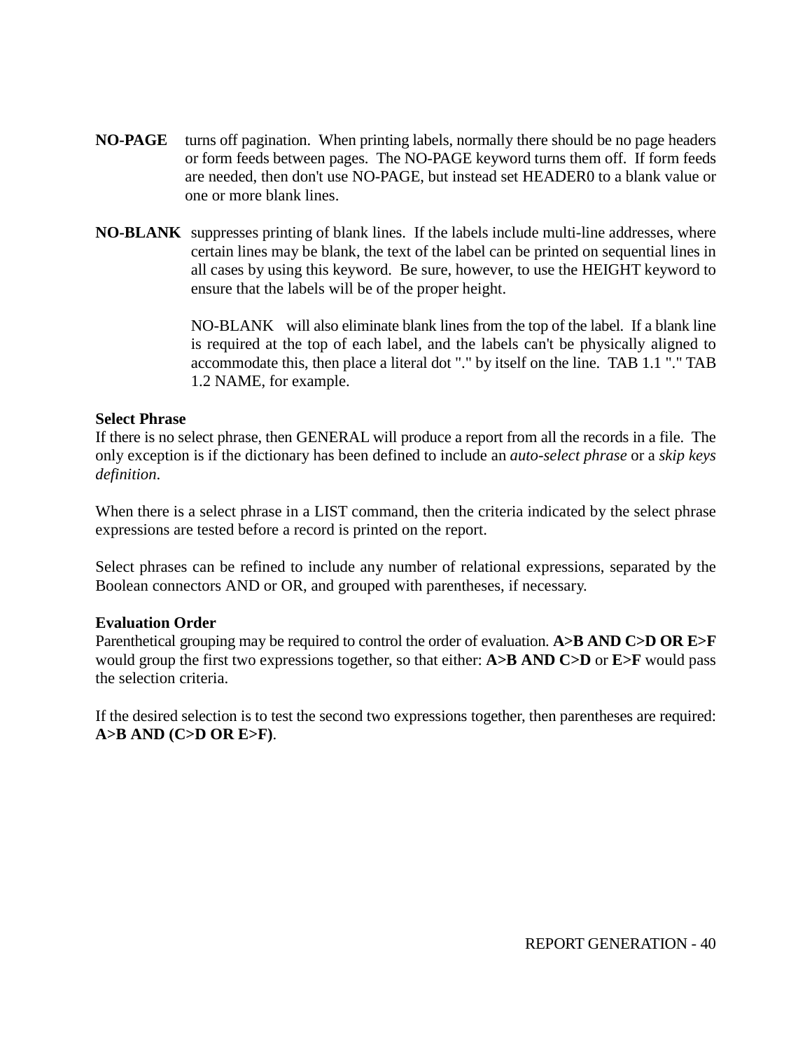**NO-PAGE** turns off pagination. When printing labels, normally there should be no page headers or form feeds between pages. The NO-PAGE keyword turns them off. If form feeds are needed, then don't use NO-PAGE, but instead set HEADER0 to a blank value or one or more blank lines.

**NO-BLANK** suppresses printing of blank lines. If the labels include multi-line addresses, where certain lines may be blank, the text of the label can be printed on sequential lines in all cases by using this keyword. Be sure, however, to use the HEIGHT keyword to ensure that the labels will be of the proper height.

NO-BLANK will also eliminate blank lines from the top of the label. If a blank line is required at the top of each label, and the labels can't be physically aligned to accommodate this, then place a literal dot "." by itself on the line. TAB 1.1 "." TAB 1.2 NAME, for example.

**Select Phrase**

If there is no select phrase, then GENERAL will produce a report from all the records in a file. The only exception is if the dictionary has been defined to include an *auto-select phrase* or a *skip keys definition*.

When there is a select phrase in a LIST command, then the criteria indicated by the select phrase expressions are tested before a record is printed on the report.

Select phrases can be refined to include any number of relational expressions, separated by the Boolean connectors AND or OR, and grouped with parentheses, if necessary.

**Evaluation Order**

Parenthetical grouping may be required to control the order of evaluation. **A>B AND C>D OR E>F** would group the first two expressions together, so that either: **A>B AND C>D** or **E>F** would pass the selection criteria.

If the desired selection is to test the second two expressions together, then parentheses are required: **A>B AND (C>D OR E>F)**.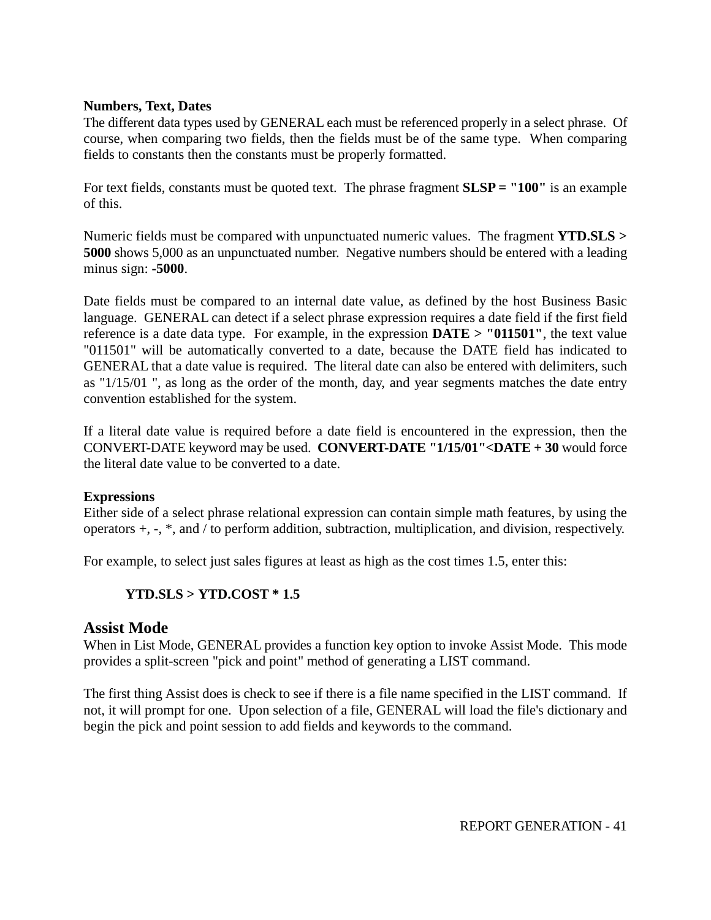**Numbers, Text, Dates**

The different data types used by GENERAL each must be referenced properly in a select phrase. Of course, when comparing two fields, then the fields must be of the same type. When comparing fields to constants then the constants must be properly formatted.

For text fields, constants must be quoted text. The phrase fragment **SLSP = "100"** is an example of this.

Numeric fields must be compared with unpunctuated numeric values. The fragment **YTD.SLS > 5000** shows 5,000 as an unpunctuated number. Negative numbers should be entered with a leading minus sign: **-5000**.

Date fields must be compared to an internal date value, as defined by the host Business Basic language. GENERAL can detect if a select phrase expression requires a date field if the first field reference is a date data type. For example, in the expression **DATE > "011501"**, the text value "011501" will be automatically converted to a date, because the DATE field has indicated to GENERAL that a date value is required. The literal date can also be entered with delimiters, such as "1/15/01 ", as long as the order of the month, day, and year segments matches the date entry convention established for the system.

If a literal date value is required before a date field is encountered in the expression, then the CONVERT-DATE keyword may be used. **CONVERT-DATE "1/15/01"<DATE + 30** would force the literal date value to be converted to a date.

**Expressions**

Either side of a select phrase relational expression can contain simple math features, by using the operators +, -, *, and / to perform addition, subtraction, multiplication, and division, respectively.

For example, to select just sales figures at least as high as the cost times 1.5, enter this:

```
YTD.SLS > YTD.COST * 1.5
```

## Assist Mode

When in List Mode, GENERAL provides a function key option to invoke Assist Mode. This mode provides a split-screen "pick and point" method of generating a LIST command.

The first thing Assist does is check to see if there is a file name specified in the LIST command. If not, it will prompt for one. Upon selection of a file, GENERAL will load the file's dictionary and begin the pick and point session to add fields and keywords to the command.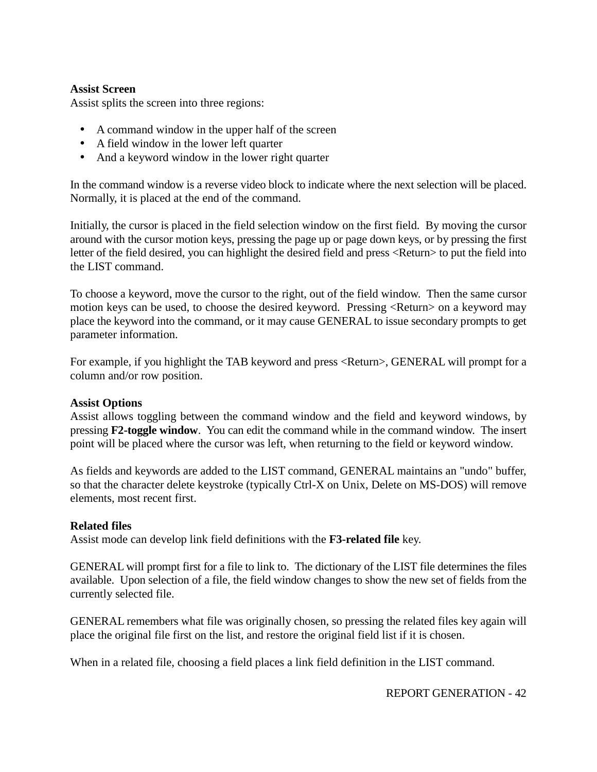**Assist Screen**

Assist splits the screen into three regions:

- A command window in the upper half of the screen
- A field window in the lower left quarter
- And a keyword window in the lower right quarter

In the command window is a reverse video block to indicate where the next selection will be placed. Normally, it is placed at the end of the command.

Initially, the cursor is placed in the field selection window on the first field. By moving the cursor around with the cursor motion keys, pressing the page up or page down keys, or by pressing the first letter of the field desired, you can highlight the desired field and press <Return> to put the field into the LIST command.

To choose a keyword, move the cursor to the right, out of the field window. Then the same cursor motion keys can be used, to choose the desired keyword. Pressing <Return> on a keyword may place the keyword into the command, or it may cause GENERAL to issue secondary prompts to get parameter information.

For example, if you highlight the TAB keyword and press <Return>, GENERAL will prompt for a column and/or row position.

**Assist Options**

Assist allows toggling between the command window and the field and keyword windows, by pressing **F2-toggle window**. You can edit the command while in the command window. The insert point will be placed where the cursor was left, when returning to the field or keyword window.

As fields and keywords are added to the LIST command, GENERAL maintains an "undo" buffer, so that the character delete keystroke (typically Ctrl-X on Unix, Delete on MS-DOS) will remove elements, most recent first.

**Related files**

Assist mode can develop link field definitions with the **F3-related file** key.

GENERAL will prompt first for a file to link to. The dictionary of the LIST file determines the files available. Upon selection of a file, the field window changes to show the new set of fields from the currently selected file.

GENERAL remembers what file was originally chosen, so pressing the related files key again will place the original file first on the list, and restore the original field list if it is chosen.

When in a related file, choosing a field places a link field definition in the LIST command.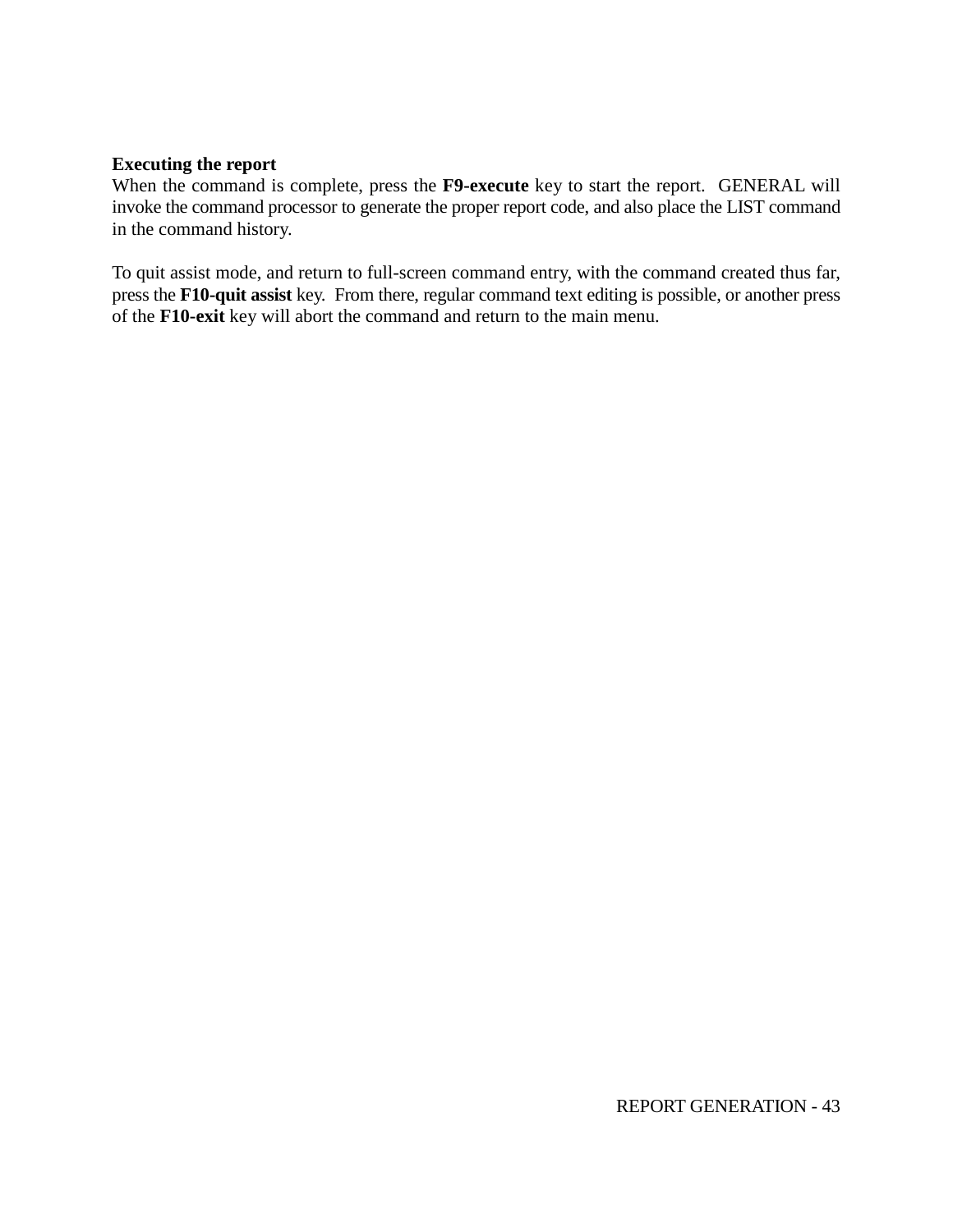**Executing the report**
When the command is complete, press the **F9-execute** key to start the report. GENERAL will invoke the command processor to generate the proper report code, and also place the LIST command in the command history.

To quit assist mode, and return to full-screen command entry, with the command created thus far, press the **F10-quit assist** key. From there, regular command text editing is possible, or another press of the **F10-exit** key will abort the command and return to the main menu.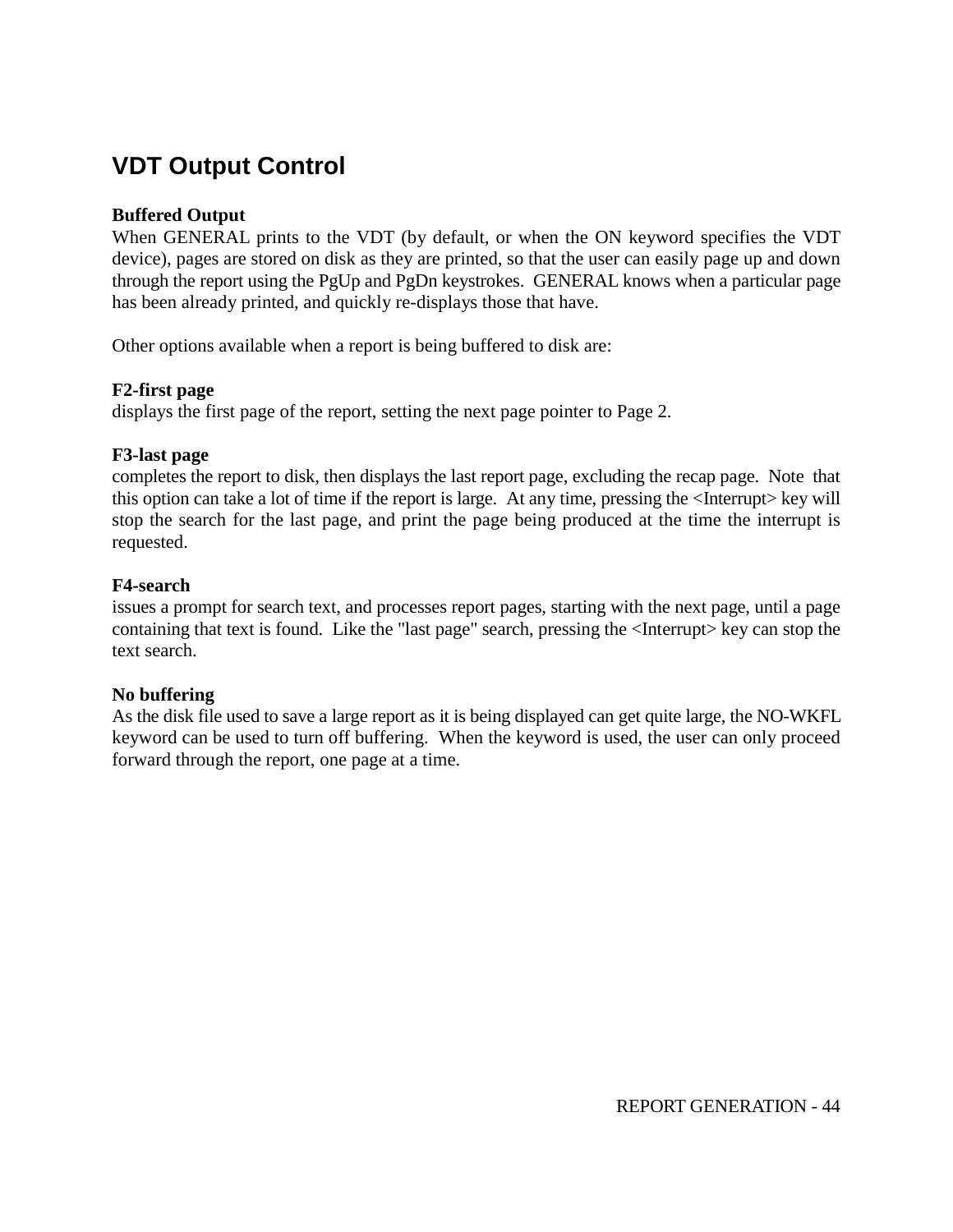## VDT Output Control

**Buffered Output**
When GENERAL prints to the VDT (by default, or when the ON keyword specifies the VDT device), pages are stored on disk as they are printed, so that the user can easily page up and down through the report using the PgUp and PgDn keystrokes. GENERAL knows when a particular page has been already printed, and quickly re-displays those that have.

Other options available when a report is being buffered to disk are:

**F2-first page**
displays the first page of the report, setting the next page pointer to Page 2.

**F3-last page**
completes the report to disk, then displays the last report page, excluding the recap page. Note that this option can take a lot of time if the report is large. At any time, pressing the <Interrupt> key will stop the search for the last page, and print the page being produced at the time the interrupt is requested.

**F4-search**
issues a prompt for search text, and processes report pages, starting with the next page, until a page containing that text is found. Like the "last page" search, pressing the <Interrupt> key can stop the text search.

**No buffering**
As the disk file used to save a large report as it is being displayed can get quite large, the NO-WKFL keyword can be used to turn off buffering. When the keyword is used, the user can only proceed forward through the report, one page at a time.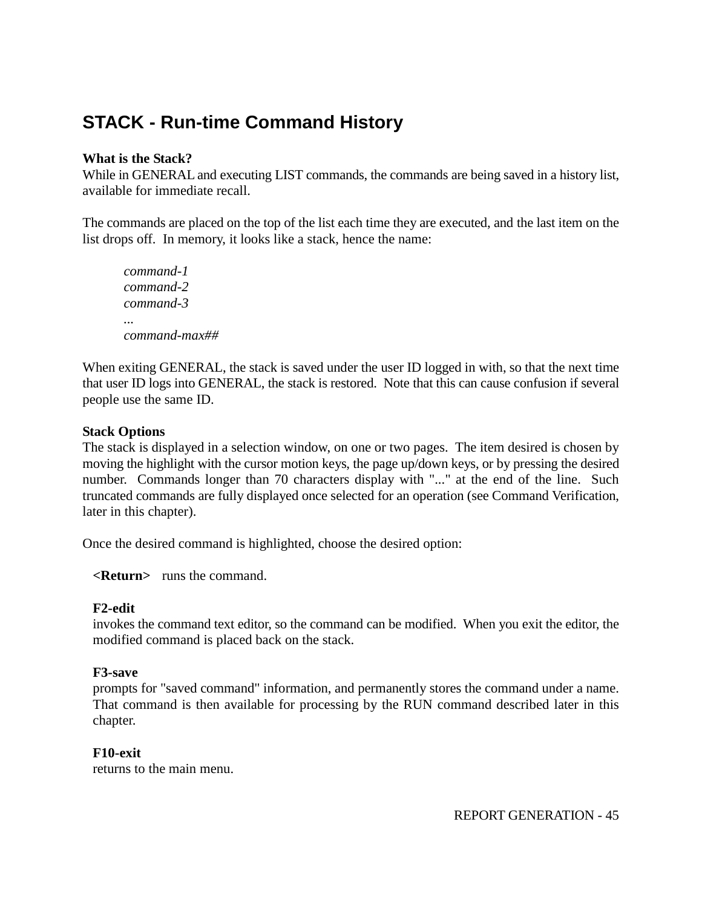## STACK - Run-time Command History

**What is the Stack?**
While in GENERAL and executing LIST commands, the commands are being saved in a history list, available for immediate recall.

The commands are placed on the top of the list each time they are executed, and the last item on the list drops off. In memory, it looks like a stack, hence the name:

> *command-1*
> *command-2*
> *command-3*
> ...
> *command-max##*

When exiting GENERAL, the stack is saved under the user ID logged in with, so that the next time that user ID logs into GENERAL, the stack is restored. Note that this can cause confusion if several people use the same ID.

**Stack Options**
The stack is displayed in a selection window, on one or two pages. The item desired is chosen by moving the highlight with the cursor motion keys, the page up/down keys, or by pressing the desired number. Commands longer than 70 characters display with "..." at the end of the line. Such truncated commands are fully displayed once selected for an operation (see Command Verification, later in this chapter).

Once the desired command is highlighted, choose the desired option:

**<Return>** runs the command.

**F2-edit**
invokes the command text editor, so the command can be modified. When you exit the editor, the modified command is placed back on the stack.

**F3-save**
prompts for "saved command" information, and permanently stores the command under a name. That command is then available for processing by the RUN command described later in this chapter.

**F10-exit**
returns to the main menu.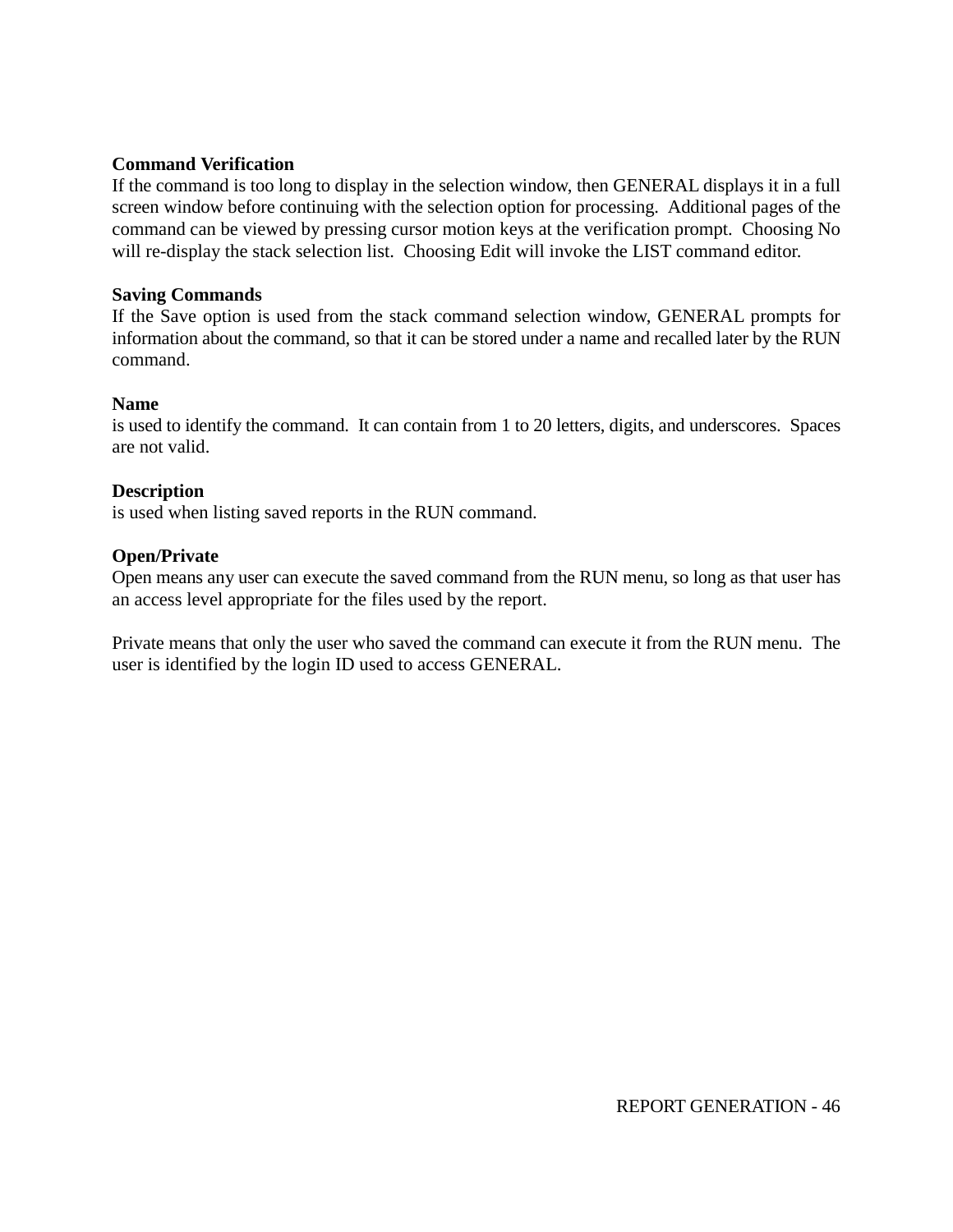**Command Verification**
If the command is too long to display in the selection window, then GENERAL displays it in a full screen window before continuing with the selection option for processing. Additional pages of the command can be viewed by pressing cursor motion keys at the verification prompt. Choosing No will re-display the stack selection list. Choosing Edit will invoke the LIST command editor.

**Saving Commands**
If the Save option is used from the stack command selection window, GENERAL prompts for information about the command, so that it can be stored under a name and recalled later by the RUN command.

**Name**
is used to identify the command. It can contain from 1 to 20 letters, digits, and underscores. Spaces are not valid.

**Description**
is used when listing saved reports in the RUN command.

**Open/Private**
Open means any user can execute the saved command from the RUN menu, so long as that user has an access level appropriate for the files used by the report.

Private means that only the user who saved the command can execute it from the RUN menu. The user is identified by the login ID used to access GENERAL.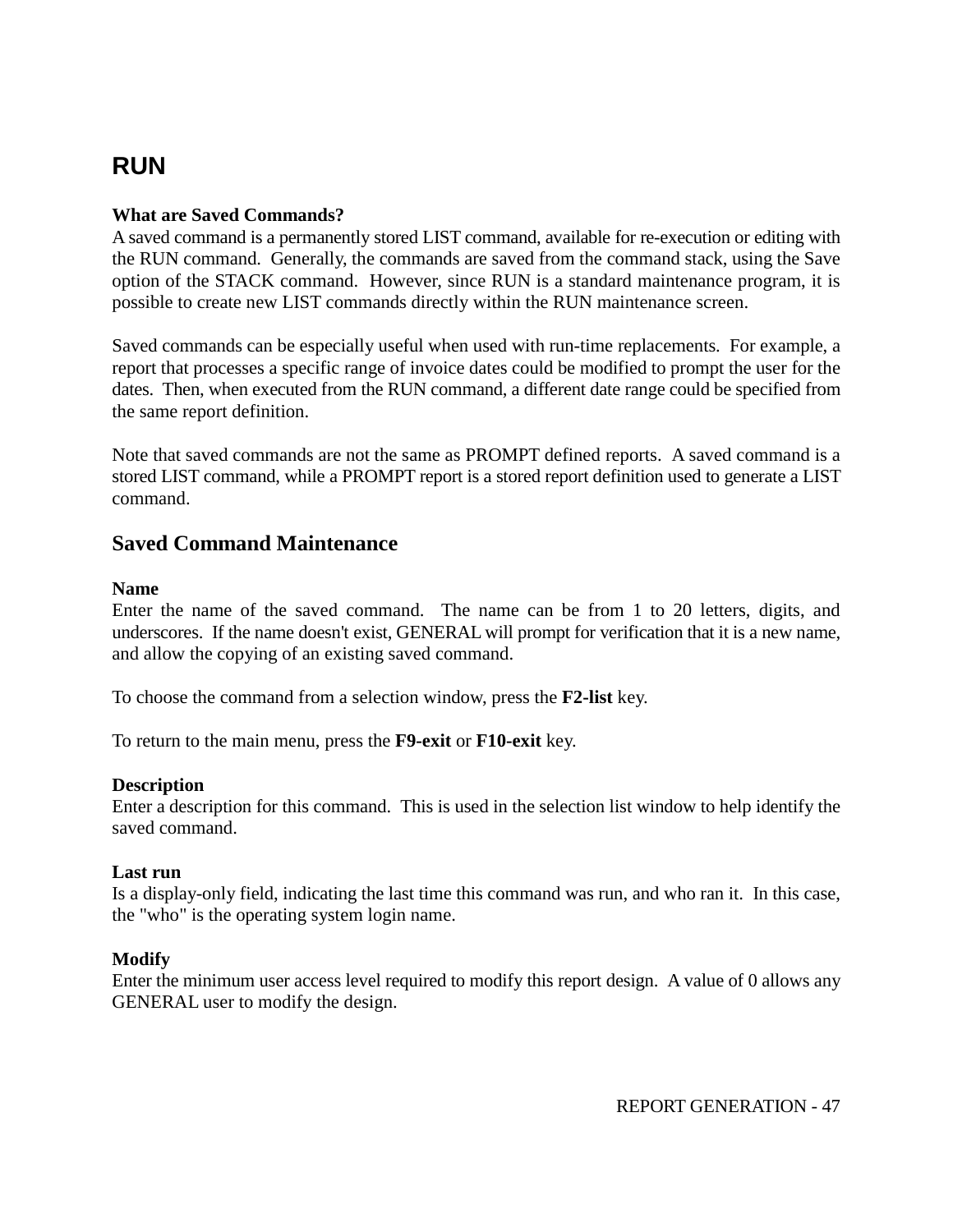# RUN

**What are Saved Commands?**
A saved command is a permanently stored LIST command, available for re-execution or editing with the RUN command. Generally, the commands are saved from the command stack, using the Save option of the STACK command. However, since RUN is a standard maintenance program, it is possible to create new LIST commands directly within the RUN maintenance screen.

Saved commands can be especially useful when used with run-time replacements. For example, a report that processes a specific range of invoice dates could be modified to prompt the user for the dates. Then, when executed from the RUN command, a different date range could be specified from the same report definition.

Note that saved commands are not the same as PROMPT defined reports. A saved command is a stored LIST command, while a PROMPT report is a stored report definition used to generate a LIST command.

## Saved Command Maintenance

**Name**
Enter the name of the saved command. The name can be from 1 to 20 letters, digits, and underscores. If the name doesn't exist, GENERAL will prompt for verification that it is a new name, and allow the copying of an existing saved command.

To choose the command from a selection window, press the **F2-list** key.

To return to the main menu, press the **F9-exit** or **F10-exit** key.

**Description**
Enter a description for this command. This is used in the selection list window to help identify the saved command.

**Last run**
Is a display-only field, indicating the last time this command was run, and who ran it. In this case, the "who" is the operating system login name.

**Modify**
Enter the minimum user access level required to modify this report design. A value of 0 allows any GENERAL user to modify the design.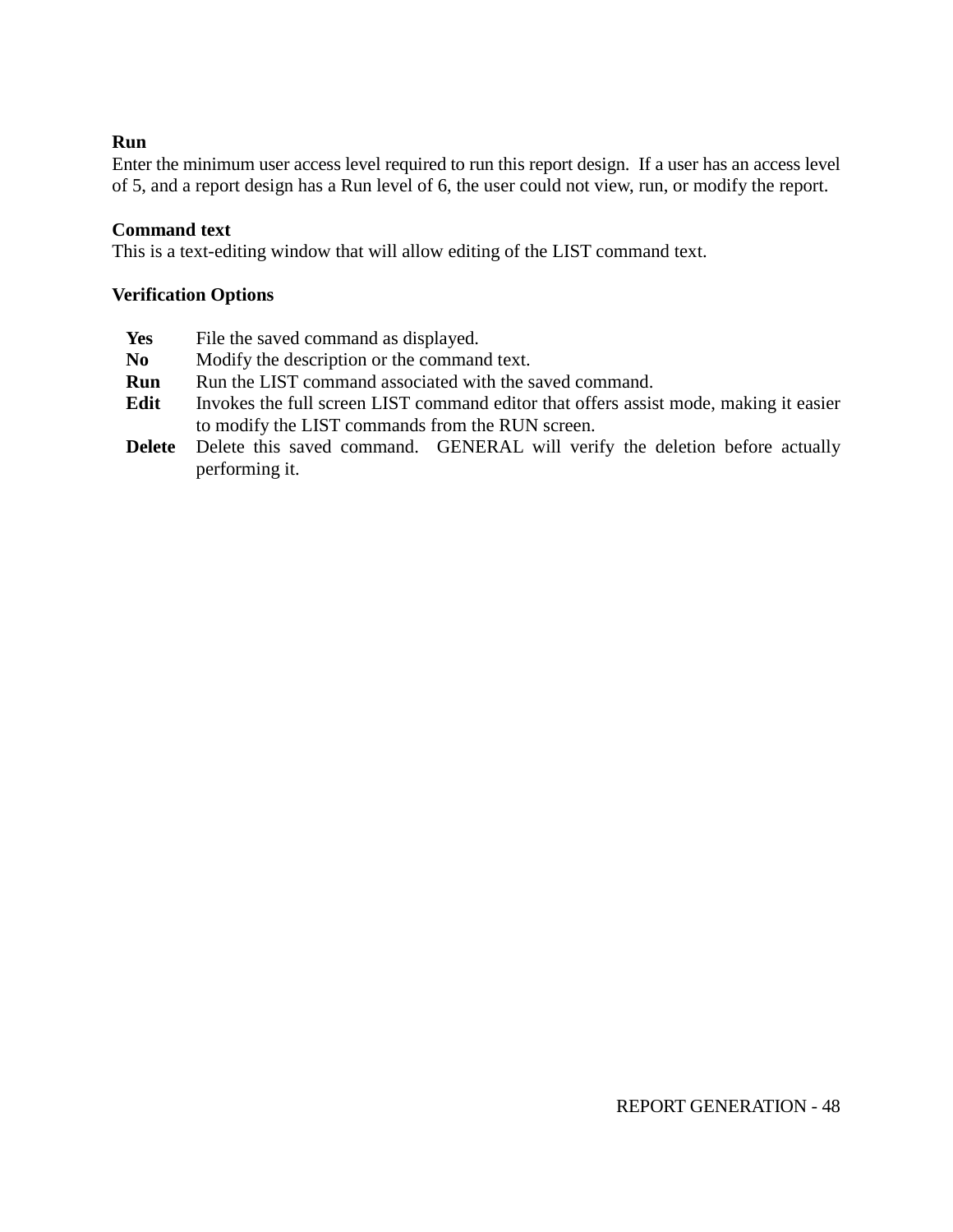**Run**
Enter the minimum user access level required to run this report design. If a user has an access level of 5, and a report design has a Run level of 6, the user could not view, run, or modify the report.

**Command text**
This is a text-editing window that will allow editing of the LIST command text.

**Verification Options**

| | |
|---|---|
| **Yes** | File the saved command as displayed. |
| **No** | Modify the description or the command text. |
| **Run** | Run the LIST command associated with the saved command. |
| **Edit** | Invokes the full screen LIST command editor that offers assist mode, making it easier to modify the LIST commands from the RUN screen. |
| **Delete** | Delete this saved command. GENERAL will verify the deletion before actually performing it. |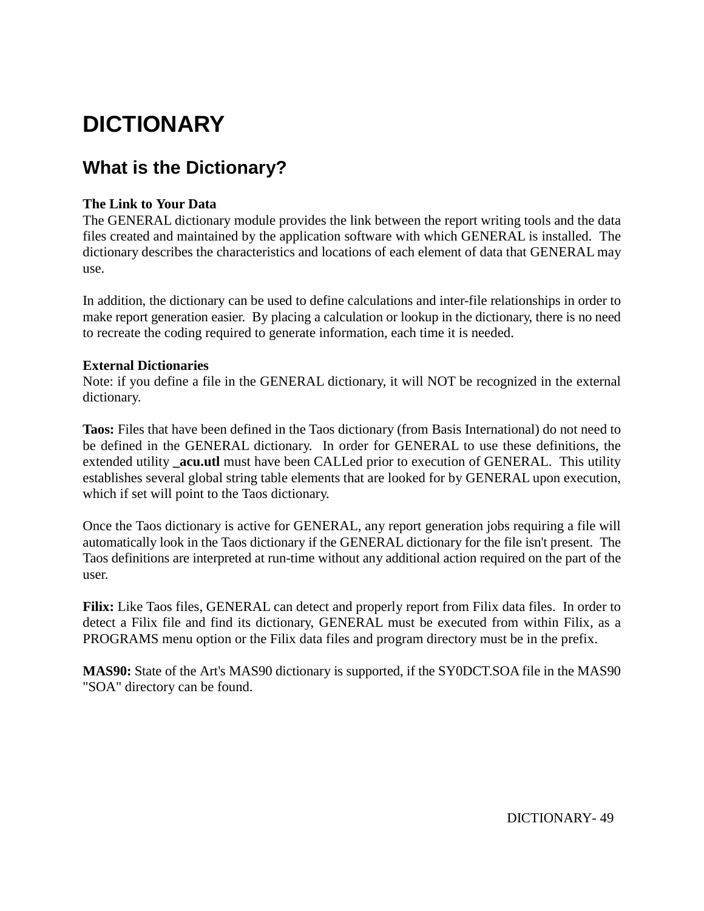# DICTIONARY

## What is the Dictionary?

**The Link to Your Data**
The GENERAL dictionary module provides the link between the report writing tools and the data files created and maintained by the application software with which GENERAL is installed. The dictionary describes the characteristics and locations of each element of data that GENERAL may use.

In addition, the dictionary can be used to define calculations and inter-file relationships in order to make report generation easier. By placing a calculation or lookup in the dictionary, there is no need to recreate the coding required to generate information, each time it is needed.

**External Dictionaries**
Note: if you define a file in the GENERAL dictionary, it will NOT be recognized in the external dictionary.

**Taos:** Files that have been defined in the Taos dictionary (from Basis International) do not need to be defined in the GENERAL dictionary. In order for GENERAL to use these definitions, the extended utility **_acu.utl** must have been CALLed prior to execution of GENERAL. This utility establishes several global string table elements that are looked for by GENERAL upon execution, which if set will point to the Taos dictionary.

Once the Taos dictionary is active for GENERAL, any report generation jobs requiring a file will automatically look in the Taos dictionary if the GENERAL dictionary for the file isn't present. The Taos definitions are interpreted at run-time without any additional action required on the part of the user.

**Filix:** Like Taos files, GENERAL can detect and properly report from Filix data files. In order to detect a Filix file and find its dictionary, GENERAL must be executed from within Filix, as a PROGRAMS menu option or the Filix data files and program directory must be in the prefix.

**MAS90:** State of the Art's MAS90 dictionary is supported, if the SY0DCT.SOA file in the MAS90 "SOA" directory can be found.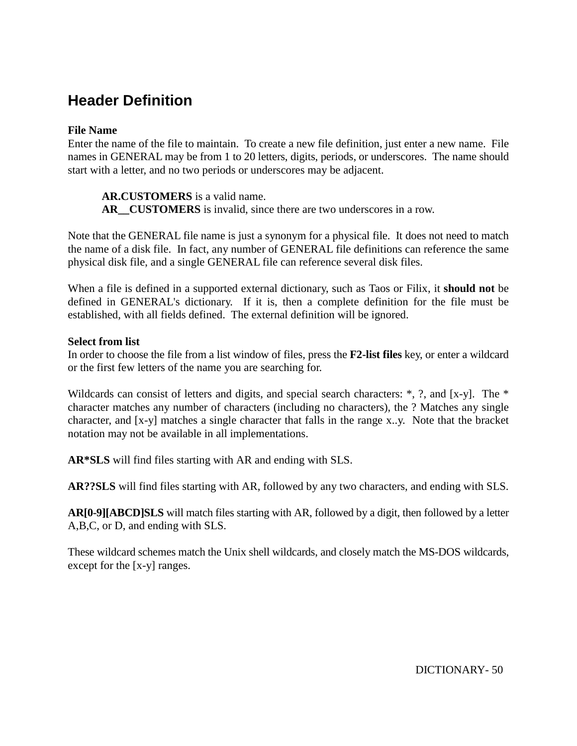## Header Definition

**File Name**
Enter the name of the file to maintain. To create a new file definition, just enter a new name. File names in GENERAL may be from 1 to 20 letters, digits, periods, or underscores. The name should start with a letter, and no two periods or underscores may be adjacent.

> **AR.CUSTOMERS** is a valid name.
> **AR__CUSTOMERS** is invalid, since there are two underscores in a row.

Note that the GENERAL file name is just a synonym for a physical file. It does not need to match the name of a disk file. In fact, any number of GENERAL file definitions can reference the same physical disk file, and a single GENERAL file can reference several disk files.

When a file is defined in a supported external dictionary, such as Taos or Filix, it **should not** be defined in GENERAL's dictionary. If it is, then a complete definition for the file must be established, with all fields defined. The external definition will be ignored.

**Select from list**
In order to choose the file from a list window of files, press the **F2-list files** key, or enter a wildcard or the first few letters of the name you are searching for.

Wildcards can consist of letters and digits, and special search characters: *, ?, and [x-y]. The * character matches any number of characters (including no characters), the ? Matches any single character, and [x-y] matches a single character that falls in the range x..y. Note that the bracket notation may not be available in all implementations.

**AR*SLS** will find files starting with AR and ending with SLS.

**AR??SLS** will find files starting with AR, followed by any two characters, and ending with SLS.

**AR[0-9][ABCD]SLS** will match files starting with AR, followed by a digit, then followed by a letter A,B,C, or D, and ending with SLS.

These wildcard schemes match the Unix shell wildcards, and closely match the MS-DOS wildcards, except for the [x-y] ranges.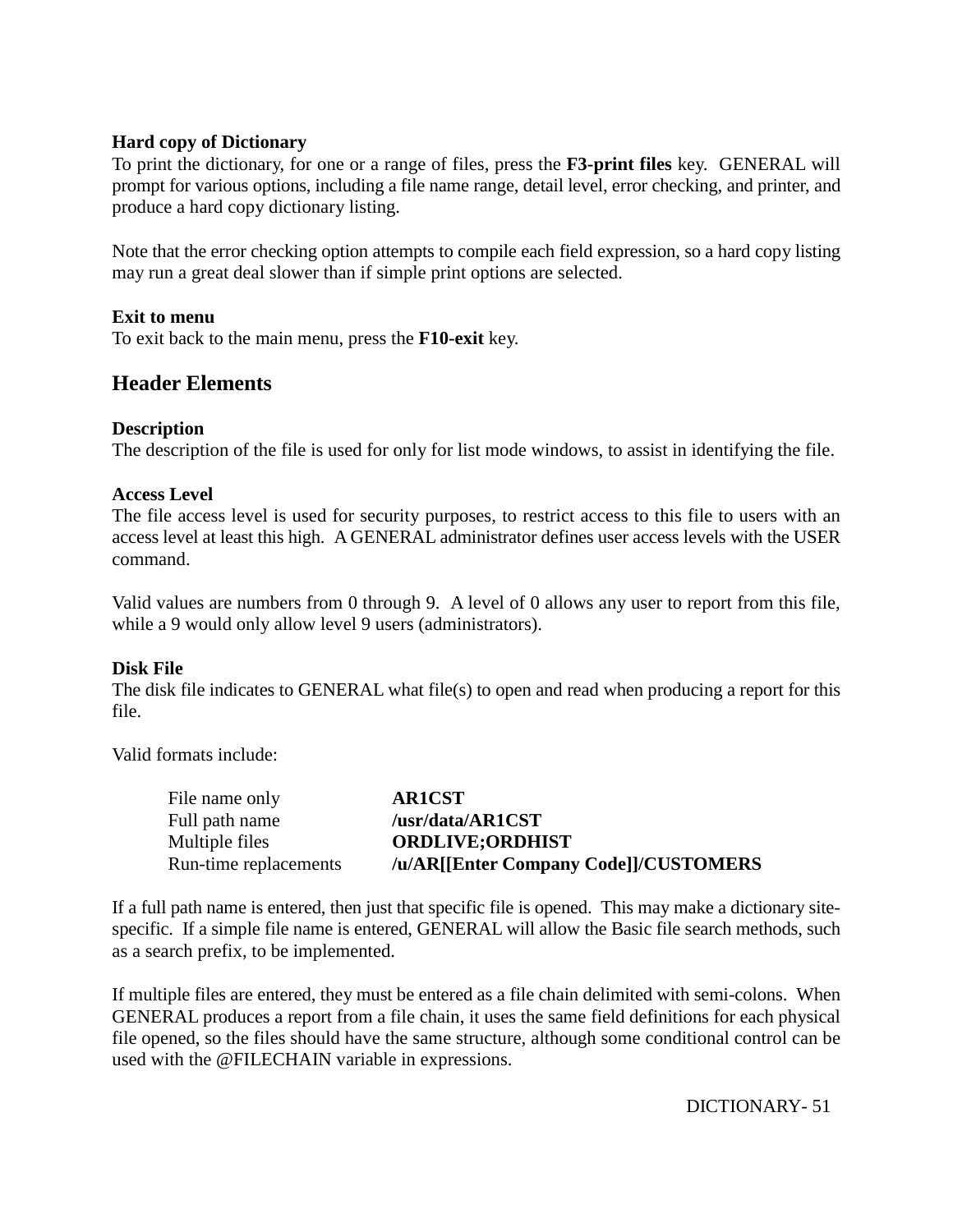**Hard copy of Dictionary**
To print the dictionary, for one or a range of files, press the **F3-print files** key. GENERAL will prompt for various options, including a file name range, detail level, error checking, and printer, and produce a hard copy dictionary listing.

Note that the error checking option attempts to compile each field expression, so a hard copy listing may run a great deal slower than if simple print options are selected.

**Exit to menu**
To exit back to the main menu, press the **F10-exit** key.

## Header Elements

**Description**
The description of the file is used for only for list mode windows, to assist in identifying the file.

**Access Level**
The file access level is used for security purposes, to restrict access to this file to users with an access level at least this high. A GENERAL administrator defines user access levels with the USER command.

Valid values are numbers from 0 through 9. A level of 0 allows any user to report from this file, while a 9 would only allow level 9 users (administrators).

**Disk File**
The disk file indicates to GENERAL what file(s) to open and read when producing a report for this file.

Valid formats include:

| | |
|---|---|
| File name only | **AR1CST** |
| Full path name | **/usr/data/AR1CST** |
| Multiple files | **ORDLIVE;ORDHIST** |
| Run-time replacements | **/u/AR[[Enter Company Code]]/CUSTOMERS** |

If a full path name is entered, then just that specific file is opened. This may make a dictionary site-specific. If a simple file name is entered, GENERAL will allow the Basic file search methods, such as a search prefix, to be implemented.

If multiple files are entered, they must be entered as a file chain delimited with semi-colons. When GENERAL produces a report from a file chain, it uses the same field definitions for each physical file opened, so the files should have the same structure, although some conditional control can be used with the @FILECHAIN variable in expressions.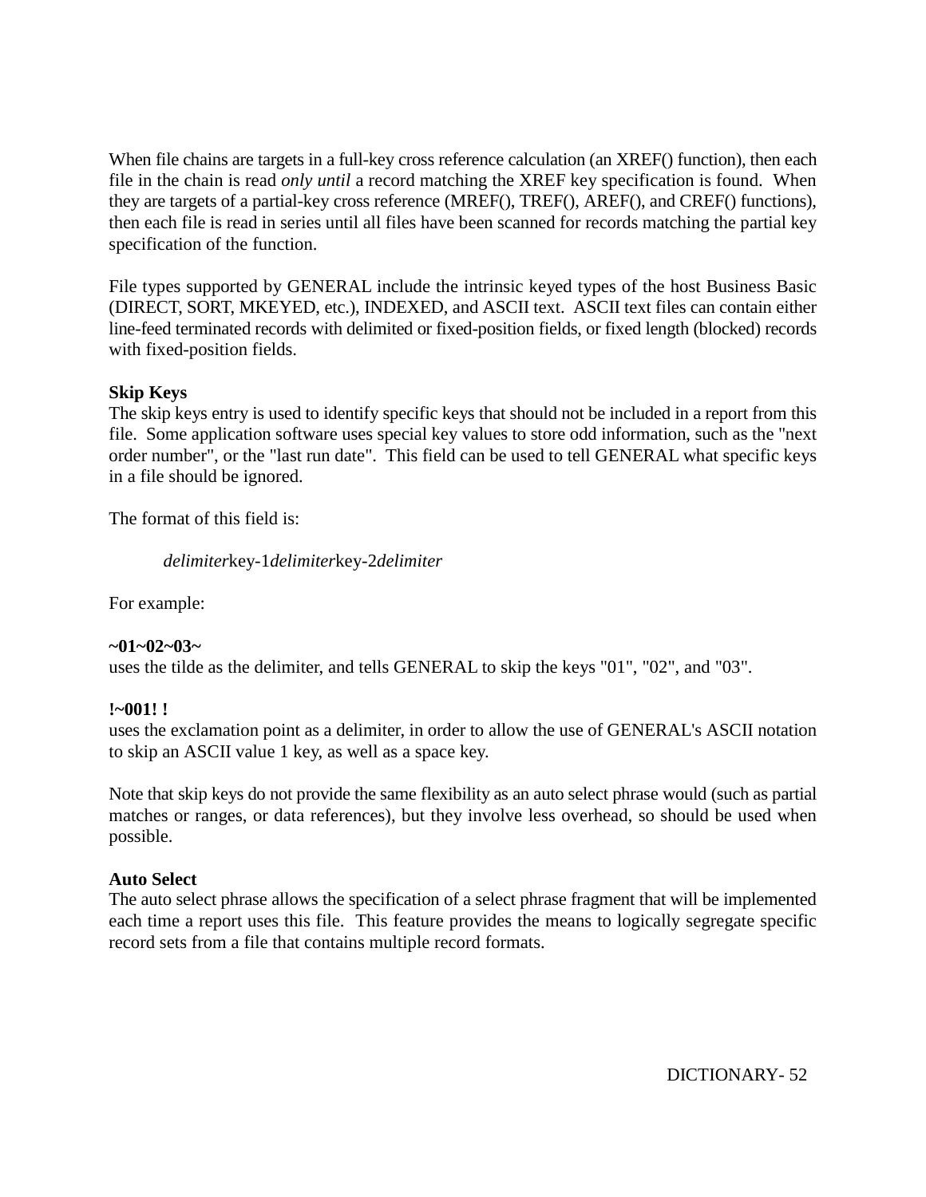When file chains are targets in a full-key cross reference calculation (an XREF() function), then each file in the chain is read *only until* a record matching the XREF key specification is found. When they are targets of a partial-key cross reference (MREF(), TREF(), AREF(), and CREF() functions), then each file is read in series until all files have been scanned for records matching the partial key specification of the function.

File types supported by GENERAL include the intrinsic keyed types of the host Business Basic (DIRECT, SORT, MKEYED, etc.), INDEXED, and ASCII text. ASCII text files can contain either line-feed terminated records with delimited or fixed-position fields, or fixed length (blocked) records with fixed-position fields.

**Skip Keys**

The skip keys entry is used to identify specific keys that should not be included in a report from this file. Some application software uses special key values to store odd information, such as the "next order number", or the "last run date". This field can be used to tell GENERAL what specific keys in a file should be ignored.

The format of this field is:

> *delimiter*key-1*delimiter*key-2*delimiter*

For example:

**~01~02~03~**

uses the tilde as the delimiter, and tells GENERAL to skip the keys "01", "02", and "03".

**!~001! !**

uses the exclamation point as a delimiter, in order to allow the use of GENERAL's ASCII notation to skip an ASCII value 1 key, as well as a space key.

Note that skip keys do not provide the same flexibility as an auto select phrase would (such as partial matches or ranges, or data references), but they involve less overhead, so should be used when possible.

**Auto Select**

The auto select phrase allows the specification of a select phrase fragment that will be implemented each time a report uses this file. This feature provides the means to logically segregate specific record sets from a file that contains multiple record formats.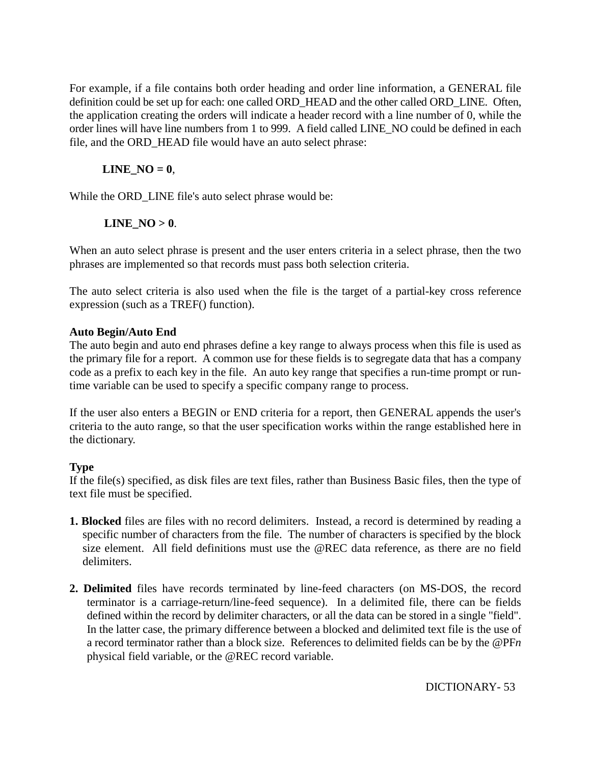For example, if a file contains both order heading and order line information, a GENERAL file definition could be set up for each: one called ORD_HEAD and the other called ORD_LINE. Often, the application creating the orders will indicate a header record with a line number of 0, while the order lines will have line numbers from 1 to 999. A field called LINE_NO could be defined in each file, and the ORD_HEAD file would have an auto select phrase:

**LINE_NO = 0**,

While the ORD_LINE file's auto select phrase would be:

**LINE_NO > 0**.

When an auto select phrase is present and the user enters criteria in a select phrase, then the two phrases are implemented so that records must pass both selection criteria.

The auto select criteria is also used when the file is the target of a partial-key cross reference expression (such as a TREF() function).

**Auto Begin/Auto End**

The auto begin and auto end phrases define a key range to always process when this file is used as the primary file for a report. A common use for these fields is to segregate data that has a company code as a prefix to each key in the file. An auto key range that specifies a run-time prompt or run-time variable can be used to specify a specific company range to process.

If the user also enters a BEGIN or END criteria for a report, then GENERAL appends the user's criteria to the auto range, so that the user specification works within the range established here in the dictionary.

**Type**

If the file(s) specified, as disk files are text files, rather than Business Basic files, then the type of text file must be specified.

1. **Blocked** files are files with no record delimiters. Instead, a record is determined by reading a specific number of characters from the file. The number of characters is specified by the block size element. All field definitions must use the @REC data reference, as there are no field delimiters.

2. **Delimited** files have records terminated by line-feed characters (on MS-DOS, the record terminator is a carriage-return/line-feed sequence). In a delimited file, there can be fields defined within the record by delimiter characters, or all the data can be stored in a single "field". In the latter case, the primary difference between a blocked and delimited text file is the use of a record terminator rather than a block size. References to delimited fields can be by the @PF*n* physical field variable, or the @REC record variable.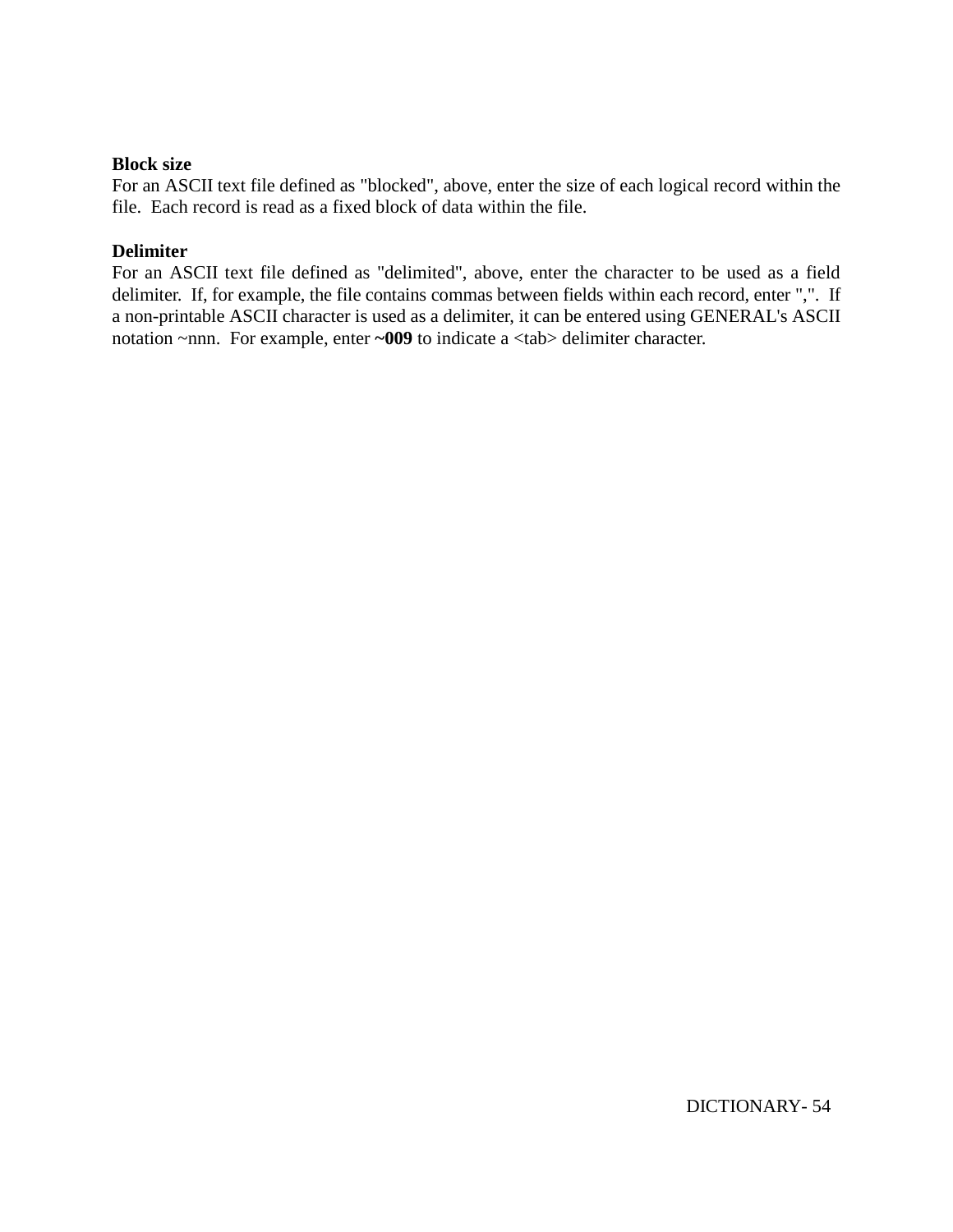**Block size**
For an ASCII text file defined as "blocked", above, enter the size of each logical record within the file. Each record is read as a fixed block of data within the file.

**Delimiter**
For an ASCII text file defined as "delimited", above, enter the character to be used as a field delimiter. If, for example, the file contains commas between fields within each record, enter ",". If a non-printable ASCII character is used as a delimiter, it can be entered using GENERAL's ASCII notation ~nnn. For example, enter **~009** to indicate a <tab> delimiter character.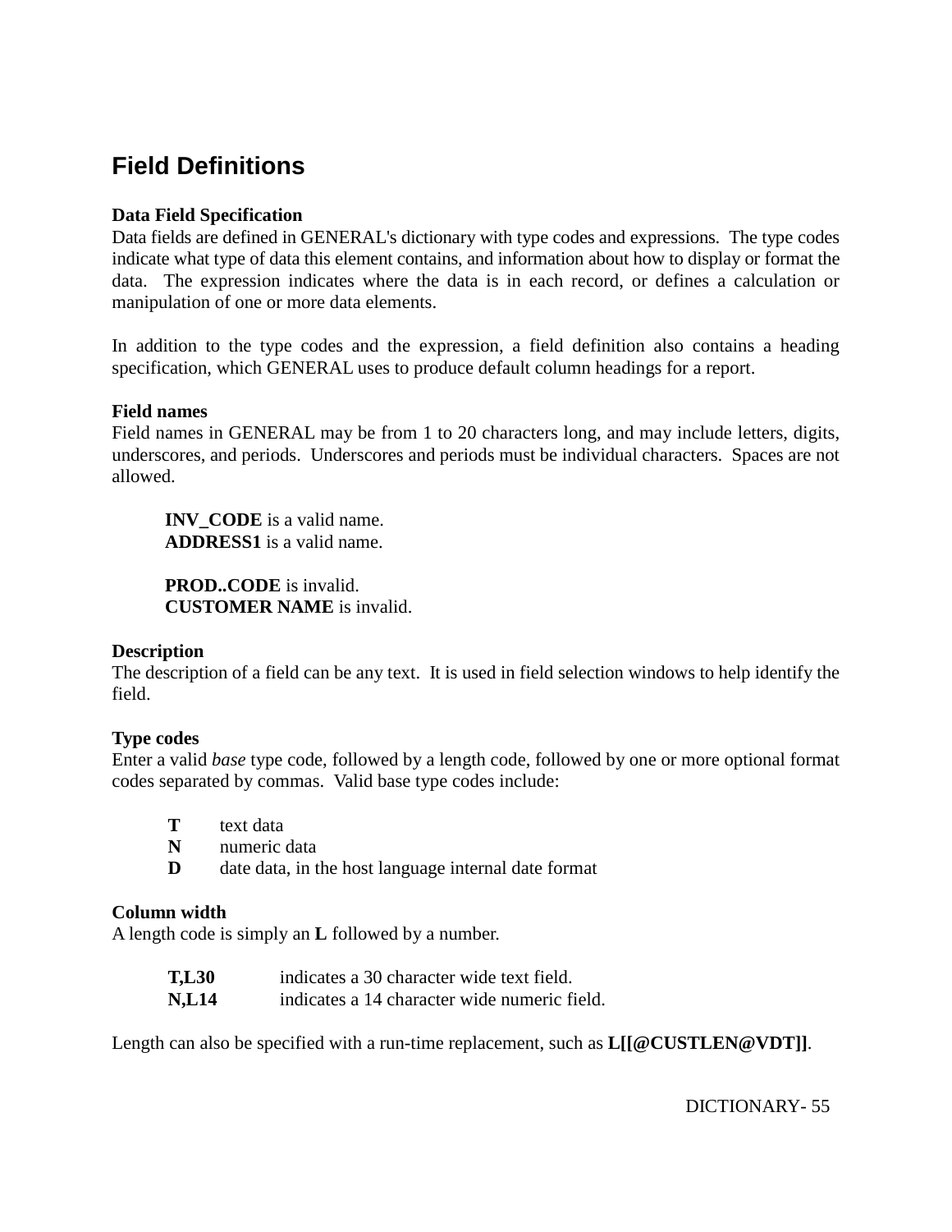# Field Definitions

**Data Field Specification**

Data fields are defined in GENERAL's dictionary with type codes and expressions. The type codes indicate what type of data this element contains, and information about how to display or format the data. The expression indicates where the data is in each record, or defines a calculation or manipulation of one or more data elements.

In addition to the type codes and the expression, a field definition also contains a heading specification, which GENERAL uses to produce default column headings for a report.

**Field names**

Field names in GENERAL may be from 1 to 20 characters long, and may include letters, digits, underscores, and periods. Underscores and periods must be individual characters. Spaces are not allowed.

> **INV_CODE** is a valid name.
> **ADDRESS1** is a valid name.
>
> **PROD..CODE** is invalid.
> **CUSTOMER NAME** is invalid.

**Description**

The description of a field can be any text. It is used in field selection windows to help identify the field.

**Type codes**

Enter a valid *base* type code, followed by a length code, followed by one or more optional format codes separated by commas. Valid base type codes include:

| | |
|---|---|
| **T** | text data |
| **N** | numeric data |
| **D** | date data, in the host language internal date format |

**Column width**

A length code is simply an **L** followed by a number.

| | |
|---|---|
| **T,L30** | indicates a 30 character wide text field. |
| **N,L14** | indicates a 14 character wide numeric field. |

Length can also be specified with a run-time replacement, such as **L[[@CUSTLEN@VDT]]**.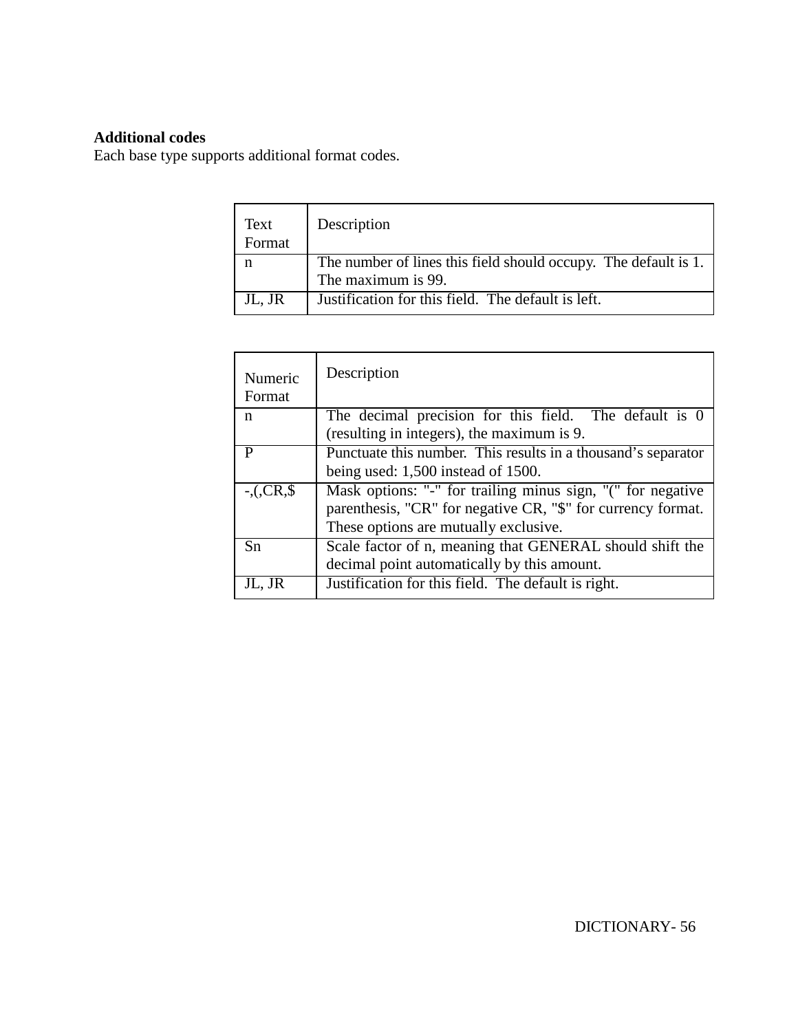**Additional codes**

Each base type supports additional format codes.

| Text Format | Description |
|---|---|
| n | The number of lines this field should occupy. The default is 1. The maximum is 99. |
| JL, JR | Justification for this field. The default is left. |

| Numeric Format | Description |
|---|---|
| n | The decimal precision for this field. The default is 0 (resulting in integers), the maximum is 9. |
| P | Punctuate this number. This results in a thousand's separator being used: 1,500 instead of 1500. |
| -,(,CR,$ | Mask options: "-" for trailing minus sign, "(" for negative parenthesis, "CR" for negative CR, "$" for currency format. These options are mutually exclusive. |
| Sn | Scale factor of n, meaning that GENERAL should shift the decimal point automatically by this amount. |
| JL, JR | Justification for this field. The default is right. |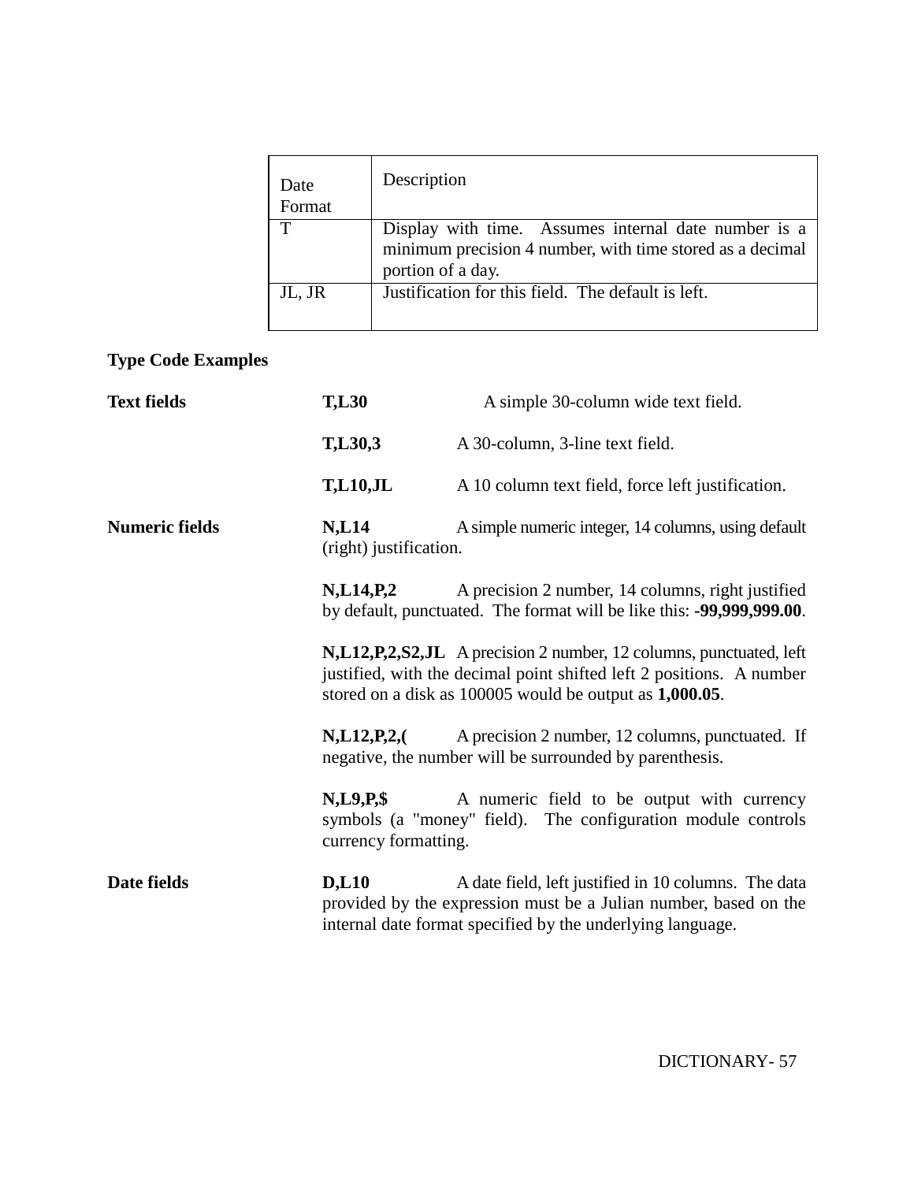| Date Format | Description |
| --- | --- |
| T | Display with time. Assumes internal date number is a minimum precision 4 number, with time stored as a decimal portion of a day. |
| JL, JR | Justification for this field. The default is left. |

**Type Code Examples**

**Text fields**

**T,L30** A simple 30-column wide text field.

**T,L30,3** A 30-column, 3-line text field.

**T,L10,JL** A 10 column text field, force left justification.

**Numeric fields**

**N,L14** A simple numeric integer, 14 columns, using default (right) justification.

**N,L14,P,2** A precision 2 number, 14 columns, right justified by default, punctuated. The format will be like this: **-99,999,999.00**.

**N,L12,P,2,S2,JL** A precision 2 number, 12 columns, punctuated, left justified, with the decimal point shifted left 2 positions. A number stored on a disk as 100005 would be output as **1,000.05**.

**N,L12,P,2,(** A precision 2 number, 12 columns, punctuated. If negative, the number will be surrounded by parenthesis.

**N,L9,P,$** A numeric field to be output with currency symbols (a "money" field). The configuration module controls currency formatting.

**Date fields**

**D,L10** A date field, left justified in 10 columns. The data provided by the expression must be a Julian number, based on the internal date format specified by the underlying language.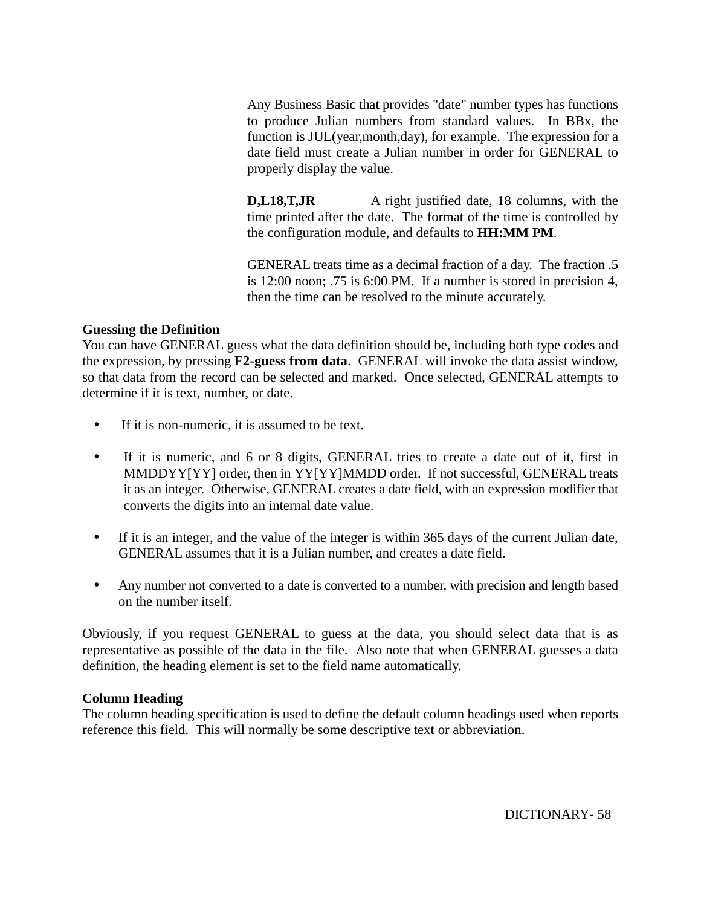Any Business Basic that provides "date" number types has functions to produce Julian numbers from standard values. In BBx, the function is JUL(year,month,day), for example. The expression for a date field must create a Julian number in order for GENERAL to properly display the value.

**D,L18,T,JR** A right justified date, 18 columns, with the time printed after the date. The format of the time is controlled by the configuration module, and defaults to **HH:MM PM**.

GENERAL treats time as a decimal fraction of a day. The fraction .5 is 12:00 noon; .75 is 6:00 PM. If a number is stored in precision 4, then the time can be resolved to the minute accurately.

**Guessing the Definition**

You can have GENERAL guess what the data definition should be, including both type codes and the expression, by pressing **F2-guess from data**. GENERAL will invoke the data assist window, so that data from the record can be selected and marked. Once selected, GENERAL attempts to determine if it is text, number, or date.

- If it is non-numeric, it is assumed to be text.
- If it is numeric, and 6 or 8 digits, GENERAL tries to create a date out of it, first in MMDDYY[YY] order, then in YY[YY]MMDD order. If not successful, GENERAL treats it as an integer. Otherwise, GENERAL creates a date field, with an expression modifier that converts the digits into an internal date value.
- If it is an integer, and the value of the integer is within 365 days of the current Julian date, GENERAL assumes that it is a Julian number, and creates a date field.
- Any number not converted to a date is converted to a number, with precision and length based on the number itself.

Obviously, if you request GENERAL to guess at the data, you should select data that is as representative as possible of the data in the file. Also note that when GENERAL guesses a data definition, the heading element is set to the field name automatically.

**Column Heading**

The column heading specification is used to define the default column headings used when reports reference this field. This will normally be some descriptive text or abbreviation.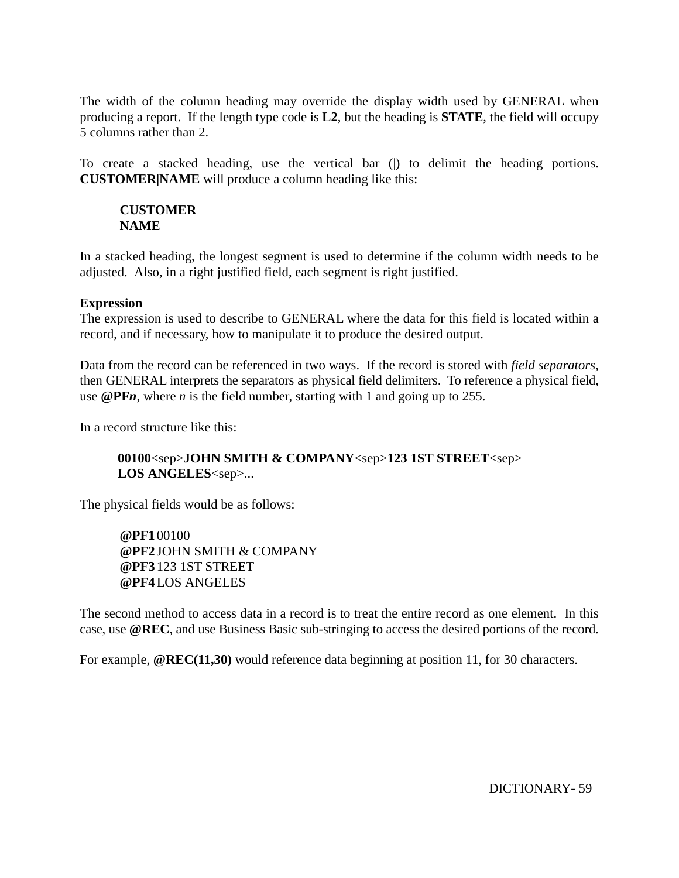The width of the column heading may override the display width used by GENERAL when producing a report. If the length type code is **L2**, but the heading is **STATE**, the field will occupy 5 columns rather than 2.

To create a stacked heading, use the vertical bar (|) to delimit the heading portions. **CUSTOMER|NAME** will produce a column heading like this:

> **CUSTOMER**
> **NAME**

In a stacked heading, the longest segment is used to determine if the column width needs to be adjusted. Also, in a right justified field, each segment is right justified.

**Expression**
The expression is used to describe to GENERAL where the data for this field is located within a record, and if necessary, how to manipulate it to produce the desired output.

Data from the record can be referenced in two ways. If the record is stored with *field separators*, then GENERAL interprets the separators as physical field delimiters. To reference a physical field, use **@PF*n***, where *n* is the field number, starting with 1 and going up to 255.

In a record structure like this:

> **00100**<sep>**JOHN SMITH & COMPANY**<sep>**123 1ST STREET**<sep>
> **LOS ANGELES**<sep>...

The physical fields would be as follows:

> **@PF1** 00100
> **@PF2** JOHN SMITH & COMPANY
> **@PF3** 123 1ST STREET
> **@PF4** LOS ANGELES

The second method to access data in a record is to treat the entire record as one element. In this case, use **@REC**, and use Business Basic sub-stringing to access the desired portions of the record.

For example, **@REC(11,30)** would reference data beginning at position 11, for 30 characters.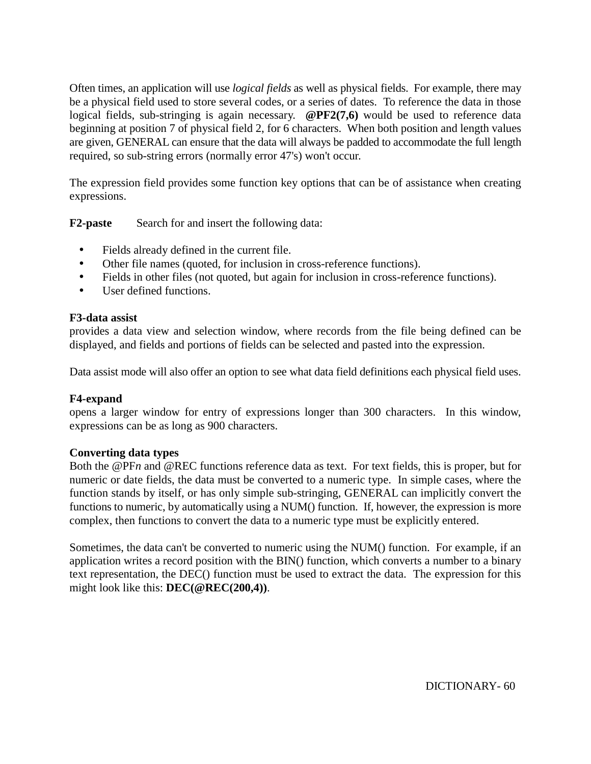Often times, an application will use *logical fields* as well as physical fields. For example, there may be a physical field used to store several codes, or a series of dates. To reference the data in those logical fields, sub-stringing is again necessary. **@PF2(7,6)** would be used to reference data beginning at position 7 of physical field 2, for 6 characters. When both position and length values are given, GENERAL can ensure that the data will always be padded to accommodate the full length required, so sub-string errors (normally error 47's) won't occur.

The expression field provides some function key options that can be of assistance when creating expressions.

**F2-paste** Search for and insert the following data:

- Fields already defined in the current file.
- Other file names (quoted, for inclusion in cross-reference functions).
- Fields in other files (not quoted, but again for inclusion in cross-reference functions).
- User defined functions.

**F3-data assist**
provides a data view and selection window, where records from the file being defined can be displayed, and fields and portions of fields can be selected and pasted into the expression.

Data assist mode will also offer an option to see what data field definitions each physical field uses.

**F4-expand**
opens a larger window for entry of expressions longer than 300 characters. In this window, expressions can be as long as 900 characters.

**Converting data types**
Both the @PF*n* and @REC functions reference data as text. For text fields, this is proper, but for numeric or date fields, the data must be converted to a numeric type. In simple cases, where the function stands by itself, or has only simple sub-stringing, GENERAL can implicitly convert the functions to numeric, by automatically using a NUM() function. If, however, the expression is more complex, then functions to convert the data to a numeric type must be explicitly entered.

Sometimes, the data can't be converted to numeric using the NUM() function. For example, if an application writes a record position with the BIN() function, which converts a number to a binary text representation, the DEC() function must be used to extract the data. The expression for this might look like this: **DEC(@REC(200,4))**.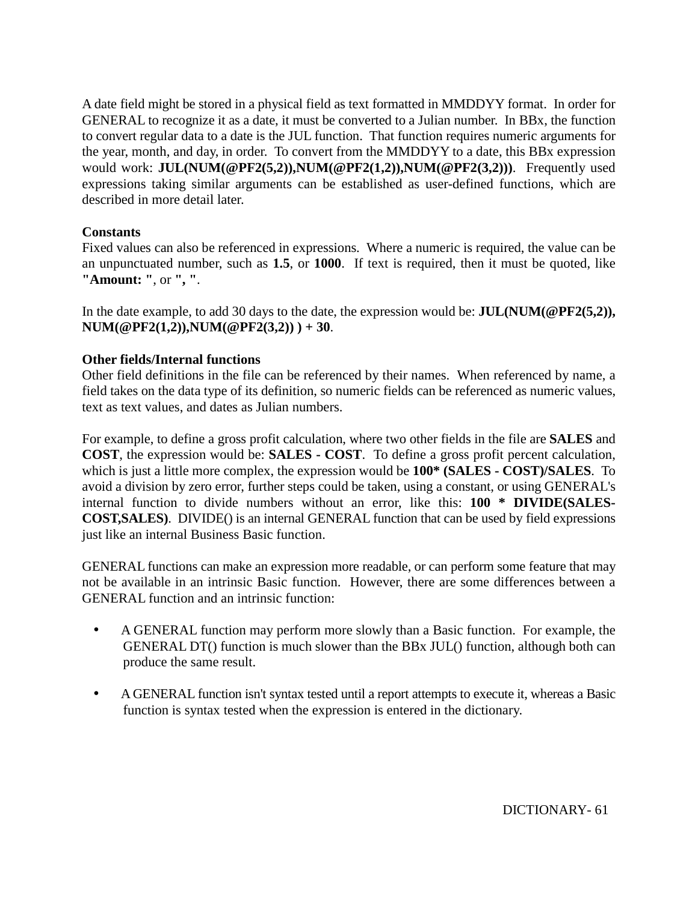A date field might be stored in a physical field as text formatted in MMDDYY format. In order for GENERAL to recognize it as a date, it must be converted to a Julian number. In BBx, the function to convert regular data to a date is the JUL function. That function requires numeric arguments for the year, month, and day, in order. To convert from the MMDDYY to a date, this BBx expression would work: **JUL(NUM(@PF2(5,2)),NUM(@PF2(1,2)),NUM(@PF2(3,2)))**. Frequently used expressions taking similar arguments can be established as user-defined functions, which are described in more detail later.

**Constants**

Fixed values can also be referenced in expressions. Where a numeric is required, the value can be an unpunctuated number, such as **1.5**, or **1000**. If text is required, then it must be quoted, like **"Amount: "**, or **", "**.

In the date example, to add 30 days to the date, the expression would be: **JUL(NUM(@PF2(5,2)), NUM(@PF2(1,2)),NUM(@PF2(3,2)) ) + 30**.

**Other fields/Internal functions**

Other field definitions in the file can be referenced by their names. When referenced by name, a field takes on the data type of its definition, so numeric fields can be referenced as numeric values, text as text values, and dates as Julian numbers.

For example, to define a gross profit calculation, where two other fields in the file are **SALES** and **COST**, the expression would be: **SALES - COST**. To define a gross profit percent calculation, which is just a little more complex, the expression would be **100* (SALES - COST)/SALES**. To avoid a division by zero error, further steps could be taken, using a constant, or using GENERAL's internal function to divide numbers without an error, like this: **100 * DIVIDE(SALES-COST,SALES)**. DIVIDE() is an internal GENERAL function that can be used by field expressions just like an internal Business Basic function.

GENERAL functions can make an expression more readable, or can perform some feature that may not be available in an intrinsic Basic function. However, there are some differences between a GENERAL function and an intrinsic function:

- A GENERAL function may perform more slowly than a Basic function. For example, the GENERAL DT() function is much slower than the BBx JUL() function, although both can produce the same result.

- A GENERAL function isn't syntax tested until a report attempts to execute it, whereas a Basic function is syntax tested when the expression is entered in the dictionary.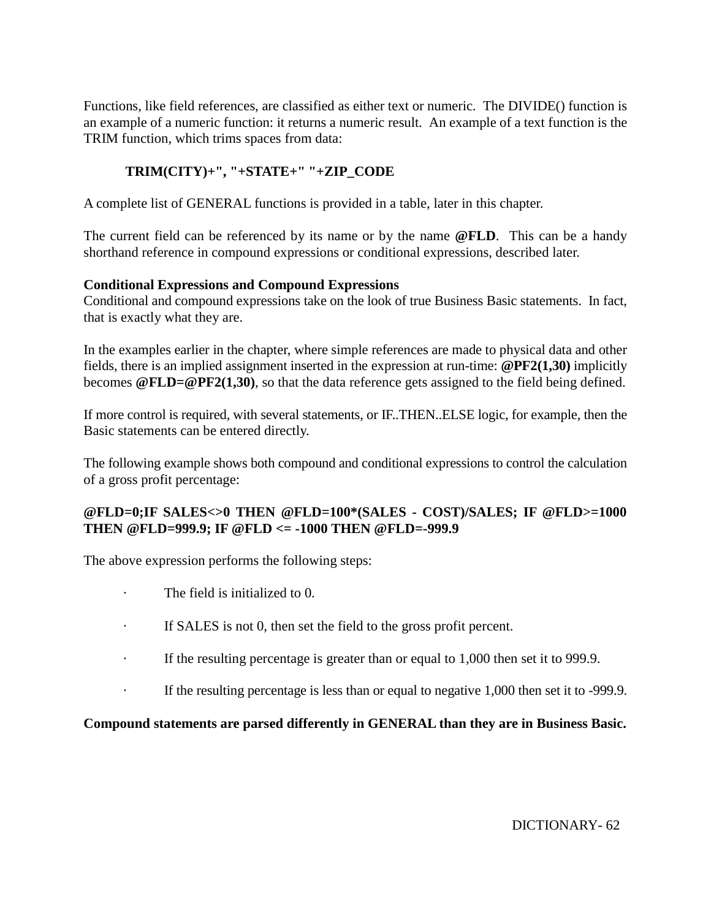Functions, like field references, are classified as either text or numeric. The DIVIDE() function is an example of a numeric function: it returns a numeric result. An example of a text function is the TRIM function, which trims spaces from data:

```
TRIM(CITY)+", "+STATE+" "+ZIP_CODE
```

A complete list of GENERAL functions is provided in a table, later in this chapter.

The current field can be referenced by its name or by the name **@FLD**. This can be a handy shorthand reference in compound expressions or conditional expressions, described later.

**Conditional Expressions and Compound Expressions**

Conditional and compound expressions take on the look of true Business Basic statements. In fact, that is exactly what they are.

In the examples earlier in the chapter, where simple references are made to physical data and other fields, there is an implied assignment inserted in the expression at run-time: **@PF2(1,30)** implicitly becomes **@FLD=@PF2(1,30)**, so that the data reference gets assigned to the field being defined.

If more control is required, with several statements, or IF..THEN..ELSE logic, for example, then the Basic statements can be entered directly.

The following example shows both compound and conditional expressions to control the calculation of a gross profit percentage:

```
@FLD=0;IF SALES<>0 THEN @FLD=100*(SALES - COST)/SALES; IF @FLD>=1000 THEN @FLD=999.9; IF @FLD <= -1000 THEN @FLD=-999.9
```

The above expression performs the following steps:

- The field is initialized to 0.
- If SALES is not 0, then set the field to the gross profit percent.
- If the resulting percentage is greater than or equal to 1,000 then set it to 999.9.
- If the resulting percentage is less than or equal to negative 1,000 then set it to -999.9.

**Compound statements are parsed differently in GENERAL than they are in Business Basic.**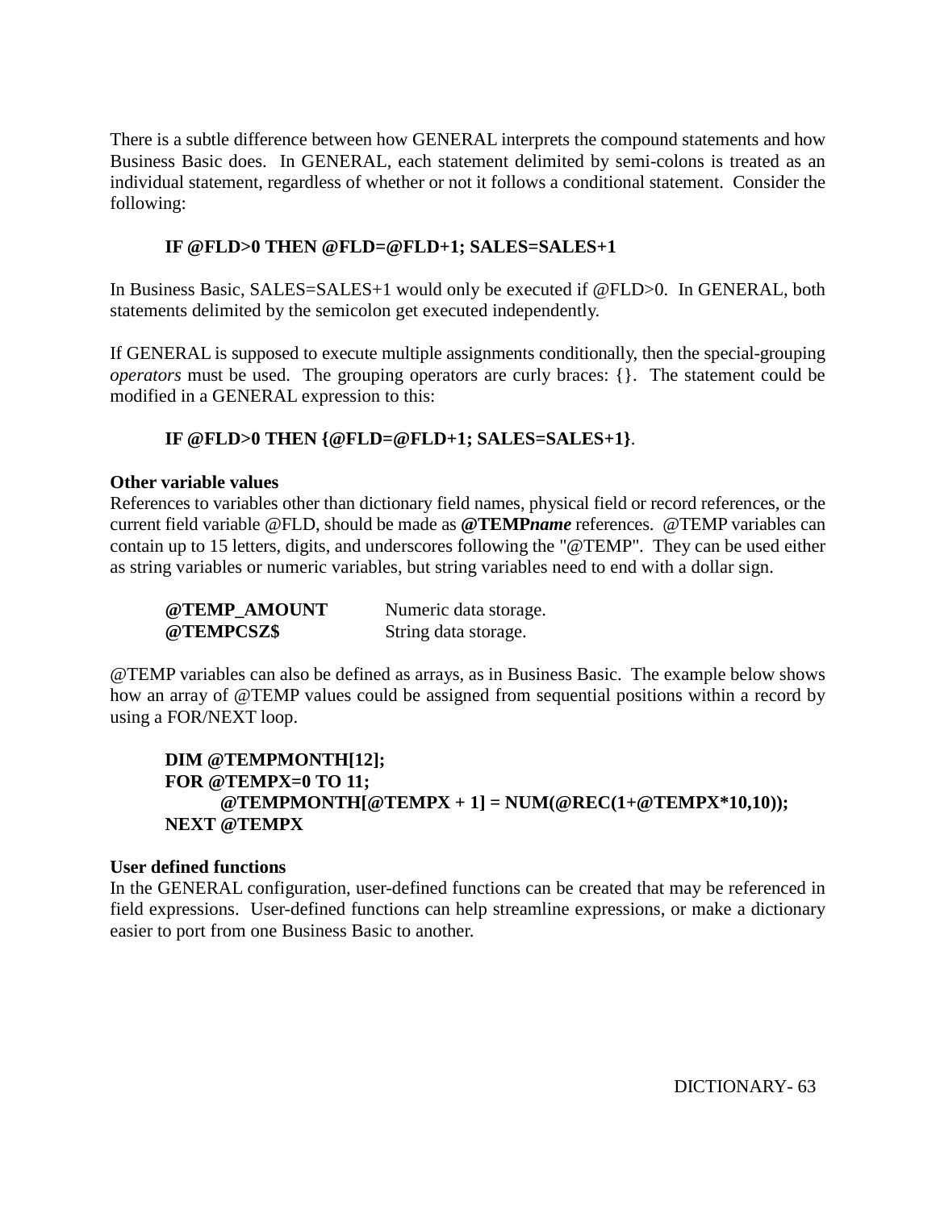There is a subtle difference between how GENERAL interprets the compound statements and how Business Basic does. In GENERAL, each statement delimited by semi-colons is treated as an individual statement, regardless of whether or not it follows a conditional statement. Consider the following:

```
IF @FLD>0 THEN @FLD=@FLD+1; SALES=SALES+1
```

In Business Basic, SALES=SALES+1 would only be executed if @FLD>0. In GENERAL, both statements delimited by the semicolon get executed independently.

If GENERAL is supposed to execute multiple assignments conditionally, then the special-grouping *operators* must be used. The grouping operators are curly braces: {}. The statement could be modified in a GENERAL expression to this:

```
IF @FLD>0 THEN {@FLD=@FLD+1; SALES=SALES+1}.
```

**Other variable values**

References to variables other than dictionary field names, physical field or record references, or the current field variable @FLD, should be made as **@TEMP*name*** references. @TEMP variables can contain up to 15 letters, digits, and underscores following the "@TEMP". They can be used either as string variables or numeric variables, but string variables need to end with a dollar sign.

| | |
|---|---|
| **@TEMP_AMOUNT** | Numeric data storage. |
| **@TEMPCSZ$** | String data storage. |

@TEMP variables can also be defined as arrays, as in Business Basic. The example below shows how an array of @TEMP values could be assigned from sequential positions within a record by using a FOR/NEXT loop.

```
DIM @TEMPMONTH[12];
FOR @TEMPX=0 TO 11;
    @TEMPMONTH[@TEMPX + 1] = NUM(@REC(1+@TEMPX*10,10));
NEXT @TEMPX
```

**User defined functions**

In the GENERAL configuration, user-defined functions can be created that may be referenced in field expressions. User-defined functions can help streamline expressions, or make a dictionary easier to port from one Business Basic to another.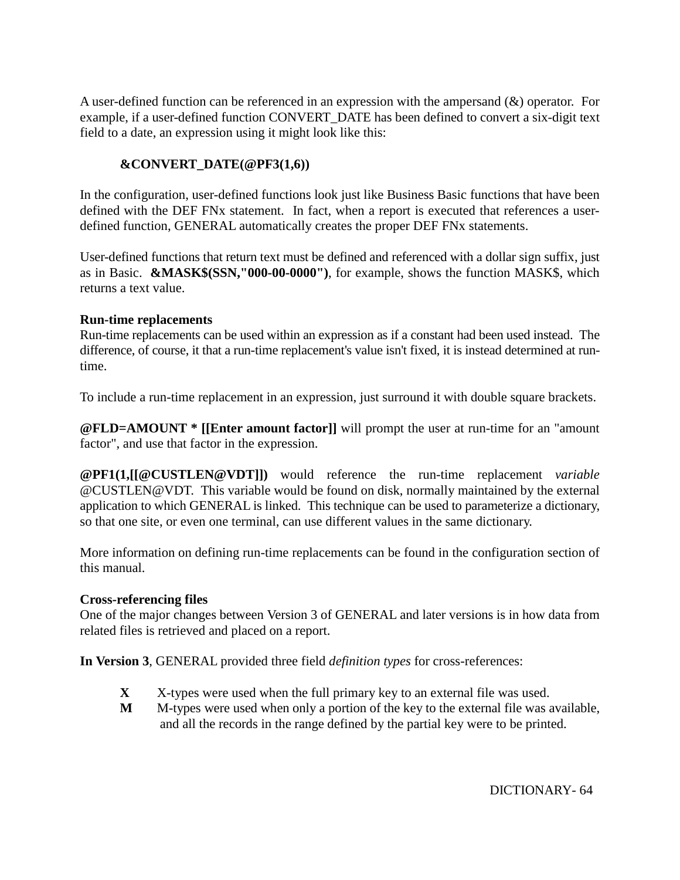A user-defined function can be referenced in an expression with the ampersand (&) operator. For example, if a user-defined function CONVERT_DATE has been defined to convert a six-digit text field to a date, an expression using it might look like this:

**&CONVERT_DATE(@PF3(1,6))**

In the configuration, user-defined functions look just like Business Basic functions that have been defined with the DEF FNx statement. In fact, when a report is executed that references a user-defined function, GENERAL automatically creates the proper DEF FNx statements.

User-defined functions that return text must be defined and referenced with a dollar sign suffix, just as in Basic. **&MASK$(SSN,"000-00-0000")**, for example, shows the function MASK$, which returns a text value.

**Run-time replacements**

Run-time replacements can be used within an expression as if a constant had been used instead. The difference, of course, it that a run-time replacement's value isn't fixed, it is instead determined at run-time.

To include a run-time replacement in an expression, just surround it with double square brackets.

**@FLD=AMOUNT * [[Enter amount factor]]** will prompt the user at run-time for an "amount factor", and use that factor in the expression.

**@PF1(1,[[@CUSTLEN@VDT]])** would reference the run-time replacement *variable* @CUSTLEN@VDT. This variable would be found on disk, normally maintained by the external application to which GENERAL is linked. This technique can be used to parameterize a dictionary, so that one site, or even one terminal, can use different values in the same dictionary.

More information on defining run-time replacements can be found in the configuration section of this manual.

**Cross-referencing files**

One of the major changes between Version 3 of GENERAL and later versions is in how data from related files is retrieved and placed on a report.

**In Version 3**, GENERAL provided three field *definition types* for cross-references:

- **X** X-types were used when the full primary key to an external file was used.
- **M** M-types were used when only a portion of the key to the external file was available, and all the records in the range defined by the partial key were to be printed.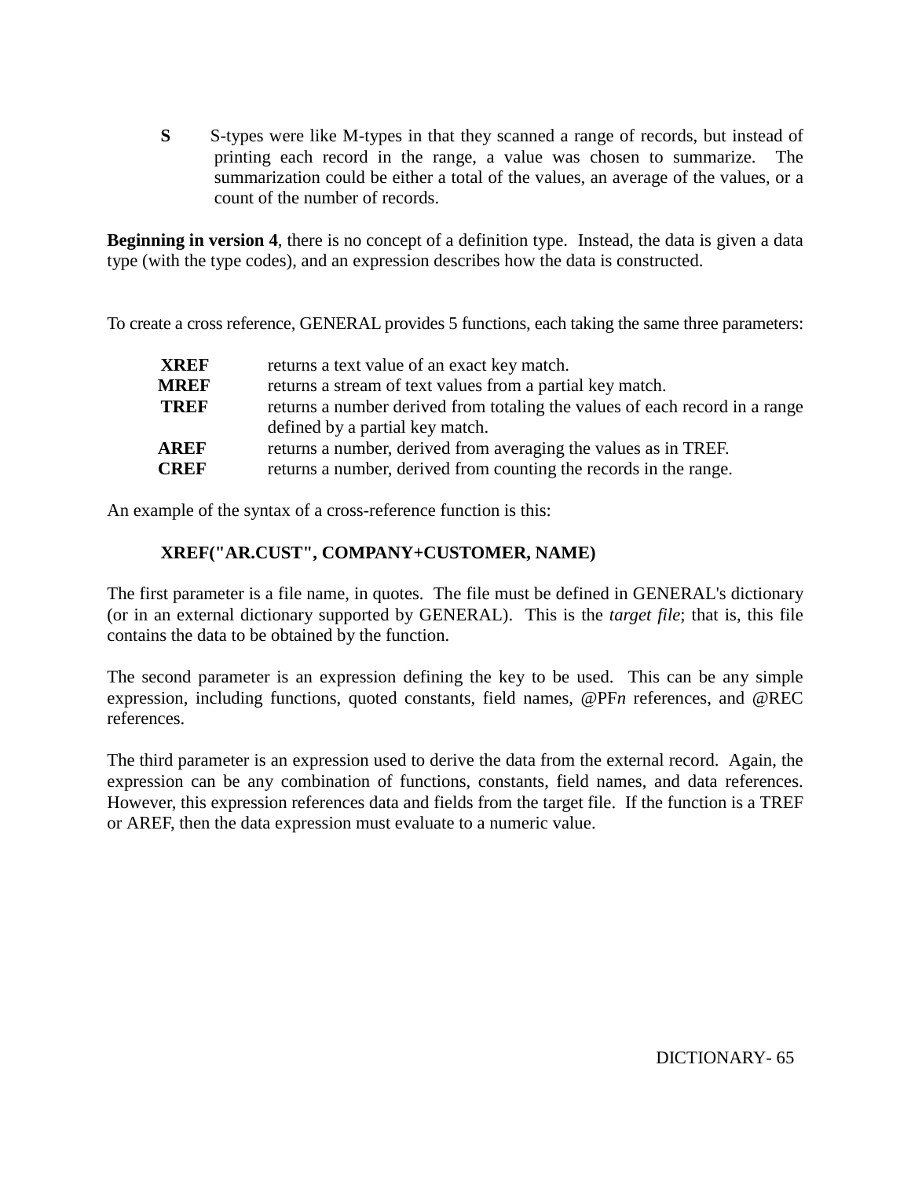**S** S-types were like M-types in that they scanned a range of records, but instead of printing each record in the range, a value was chosen to summarize. The summarization could be either a total of the values, an average of the values, or a count of the number of records.

**Beginning in version 4**, there is no concept of a definition type. Instead, the data is given a data type (with the type codes), and an expression describes how the data is constructed.

To create a cross reference, GENERAL provides 5 functions, each taking the same three parameters:

| | |
|---|---|
| **XREF** | returns a text value of an exact key match. |
| **MREF** | returns a stream of text values from a partial key match. |
| **TREF** | returns a number derived from totaling the values of each record in a range defined by a partial key match. |
| **AREF** | returns a number, derived from averaging the values as in TREF. |
| **CREF** | returns a number, derived from counting the records in the range. |

An example of the syntax of a cross-reference function is this:

**XREF("AR.CUST", COMPANY+CUSTOMER, NAME)**

The first parameter is a file name, in quotes. The file must be defined in GENERAL's dictionary (or in an external dictionary supported by GENERAL). This is the *target file*; that is, this file contains the data to be obtained by the function.

The second parameter is an expression defining the key to be used. This can be any simple expression, including functions, quoted constants, field names, @PF*n* references, and @REC references.

The third parameter is an expression used to derive the data from the external record. Again, the expression can be any combination of functions, constants, field names, and data references. However, this expression references data and fields from the target file. If the function is a TREF or AREF, then the data expression must evaluate to a numeric value.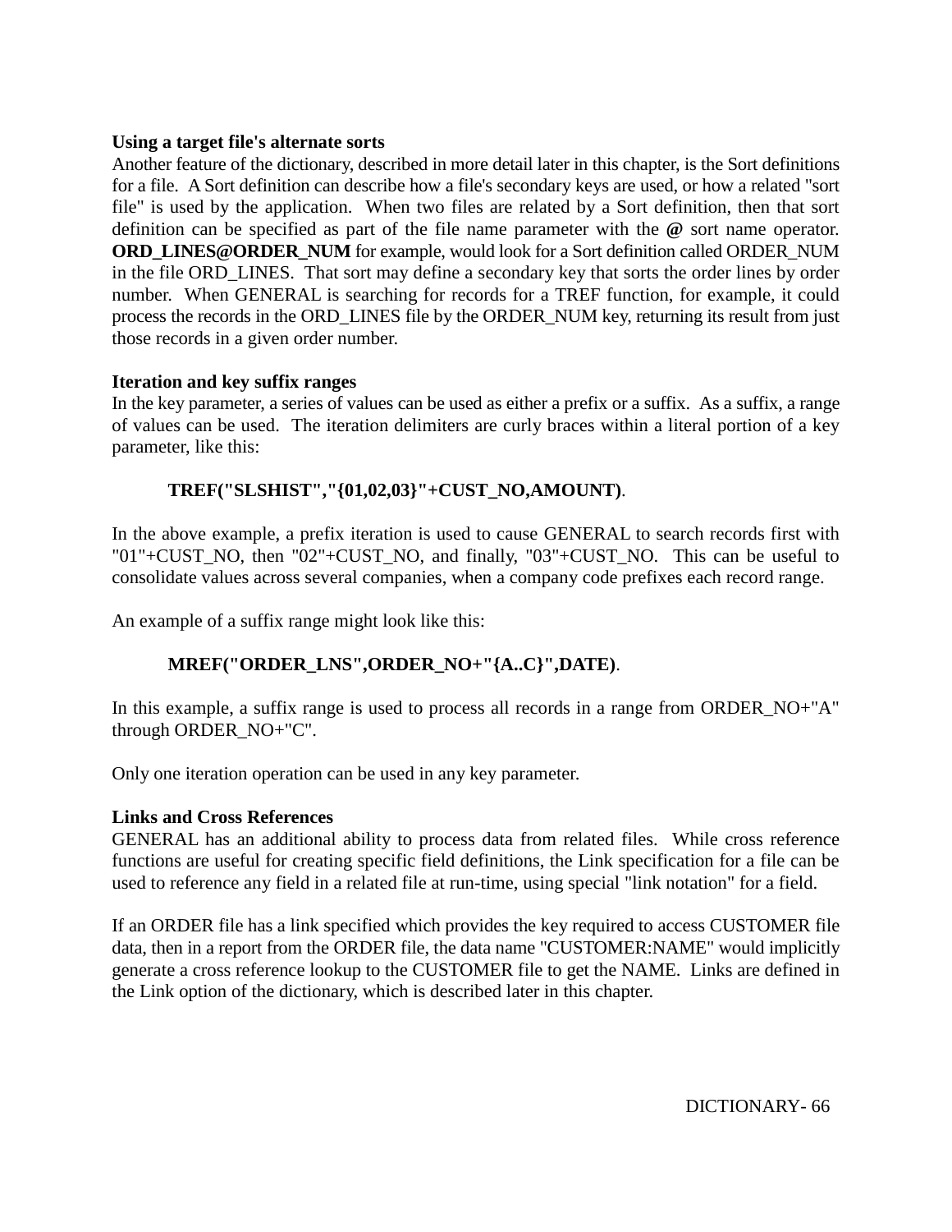**Using a target file's alternate sorts**
Another feature of the dictionary, described in more detail later in this chapter, is the Sort definitions for a file. A Sort definition can describe how a file's secondary keys are used, or how a related "sort file" is used by the application. When two files are related by a Sort definition, then that sort definition can be specified as part of the file name parameter with the **@** sort name operator. **ORD_LINES@ORDER_NUM** for example, would look for a Sort definition called ORDER_NUM in the file ORD_LINES. That sort may define a secondary key that sorts the order lines by order number. When GENERAL is searching for records for a TREF function, for example, it could process the records in the ORD_LINES file by the ORDER_NUM key, returning its result from just those records in a given order number.

**Iteration and key suffix ranges**
In the key parameter, a series of values can be used as either a prefix or a suffix. As a suffix, a range of values can be used. The iteration delimiters are curly braces within a literal portion of a key parameter, like this:

**TREF("SLSHIST","{01,02,03}"+CUST_NO,AMOUNT)**.

In the above example, a prefix iteration is used to cause GENERAL to search records first with "01"+CUST_NO, then "02"+CUST_NO, and finally, "03"+CUST_NO. This can be useful to consolidate values across several companies, when a company code prefixes each record range.

An example of a suffix range might look like this:

**MREF("ORDER_LNS",ORDER_NO+"{A..C}",DATE)**.

In this example, a suffix range is used to process all records in a range from ORDER_NO+"A" through ORDER_NO+"C".

Only one iteration operation can be used in any key parameter.

**Links and Cross References**
GENERAL has an additional ability to process data from related files. While cross reference functions are useful for creating specific field definitions, the Link specification for a file can be used to reference any field in a related file at run-time, using special "link notation" for a field.

If an ORDER file has a link specified which provides the key required to access CUSTOMER file data, then in a report from the ORDER file, the data name "CUSTOMER:NAME" would implicitly generate a cross reference lookup to the CUSTOMER file to get the NAME. Links are defined in the Link option of the dictionary, which is described later in this chapter.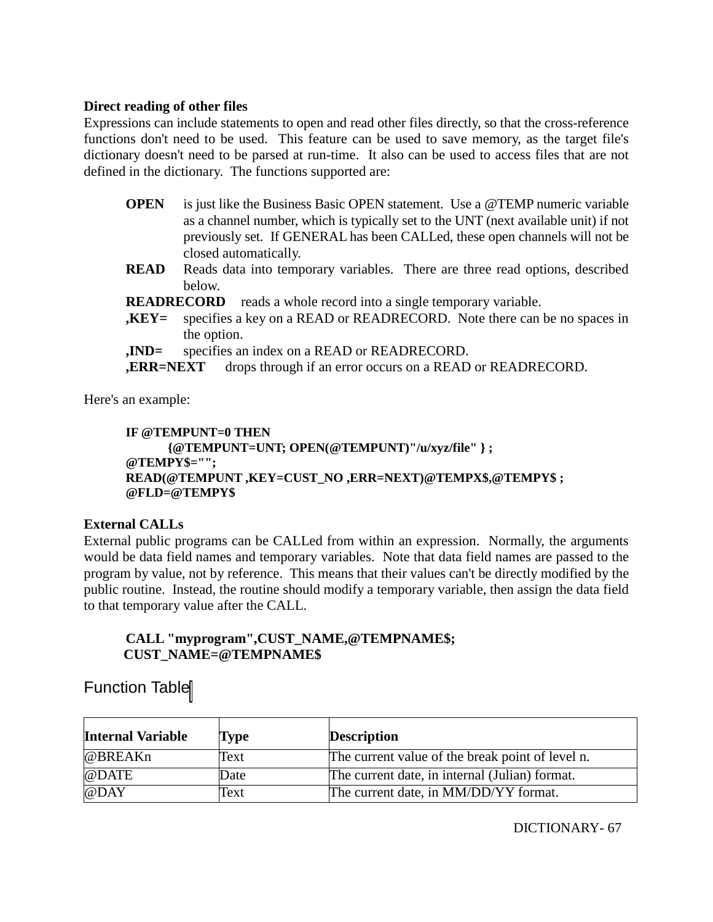**Direct reading of other files**

Expressions can include statements to open and read other files directly, so that the cross-reference functions don't need to be used. This feature can be used to save memory, as the target file's dictionary doesn't need to be parsed at run-time. It also can be used to access files that are not defined in the dictionary. The functions supported are:

- **OPEN** is just like the Business Basic OPEN statement. Use a @TEMP numeric variable as a channel number, which is typically set to the UNT (next available unit) if not previously set. If GENERAL has been CALLed, these open channels will not be closed automatically.
- **READ** Reads data into temporary variables. There are three read options, described below.
- **READRECORD** reads a whole record into a single temporary variable.
- **,KEY=** specifies a key on a READ or READRECORD. Note there can be no spaces in the option.
- **,IND=** specifies an index on a READ or READRECORD.
- **,ERR=NEXT** drops through if an error occurs on a READ or READRECORD.

Here's an example:

```
IF @TEMPUNT=0 THEN
    {@TEMPUNT=UNT; OPEN(@TEMPUNT)"/u/xyz/file" } ;
@TEMPY$="";
READ(@TEMPUNT ,KEY=CUST_NO ,ERR=NEXT)@TEMPX$,@TEMPY$ ;
@FLD=@TEMPY$
```

**External CALLs**

External public programs can be CALLed from within an expression. Normally, the arguments would be data field names and temporary variables. Note that data field names are passed to the program by value, not by reference. This means that their values can't be directly modified by the public routine. Instead, the routine should modify a temporary variable, then assign the data field to that temporary value after the CALL.

```
CALL "myprogram",CUST_NAME,@TEMPNAME$;
CUST_NAME=@TEMPNAME$
```

## Function Table

| Internal Variable | Type | Description |
|---|---|---|
| @BREAKn | Text | The current value of the break point of level n. |
| @DATE | Date | The current date, in internal (Julian) format. |
| @DAY | Text | The current date, in MM/DD/YY format. |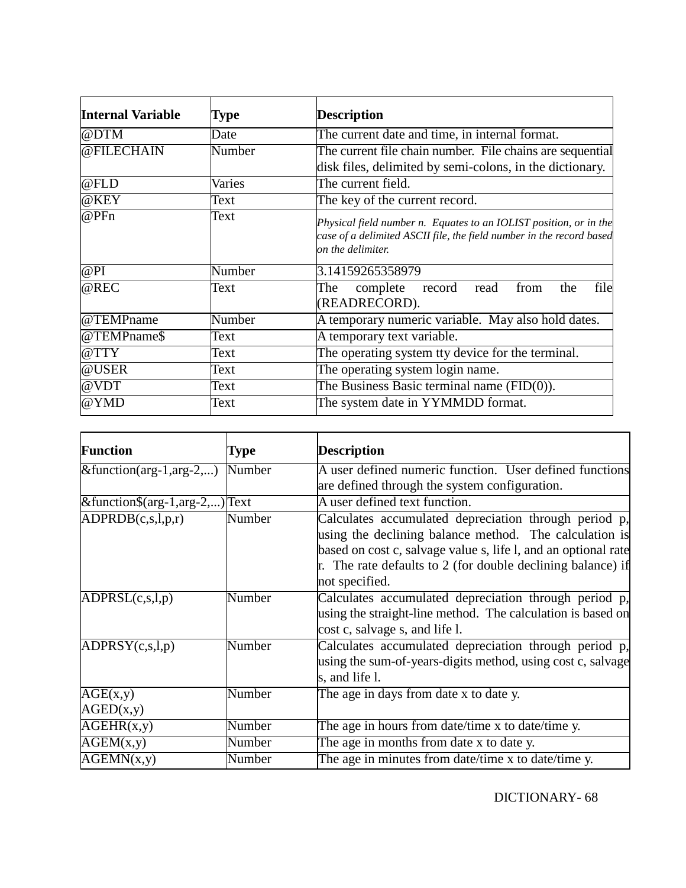| Internal Variable | Type | Description |
|---|---|---|
| @DTM | Date | The current date and time, in internal format. |
| @FILECHAIN | Number | The current file chain number. File chains are sequential disk files, delimited by semi-colons, in the dictionary. |
| @FLD | Varies | The current field. |
| @KEY | Text | The key of the current record. |
| @PFn | Text | *Physical field number n. Equates to an IOLIST position, or in the case of a delimited ASCII file, the field number in the record based on the delimiter.* |
| @PI | Number | 3.14159265358979 |
| @REC | Text | The complete record read from the file (READRECORD). |
| @TEMPname | Number | A temporary numeric variable. May also hold dates. |
| @TEMPname$ | Text | A temporary text variable. |
| @TTY | Text | The operating system tty device for the terminal. |
| @USER | Text | The operating system login name. |
| @VDT | Text | The Business Basic terminal name (FID(0)). |
| @YMD | Text | The system date in YYMMDD format. |

| Function | Type | Description |
|---|---|---|
| &function(arg-1,arg-2,...) | Number | A user defined numeric function. User defined functions are defined through the system configuration. |
| &function$(arg-1,arg-2,...) | Text | A user defined text function. |
| ADPRDB(c,s,l,p,r) | Number | Calculates accumulated depreciation through period p, using the declining balance method. The calculation is based on cost c, salvage value s, life l, and an optional rate r. The rate defaults to 2 (for double declining balance) if not specified. |
| ADPRSL(c,s,l,p) | Number | Calculates accumulated depreciation through period p, using the straight-line method. The calculation is based on cost c, salvage s, and life l. |
| ADPRSY(c,s,l,p) | Number | Calculates accumulated depreciation through period p, using the sum-of-years-digits method, using cost c, salvage s, and life l. |
| AGE(x,y)<br>AGED(x,y) | Number | The age in days from date x to date y. |
| AGEHR(x,y) | Number | The age in hours from date/time x to date/time y. |
| AGEM(x,y) | Number | The age in months from date x to date y. |
| AGEMN(x,y) | Number | The age in minutes from date/time x to date/time y. |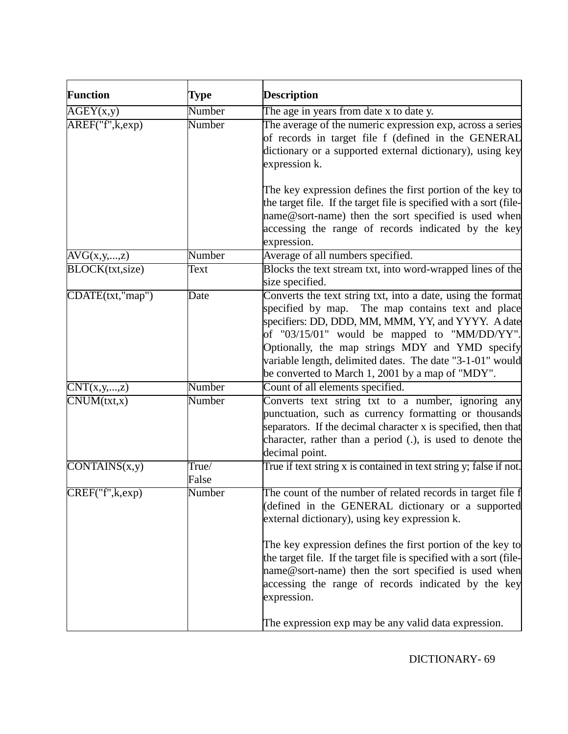| Function | Type | Description |
|---|---|---|
| AGEY(x,y) | Number | The age in years from date x to date y. |
| AREF("f",k,exp) | Number | The average of the numeric expression exp, across a series of records in target file f (defined in the GENERAL dictionary or a supported external dictionary), using key expression k.<br><br>The key expression defines the first portion of the key to the target file. If the target file is specified with a sort (file-name@sort-name) then the sort specified is used when accessing the range of records indicated by the key expression. |
| AVG(x,y,...,z) | Number | Average of all numbers specified. |
| BLOCK(txt,size) | Text | Blocks the text stream txt, into word-wrapped lines of the size specified. |
| CDATE(txt,"map") | Date | Converts the text string txt, into a date, using the format specified by map. The map contains text and place specifiers: DD, DDD, MM, MMM, YY, and YYYY. A date of "03/15/01" would be mapped to "MM/DD/YY". Optionally, the map strings MDY and YMD specify variable length, delimited dates. The date "3-1-01" would be converted to March 1, 2001 by a map of "MDY". |
| CNT(x,y,...,z) | Number | Count of all elements specified. |
| CNUM(txt,x) | Number | Converts text string txt to a number, ignoring any punctuation, such as currency formatting or thousands separators. If the decimal character x is specified, then that character, rather than a period (.), is used to denote the decimal point. |
| CONTAINS(x,y) | True/ False | True if text string x is contained in text string y; false if not. |
| CREF("f",k,exp) | Number | The count of the number of related records in target file f (defined in the GENERAL dictionary or a supported external dictionary), using key expression k.<br><br>The key expression defines the first portion of the key to the target file. If the target file is specified with a sort (file-name@sort-name) then the sort specified is used when accessing the range of records indicated by the key expression.<br><br>The expression exp may be any valid data expression. |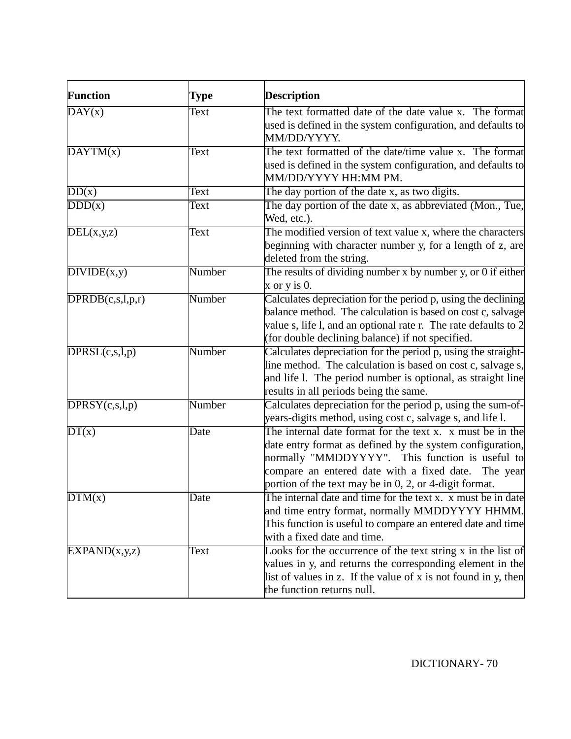| **Function** | **Type** | **Description** |
|---|---|---|
| DAY(x) | Text | The text formatted date of the date value x. The format used is defined in the system configuration, and defaults to MM/DD/YYYY. |
| DAYTM(x) | Text | The text formatted of the date/time value x. The format used is defined in the system configuration, and defaults to MM/DD/YYYY HH:MM PM. |
| DD(x) | Text | The day portion of the date x, as two digits. |
| DDD(x) | Text | The day portion of the date x, as abbreviated (Mon., Tue, Wed, etc.). |
| DEL(x,y,z) | Text | The modified version of text value x, where the characters beginning with character number y, for a length of z, are deleted from the string. |
| DIVIDE(x,y) | Number | The results of dividing number x by number y, or 0 if either x or y is 0. |
| DPRDB(c,s,l,p,r) | Number | Calculates depreciation for the period p, using the declining balance method. The calculation is based on cost c, salvage value s, life l, and an optional rate r. The rate defaults to 2 (for double declining balance) if not specified. |
| DPRSL(c,s,l,p) | Number | Calculates depreciation for the period p, using the straight-line method. The calculation is based on cost c, salvage s, and life l. The period number is optional, as straight line results in all periods being the same. |
| DPRSY(c,s,l,p) | Number | Calculates depreciation for the period p, using the sum-of-years-digits method, using cost c, salvage s, and life l. |
| DT(x) | Date | The internal date format for the text x. x must be in the date entry format as defined by the system configuration, normally "MMDDYYYY". This function is useful to compare an entered date with a fixed date. The year portion of the text may be in 0, 2, or 4-digit format. |
| DTM(x) | Date | The internal date and time for the text x. x must be in date and time entry format, normally MMDDYYYY HHMM. This function is useful to compare an entered date and time with a fixed date and time. |
| EXPAND(x,y,z) | Text | Looks for the occurrence of the text string x in the list of values in y, and returns the corresponding element in the list of values in z. If the value of x is not found in y, then the function returns null. |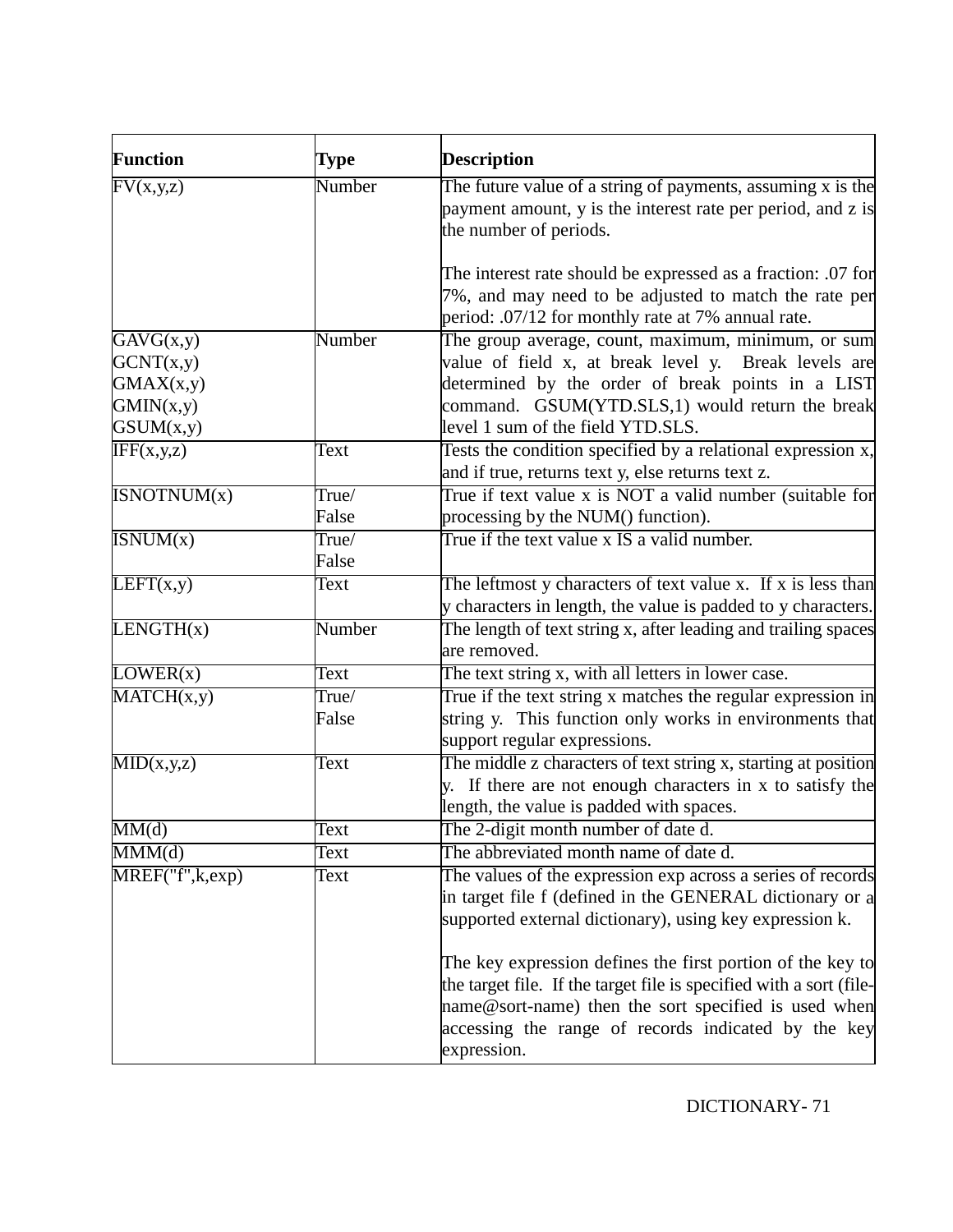| Function | Type | Description |
|---|---|---|
| FV(x,y,z) | Number | The future value of a string of payments, assuming x is the payment amount, y is the interest rate per period, and z is the number of periods.<br><br>The interest rate should be expressed as a fraction: .07 for 7%, and may need to be adjusted to match the rate per period: .07/12 for monthly rate at 7% annual rate. |
| GAVG(x,y)<br>GCNT(x,y)<br>GMAX(x,y)<br>GMIN(x,y)<br>GSUM(x,y) | Number | The group average, count, maximum, minimum, or sum value of field x, at break level y. Break levels are determined by the order of break points in a LIST command. GSUM(YTD.SLS,1) would return the break level 1 sum of the field YTD.SLS. |
| IFF(x,y,z) | Text | Tests the condition specified by a relational expression x, and if true, returns text y, else returns text z. |
| ISNOTNUM(x) | True/ False | True if text value x is NOT a valid number (suitable for processing by the NUM() function). |
| ISNUM(x) | True/ False | True if the text value x IS a valid number. |
| LEFT(x,y) | Text | The leftmost y characters of text value x. If x is less than y characters in length, the value is padded to y characters. |
| LENGTH(x) | Number | The length of text string x, after leading and trailing spaces are removed. |
| LOWER(x) | Text | The text string x, with all letters in lower case. |
| MATCH(x,y) | True/ False | True if the text string x matches the regular expression in string y. This function only works in environments that support regular expressions. |
| MID(x,y,z) | Text | The middle z characters of text string x, starting at position y. If there are not enough characters in x to satisfy the length, the value is padded with spaces. |
| MM(d) | Text | The 2-digit month number of date d. |
| MMM(d) | Text | The abbreviated month name of date d. |
| MREF("f",k,exp) | Text | The values of the expression exp across a series of records in target file f (defined in the GENERAL dictionary or a supported external dictionary), using key expression k.<br><br>The key expression defines the first portion of the key to the target file. If the target file is specified with a sort (file-name@sort-name) then the sort specified is used when accessing the range of records indicated by the key expression. |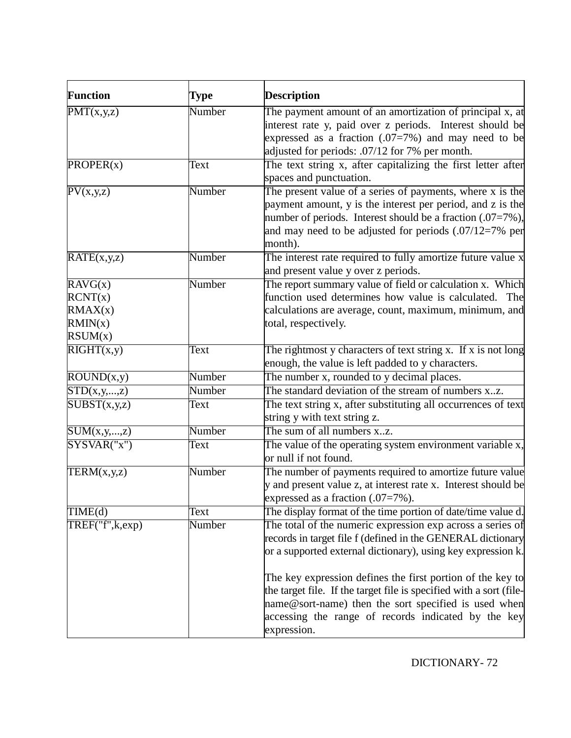| Function | Type | Description |
|---|---|---|
| PMT(x,y,z) | Number | The payment amount of an amortization of principal x, at interest rate y, paid over z periods. Interest should be expressed as a fraction (.07=7%) and may need to be adjusted for periods: .07/12 for 7% per month. |
| PROPER(x) | Text | The text string x, after capitalizing the first letter after spaces and punctuation. |
| PV(x,y,z) | Number | The present value of a series of payments, where x is the payment amount, y is the interest per period, and z is the number of periods. Interest should be a fraction (.07=7%), and may need to be adjusted for periods (.07/12=7% per month). |
| RATE(x,y,z) | Number | The interest rate required to fully amortize future value x and present value y over z periods. |
| RAVG(x)<br>RCNT(x)<br>RMAX(x)<br>RMIN(x)<br>RSUM(x) | Number | The report summary value of field or calculation x. Which function used determines how value is calculated. The calculations are average, count, maximum, minimum, and total, respectively. |
| RIGHT(x,y) | Text | The rightmost y characters of text string x. If x is not long enough, the value is left padded to y characters. |
| ROUND(x,y) | Number | The number x, rounded to y decimal places. |
| STD(x,y,...,z) | Number | The standard deviation of the stream of numbers x..z. |
| SUBST(x,y,z) | Text | The text string x, after substituting all occurrences of text string y with text string z. |
| SUM(x,y,...,z) | Number | The sum of all numbers x..z. |
| SYSVAR("x") | Text | The value of the operating system environment variable x, or null if not found. |
| TERM(x,y,z) | Number | The number of payments required to amortize future value y and present value z, at interest rate x. Interest should be expressed as a fraction (.07=7%). |
| TIME(d) | Text | The display format of the time portion of date/time value d. |
| TREF("f",k,exp) | Number | The total of the numeric expression exp across a series of records in target file f (defined in the GENERAL dictionary or a supported external dictionary), using key expression k.<br><br>The key expression defines the first portion of the key to the target file. If the target file is specified with a sort (file-name@sort-name) then the sort specified is used when accessing the range of records indicated by the key expression. |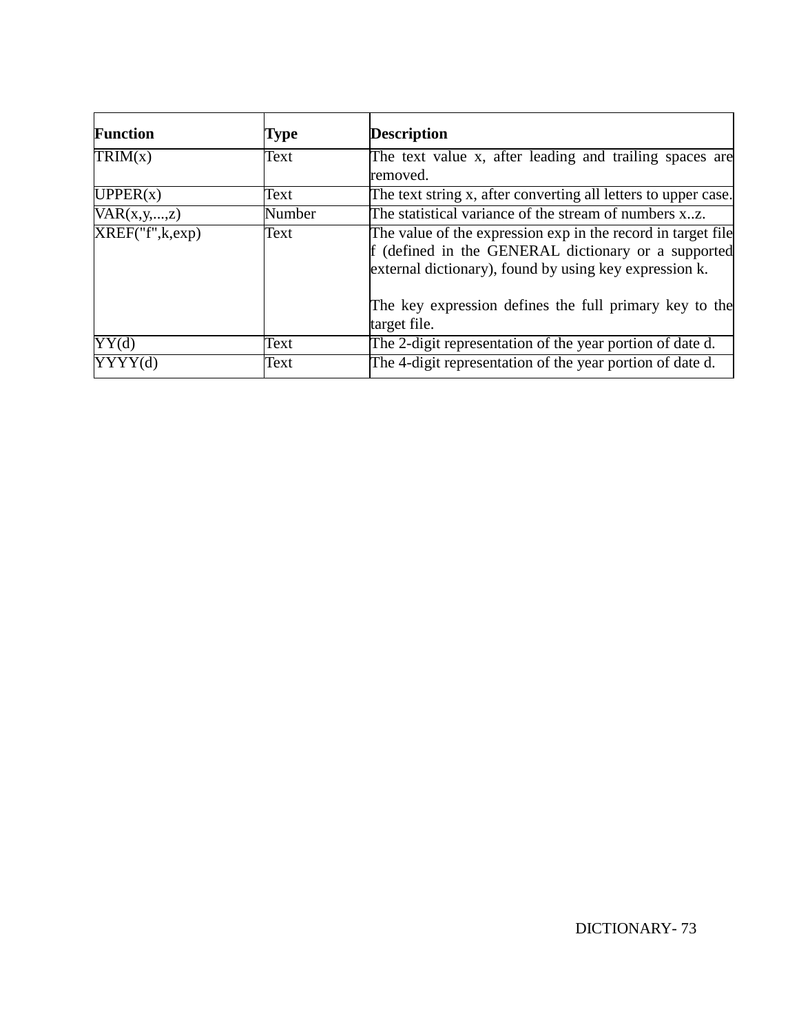| Function | Type | Description |
| --- | --- | --- |
| TRIM(x) | Text | The text value x, after leading and trailing spaces are removed. |
| UPPER(x) | Text | The text string x, after converting all letters to upper case. |
| VAR(x,y,...,z) | Number | The statistical variance of the stream of numbers x..z. |
| XREF("f",k,exp) | Text | The value of the expression exp in the record in target file f (defined in the GENERAL dictionary or a supported external dictionary), found by using key expression k.<br><br>The key expression defines the full primary key to the target file. |
| YY(d) | Text | The 2-digit representation of the year portion of date d. |
| YYYY(d) | Text | The 4-digit representation of the year portion of date d. |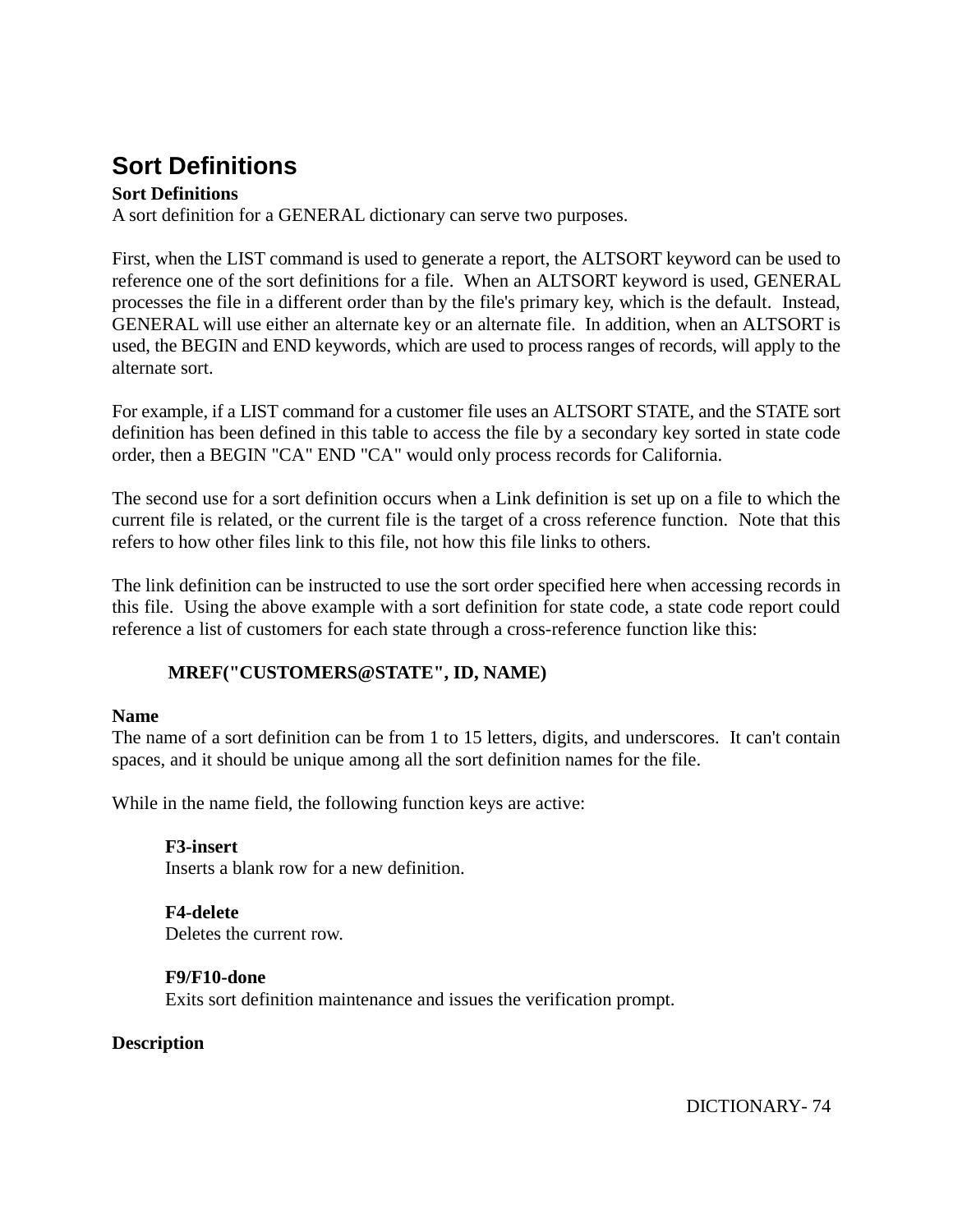## Sort Definitions

**Sort Definitions**
A sort definition for a GENERAL dictionary can serve two purposes.

First, when the LIST command is used to generate a report, the ALTSORT keyword can be used to reference one of the sort definitions for a file. When an ALTSORT keyword is used, GENERAL processes the file in a different order than by the file's primary key, which is the default. Instead, GENERAL will use either an alternate key or an alternate file. In addition, when an ALTSORT is used, the BEGIN and END keywords, which are used to process ranges of records, will apply to the alternate sort.

For example, if a LIST command for a customer file uses an ALTSORT STATE, and the STATE sort definition has been defined in this table to access the file by a secondary key sorted in state code order, then a BEGIN "CA" END "CA" would only process records for California.

The second use for a sort definition occurs when a Link definition is set up on a file to which the current file is related, or the current file is the target of a cross reference function. Note that this refers to how other files link to this file, not how this file links to others.

The link definition can be instructed to use the sort order specified here when accessing records in this file. Using the above example with a sort definition for state code, a state code report could reference a list of customers for each state through a cross-reference function like this:

**MREF("CUSTOMERS@STATE", ID, NAME)**

**Name**
The name of a sort definition can be from 1 to 15 letters, digits, and underscores. It can't contain spaces, and it should be unique among all the sort definition names for the file.

While in the name field, the following function keys are active:

**F3-insert**
Inserts a blank row for a new definition.

**F4-delete**
Deletes the current row.

**F9/F10-done**
Exits sort definition maintenance and issues the verification prompt.

**Description**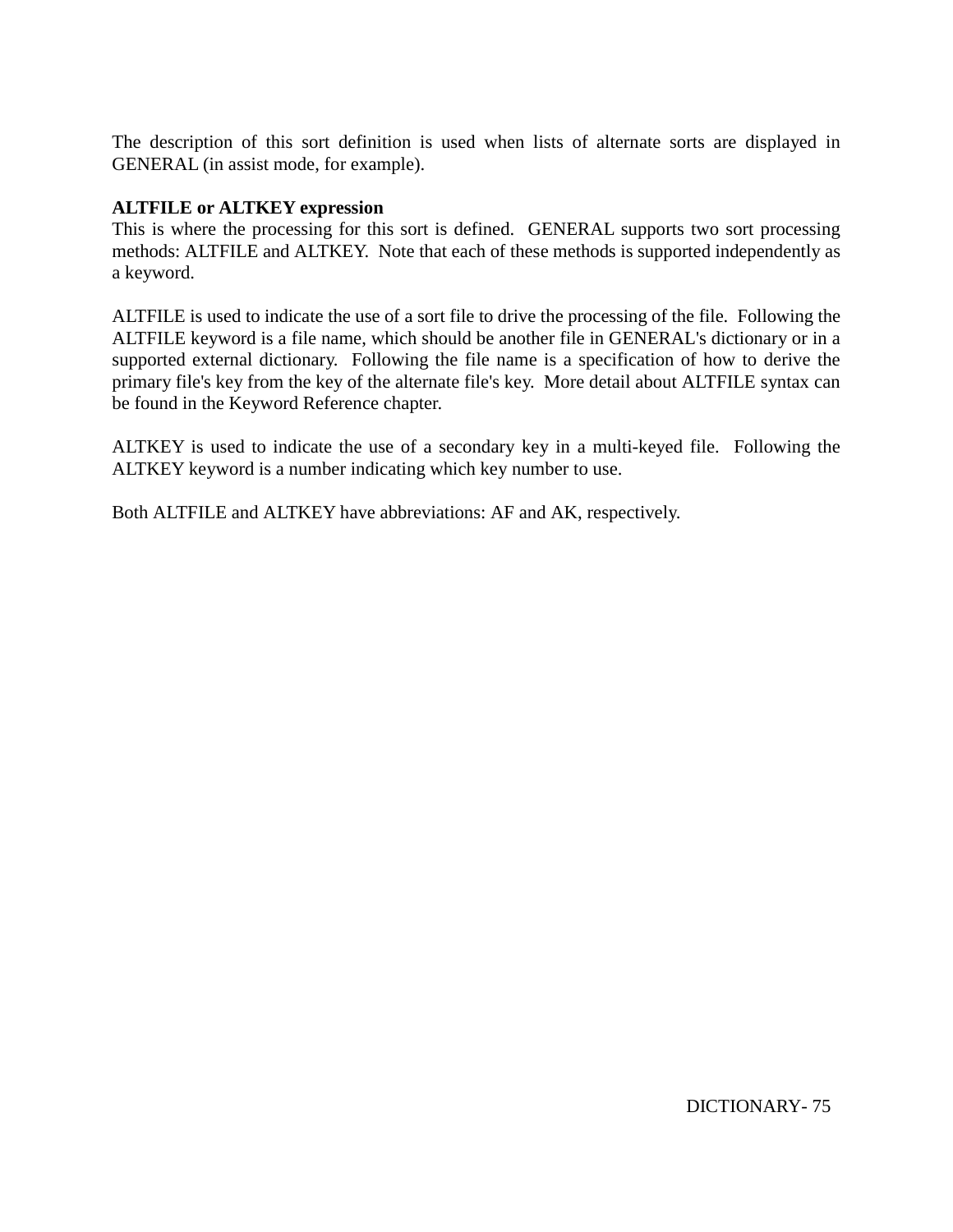The description of this sort definition is used when lists of alternate sorts are displayed in GENERAL (in assist mode, for example).

**ALTFILE or ALTKEY expression**

This is where the processing for this sort is defined.  GENERAL supports two sort processing methods: ALTFILE and ALTKEY.  Note that each of these methods is supported independently as a keyword.

ALTFILE is used to indicate the use of a sort file to drive the processing of the file.  Following the ALTFILE keyword is a file name, which should be another file in GENERAL's dictionary or in a supported external dictionary.  Following the file name is a specification of how to derive the primary file's key from the key of the alternate file's key.  More detail about ALTFILE syntax can be found in the Keyword Reference chapter.

ALTKEY is used to indicate the use of a secondary key in a multi-keyed file.  Following the ALTKEY keyword is a number indicating which key number to use.

Both ALTFILE and ALTKEY have abbreviations: AF and AK, respectively.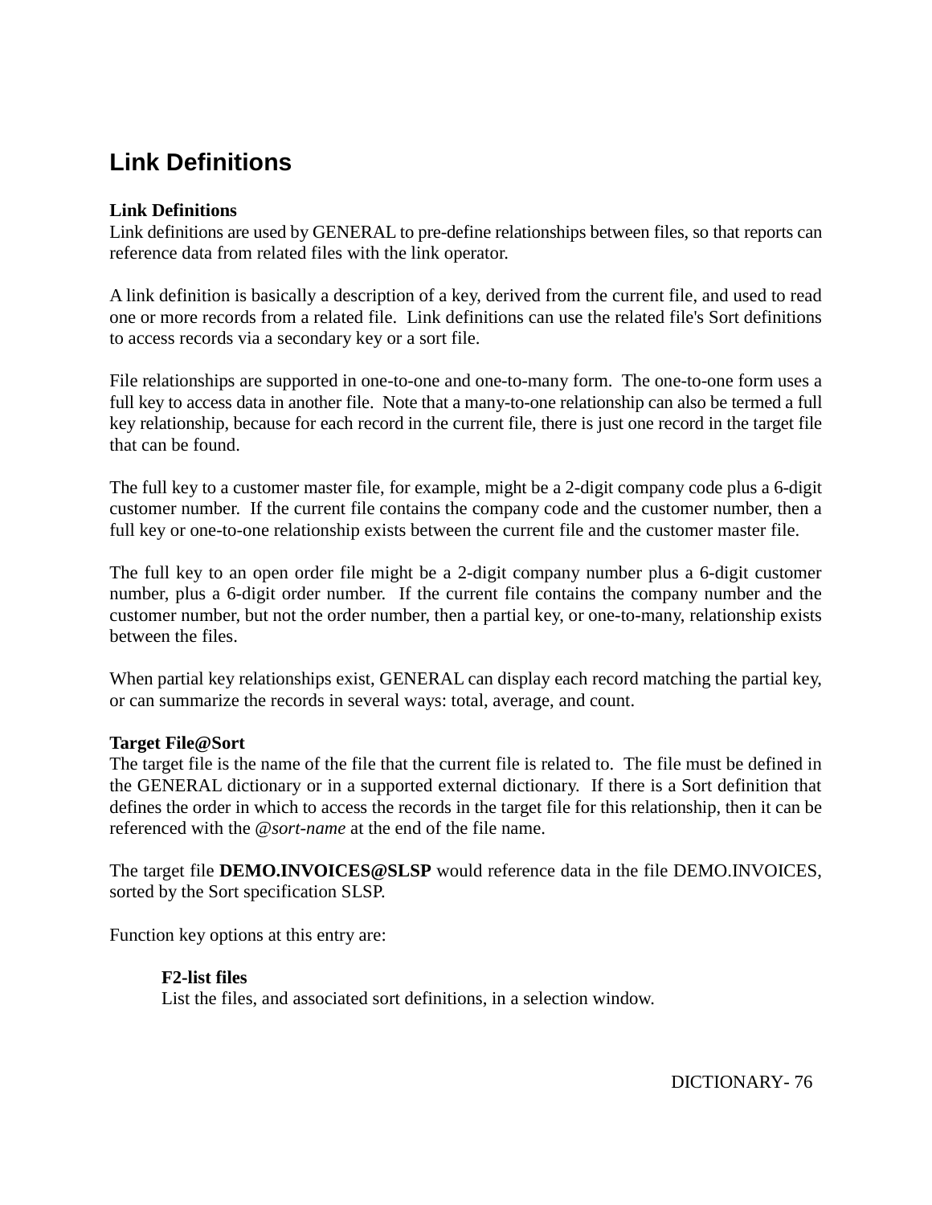# Link Definitions

**Link Definitions**
Link definitions are used by GENERAL to pre-define relationships between files, so that reports can reference data from related files with the link operator.

A link definition is basically a description of a key, derived from the current file, and used to read one or more records from a related file. Link definitions can use the related file's Sort definitions to access records via a secondary key or a sort file.

File relationships are supported in one-to-one and one-to-many form. The one-to-one form uses a full key to access data in another file. Note that a many-to-one relationship can also be termed a full key relationship, because for each record in the current file, there is just one record in the target file that can be found.

The full key to a customer master file, for example, might be a 2-digit company code plus a 6-digit customer number. If the current file contains the company code and the customer number, then a full key or one-to-one relationship exists between the current file and the customer master file.

The full key to an open order file might be a 2-digit company number plus a 6-digit customer number, plus a 6-digit order number. If the current file contains the company number and the customer number, but not the order number, then a partial key, or one-to-many, relationship exists between the files.

When partial key relationships exist, GENERAL can display each record matching the partial key, or can summarize the records in several ways: total, average, and count.

**Target File@Sort**
The target file is the name of the file that the current file is related to. The file must be defined in the GENERAL dictionary or in a supported external dictionary. If there is a Sort definition that defines the order in which to access the records in the target file for this relationship, then it can be referenced with the *@sort-name* at the end of the file name.

The target file **DEMO.INVOICES@SLSP** would reference data in the file DEMO.INVOICES, sorted by the Sort specification SLSP.

Function key options at this entry are:

> **F2-list files**
> List the files, and associated sort definitions, in a selection window.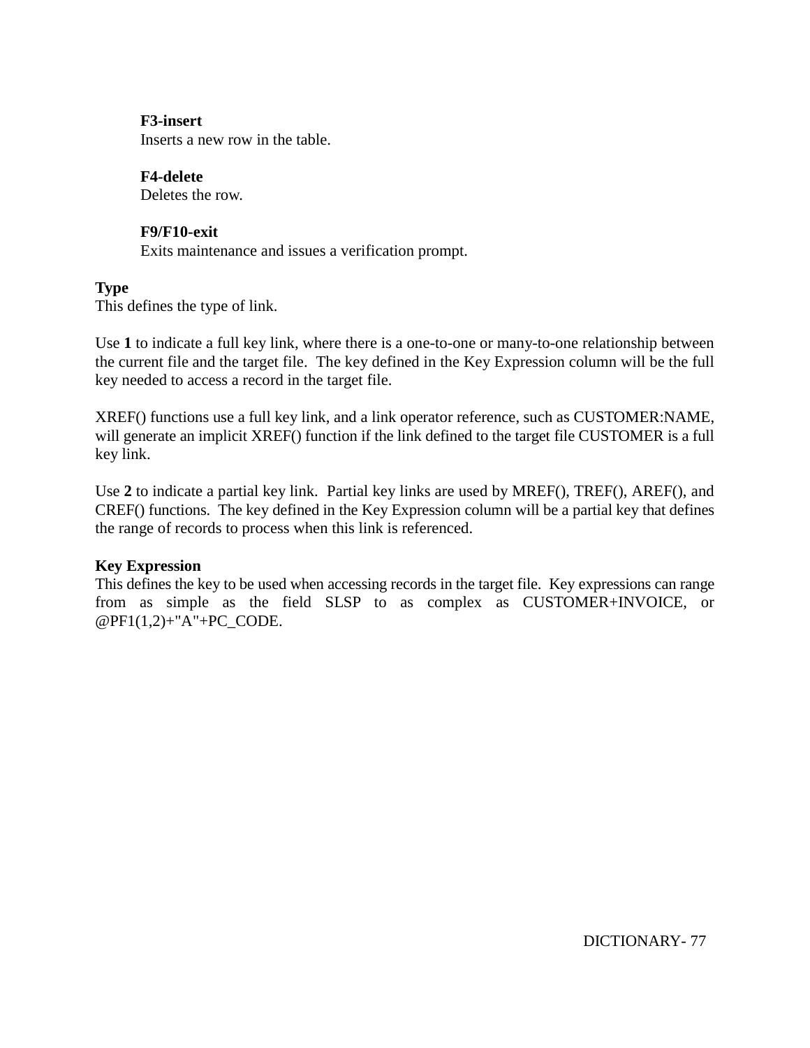**F3-insert**
Inserts a new row in the table.

**F4-delete**
Deletes the row.

**F9/F10-exit**
Exits maintenance and issues a verification prompt.

**Type**
This defines the type of link.

Use **1** to indicate a full key link, where there is a one-to-one or many-to-one relationship between the current file and the target file. The key defined in the Key Expression column will be the full key needed to access a record in the target file.

XREF() functions use a full key link, and a link operator reference, such as CUSTOMER:NAME, will generate an implicit XREF() function if the link defined to the target file CUSTOMER is a full key link.

Use **2** to indicate a partial key link. Partial key links are used by MREF(), TREF(), AREF(), and CREF() functions. The key defined in the Key Expression column will be a partial key that defines the range of records to process when this link is referenced.

**Key Expression**
This defines the key to be used when accessing records in the target file. Key expressions can range from as simple as the field SLSP to as complex as CUSTOMER+INVOICE, or @PF1(1,2)+"A"+PC_CODE.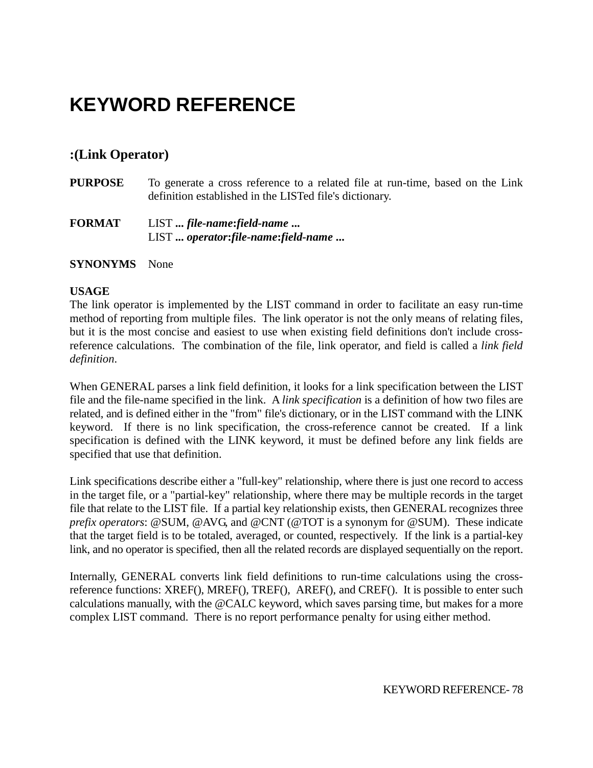# KEYWORD REFERENCE

## :(Link Operator)

**PURPOSE** To generate a cross reference to a related file at run-time, based on the Link definition established in the LISTed file's dictionary.

**FORMAT** LIST **...** ***file-name*:*field-name* ...**
LIST **...** ***operator*:*file-name*:*field-name* ...**

**SYNONYMS** None

**USAGE**
The link operator is implemented by the LIST command in order to facilitate an easy run-time method of reporting from multiple files. The link operator is not the only means of relating files, but it is the most concise and easiest to use when existing field definitions don't include cross-reference calculations. The combination of the file, link operator, and field is called a *link field definition*.

When GENERAL parses a link field definition, it looks for a link specification between the LIST file and the file-name specified in the link. A *link specification* is a definition of how two files are related, and is defined either in the "from" file's dictionary, or in the LIST command with the LINK keyword. If there is no link specification, the cross-reference cannot be created. If a link specification is defined with the LINK keyword, it must be defined before any link fields are specified that use that definition.

Link specifications describe either a "full-key" relationship, where there is just one record to access in the target file, or a "partial-key" relationship, where there may be multiple records in the target file that relate to the LIST file. If a partial key relationship exists, then GENERAL recognizes three *prefix operators*: @SUM, @AVG, and @CNT (@TOT is a synonym for @SUM). These indicate that the target field is to be totaled, averaged, or counted, respectively. If the link is a partial-key link, and no operator is specified, then all the related records are displayed sequentially on the report.

Internally, GENERAL converts link field definitions to run-time calculations using the cross-reference functions: XREF(), MREF(), TREF(), AREF(), and CREF(). It is possible to enter such calculations manually, with the @CALC keyword, which saves parsing time, but makes for a more complex LIST command. There is no report performance penalty for using either method.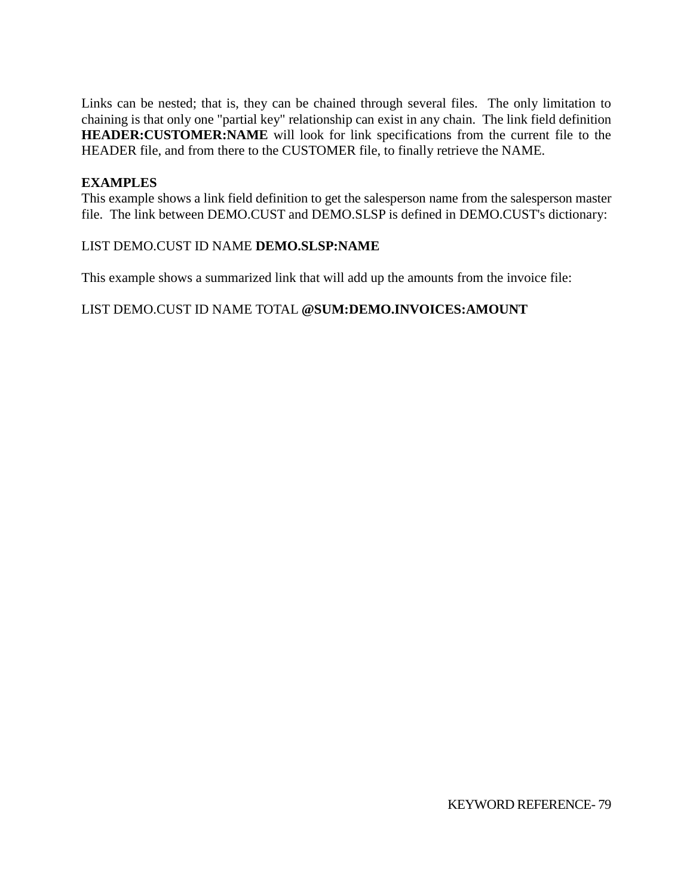Links can be nested; that is, they can be chained through several files. The only limitation to chaining is that only one "partial key" relationship can exist in any chain. The link field definition **HEADER:CUSTOMER:NAME** will look for link specifications from the current file to the HEADER file, and from there to the CUSTOMER file, to finally retrieve the NAME.

**EXAMPLES**

This example shows a link field definition to get the salesperson name from the salesperson master file. The link between DEMO.CUST and DEMO.SLSP is defined in DEMO.CUST's dictionary:

LIST DEMO.CUST ID NAME **DEMO.SLSP:NAME**

This example shows a summarized link that will add up the amounts from the invoice file:

LIST DEMO.CUST ID NAME TOTAL **@SUM:DEMO.INVOICES:AMOUNT**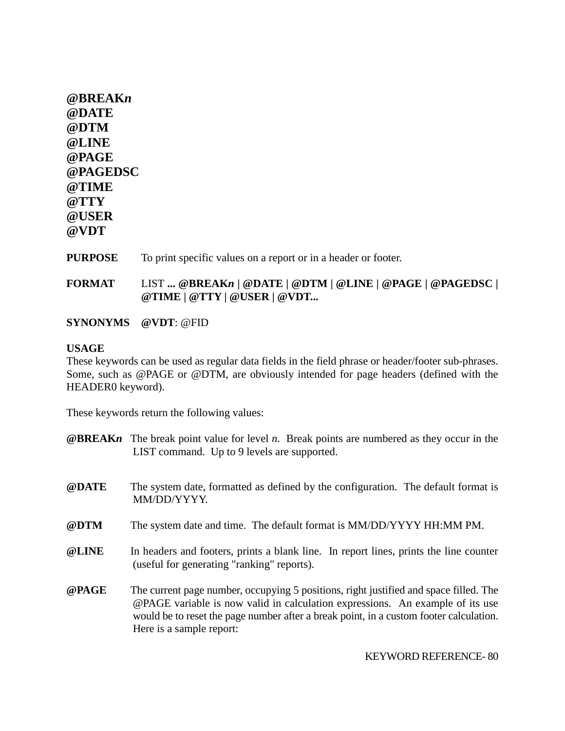**@BREAK*n***
**@DATE**
**@DTM**
**@LINE**
**@PAGE**
**@PAGEDSC**
**@TIME**
**@TTY**
**@USER**
**@VDT**

**PURPOSE** To print specific values on a report or in a header or footer.

**FORMAT** LIST **... @BREAK*n* | @DATE | @DTM | @LINE | @PAGE | @PAGEDSC | @TIME | @TTY | @USER | @VDT...**

**SYNONYMS** **@VDT**: @FID

**USAGE**

These keywords can be used as regular data fields in the field phrase or header/footer sub-phrases. Some, such as @PAGE or @DTM, are obviously intended for page headers (defined with the HEADER0 keyword).

These keywords return the following values:

**@BREAK*n*** The break point value for level *n*. Break points are numbered as they occur in the LIST command. Up to 9 levels are supported.

**@DATE** The system date, formatted as defined by the configuration. The default format is MM/DD/YYYY.

**@DTM** The system date and time. The default format is MM/DD/YYYY HH:MM PM.

**@LINE** In headers and footers, prints a blank line. In report lines, prints the line counter (useful for generating "ranking" reports).

**@PAGE** The current page number, occupying 5 positions, right justified and space filled. The @PAGE variable is now valid in calculation expressions. An example of its use would be to reset the page number after a break point, in a custom footer calculation. Here is a sample report: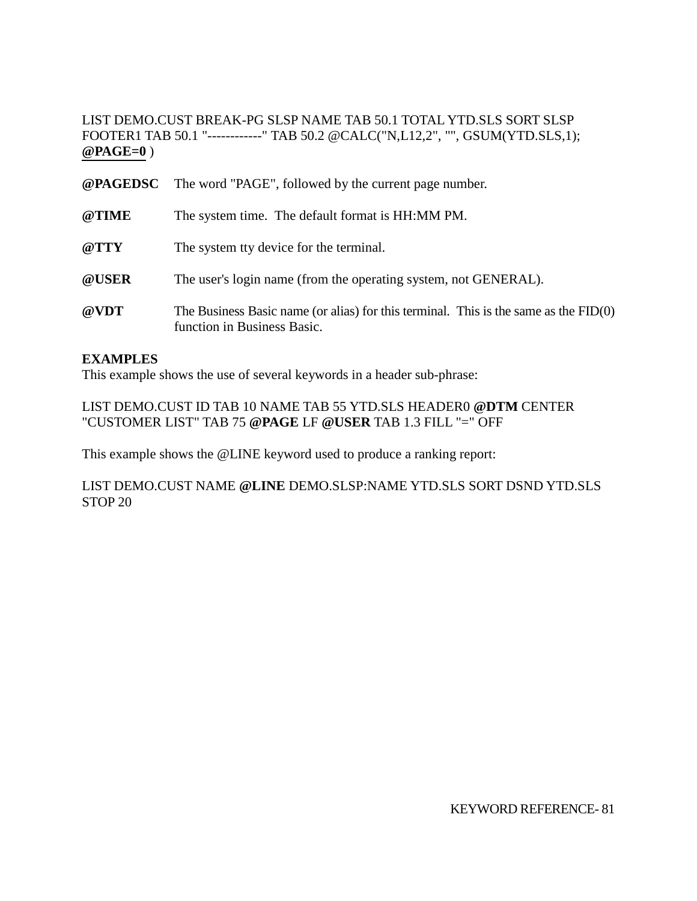LIST DEMO.CUST BREAK-PG SLSP NAME TAB 50.1 TOTAL YTD.SLS SORT SLSP FOOTER1 TAB 50.1 "------------" TAB 50.2 @CALC("N,L12,2", "", GSUM(YTD.SLS,1); **@PAGE=0** )

**@PAGEDSC** The word "PAGE", followed by the current page number.

**@TIME** The system time. The default format is HH:MM PM.

**@TTY** The system tty device for the terminal.

**@USER** The user's login name (from the operating system, not GENERAL).

**@VDT** The Business Basic name (or alias) for this terminal. This is the same as the FID(0) function in Business Basic.

**EXAMPLES**

This example shows the use of several keywords in a header sub-phrase:

LIST DEMO.CUST ID TAB 10 NAME TAB 55 YTD.SLS HEADER0 **@DTM** CENTER "CUSTOMER LIST" TAB 75 **@PAGE** LF **@USER** TAB 1.3 FILL "=" OFF

This example shows the @LINE keyword used to produce a ranking report:

LIST DEMO.CUST NAME **@LINE** DEMO.SLSP:NAME YTD.SLS SORT DSND YTD.SLS STOP 20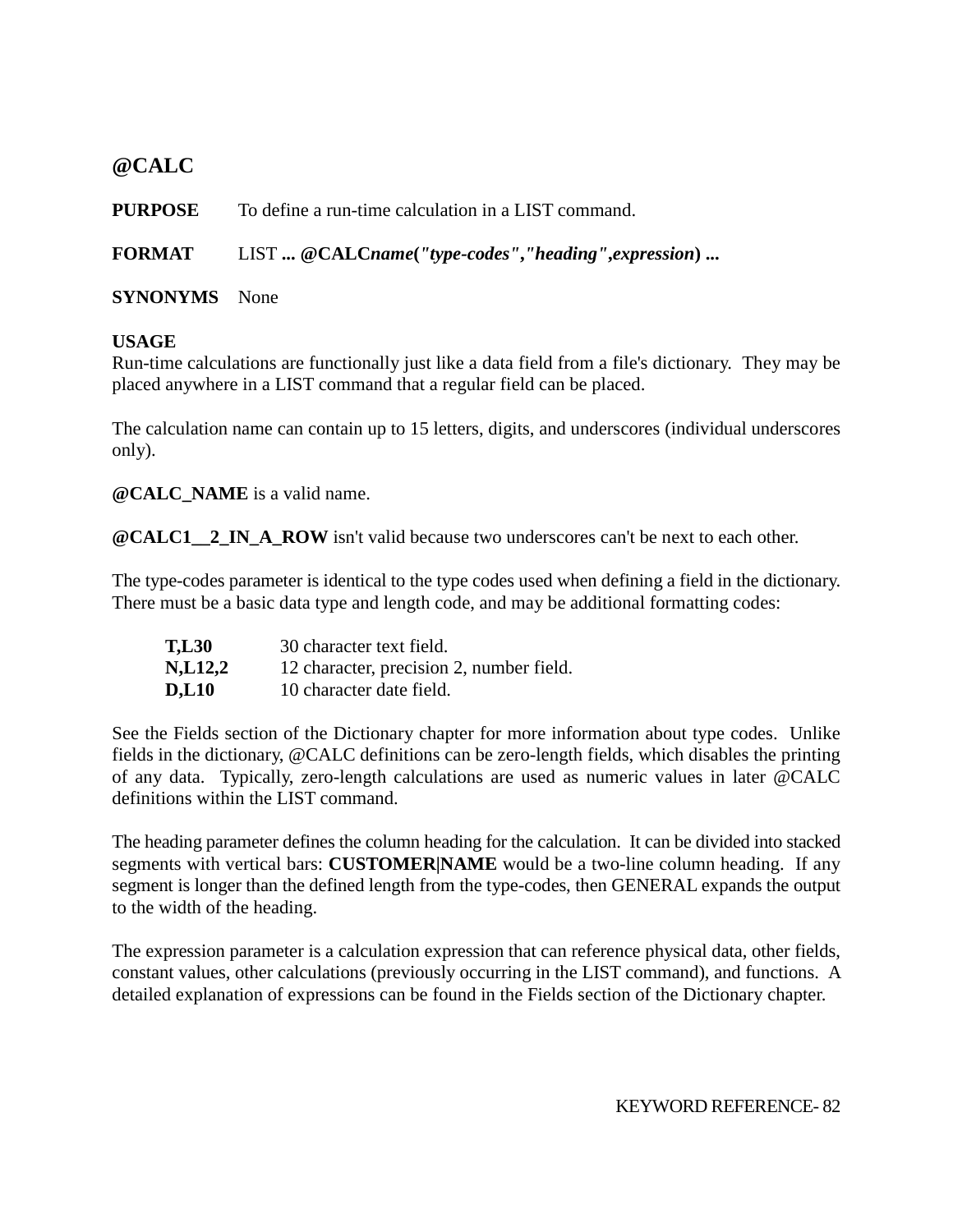## @CALC

**PURPOSE** To define a run-time calculation in a LIST command.

**FORMAT** LIST **... @CALC*name*(*"type-codes","heading",expression*) ...**

**SYNONYMS** None

**USAGE**

Run-time calculations are functionally just like a data field from a file's dictionary. They may be placed anywhere in a LIST command that a regular field can be placed.

The calculation name can contain up to 15 letters, digits, and underscores (individual underscores only).

**@CALC_NAME** is a valid name.

**@CALC1__2_IN_A_ROW** isn't valid because two underscores can't be next to each other.

The type-codes parameter is identical to the type codes used when defining a field in the dictionary. There must be a basic data type and length code, and may be additional formatting codes:

| | |
|---|---|
| **T,L30** | 30 character text field. |
| **N,L12,2** | 12 character, precision 2, number field. |
| **D,L10** | 10 character date field. |

See the Fields section of the Dictionary chapter for more information about type codes. Unlike fields in the dictionary, @CALC definitions can be zero-length fields, which disables the printing of any data. Typically, zero-length calculations are used as numeric values in later @CALC definitions within the LIST command.

The heading parameter defines the column heading for the calculation. It can be divided into stacked segments with vertical bars: **CUSTOMER|NAME** would be a two-line column heading. If any segment is longer than the defined length from the type-codes, then GENERAL expands the output to the width of the heading.

The expression parameter is a calculation expression that can reference physical data, other fields, constant values, other calculations (previously occurring in the LIST command), and functions. A detailed explanation of expressions can be found in the Fields section of the Dictionary chapter.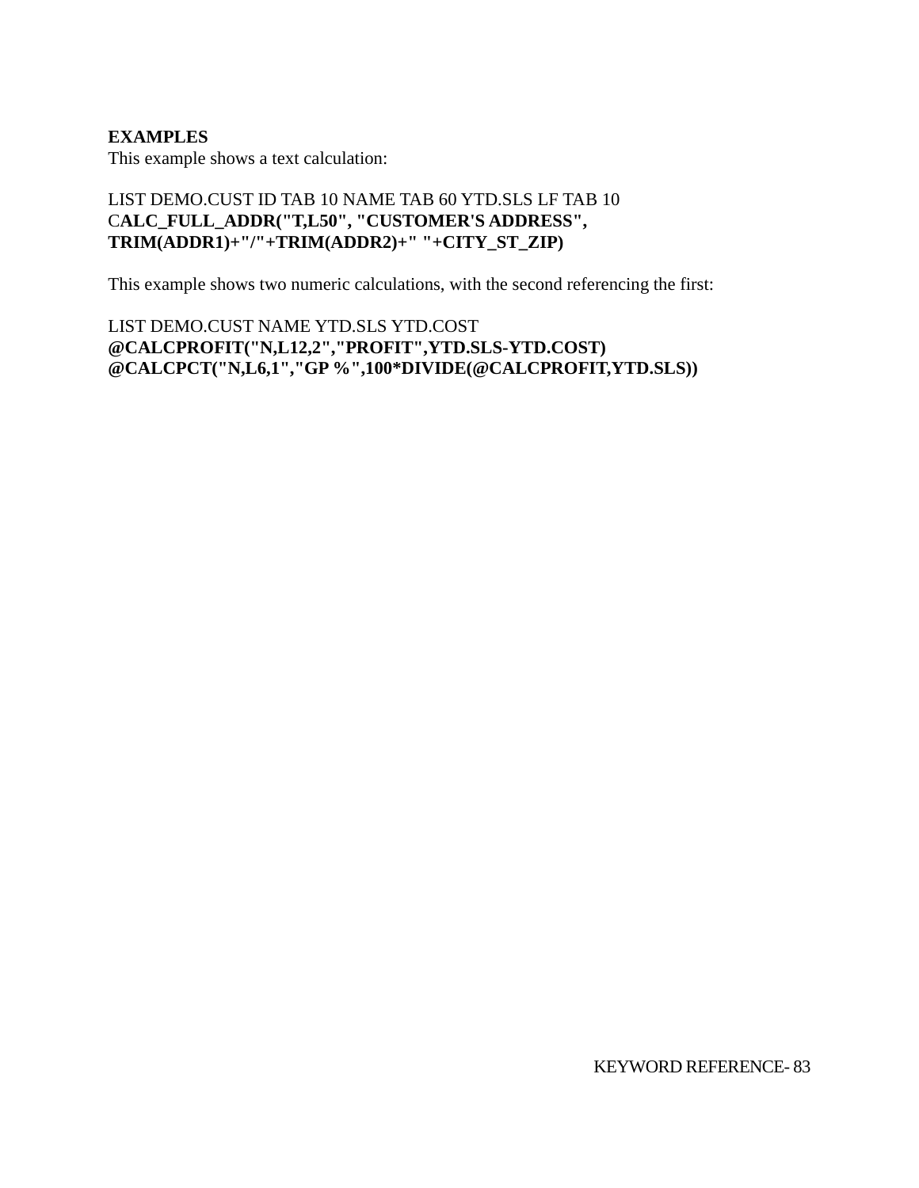**EXAMPLES**
This example shows a text calculation:

LIST DEMO.CUST ID TAB 10 NAME TAB 60 YTD.SLS LF TAB 10
C**ALC_FULL_ADDR("T,L50", "CUSTOMER'S ADDRESS",**
**TRIM(ADDR1)+"/"+TRIM(ADDR2)+" "+CITY_ST_ZIP)**

This example shows two numeric calculations, with the second referencing the first:

LIST DEMO.CUST NAME YTD.SLS YTD.COST
**@CALCPROFIT("N,L12,2","PROFIT",YTD.SLS-YTD.COST)**
**@CALCPCT("N,L6,1","GP %",100*DIVIDE(@CALCPROFIT,YTD.SLS))**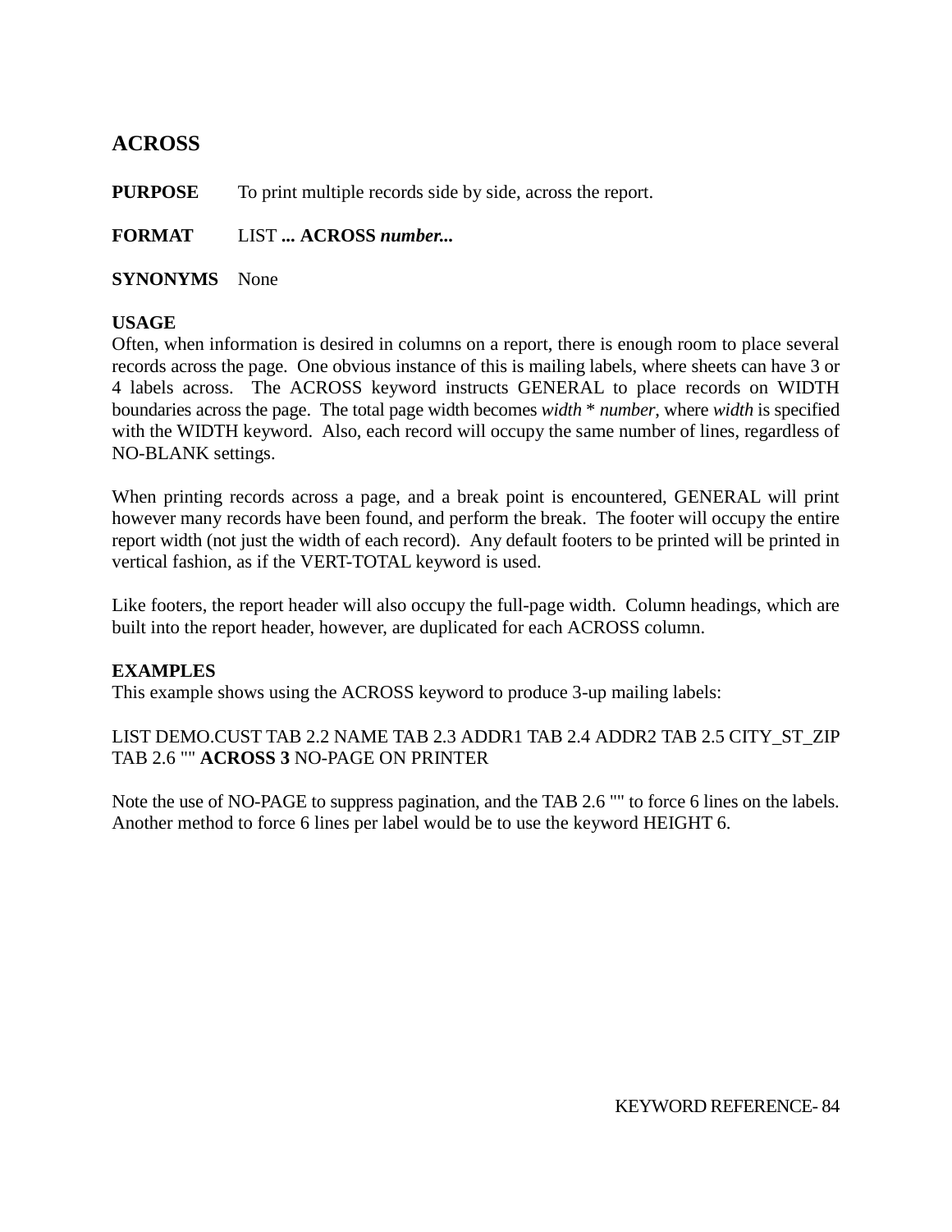## ACROSS

**PURPOSE** To print multiple records side by side, across the report.

**FORMAT** LIST **... ACROSS *number...***

**SYNONYMS** None

**USAGE**
Often, when information is desired in columns on a report, there is enough room to place several records across the page. One obvious instance of this is mailing labels, where sheets can have 3 or 4 labels across. The ACROSS keyword instructs GENERAL to place records on WIDTH boundaries across the page. The total page width becomes *width* * *number*, where *width* is specified with the WIDTH keyword. Also, each record will occupy the same number of lines, regardless of NO-BLANK settings.

When printing records across a page, and a break point is encountered, GENERAL will print however many records have been found, and perform the break. The footer will occupy the entire report width (not just the width of each record). Any default footers to be printed will be printed in vertical fashion, as if the VERT-TOTAL keyword is used.

Like footers, the report header will also occupy the full-page width. Column headings, which are built into the report header, however, are duplicated for each ACROSS column.

**EXAMPLES**
This example shows using the ACROSS keyword to produce 3-up mailing labels:

LIST DEMO.CUST TAB 2.2 NAME TAB 2.3 ADDR1 TAB 2.4 ADDR2 TAB 2.5 CITY_ST_ZIP TAB 2.6 "" **ACROSS 3** NO-PAGE ON PRINTER

Note the use of NO-PAGE to suppress pagination, and the TAB 2.6 "" to force 6 lines on the labels. Another method to force 6 lines per label would be to use the keyword HEIGHT 6.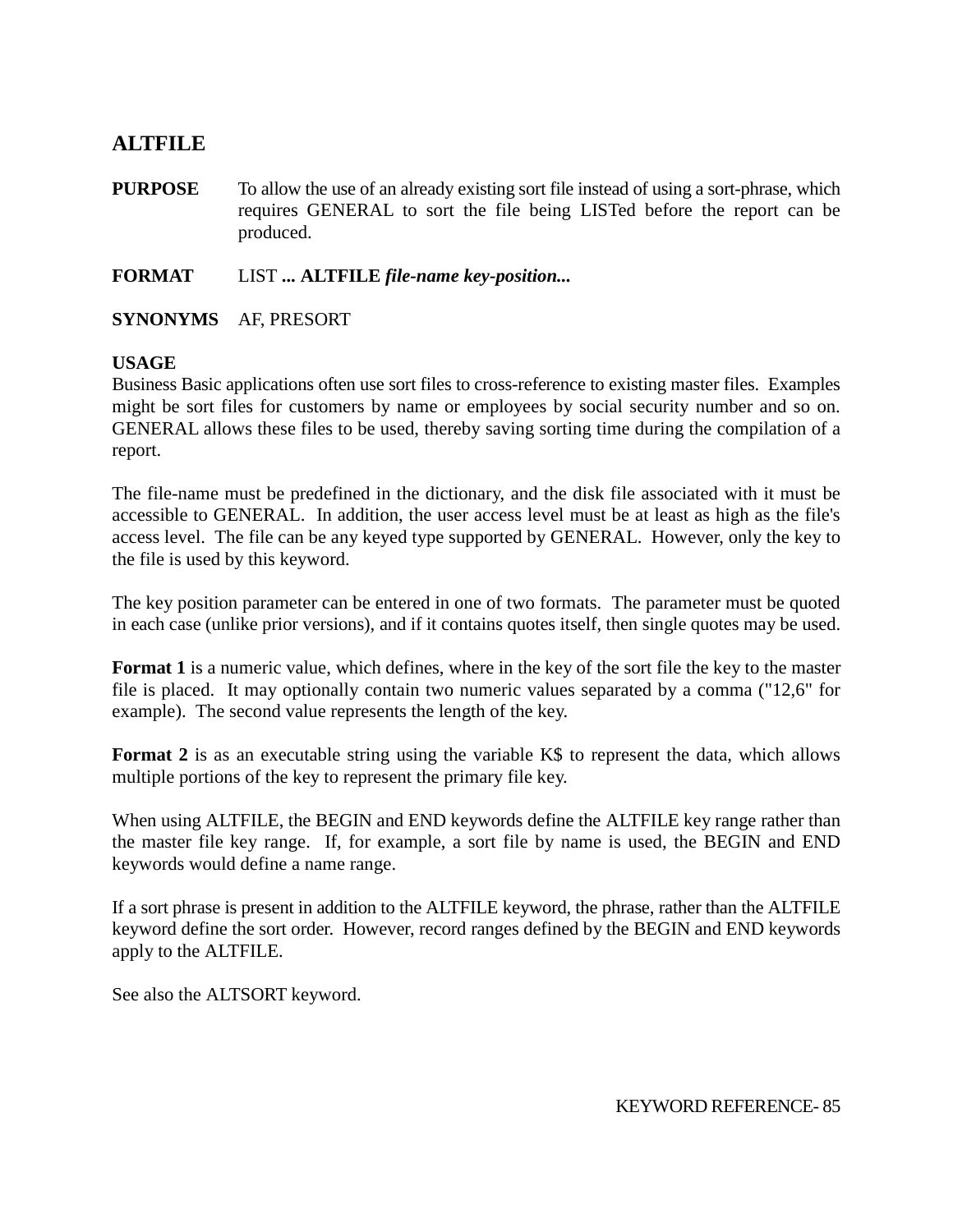## ALTFILE

**PURPOSE** To allow the use of an already existing sort file instead of using a sort-phrase, which requires GENERAL to sort the file being LISTed before the report can be produced.

**FORMAT** LIST **... ALTFILE *file-name key-position...***

**SYNONYMS** AF, PRESORT

**USAGE**

Business Basic applications often use sort files to cross-reference to existing master files. Examples might be sort files for customers by name or employees by social security number and so on. GENERAL allows these files to be used, thereby saving sorting time during the compilation of a report.

The file-name must be predefined in the dictionary, and the disk file associated with it must be accessible to GENERAL. In addition, the user access level must be at least as high as the file's access level. The file can be any keyed type supported by GENERAL. However, only the key to the file is used by this keyword.

The key position parameter can be entered in one of two formats. The parameter must be quoted in each case (unlike prior versions), and if it contains quotes itself, then single quotes may be used.

**Format 1** is a numeric value, which defines, where in the key of the sort file the key to the master file is placed. It may optionally contain two numeric values separated by a comma ("12,6" for example). The second value represents the length of the key.

**Format 2** is as an executable string using the variable K$ to represent the data, which allows multiple portions of the key to represent the primary file key.

When using ALTFILE, the BEGIN and END keywords define the ALTFILE key range rather than the master file key range. If, for example, a sort file by name is used, the BEGIN and END keywords would define a name range.

If a sort phrase is present in addition to the ALTFILE keyword, the phrase, rather than the ALTFILE keyword define the sort order. However, record ranges defined by the BEGIN and END keywords apply to the ALTFILE.

See also the ALTSORT keyword.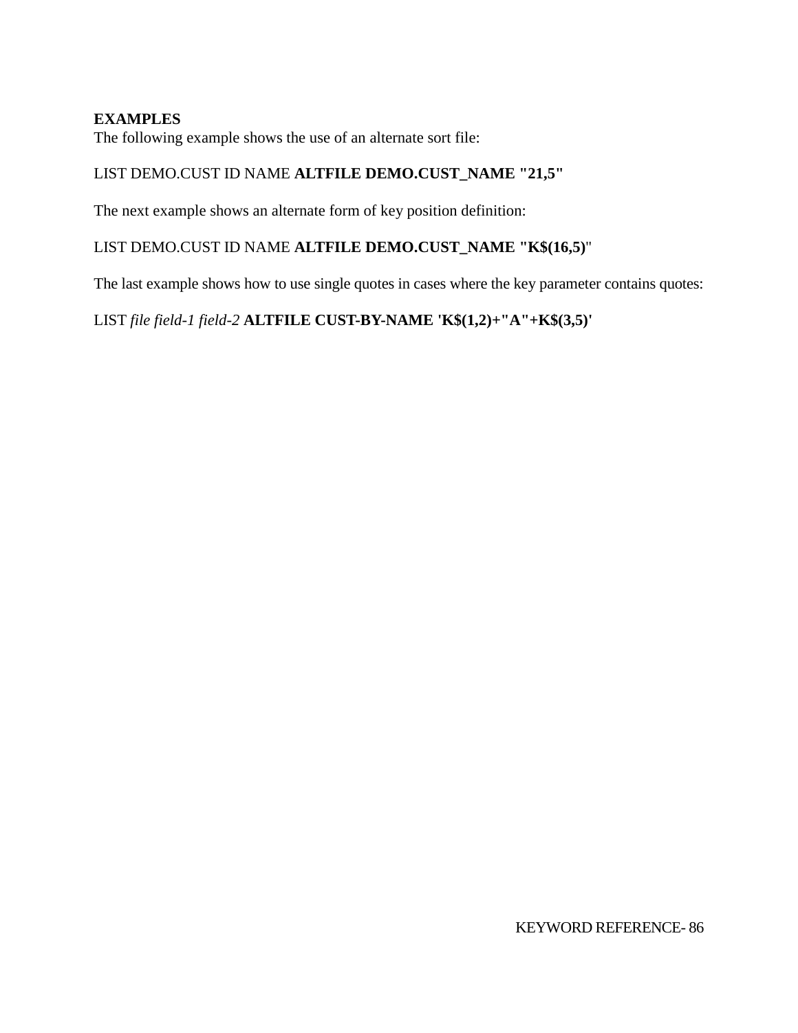**EXAMPLES**

The following example shows the use of an alternate sort file:

LIST DEMO.CUST ID NAME **ALTFILE DEMO.CUST_NAME "21,5"**

The next example shows an alternate form of key position definition:

LIST DEMO.CUST ID NAME **ALTFILE DEMO.CUST_NAME "K$(16,5)**"

The last example shows how to use single quotes in cases where the key parameter contains quotes:

LIST *file field-1 field-2* **ALTFILE CUST-BY-NAME 'K$(1,2)+"A"+K$(3,5)'**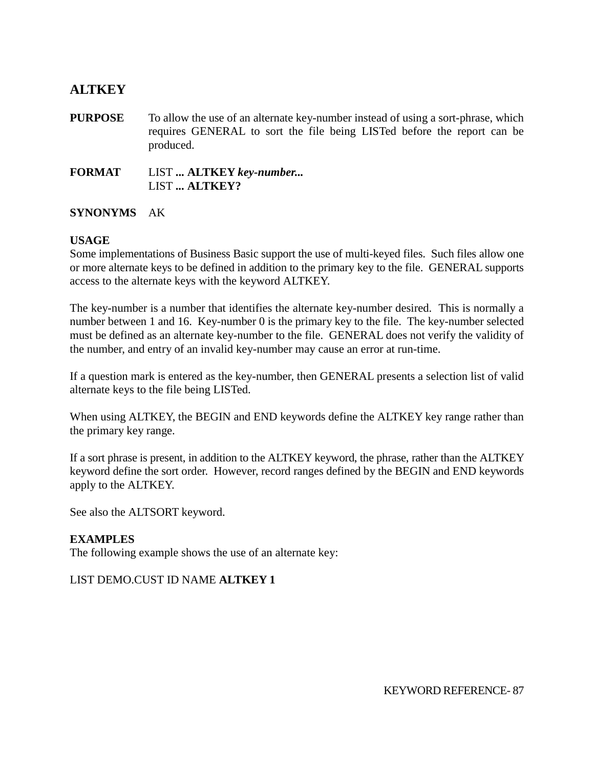## ALTKEY

**PURPOSE** To allow the use of an alternate key-number instead of using a sort-phrase, which requires GENERAL to sort the file being LISTed before the report can be produced.

**FORMAT** LIST **... ALTKEY** ***key-number...***
LIST **... ALTKEY?**

**SYNONYMS** AK

**USAGE**
Some implementations of Business Basic support the use of multi-keyed files. Such files allow one or more alternate keys to be defined in addition to the primary key to the file. GENERAL supports access to the alternate keys with the keyword ALTKEY.

The key-number is a number that identifies the alternate key-number desired. This is normally a number between 1 and 16. Key-number 0 is the primary key to the file. The key-number selected must be defined as an alternate key-number to the file. GENERAL does not verify the validity of the number, and entry of an invalid key-number may cause an error at run-time.

If a question mark is entered as the key-number, then GENERAL presents a selection list of valid alternate keys to the file being LISTed.

When using ALTKEY, the BEGIN and END keywords define the ALTKEY key range rather than the primary key range.

If a sort phrase is present, in addition to the ALTKEY keyword, the phrase, rather than the ALTKEY keyword define the sort order. However, record ranges defined by the BEGIN and END keywords apply to the ALTKEY.

See also the ALTSORT keyword.

**EXAMPLES**
The following example shows the use of an alternate key:

LIST DEMO.CUST ID NAME **ALTKEY 1**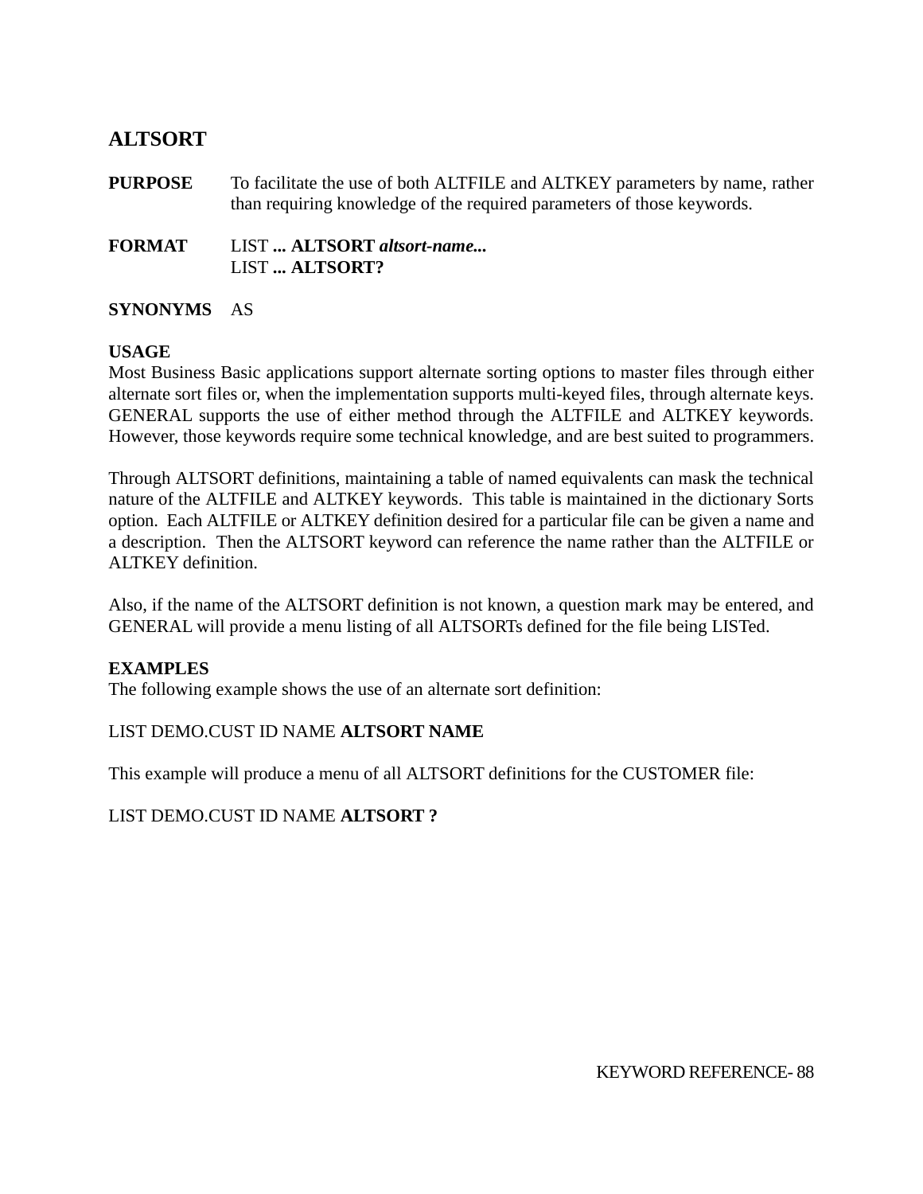## ALTSORT

**PURPOSE** To facilitate the use of both ALTFILE and ALTKEY parameters by name, rather than requiring knowledge of the required parameters of those keywords.

**FORMAT** LIST **... ALTSORT** ***altsort-name...***
LIST **... ALTSORT?**

**SYNONYMS** AS

**USAGE**
Most Business Basic applications support alternate sorting options to master files through either alternate sort files or, when the implementation supports multi-keyed files, through alternate keys. GENERAL supports the use of either method through the ALTFILE and ALTKEY keywords. However, those keywords require some technical knowledge, and are best suited to programmers.

Through ALTSORT definitions, maintaining a table of named equivalents can mask the technical nature of the ALTFILE and ALTKEY keywords. This table is maintained in the dictionary Sorts option. Each ALTFILE or ALTKEY definition desired for a particular file can be given a name and a description. Then the ALTSORT keyword can reference the name rather than the ALTFILE or ALTKEY definition.

Also, if the name of the ALTSORT definition is not known, a question mark may be entered, and GENERAL will provide a menu listing of all ALTSORTs defined for the file being LISTed.

**EXAMPLES**
The following example shows the use of an alternate sort definition:

LIST DEMO.CUST ID NAME **ALTSORT NAME**

This example will produce a menu of all ALTSORT definitions for the CUSTOMER file:

LIST DEMO.CUST ID NAME **ALTSORT ?**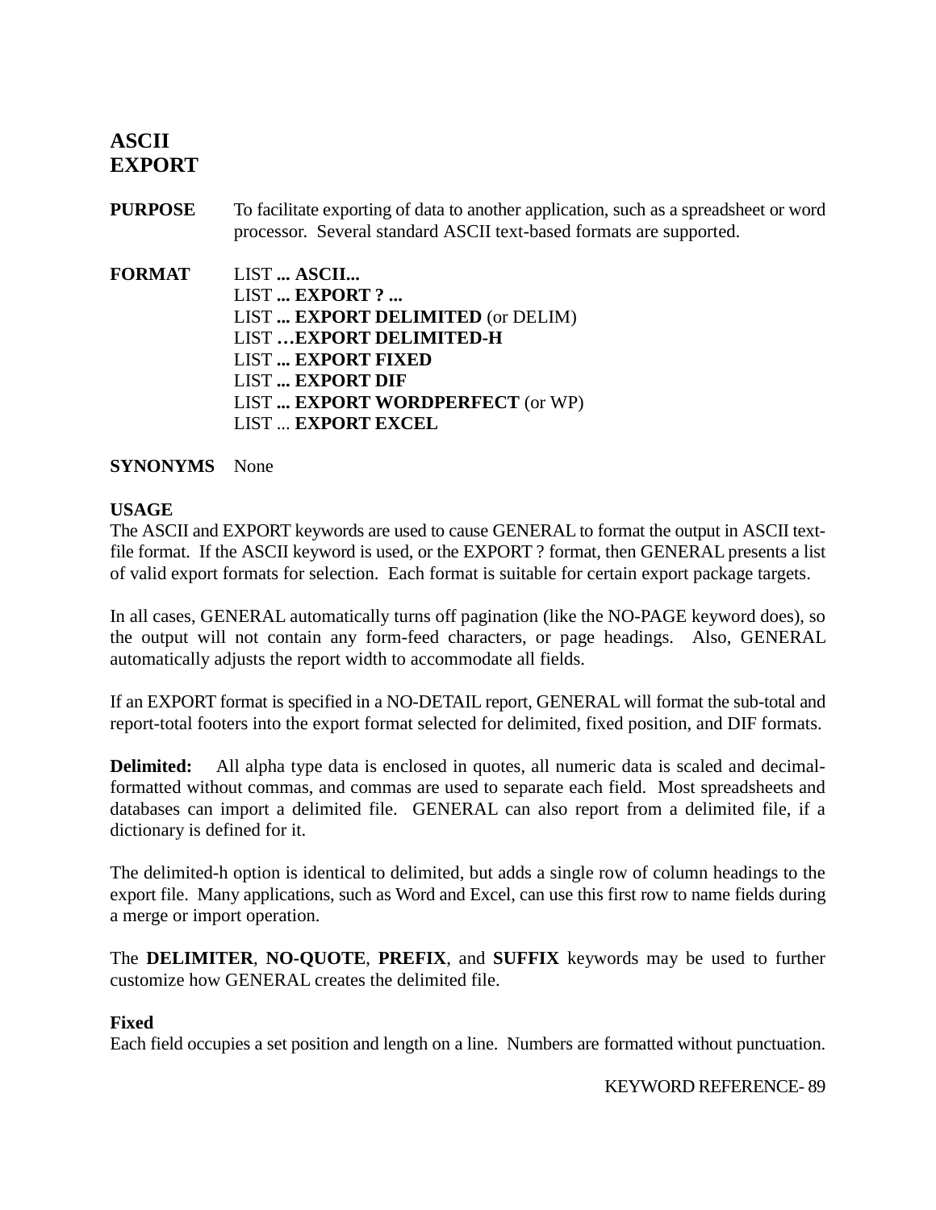# ASCII EXPORT

**PURPOSE** To facilitate exporting of data to another application, such as a spreadsheet or word processor. Several standard ASCII text-based formats are supported.

**FORMAT**

LIST **... ASCII...**
LIST **... EXPORT ? ...**
LIST **... EXPORT DELIMITED** (or DELIM)
LIST **…EXPORT DELIMITED-H**
LIST **... EXPORT FIXED**
LIST **... EXPORT DIF**
LIST **... EXPORT WORDPERFECT** (or WP)
LIST ... **EXPORT EXCEL**

**SYNONYMS** None

**USAGE**

The ASCII and EXPORT keywords are used to cause GENERAL to format the output in ASCII text-file format. If the ASCII keyword is used, or the EXPORT ? format, then GENERAL presents a list of valid export formats for selection. Each format is suitable for certain export package targets.

In all cases, GENERAL automatically turns off pagination (like the NO-PAGE keyword does), so the output will not contain any form-feed characters, or page headings. Also, GENERAL automatically adjusts the report width to accommodate all fields.

If an EXPORT format is specified in a NO-DETAIL report, GENERAL will format the sub-total and report-total footers into the export format selected for delimited, fixed position, and DIF formats.

**Delimited:** All alpha type data is enclosed in quotes, all numeric data is scaled and decimal-formatted without commas, and commas are used to separate each field. Most spreadsheets and databases can import a delimited file. GENERAL can also report from a delimited file, if a dictionary is defined for it.

The delimited-h option is identical to delimited, but adds a single row of column headings to the export file. Many applications, such as Word and Excel, can use this first row to name fields during a merge or import operation.

The **DELIMITER**, **NO-QUOTE**, **PREFIX**, and **SUFFIX** keywords may be used to further customize how GENERAL creates the delimited file.

**Fixed**

Each field occupies a set position and length on a line. Numbers are formatted without punctuation.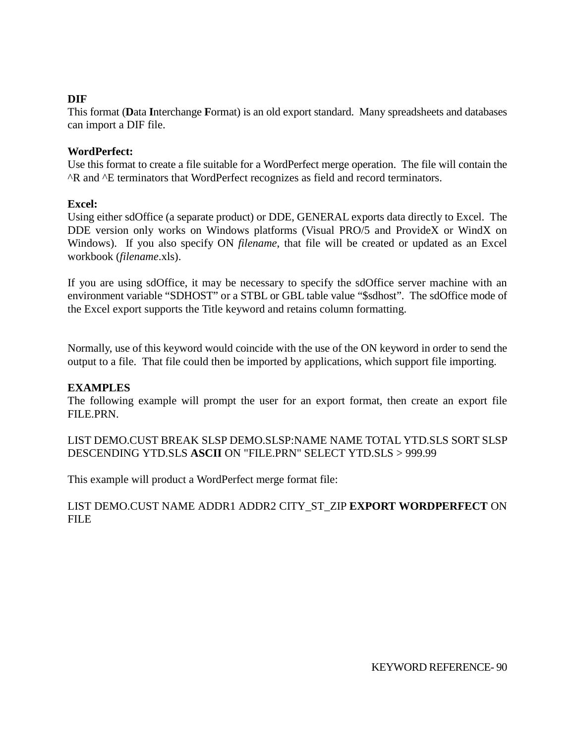**DIF**
This format (**D**ata **I**nterchange **F**ormat) is an old export standard. Many spreadsheets and databases can import a DIF file.

**WordPerfect:**
Use this format to create a file suitable for a WordPerfect merge operation. The file will contain the ^R and ^E terminators that WordPerfect recognizes as field and record terminators.

**Excel:**
Using either sdOffice (a separate product) or DDE, GENERAL exports data directly to Excel. The DDE version only works on Windows platforms (Visual PRO/5 and ProvideX or WindX on Windows). If you also specify ON *filename*, that file will be created or updated as an Excel workbook (*filename*.xls).

If you are using sdOffice, it may be necessary to specify the sdOffice server machine with an environment variable "SDHOST" or a STBL or GBL table value "$sdhost". The sdOffice mode of the Excel export supports the Title keyword and retains column formatting.

Normally, use of this keyword would coincide with the use of the ON keyword in order to send the output to a file. That file could then be imported by applications, which support file importing.

**EXAMPLES**
The following example will prompt the user for an export format, then create an export file FILE.PRN.

LIST DEMO.CUST BREAK SLSP DEMO.SLSP:NAME NAME TOTAL YTD.SLS SORT SLSP DESCENDING YTD.SLS **ASCII** ON "FILE.PRN" SELECT YTD.SLS > 999.99

This example will product a WordPerfect merge format file:

LIST DEMO.CUST NAME ADDR1 ADDR2 CITY_ST_ZIP **EXPORT WORDPERFECT** ON FILE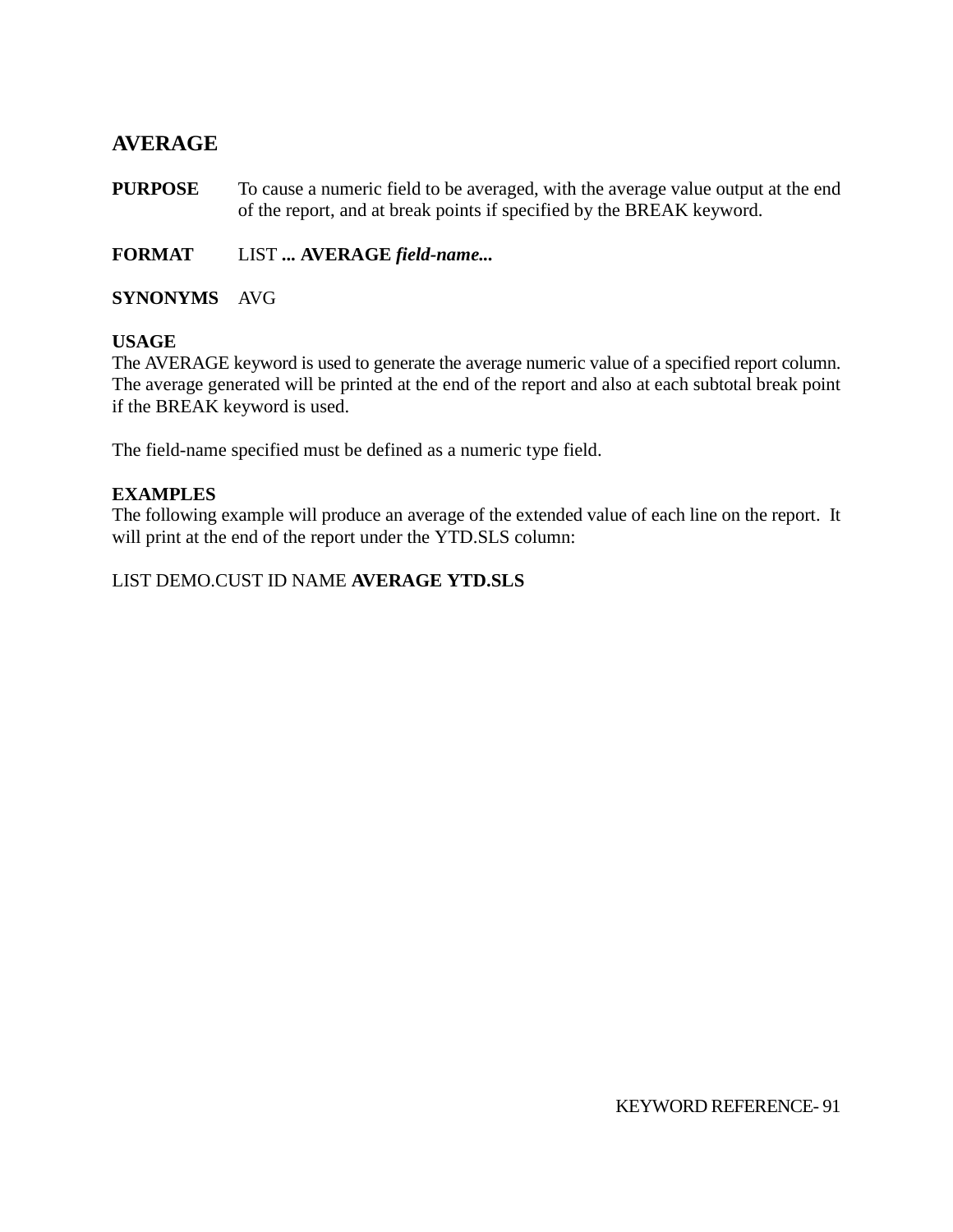## AVERAGE

**PURPOSE** To cause a numeric field to be averaged, with the average value output at the end of the report, and at break points if specified by the BREAK keyword.

**FORMAT** LIST **... AVERAGE** ***field-name...***

**SYNONYMS** AVG

**USAGE**
The AVERAGE keyword is used to generate the average numeric value of a specified report column. The average generated will be printed at the end of the report and also at each subtotal break point if the BREAK keyword is used.

The field-name specified must be defined as a numeric type field.

**EXAMPLES**
The following example will produce an average of the extended value of each line on the report. It will print at the end of the report under the YTD.SLS column:

LIST DEMO.CUST ID NAME **AVERAGE YTD.SLS**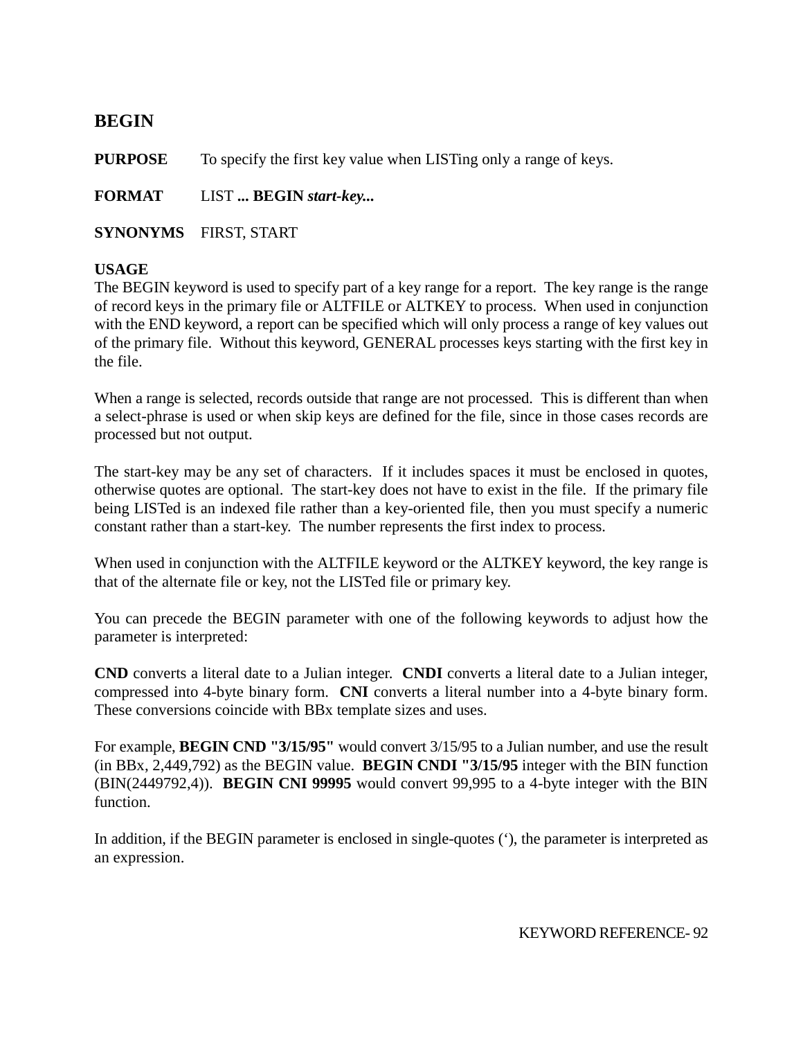## BEGIN

**PURPOSE** To specify the first key value when LISTing only a range of keys.

**FORMAT** LIST **... BEGIN** ***start-key...***

**SYNONYMS** FIRST, START

**USAGE**

The BEGIN keyword is used to specify part of a key range for a report. The key range is the range of record keys in the primary file or ALTFILE or ALTKEY to process. When used in conjunction with the END keyword, a report can be specified which will only process a range of key values out of the primary file. Without this keyword, GENERAL processes keys starting with the first key in the file.

When a range is selected, records outside that range are not processed. This is different than when a select-phrase is used or when skip keys are defined for the file, since in those cases records are processed but not output.

The start-key may be any set of characters. If it includes spaces it must be enclosed in quotes, otherwise quotes are optional. The start-key does not have to exist in the file. If the primary file being LISTed is an indexed file rather than a key-oriented file, then you must specify a numeric constant rather than a start-key. The number represents the first index to process.

When used in conjunction with the ALTFILE keyword or the ALTKEY keyword, the key range is that of the alternate file or key, not the LISTed file or primary key.

You can precede the BEGIN parameter with one of the following keywords to adjust how the parameter is interpreted:

**CND** converts a literal date to a Julian integer. **CNDI** converts a literal date to a Julian integer, compressed into 4-byte binary form. **CNI** converts a literal number into a 4-byte binary form. These conversions coincide with BBx template sizes and uses.

For example, **BEGIN CND "3/15/95"** would convert 3/15/95 to a Julian number, and use the result (in BBx, 2,449,792) as the BEGIN value. **BEGIN CNDI "3/15/95** integer with the BIN function (BIN(2449792,4)). **BEGIN CNI 99995** would convert 99,995 to a 4-byte integer with the BIN function.

In addition, if the BEGIN parameter is enclosed in single-quotes (‘), the parameter is interpreted as an expression.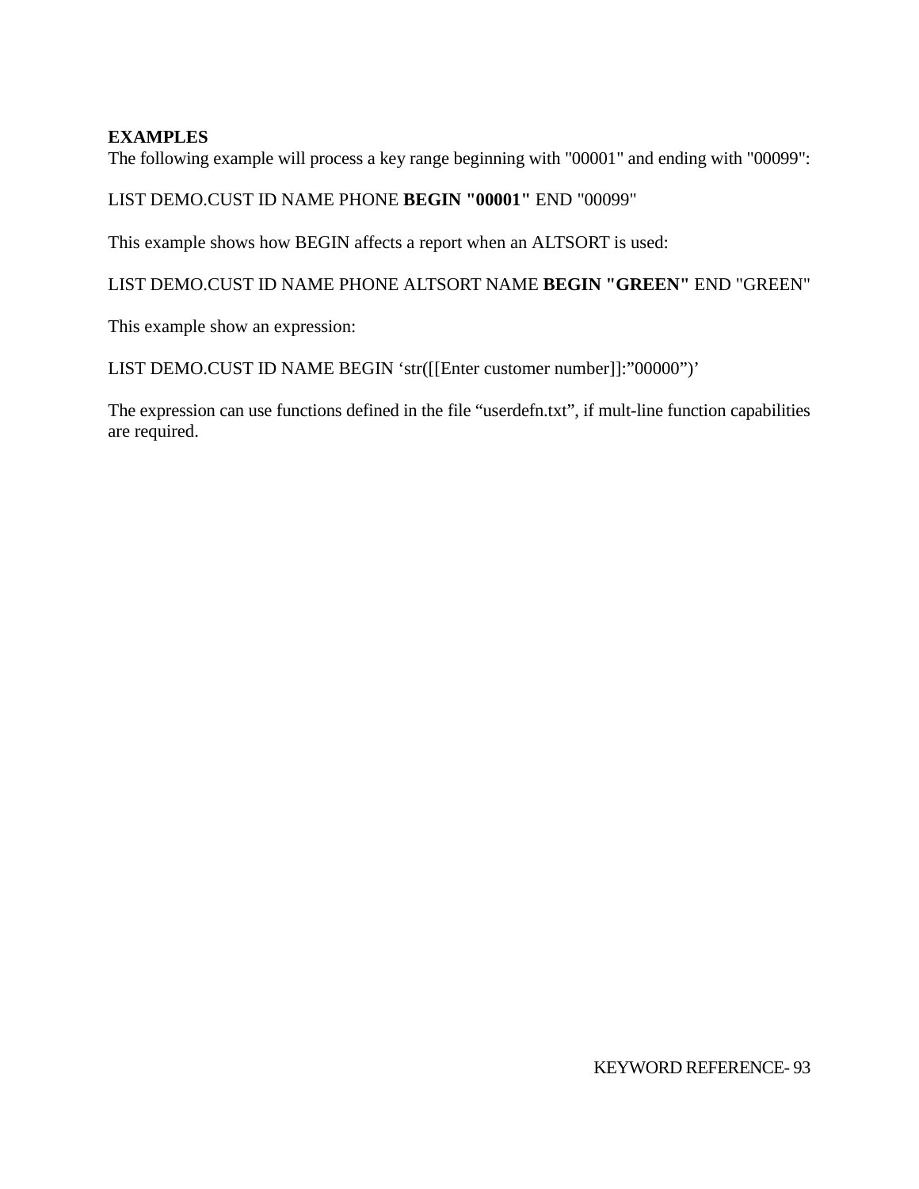**EXAMPLES**
The following example will process a key range beginning with "00001" and ending with "00099":

LIST DEMO.CUST ID NAME PHONE **BEGIN "00001"** END "00099"

This example shows how BEGIN affects a report when an ALTSORT is used:

LIST DEMO.CUST ID NAME PHONE ALTSORT NAME **BEGIN "GREEN"** END "GREEN"

This example show an expression:

LIST DEMO.CUST ID NAME BEGIN ‘str([[Enter customer number]]:”00000”)’

The expression can use functions defined in the file “userdefn.txt”, if mult-line function capabilities are required.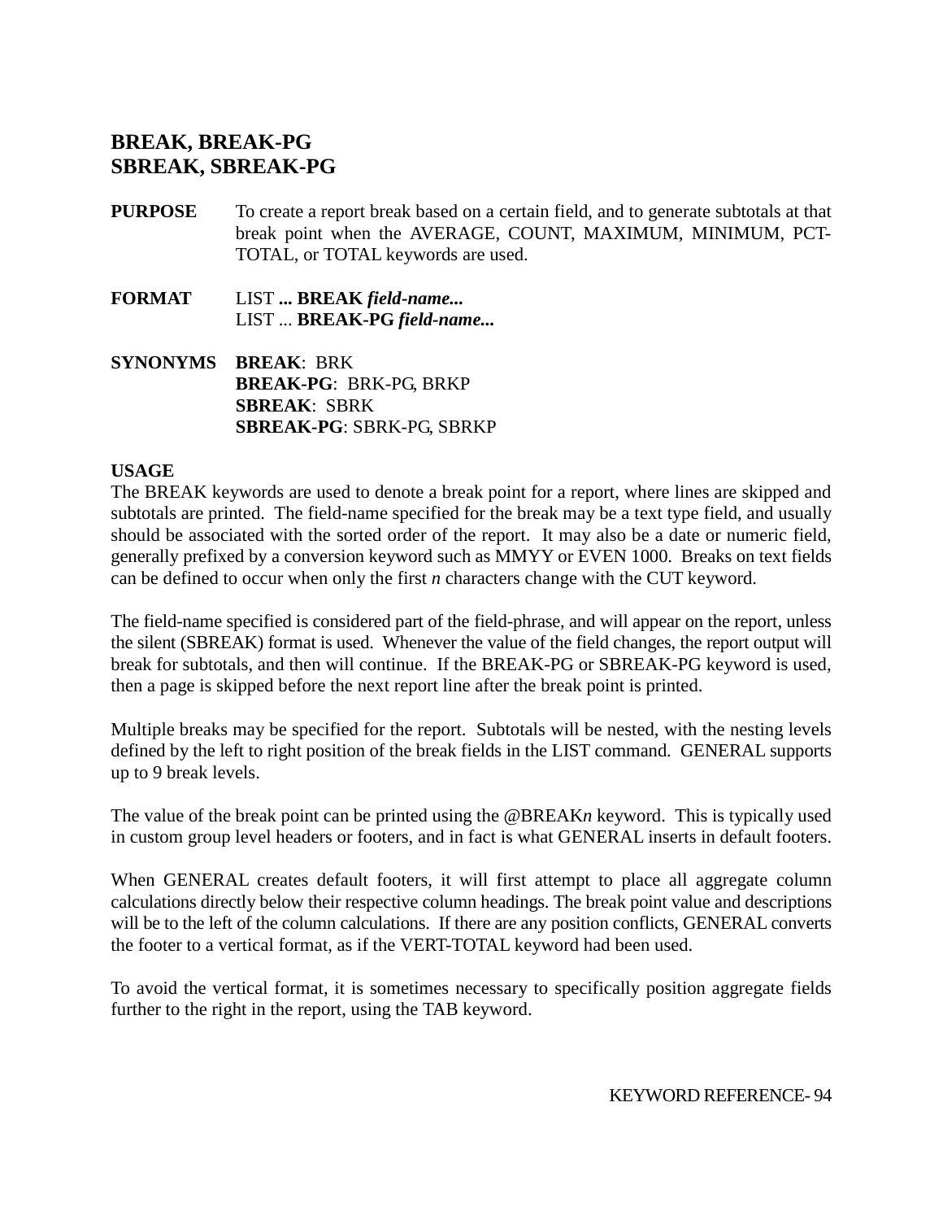## BREAK, BREAK-PG
## SBREAK, SBREAK-PG

**PURPOSE** To create a report break based on a certain field, and to generate subtotals at that break point when the AVERAGE, COUNT, MAXIMUM, MINIMUM, PCT-TOTAL, or TOTAL keywords are used.

**FORMAT** LIST **... BREAK *field-name...***
LIST ... **BREAK-PG *field-name...***

**SYNONYMS** **BREAK**: BRK
**BREAK-PG**: BRK-PG, BRKP
**SBREAK**: SBRK
**SBREAK-PG**: SBRK-PG, SBRKP

**USAGE**

The BREAK keywords are used to denote a break point for a report, where lines are skipped and subtotals are printed. The field-name specified for the break may be a text type field, and usually should be associated with the sorted order of the report. It may also be a date or numeric field, generally prefixed by a conversion keyword such as MMYY or EVEN 1000. Breaks on text fields can be defined to occur when only the first *n* characters change with the CUT keyword.

The field-name specified is considered part of the field-phrase, and will appear on the report, unless the silent (SBREAK) format is used. Whenever the value of the field changes, the report output will break for subtotals, and then will continue. If the BREAK-PG or SBREAK-PG keyword is used, then a page is skipped before the next report line after the break point is printed.

Multiple breaks may be specified for the report. Subtotals will be nested, with the nesting levels defined by the left to right position of the break fields in the LIST command. GENERAL supports up to 9 break levels.

The value of the break point can be printed using the @BREAK*n* keyword. This is typically used in custom group level headers or footers, and in fact is what GENERAL inserts in default footers.

When GENERAL creates default footers, it will first attempt to place all aggregate column calculations directly below their respective column headings. The break point value and descriptions will be to the left of the column calculations. If there are any position conflicts, GENERAL converts the footer to a vertical format, as if the VERT-TOTAL keyword had been used.

To avoid the vertical format, it is sometimes necessary to specifically position aggregate fields further to the right in the report, using the TAB keyword.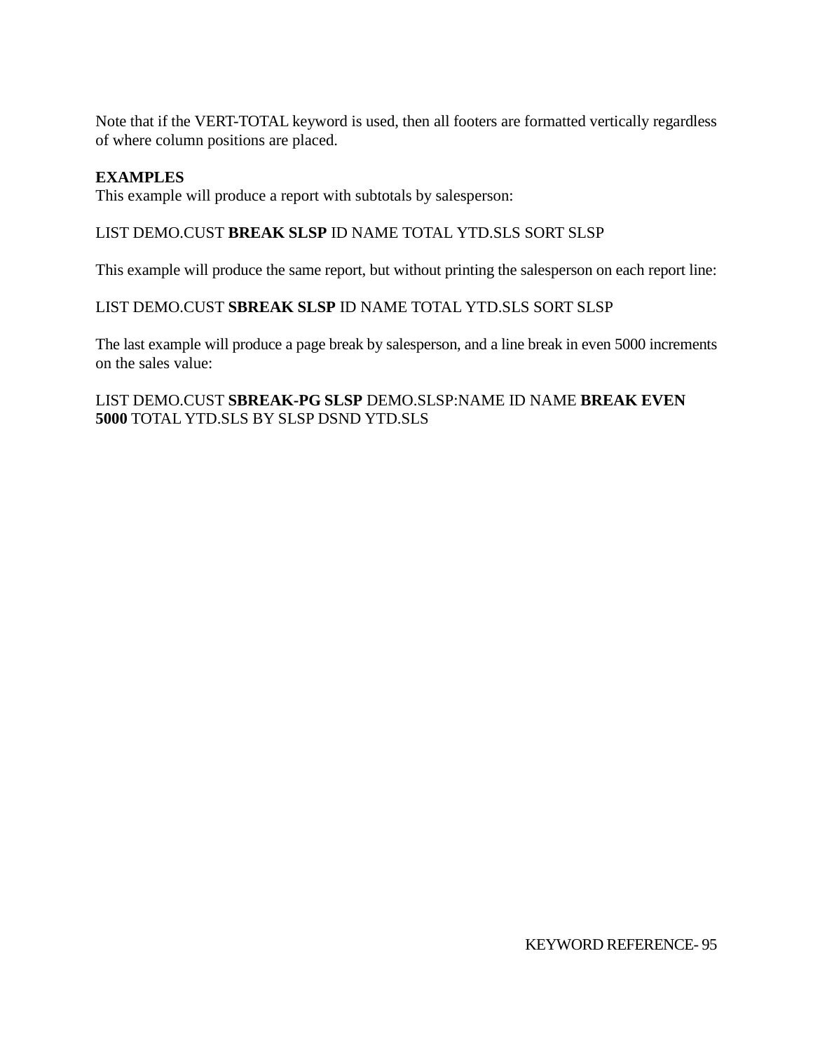Note that if the VERT-TOTAL keyword is used, then all footers are formatted vertically regardless of where column positions are placed.

**EXAMPLES**
This example will produce a report with subtotals by salesperson:

LIST DEMO.CUST **BREAK SLSP** ID NAME TOTAL YTD.SLS SORT SLSP

This example will produce the same report, but without printing the salesperson on each report line:

LIST DEMO.CUST **SBREAK SLSP** ID NAME TOTAL YTD.SLS SORT SLSP

The last example will produce a page break by salesperson, and a line break in even 5000 increments on the sales value:

LIST DEMO.CUST **SBREAK-PG SLSP** DEMO.SLSP:NAME ID NAME **BREAK EVEN 5000** TOTAL YTD.SLS BY SLSP DSND YTD.SLS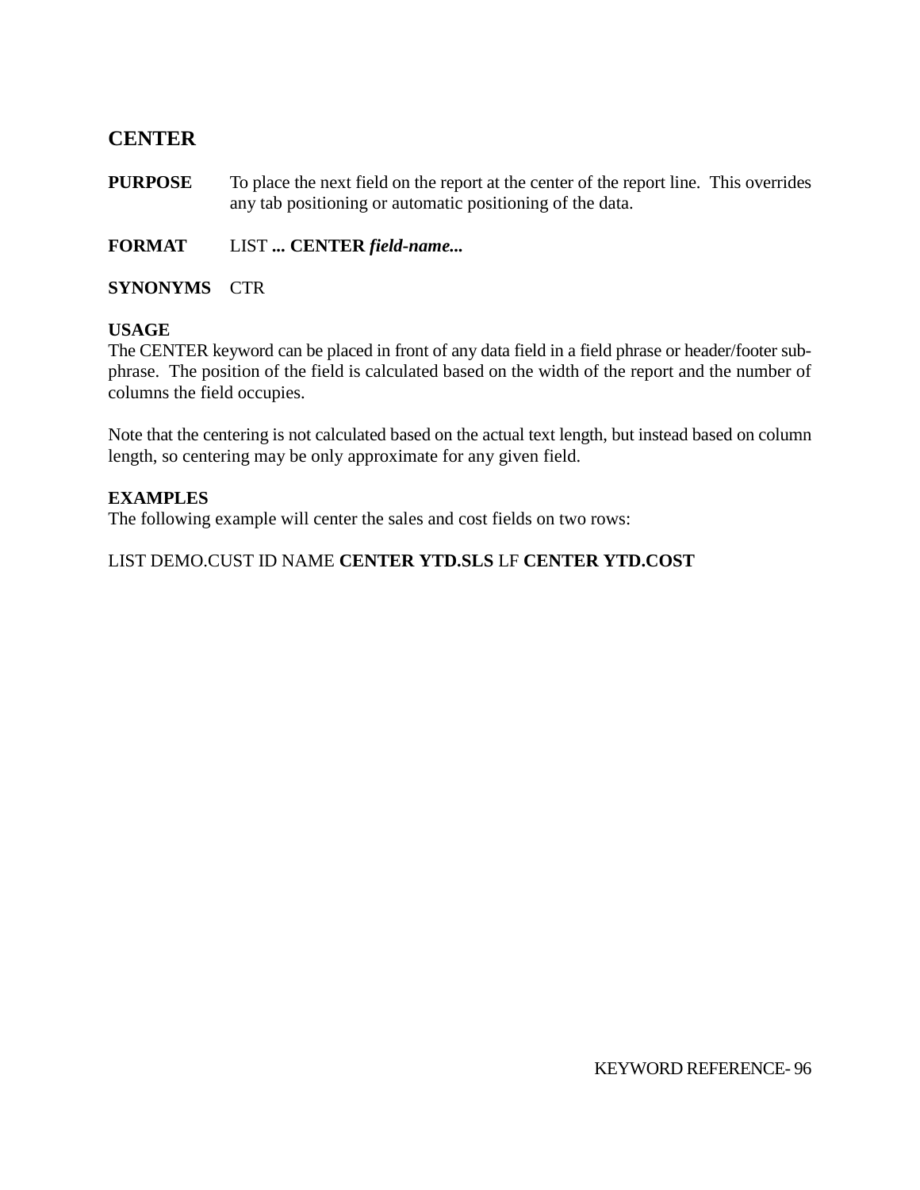## CENTER

**PURPOSE** To place the next field on the report at the center of the report line. This overrides any tab positioning or automatic positioning of the data.

**FORMAT** LIST **... CENTER *field-name...***

**SYNONYMS** CTR

**USAGE**

The CENTER keyword can be placed in front of any data field in a field phrase or header/footer sub-phrase. The position of the field is calculated based on the width of the report and the number of columns the field occupies.

Note that the centering is not calculated based on the actual text length, but instead based on column length, so centering may be only approximate for any given field.

**EXAMPLES**

The following example will center the sales and cost fields on two rows:

LIST DEMO.CUST ID NAME **CENTER YTD.SLS** LF **CENTER YTD.COST**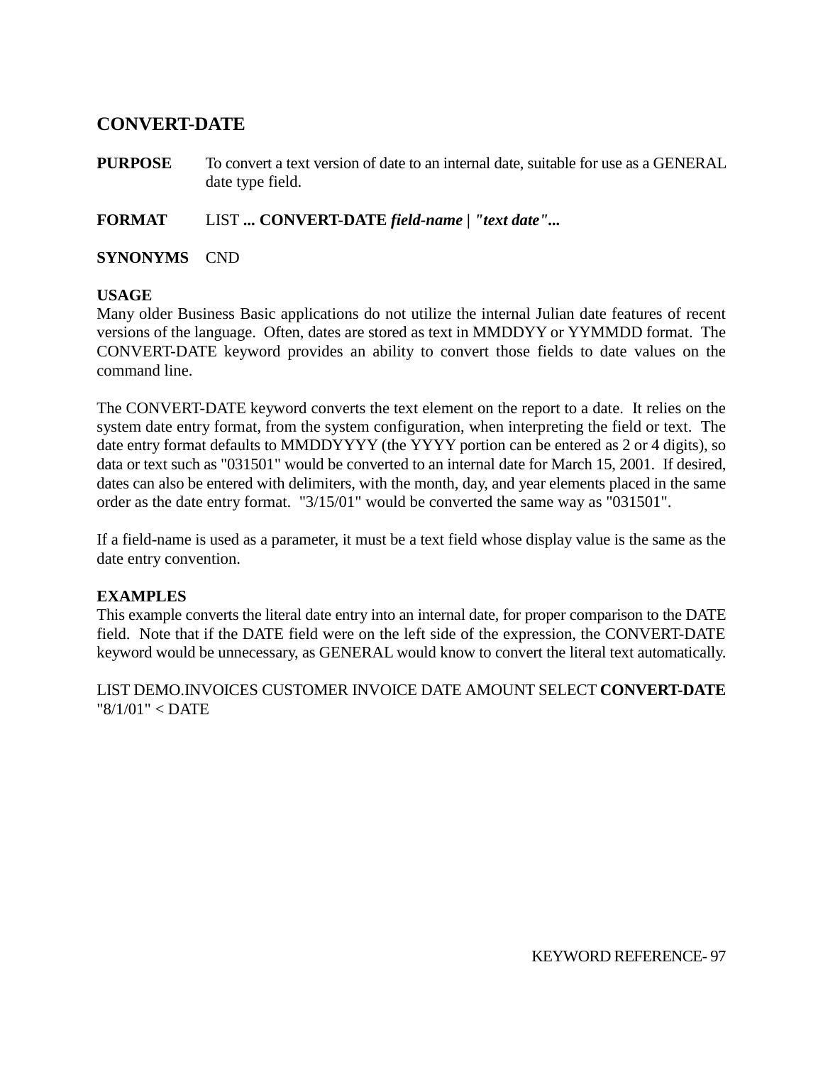## CONVERT-DATE

**PURPOSE** To convert a text version of date to an internal date, suitable for use as a GENERAL date type field.

**FORMAT** LIST **... CONVERT-DATE** ***field-name | "text date"...***

**SYNONYMS** CND

**USAGE**

Many older Business Basic applications do not utilize the internal Julian date features of recent versions of the language. Often, dates are stored as text in MMDDYY or YYMMDD format. The CONVERT-DATE keyword provides an ability to convert those fields to date values on the command line.

The CONVERT-DATE keyword converts the text element on the report to a date. It relies on the system date entry format, from the system configuration, when interpreting the field or text. The date entry format defaults to MMDDYYYY (the YYYY portion can be entered as 2 or 4 digits), so data or text such as "031501" would be converted to an internal date for March 15, 2001. If desired, dates can also be entered with delimiters, with the month, day, and year elements placed in the same order as the date entry format. "3/15/01" would be converted the same way as "031501".

If a field-name is used as a parameter, it must be a text field whose display value is the same as the date entry convention.

**EXAMPLES**

This example converts the literal date entry into an internal date, for proper comparison to the DATE field. Note that if the DATE field were on the left side of the expression, the CONVERT-DATE keyword would be unnecessary, as GENERAL would know to convert the literal text automatically.

LIST DEMO.INVOICES CUSTOMER INVOICE DATE AMOUNT SELECT **CONVERT-DATE** "8/1/01" < DATE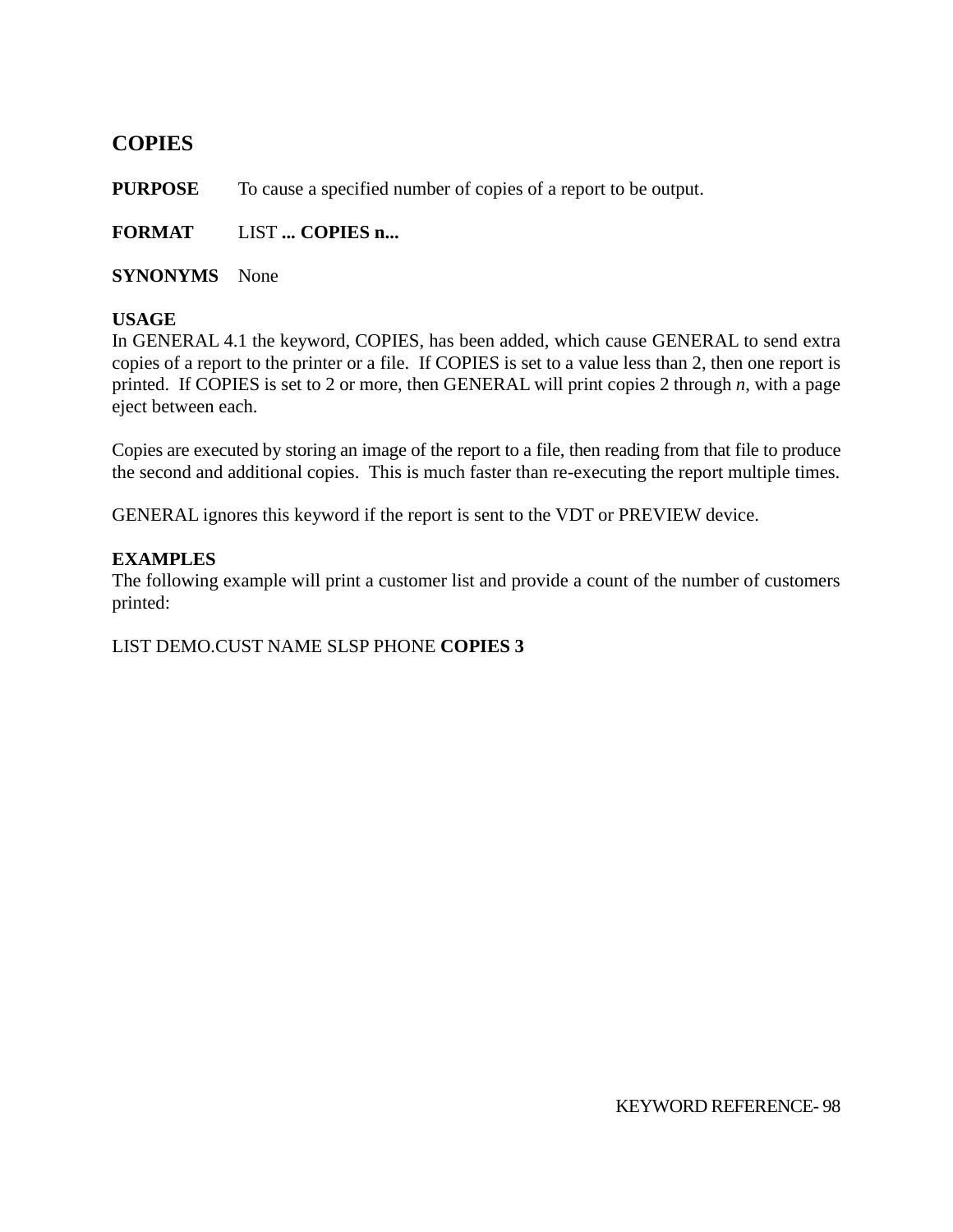## COPIES

**PURPOSE** To cause a specified number of copies of a report to be output.

**FORMAT** LIST **... COPIES n...**

**SYNONYMS** None

**USAGE**
In GENERAL 4.1 the keyword, COPIES, has been added, which cause GENERAL to send extra copies of a report to the printer or a file. If COPIES is set to a value less than 2, then one report is printed. If COPIES is set to 2 or more, then GENERAL will print copies 2 through *n*, with a page eject between each.

Copies are executed by storing an image of the report to a file, then reading from that file to produce the second and additional copies. This is much faster than re-executing the report multiple times.

GENERAL ignores this keyword if the report is sent to the VDT or PREVIEW device.

**EXAMPLES**
The following example will print a customer list and provide a count of the number of customers printed:

LIST DEMO.CUST NAME SLSP PHONE **COPIES 3**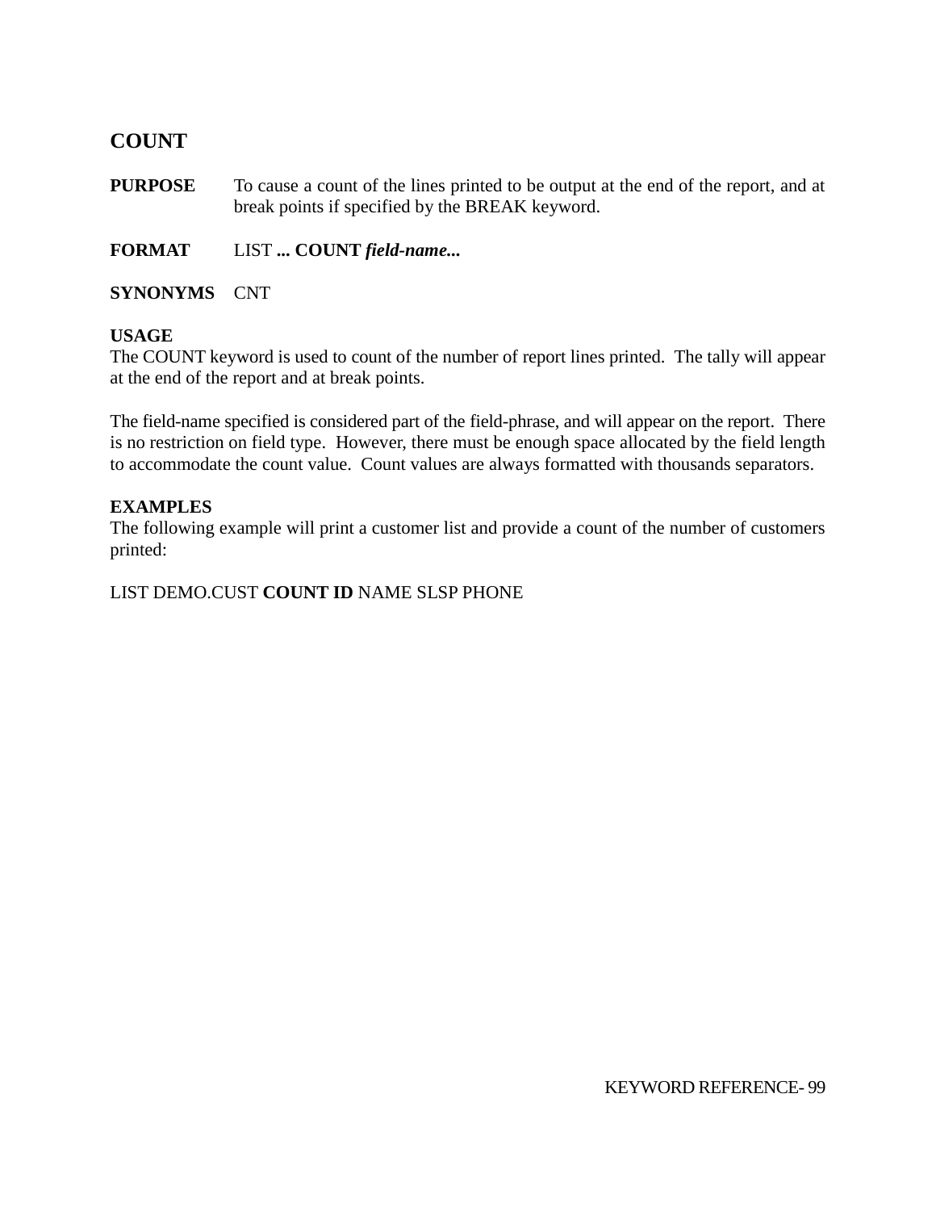## COUNT

**PURPOSE** To cause a count of the lines printed to be output at the end of the report, and at break points if specified by the BREAK keyword.

**FORMAT** LIST **... COUNT** ***field-name...***

**SYNONYMS** CNT

**USAGE**
The COUNT keyword is used to count of the number of report lines printed. The tally will appear at the end of the report and at break points.

The field-name specified is considered part of the field-phrase, and will appear on the report. There is no restriction on field type. However, there must be enough space allocated by the field length to accommodate the count value. Count values are always formatted with thousands separators.

**EXAMPLES**
The following example will print a customer list and provide a count of the number of customers printed:

LIST DEMO.CUST **COUNT ID** NAME SLSP PHONE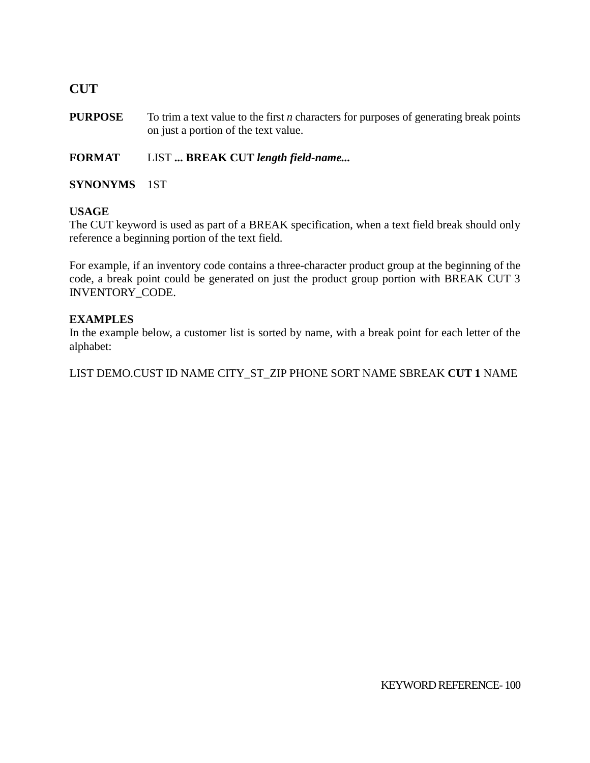## CUT

**PURPOSE** To trim a text value to the first *n* characters for purposes of generating break points on just a portion of the text value.

**FORMAT** LIST **... BREAK CUT** ***length field-name...***

**SYNONYMS** 1ST

**USAGE**
The CUT keyword is used as part of a BREAK specification, when a text field break should only reference a beginning portion of the text field.

For example, if an inventory code contains a three-character product group at the beginning of the code, a break point could be generated on just the product group portion with BREAK CUT 3 INVENTORY_CODE.

**EXAMPLES**
In the example below, a customer list is sorted by name, with a break point for each letter of the alphabet:

LIST DEMO.CUST ID NAME CITY_ST_ZIP PHONE SORT NAME SBREAK **CUT 1** NAME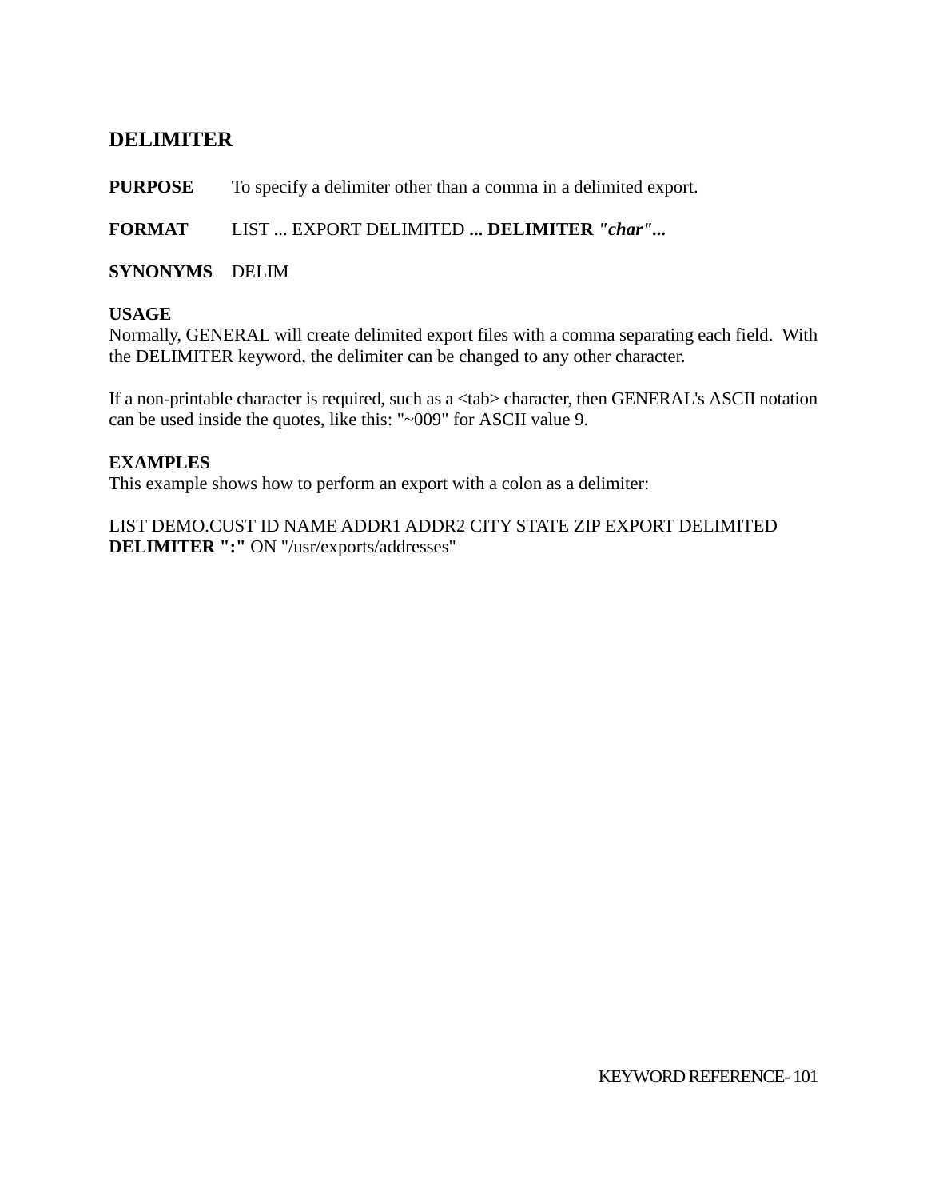## DELIMITER

**PURPOSE** To specify a delimiter other than a comma in a delimited export.

**FORMAT** LIST ... EXPORT DELIMITED **... DELIMITER *"char"*...**

**SYNONYMS** DELIM

**USAGE**
Normally, GENERAL will create delimited export files with a comma separating each field. With the DELIMITER keyword, the delimiter can be changed to any other character.

If a non-printable character is required, such as a <tab> character, then GENERAL's ASCII notation can be used inside the quotes, like this: "~009" for ASCII value 9.

**EXAMPLES**
This example shows how to perform an export with a colon as a delimiter:

LIST DEMO.CUST ID NAME ADDR1 ADDR2 CITY STATE ZIP EXPORT DELIMITED **DELIMITER ":"** ON "/usr/exports/addresses"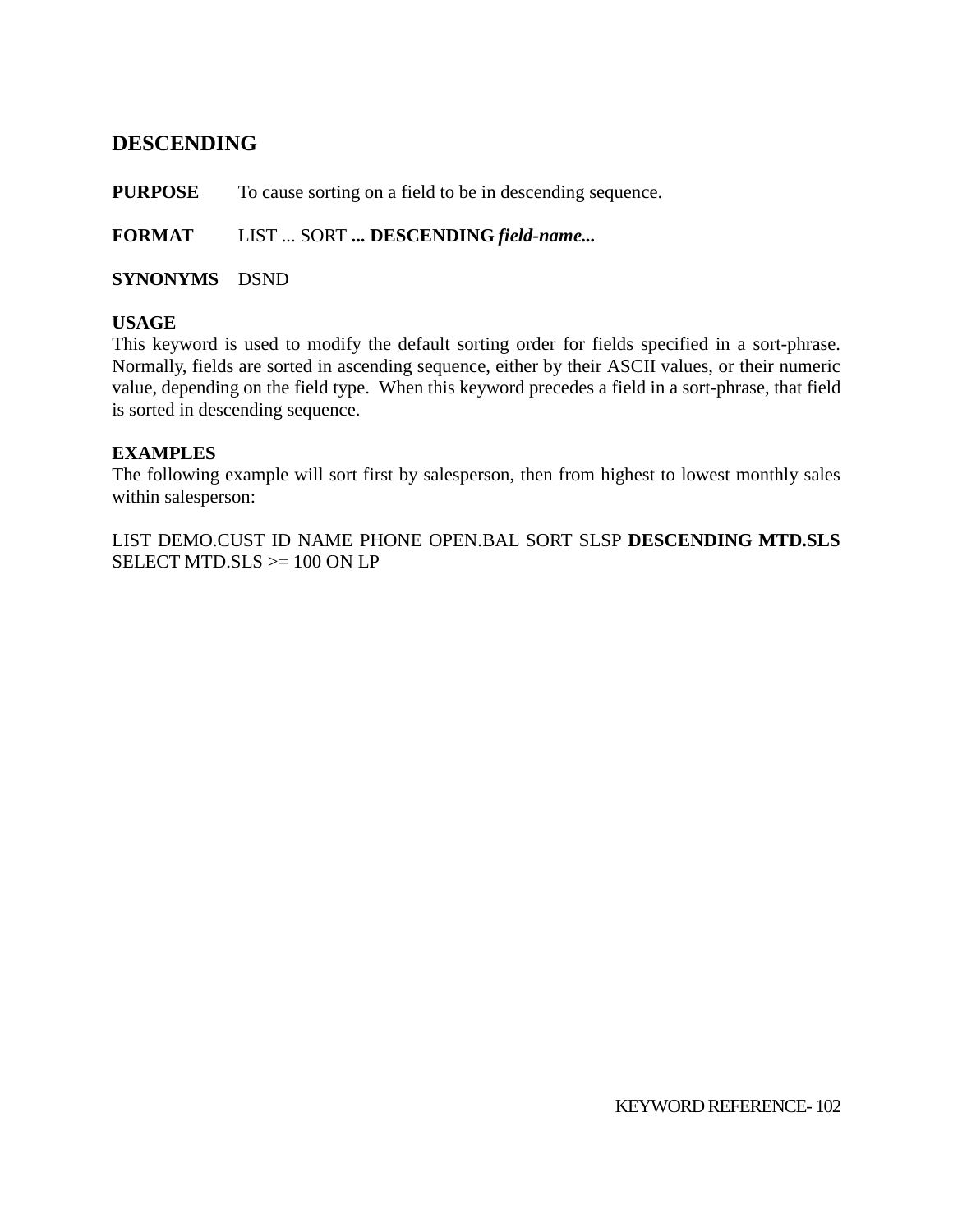## DESCENDING

**PURPOSE** To cause sorting on a field to be in descending sequence.

**FORMAT** LIST ... SORT **... DESCENDING *field-name...***

**SYNONYMS** DSND

**USAGE**
This keyword is used to modify the default sorting order for fields specified in a sort-phrase. Normally, fields are sorted in ascending sequence, either by their ASCII values, or their numeric value, depending on the field type. When this keyword precedes a field in a sort-phrase, that field is sorted in descending sequence.

**EXAMPLES**
The following example will sort first by salesperson, then from highest to lowest monthly sales within salesperson:

LIST DEMO.CUST ID NAME PHONE OPEN.BAL SORT SLSP **DESCENDING MTD.SLS** SELECT MTD.SLS >= 100 ON LP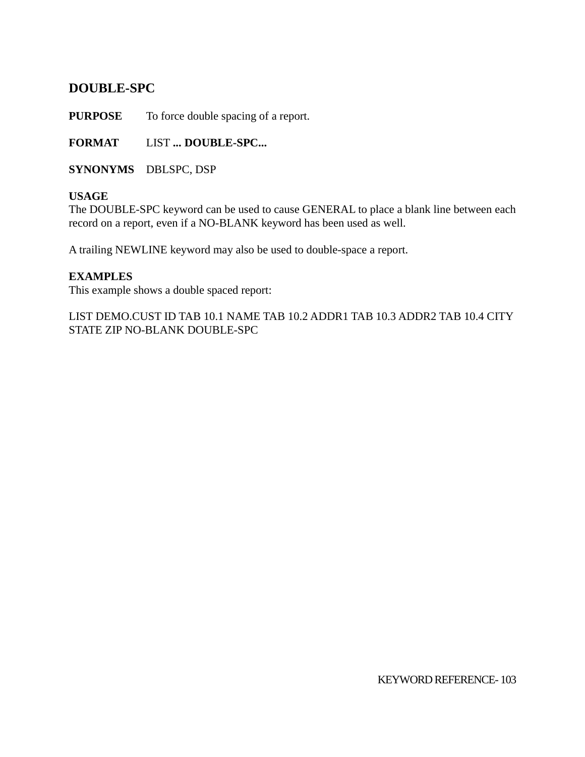## DOUBLE-SPC

**PURPOSE** To force double spacing of a report.

**FORMAT** LIST **... DOUBLE-SPC...**

**SYNONYMS** DBLSPC, DSP

**USAGE**
The DOUBLE-SPC keyword can be used to cause GENERAL to place a blank line between each record on a report, even if a NO-BLANK keyword has been used as well.

A trailing NEWLINE keyword may also be used to double-space a report.

**EXAMPLES**
This example shows a double spaced report:

LIST DEMO.CUST ID TAB 10.1 NAME TAB 10.2 ADDR1 TAB 10.3 ADDR2 TAB 10.4 CITY STATE ZIP NO-BLANK DOUBLE-SPC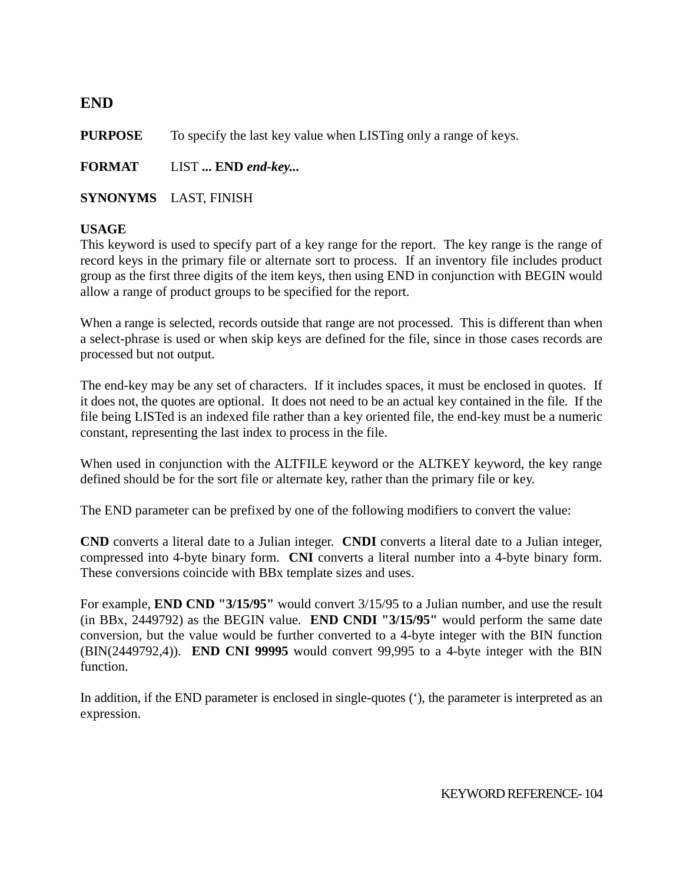## END

**PURPOSE** To specify the last key value when LISTing only a range of keys.

**FORMAT** LIST **... END** ***end-key...***

**SYNONYMS** LAST, FINISH

**USAGE**
This keyword is used to specify part of a key range for the report. The key range is the range of record keys in the primary file or alternate sort to process. If an inventory file includes product group as the first three digits of the item keys, then using END in conjunction with BEGIN would allow a range of product groups to be specified for the report.

When a range is selected, records outside that range are not processed. This is different than when a select-phrase is used or when skip keys are defined for the file, since in those cases records are processed but not output.

The end-key may be any set of characters. If it includes spaces, it must be enclosed in quotes. If it does not, the quotes are optional. It does not need to be an actual key contained in the file. If the file being LISTed is an indexed file rather than a key oriented file, the end-key must be a numeric constant, representing the last index to process in the file.

When used in conjunction with the ALTFILE keyword or the ALTKEY keyword, the key range defined should be for the sort file or alternate key, rather than the primary file or key.

The END parameter can be prefixed by one of the following modifiers to convert the value:

**CND** converts a literal date to a Julian integer. **CNDI** converts a literal date to a Julian integer, compressed into 4-byte binary form. **CNI** converts a literal number into a 4-byte binary form. These conversions coincide with BBx template sizes and uses.

For example, **END CND "3/15/95"** would convert 3/15/95 to a Julian number, and use the result (in BBx, 2449792) as the BEGIN value. **END CNDI "3/15/95"** would perform the same date conversion, but the value would be further converted to a 4-byte integer with the BIN function (BIN(2449792,4)). **END CNI 99995** would convert 99,995 to a 4-byte integer with the BIN function.

In addition, if the END parameter is enclosed in single-quotes (‘), the parameter is interpreted as an expression.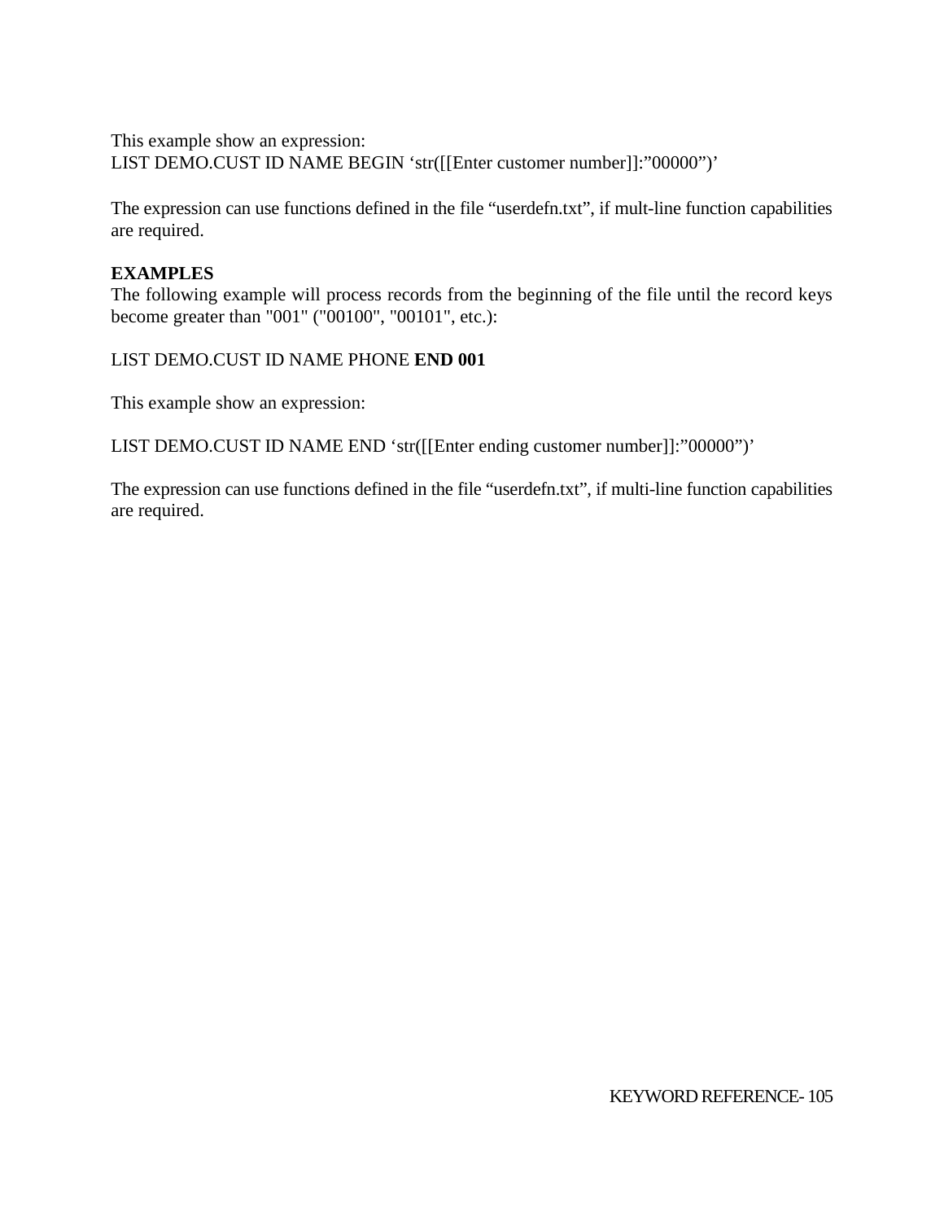This example show an expression:
LIST DEMO.CUST ID NAME BEGIN ‘str([[Enter customer number]]:”00000”)’

The expression can use functions defined in the file “userdefn.txt”, if mult-line function capabilities are required.

**EXAMPLES**
The following example will process records from the beginning of the file until the record keys become greater than "001" ("00100", "00101", etc.):

LIST DEMO.CUST ID NAME PHONE **END 001**

This example show an expression:

LIST DEMO.CUST ID NAME END ‘str([[Enter ending customer number]]:”00000”)’

The expression can use functions defined in the file “userdefn.txt”, if multi-line function capabilities are required.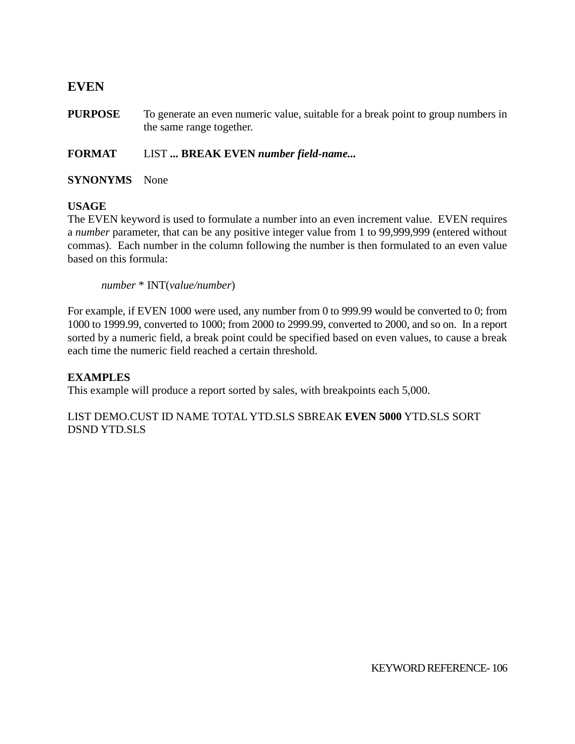## EVEN

**PURPOSE** To generate an even numeric value, suitable for a break point to group numbers in the same range together.

**FORMAT** LIST **... BREAK EVEN *number field-name...***

**SYNONYMS** None

**USAGE**

The EVEN keyword is used to formulate a number into an even increment value. EVEN requires a *number* parameter, that can be any positive integer value from 1 to 99,999,999 (entered without commas). Each number in the column following the number is then formulated to an even value based on this formula:

*number* * INT(*value/number*)

For example, if EVEN 1000 were used, any number from 0 to 999.99 would be converted to 0; from 1000 to 1999.99, converted to 1000; from 2000 to 2999.99, converted to 2000, and so on. In a report sorted by a numeric field, a break point could be specified based on even values, to cause a break each time the numeric field reached a certain threshold.

**EXAMPLES**

This example will produce a report sorted by sales, with breakpoints each 5,000.

LIST DEMO.CUST ID NAME TOTAL YTD.SLS SBREAK **EVEN 5000** YTD.SLS SORT DSND YTD.SLS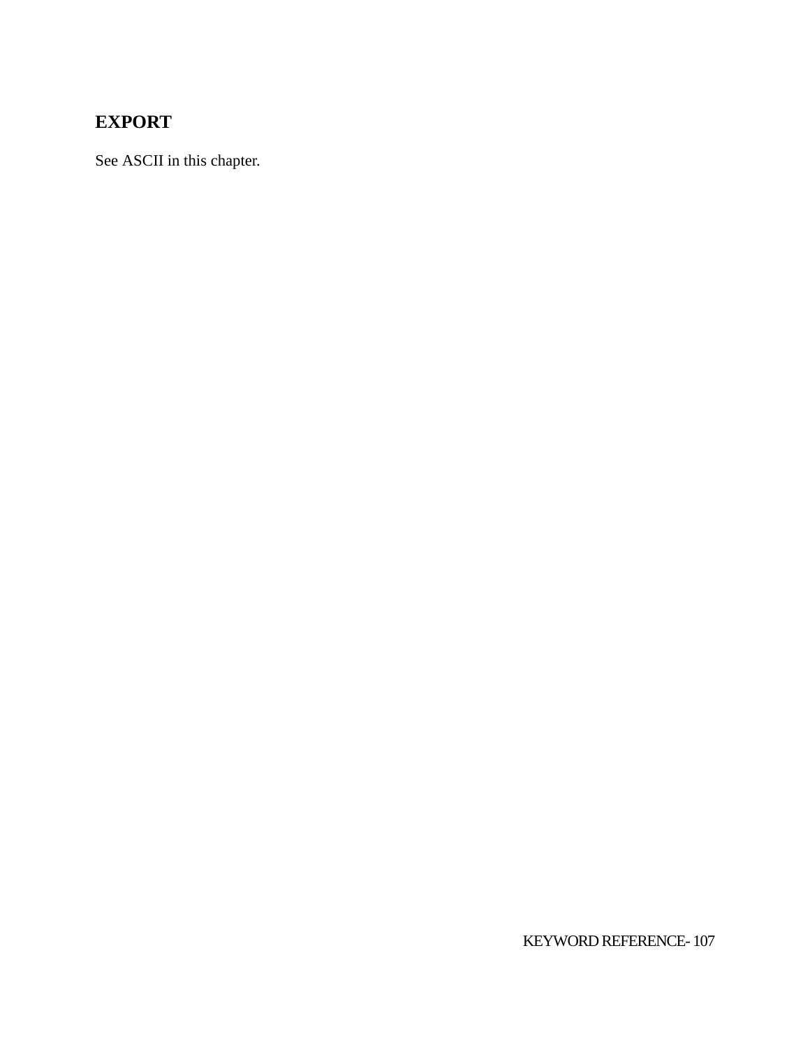## EXPORT

See ASCII in this chapter.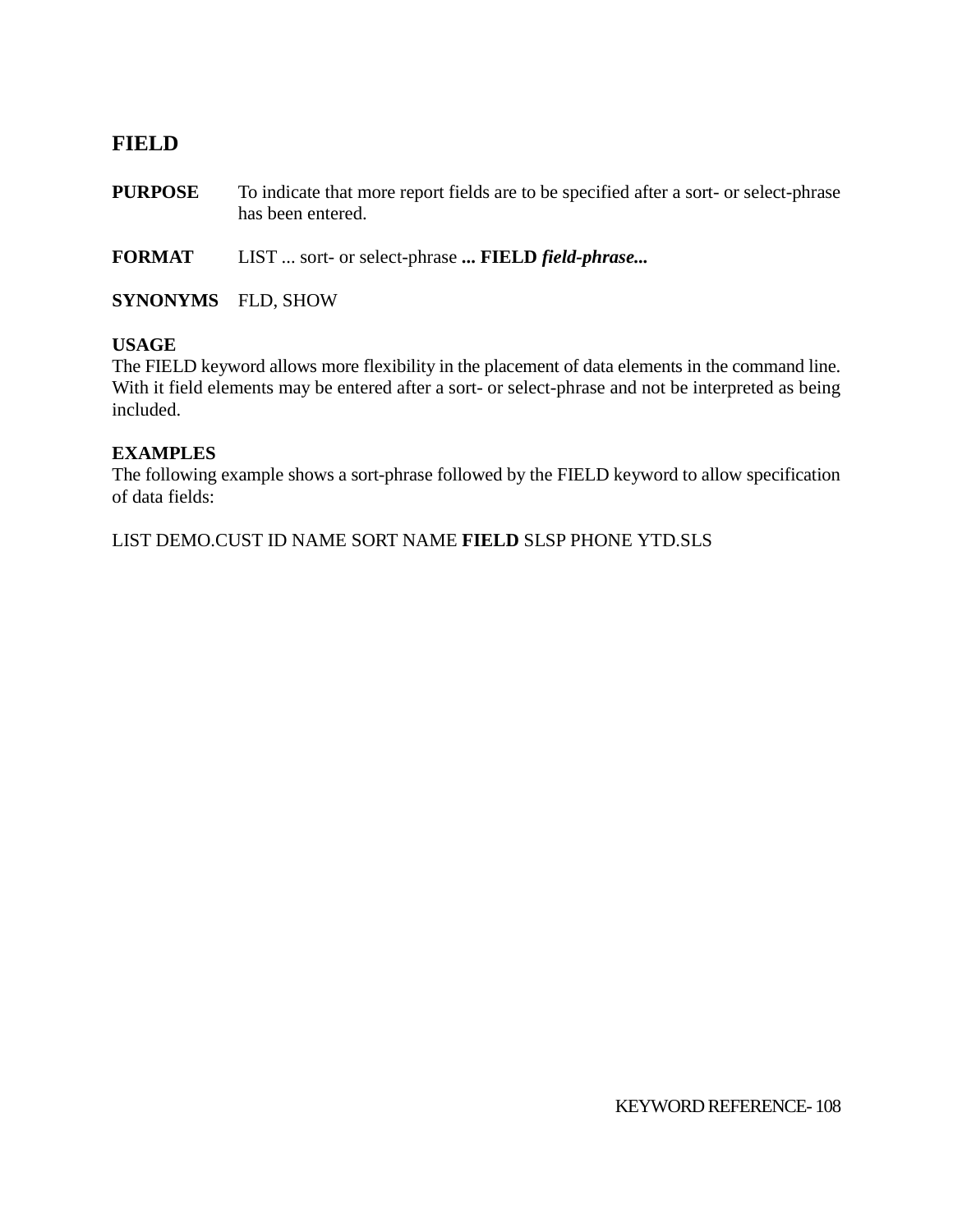## FIELD

**PURPOSE** To indicate that more report fields are to be specified after a sort- or select-phrase has been entered.

**FORMAT** LIST ... sort- or select-phrase **... FIELD *field-phrase...***

**SYNONYMS** FLD, SHOW

**USAGE**
The FIELD keyword allows more flexibility in the placement of data elements in the command line. With it field elements may be entered after a sort- or select-phrase and not be interpreted as being included.

**EXAMPLES**
The following example shows a sort-phrase followed by the FIELD keyword to allow specification of data fields:

LIST DEMO.CUST ID NAME SORT NAME **FIELD** SLSP PHONE YTD.SLS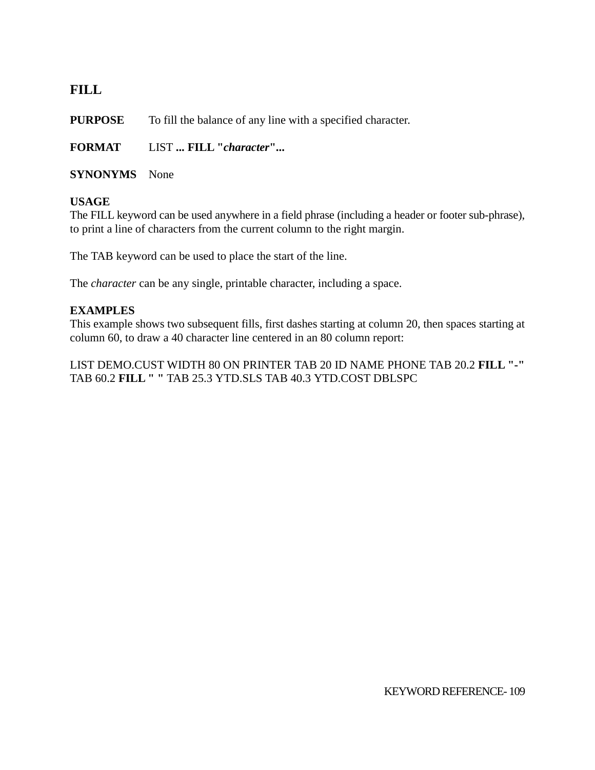## FILL

**PURPOSE** To fill the balance of any line with a specified character.

**FORMAT** LIST **... FILL "*character*"...**

**SYNONYMS** None

**USAGE**

The FILL keyword can be used anywhere in a field phrase (including a header or footer sub-phrase), to print a line of characters from the current column to the right margin.

The TAB keyword can be used to place the start of the line.

The *character* can be any single, printable character, including a space.

**EXAMPLES**

This example shows two subsequent fills, first dashes starting at column 20, then spaces starting at column 60, to draw a 40 character line centered in an 80 column report:

LIST DEMO.CUST WIDTH 80 ON PRINTER TAB 20 ID NAME PHONE TAB 20.2 **FILL "-"** TAB 60.2 **FILL " "** TAB 25.3 YTD.SLS TAB 40.3 YTD.COST DBLSPC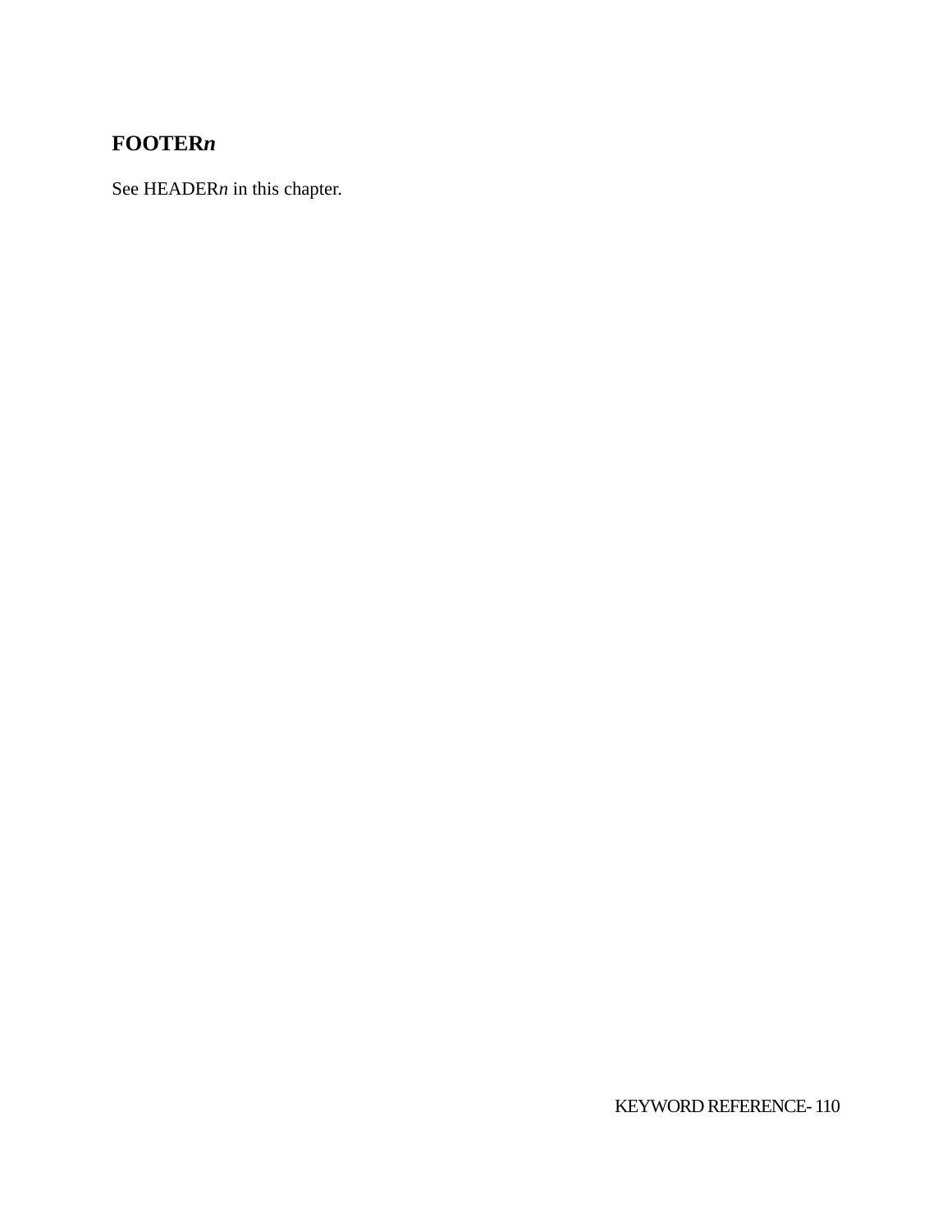## FOOTER*n*

See HEADER*n* in this chapter.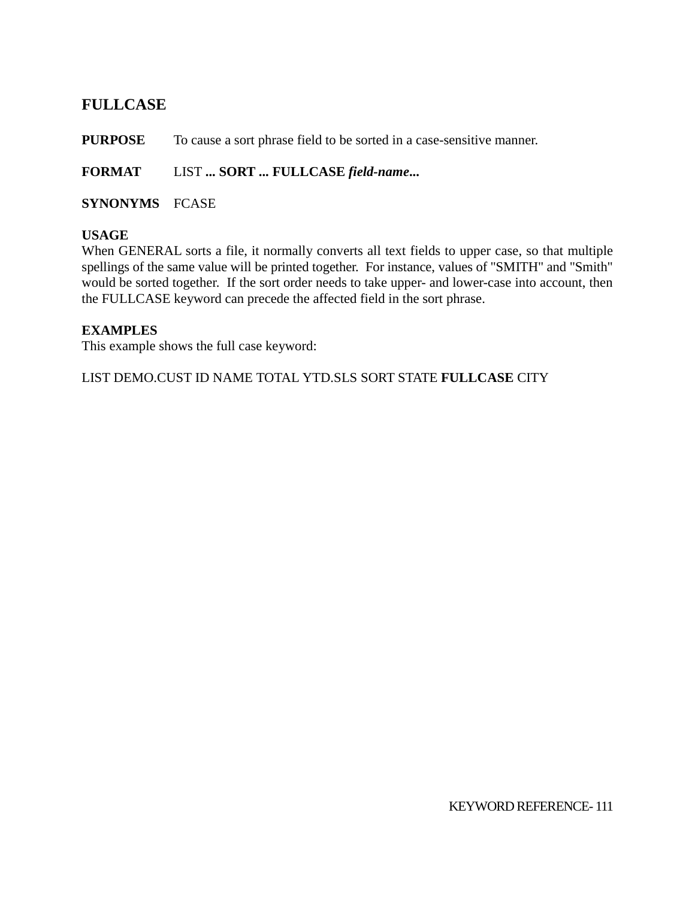## FULLCASE

**PURPOSE** To cause a sort phrase field to be sorted in a case-sensitive manner.

**FORMAT** LIST **... SORT ... FULLCASE** ***field-name...***

**SYNONYMS** FCASE

**USAGE**

When GENERAL sorts a file, it normally converts all text fields to upper case, so that multiple spellings of the same value will be printed together. For instance, values of "SMITH" and "Smith" would be sorted together. If the sort order needs to take upper- and lower-case into account, then the FULLCASE keyword can precede the affected field in the sort phrase.

**EXAMPLES**

This example shows the full case keyword:

LIST DEMO.CUST ID NAME TOTAL YTD.SLS SORT STATE **FULLCASE** CITY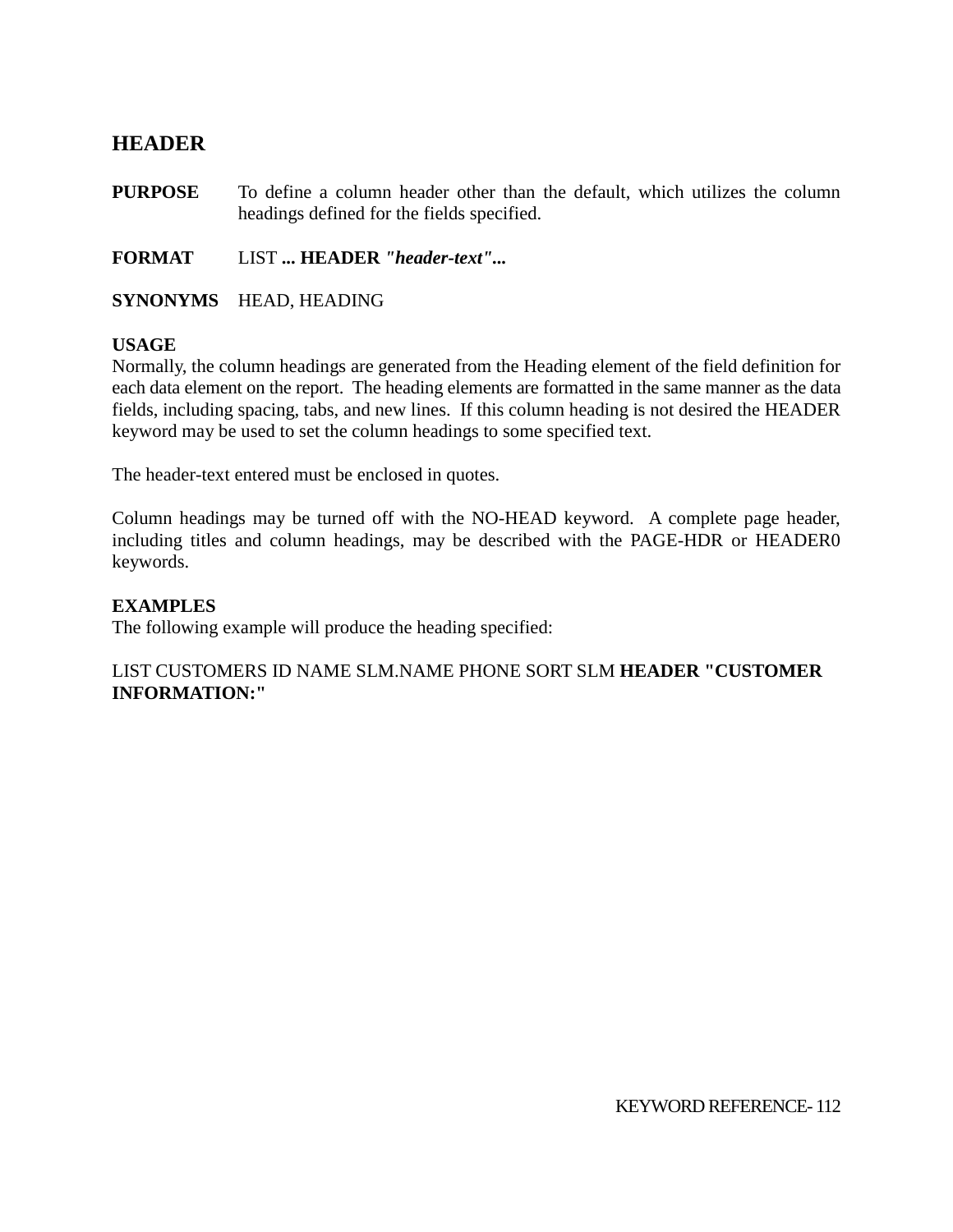## HEADER

**PURPOSE** To define a column header other than the default, which utilizes the column headings defined for the fields specified.

**FORMAT** LIST **... HEADER** ***"header-text"...***

**SYNONYMS** HEAD, HEADING

**USAGE**
Normally, the column headings are generated from the Heading element of the field definition for each data element on the report. The heading elements are formatted in the same manner as the data fields, including spacing, tabs, and new lines. If this column heading is not desired the HEADER keyword may be used to set the column headings to some specified text.

The header-text entered must be enclosed in quotes.

Column headings may be turned off with the NO-HEAD keyword. A complete page header, including titles and column headings, may be described with the PAGE-HDR or HEADER0 keywords.

**EXAMPLES**
The following example will produce the heading specified:

LIST CUSTOMERS ID NAME SLM.NAME PHONE SORT SLM **HEADER "CUSTOMER INFORMATION:"**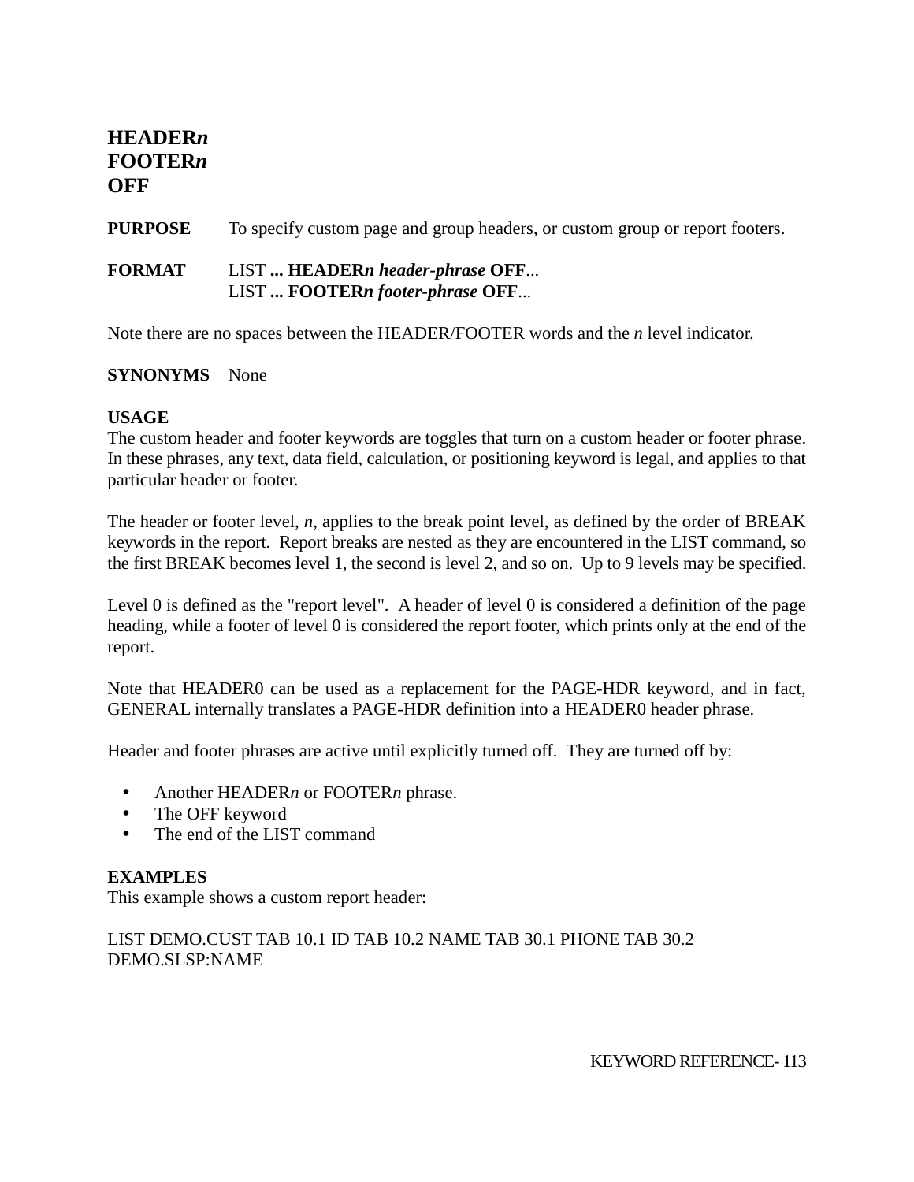# HEADER*n*
# FOOTER*n*
# OFF

**PURPOSE** To specify custom page and group headers, or custom group or report footers.

**FORMAT** LIST **... HEADER*n* *header-phrase* OFF**...
LIST **... FOOTER*n* *footer-phrase* OFF**...

Note there are no spaces between the HEADER/FOOTER words and the *n* level indicator.

**SYNONYMS** None

**USAGE**
The custom header and footer keywords are toggles that turn on a custom header or footer phrase. In these phrases, any text, data field, calculation, or positioning keyword is legal, and applies to that particular header or footer.

The header or footer level, *n*, applies to the break point level, as defined by the order of BREAK keywords in the report. Report breaks are nested as they are encountered in the LIST command, so the first BREAK becomes level 1, the second is level 2, and so on. Up to 9 levels may be specified.

Level 0 is defined as the "report level". A header of level 0 is considered a definition of the page heading, while a footer of level 0 is considered the report footer, which prints only at the end of the report.

Note that HEADER0 can be used as a replacement for the PAGE-HDR keyword, and in fact, GENERAL internally translates a PAGE-HDR definition into a HEADER0 header phrase.

Header and footer phrases are active until explicitly turned off. They are turned off by:

- Another HEADER*n* or FOOTER*n* phrase.
- The OFF keyword
- The end of the LIST command

**EXAMPLES**
This example shows a custom report header:

LIST DEMO.CUST TAB 10.1 ID TAB 10.2 NAME TAB 30.1 PHONE TAB 30.2
DEMO.SLSP:NAME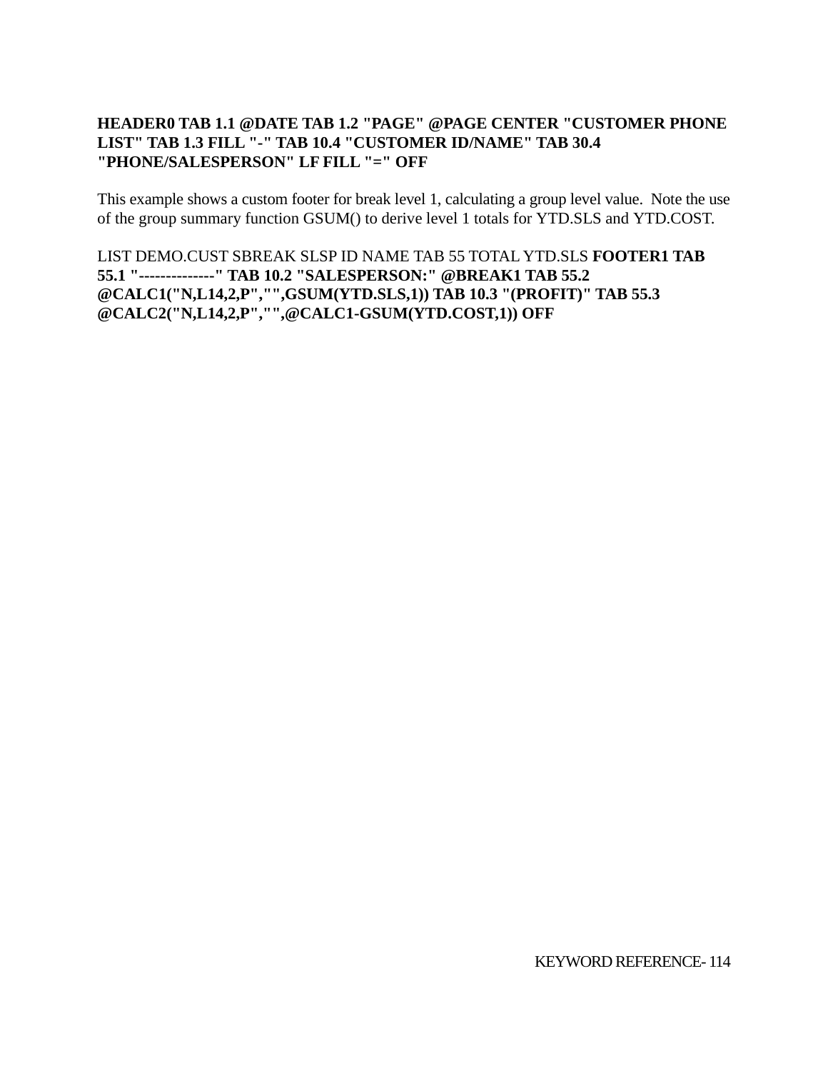**HEADER0 TAB 1.1 @DATE TAB 1.2 "PAGE" @PAGE CENTER "CUSTOMER PHONE LIST" TAB 1.3 FILL "-" TAB 10.4 "CUSTOMER ID/NAME" TAB 30.4 "PHONE/SALESPERSON" LF FILL "=" OFF**

This example shows a custom footer for break level 1, calculating a group level value. Note the use of the group summary function GSUM() to derive level 1 totals for YTD.SLS and YTD.COST.

LIST DEMO.CUST SBREAK SLSP ID NAME TAB 55 TOTAL YTD.SLS **FOOTER1 TAB 55.1 "--------------" TAB 10.2 "SALESPERSON:" @BREAK1 TAB 55.2 @CALC1("N,L14,2,P","",GSUM(YTD.SLS,1)) TAB 10.3 "(PROFIT)" TAB 55.3 @CALC2("N,L14,2,P","",@CALC1-GSUM(YTD.COST,1)) OFF**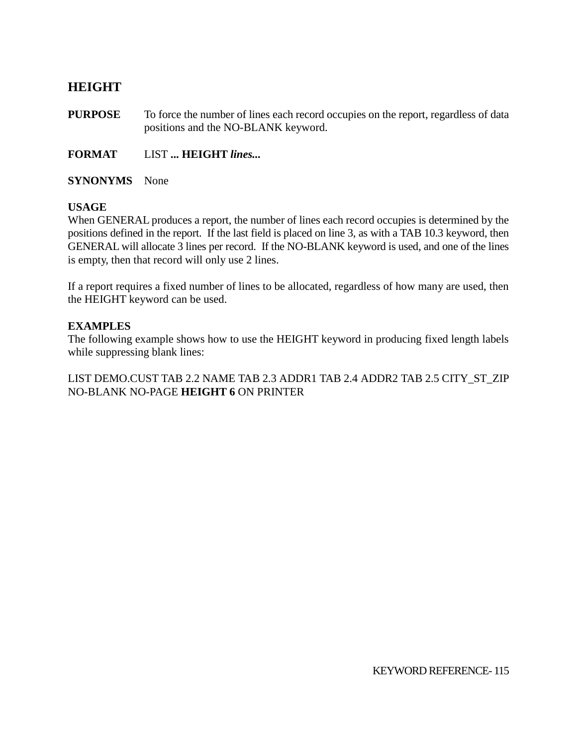## HEIGHT

**PURPOSE** To force the number of lines each record occupies on the report, regardless of data positions and the NO-BLANK keyword.

**FORMAT** LIST **... HEIGHT *lines...***

**SYNONYMS** None

**USAGE**
When GENERAL produces a report, the number of lines each record occupies is determined by the positions defined in the report. If the last field is placed on line 3, as with a TAB 10.3 keyword, then GENERAL will allocate 3 lines per record. If the NO-BLANK keyword is used, and one of the lines is empty, then that record will only use 2 lines.

If a report requires a fixed number of lines to be allocated, regardless of how many are used, then the HEIGHT keyword can be used.

**EXAMPLES**
The following example shows how to use the HEIGHT keyword in producing fixed length labels while suppressing blank lines:

LIST DEMO.CUST TAB 2.2 NAME TAB 2.3 ADDR1 TAB 2.4 ADDR2 TAB 2.5 CITY_ST_ZIP NO-BLANK NO-PAGE **HEIGHT 6** ON PRINTER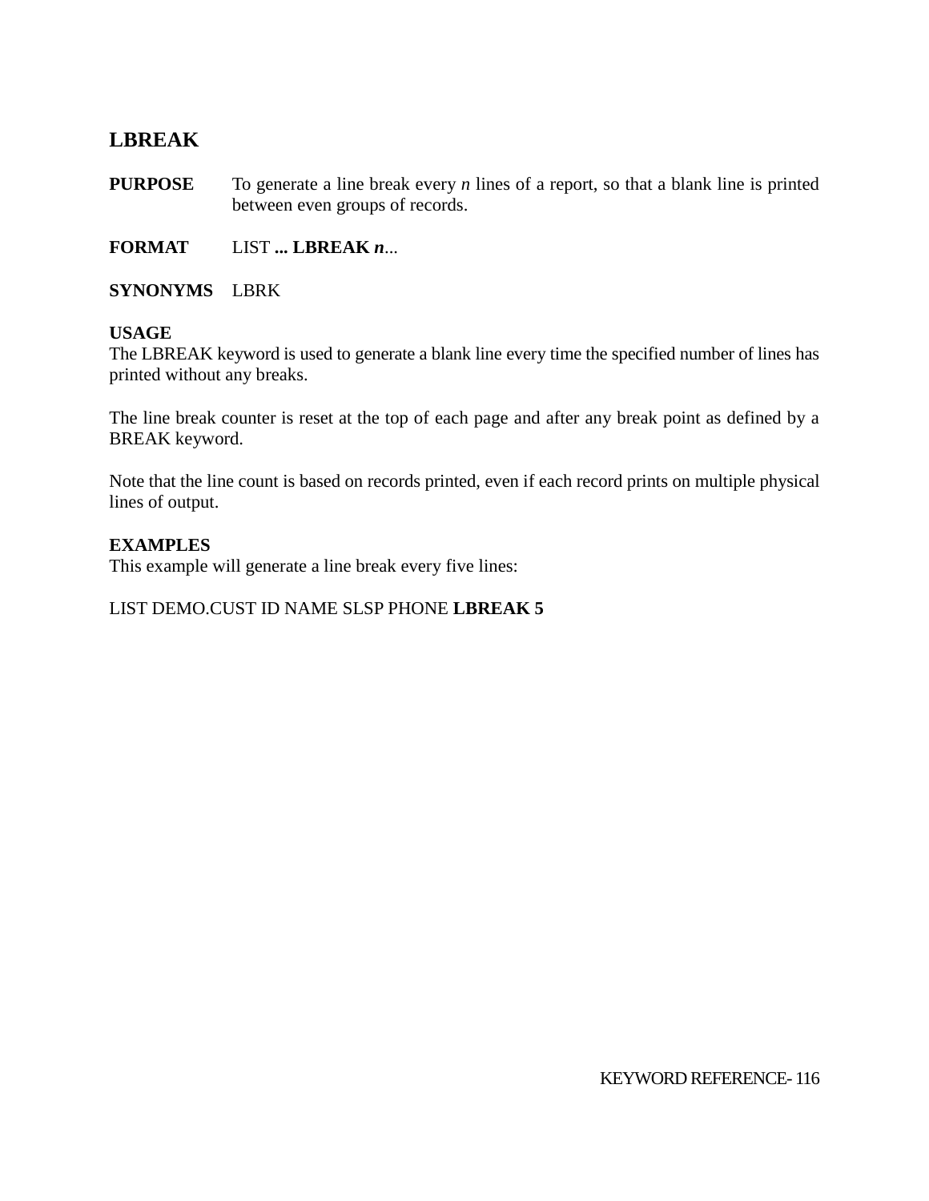## LBREAK

**PURPOSE** To generate a line break every *n* lines of a report, so that a blank line is printed between even groups of records.

**FORMAT** LIST **... LBREAK** ***n***...

**SYNONYMS** LBRK

**USAGE**

The LBREAK keyword is used to generate a blank line every time the specified number of lines has printed without any breaks.

The line break counter is reset at the top of each page and after any break point as defined by a BREAK keyword.

Note that the line count is based on records printed, even if each record prints on multiple physical lines of output.

**EXAMPLES**

This example will generate a line break every five lines:

LIST DEMO.CUST ID NAME SLSP PHONE **LBREAK 5**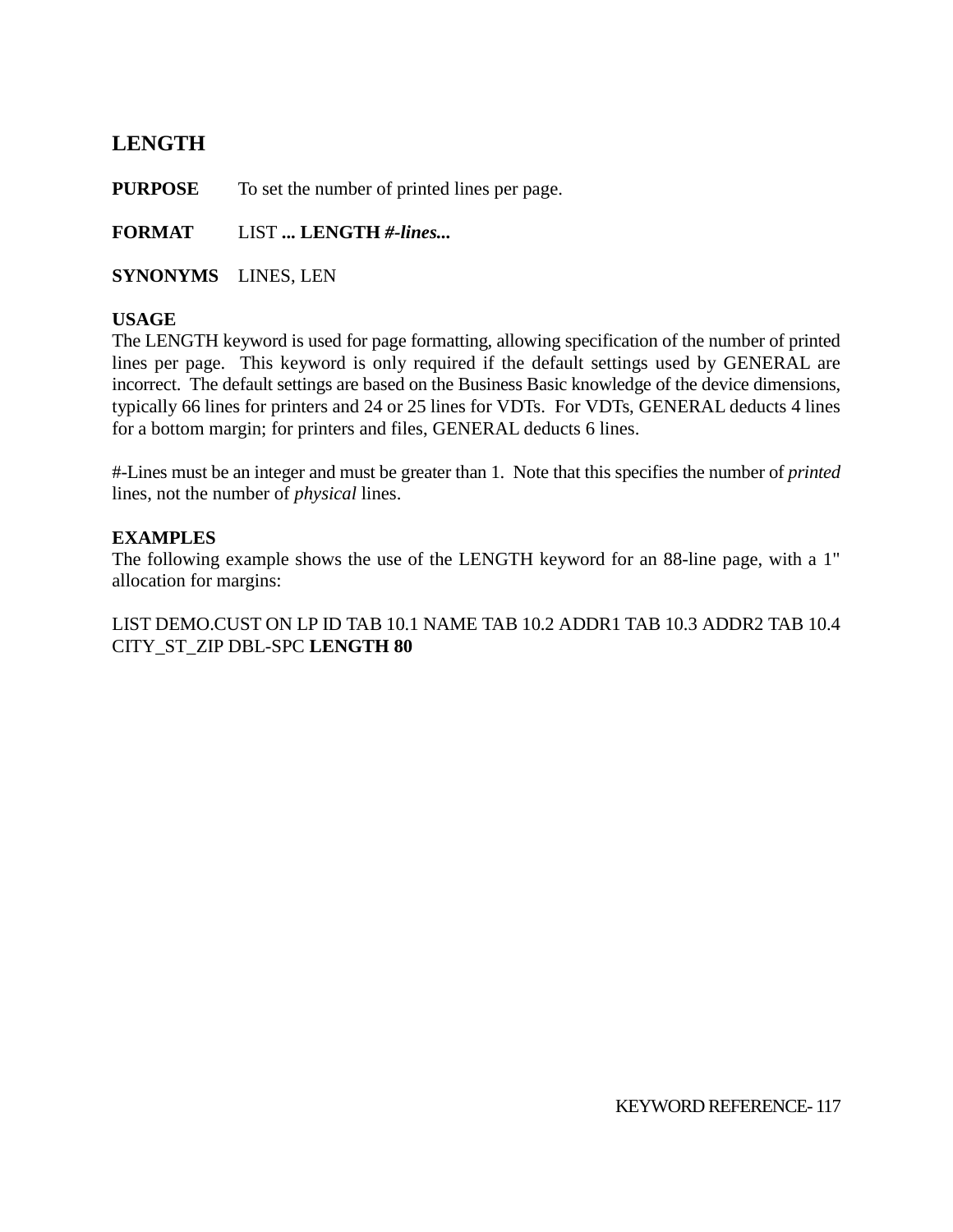## LENGTH

**PURPOSE** To set the number of printed lines per page.

**FORMAT** LIST **... LENGTH *#-lines...***

**SYNONYMS** LINES, LEN

**USAGE**
The LENGTH keyword is used for page formatting, allowing specification of the number of printed lines per page. This keyword is only required if the default settings used by GENERAL are incorrect. The default settings are based on the Business Basic knowledge of the device dimensions, typically 66 lines for printers and 24 or 25 lines for VDTs. For VDTs, GENERAL deducts 4 lines for a bottom margin; for printers and files, GENERAL deducts 6 lines.

#-Lines must be an integer and must be greater than 1. Note that this specifies the number of *printed* lines, not the number of *physical* lines.

**EXAMPLES**
The following example shows the use of the LENGTH keyword for an 88-line page, with a 1" allocation for margins:

LIST DEMO.CUST ON LP ID TAB 10.1 NAME TAB 10.2 ADDR1 TAB 10.3 ADDR2 TAB 10.4 CITY_ST_ZIP DBL-SPC **LENGTH 80**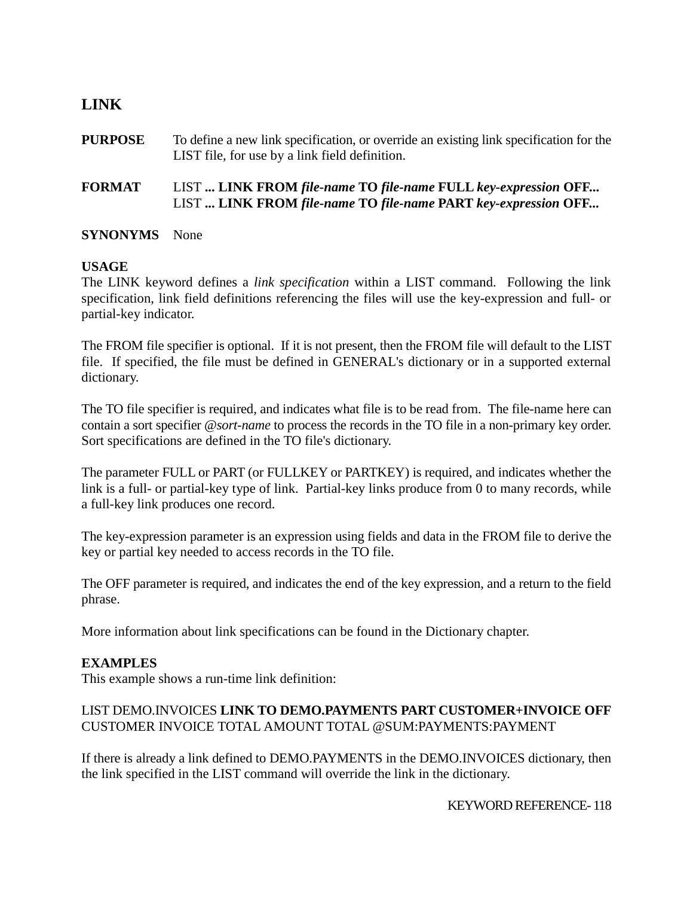## LINK

**PURPOSE** To define a new link specification, or override an existing link specification for the LIST file, for use by a link field definition.

**FORMAT** LIST **... LINK FROM** ***file-name*** **TO** ***file-name*** **FULL** ***key-expression*** **OFF...**
LIST **... LINK FROM** ***file-name*** **TO** ***file-name*** **PART** ***key-expression*** **OFF...**

**SYNONYMS** None

**USAGE**
The LINK keyword defines a *link specification* within a LIST command. Following the link specification, link field definitions referencing the files will use the key-expression and full- or partial-key indicator.

The FROM file specifier is optional. If it is not present, then the FROM file will default to the LIST file. If specified, the file must be defined in GENERAL's dictionary or in a supported external dictionary.

The TO file specifier is required, and indicates what file is to be read from. The file-name here can contain a sort specifier *@sort-name* to process the records in the TO file in a non-primary key order. Sort specifications are defined in the TO file's dictionary.

The parameter FULL or PART (or FULLKEY or PARTKEY) is required, and indicates whether the link is a full- or partial-key type of link. Partial-key links produce from 0 to many records, while a full-key link produces one record.

The key-expression parameter is an expression using fields and data in the FROM file to derive the key or partial key needed to access records in the TO file.

The OFF parameter is required, and indicates the end of the key expression, and a return to the field phrase.

More information about link specifications can be found in the Dictionary chapter.

**EXAMPLES**
This example shows a run-time link definition:

LIST DEMO.INVOICES **LINK TO DEMO.PAYMENTS PART CUSTOMER+INVOICE OFF** CUSTOMER INVOICE TOTAL AMOUNT TOTAL @SUM:PAYMENTS:PAYMENT

If there is already a link defined to DEMO.PAYMENTS in the DEMO.INVOICES dictionary, then the link specified in the LIST command will override the link in the dictionary.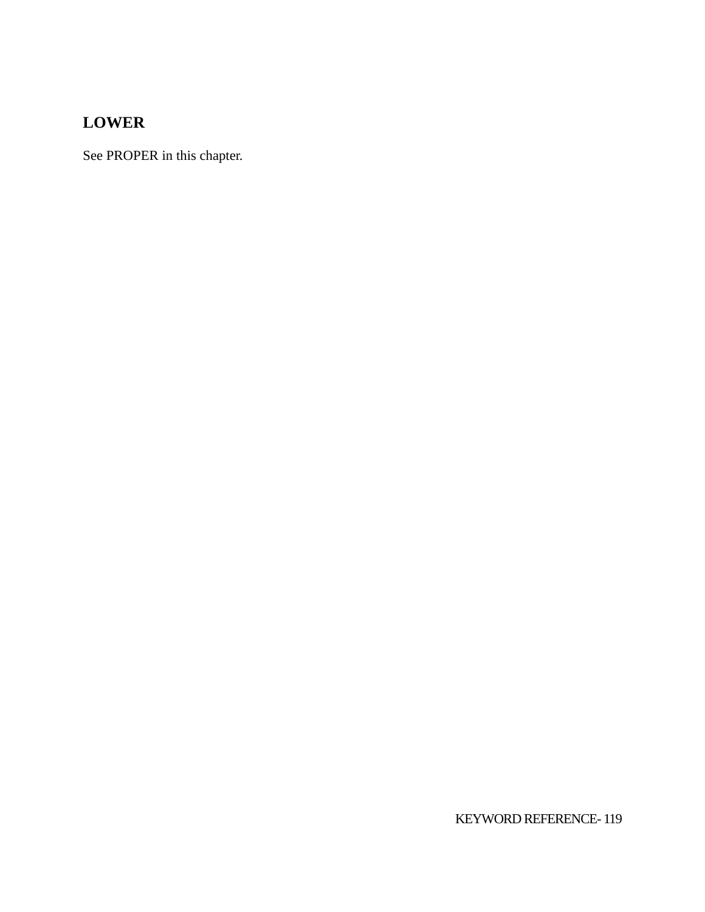## LOWER

See PROPER in this chapter.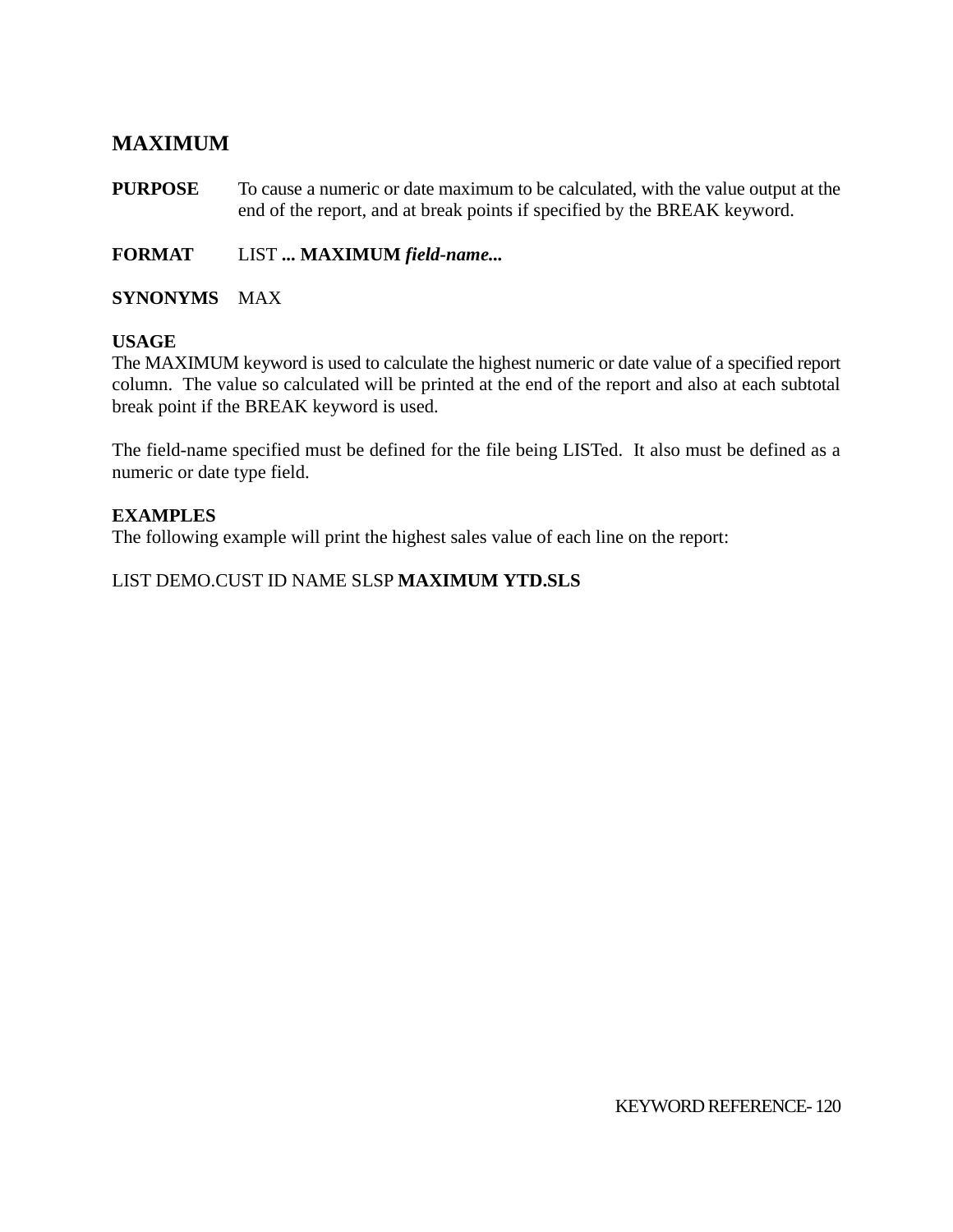## MAXIMUM

**PURPOSE** To cause a numeric or date maximum to be calculated, with the value output at the end of the report, and at break points if specified by the BREAK keyword.

**FORMAT** LIST **... MAXIMUM *field-name...***

**SYNONYMS** MAX

**USAGE**

The MAXIMUM keyword is used to calculate the highest numeric or date value of a specified report column. The value so calculated will be printed at the end of the report and also at each subtotal break point if the BREAK keyword is used.

The field-name specified must be defined for the file being LISTed. It also must be defined as a numeric or date type field.

**EXAMPLES**

The following example will print the highest sales value of each line on the report:

LIST DEMO.CUST ID NAME SLSP **MAXIMUM YTD.SLS**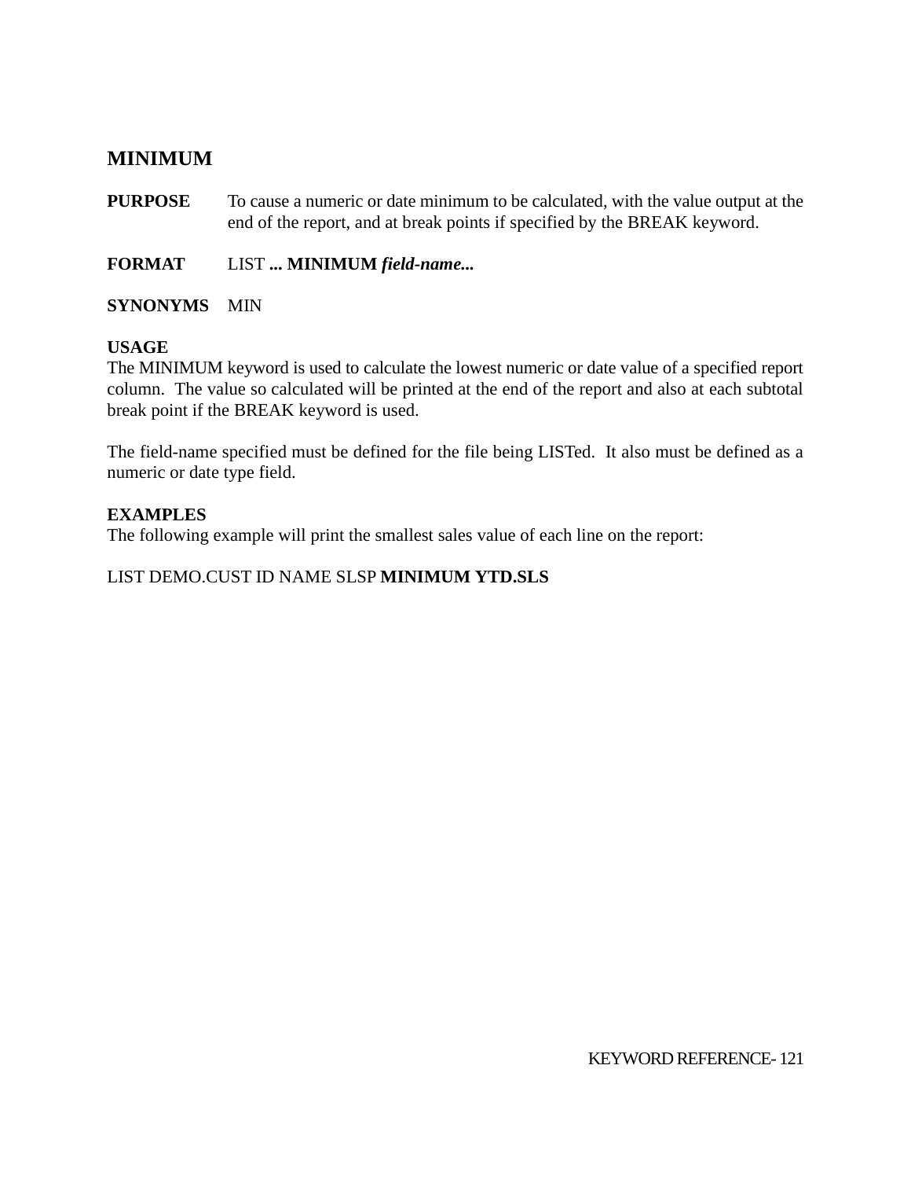## MINIMUM

**PURPOSE** To cause a numeric or date minimum to be calculated, with the value output at the end of the report, and at break points if specified by the BREAK keyword.

**FORMAT** LIST **... MINIMUM** ***field-name...***

**SYNONYMS** MIN

**USAGE**
The MINIMUM keyword is used to calculate the lowest numeric or date value of a specified report column. The value so calculated will be printed at the end of the report and also at each subtotal break point if the BREAK keyword is used.

The field-name specified must be defined for the file being LISTed. It also must be defined as a numeric or date type field.

**EXAMPLES**
The following example will print the smallest sales value of each line on the report:

LIST DEMO.CUST ID NAME SLSP **MINIMUM YTD.SLS**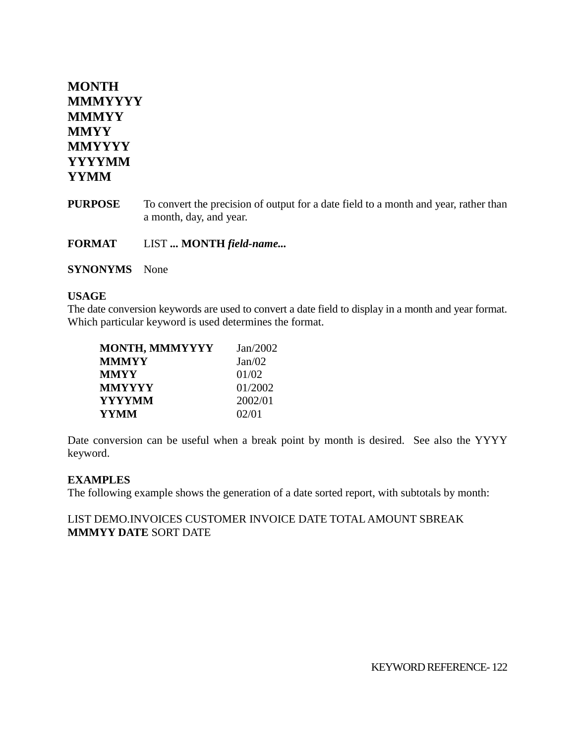# MONTH
# MMMYYYY
# MMMYY
# MMYY
# MMYYYY
# YYYYMM
# YYMM

**PURPOSE** To convert the precision of output for a date field to a month and year, rather than a month, day, and year.

**FORMAT** LIST **... MONTH** ***field-name...***

**SYNONYMS** None

**USAGE**

The date conversion keywords are used to convert a date field to display in a month and year format. Which particular keyword is used determines the format.

| | |
|---|---|
| **MONTH, MMMYYYY** | Jan/2002 |
| **MMMYY** | Jan/02 |
| **MMYY** | 01/02 |
| **MMYYYY** | 01/2002 |
| **YYYYMM** | 2002/01 |
| **YYMM** | 02/01 |

Date conversion can be useful when a break point by month is desired. See also the YYYY keyword.

**EXAMPLES**

The following example shows the generation of a date sorted report, with subtotals by month:

LIST DEMO.INVOICES CUSTOMER INVOICE DATE TOTAL AMOUNT SBREAK **MMMYY DATE** SORT DATE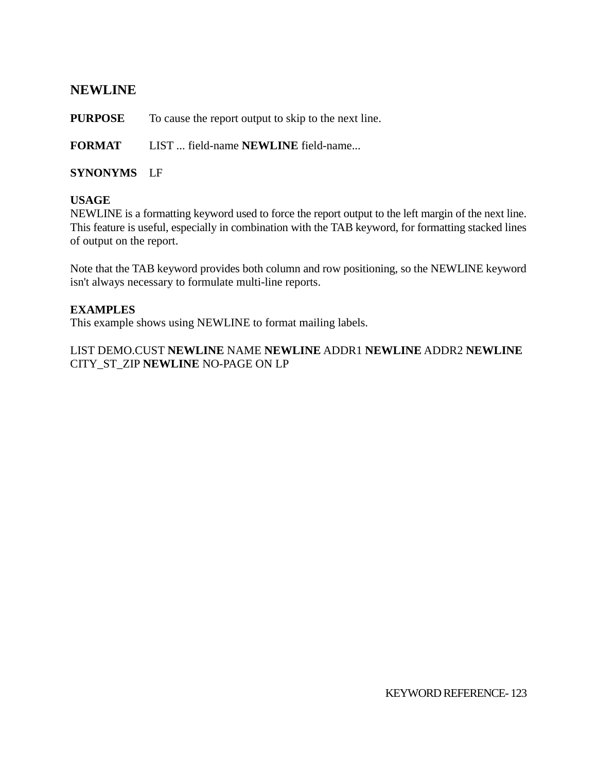## NEWLINE

**PURPOSE** To cause the report output to skip to the next line.

**FORMAT** LIST ... field-name **NEWLINE** field-name...

**SYNONYMS** LF

**USAGE**

NEWLINE is a formatting keyword used to force the report output to the left margin of the next line. This feature is useful, especially in combination with the TAB keyword, for formatting stacked lines of output on the report.

Note that the TAB keyword provides both column and row positioning, so the NEWLINE keyword isn't always necessary to formulate multi-line reports.

**EXAMPLES**

This example shows using NEWLINE to format mailing labels.

LIST DEMO.CUST **NEWLINE** NAME **NEWLINE** ADDR1 **NEWLINE** ADDR2 **NEWLINE** CITY_ST_ZIP **NEWLINE** NO-PAGE ON LP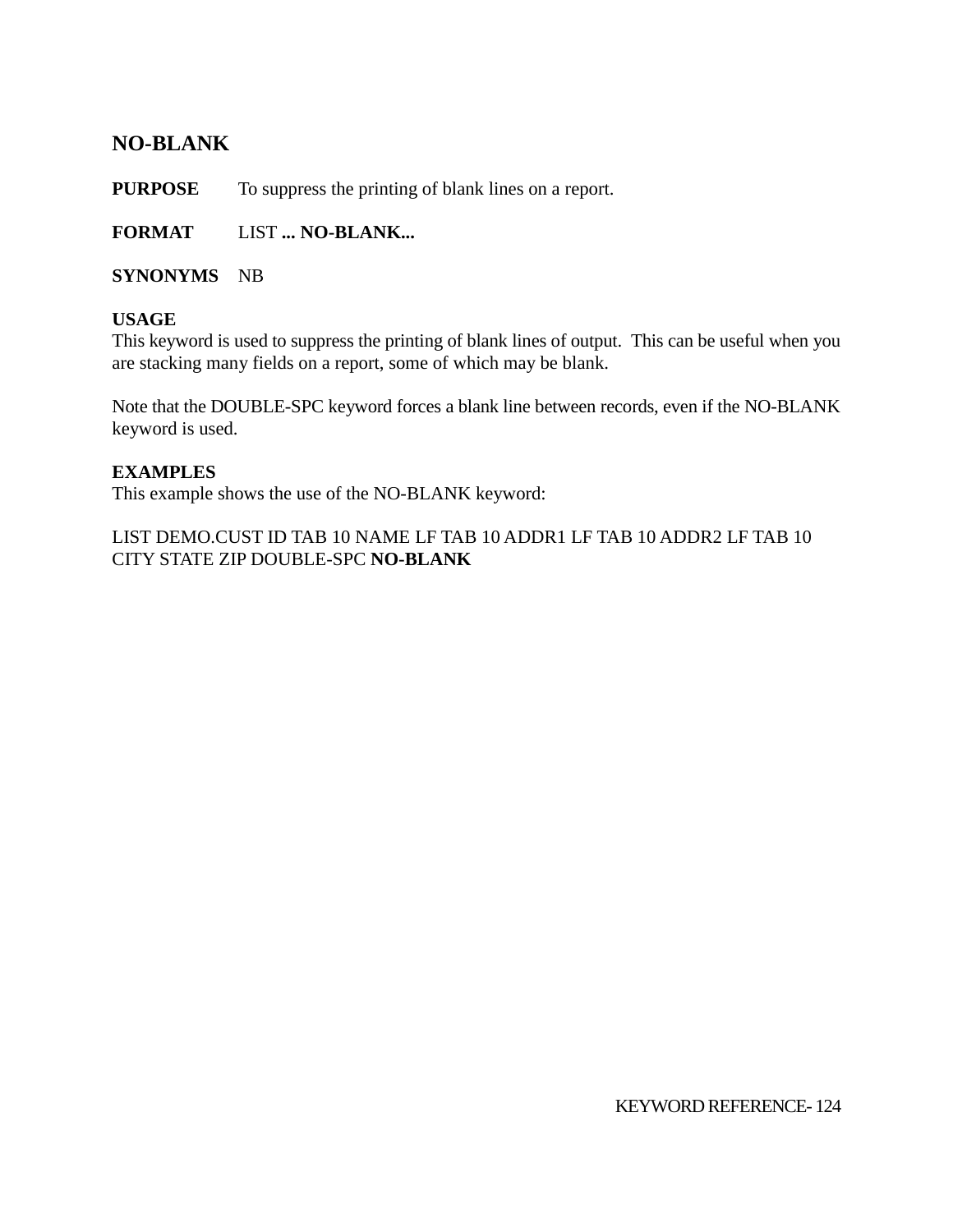## NO-BLANK

**PURPOSE** To suppress the printing of blank lines on a report.

**FORMAT** LIST **... NO-BLANK...**

**SYNONYMS** NB

**USAGE**
This keyword is used to suppress the printing of blank lines of output. This can be useful when you are stacking many fields on a report, some of which may be blank.

Note that the DOUBLE-SPC keyword forces a blank line between records, even if the NO-BLANK keyword is used.

**EXAMPLES**
This example shows the use of the NO-BLANK keyword:

LIST DEMO.CUST ID TAB 10 NAME LF TAB 10 ADDR1 LF TAB 10 ADDR2 LF TAB 10 CITY STATE ZIP DOUBLE-SPC **NO-BLANK**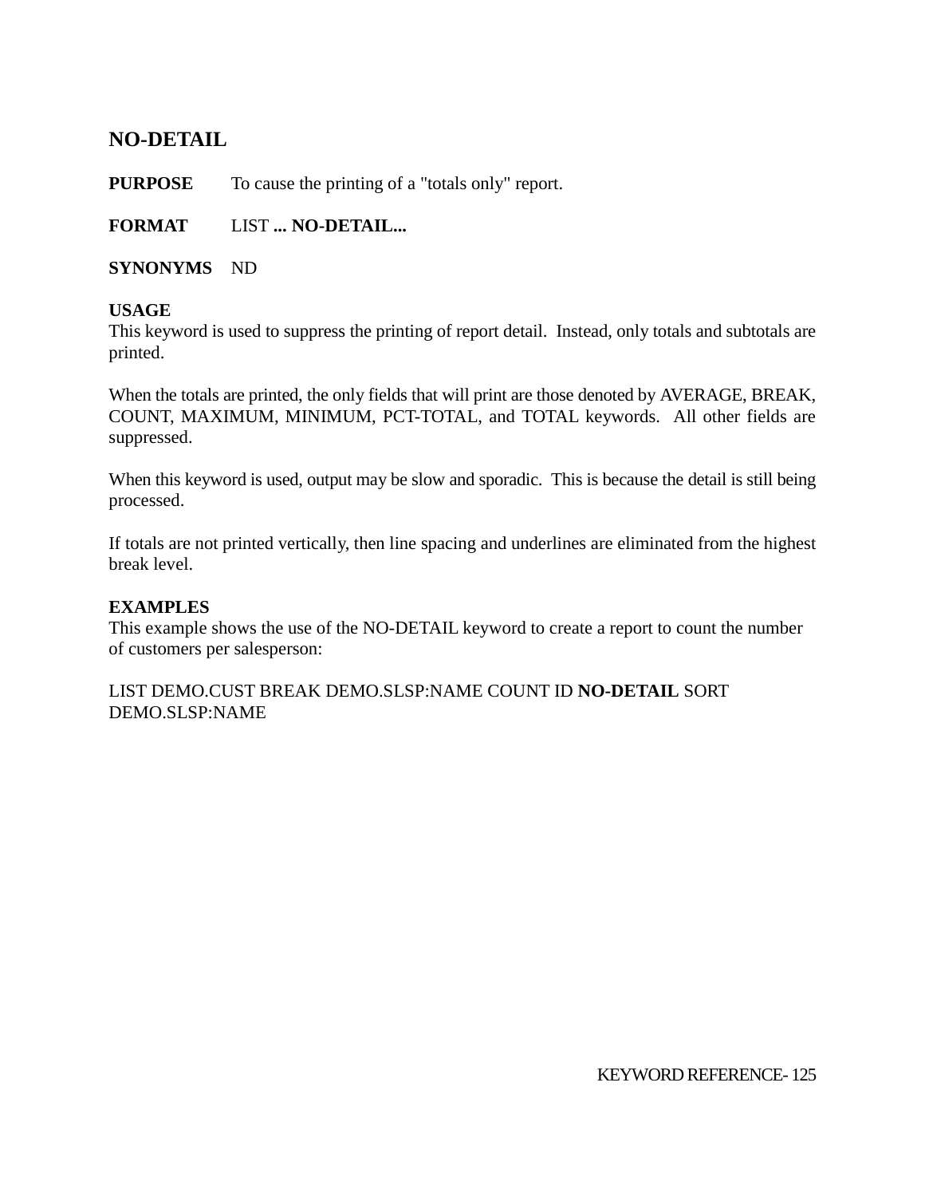## NO-DETAIL

**PURPOSE** To cause the printing of a "totals only" report.

**FORMAT** LIST **... NO-DETAIL...**

**SYNONYMS** ND

**USAGE**

This keyword is used to suppress the printing of report detail. Instead, only totals and subtotals are printed.

When the totals are printed, the only fields that will print are those denoted by AVERAGE, BREAK, COUNT, MAXIMUM, MINIMUM, PCT-TOTAL, and TOTAL keywords. All other fields are suppressed.

When this keyword is used, output may be slow and sporadic. This is because the detail is still being processed.

If totals are not printed vertically, then line spacing and underlines are eliminated from the highest break level.

**EXAMPLES**

This example shows the use of the NO-DETAIL keyword to create a report to count the number of customers per salesperson:

LIST DEMO.CUST BREAK DEMO.SLSP:NAME COUNT ID **NO-DETAIL** SORT DEMO.SLSP:NAME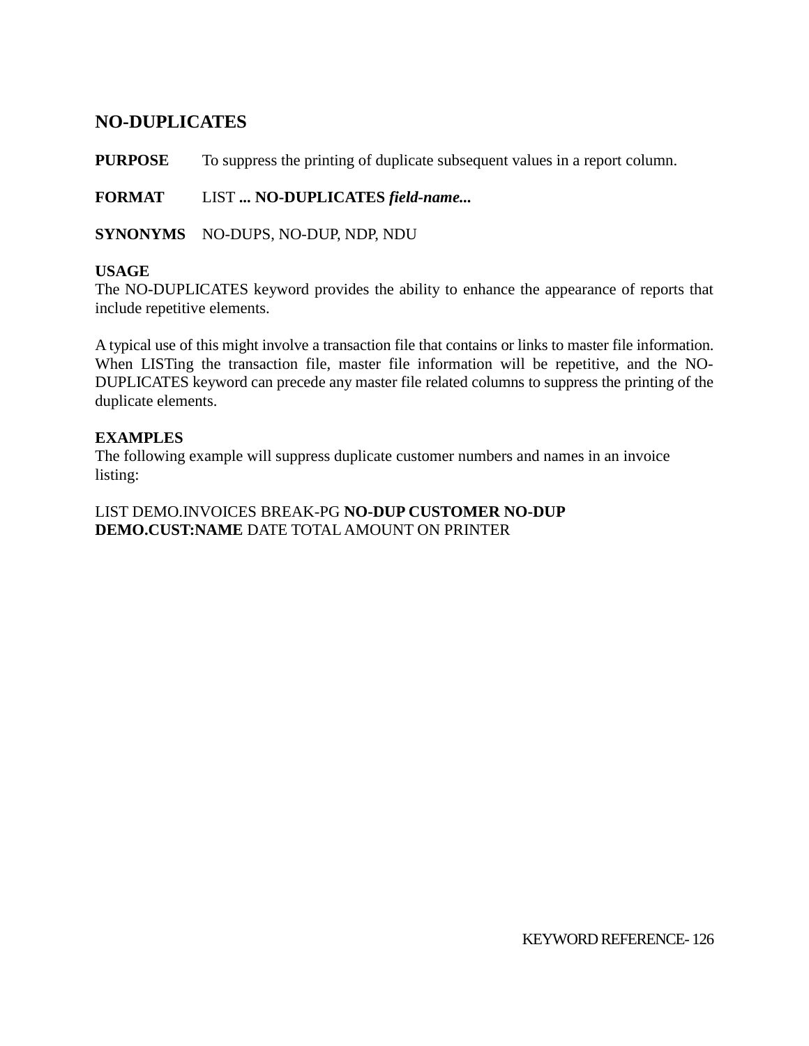## NO-DUPLICATES

**PURPOSE** To suppress the printing of duplicate subsequent values in a report column.

**FORMAT** LIST **... NO-DUPLICATES** ***field-name...***

**SYNONYMS** NO-DUPS, NO-DUP, NDP, NDU

**USAGE**
The NO-DUPLICATES keyword provides the ability to enhance the appearance of reports that include repetitive elements.

A typical use of this might involve a transaction file that contains or links to master file information. When LISTing the transaction file, master file information will be repetitive, and the NO-DUPLICATES keyword can precede any master file related columns to suppress the printing of the duplicate elements.

**EXAMPLES**
The following example will suppress duplicate customer numbers and names in an invoice listing:

LIST DEMO.INVOICES BREAK-PG **NO-DUP CUSTOMER NO-DUP DEMO.CUST:NAME** DATE TOTAL AMOUNT ON PRINTER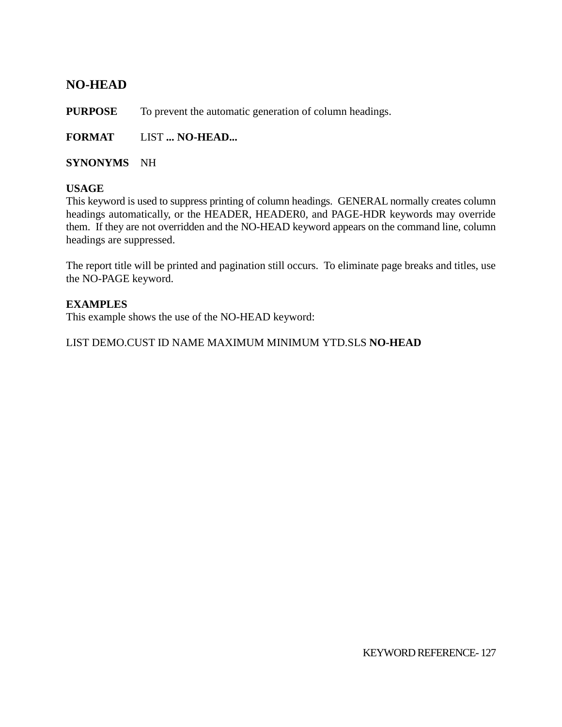## NO-HEAD

**PURPOSE** To prevent the automatic generation of column headings.

**FORMAT** LIST **... NO-HEAD...**

**SYNONYMS** NH

**USAGE**
This keyword is used to suppress printing of column headings. GENERAL normally creates column headings automatically, or the HEADER, HEADER0, and PAGE-HDR keywords may override them. If they are not overridden and the NO-HEAD keyword appears on the command line, column headings are suppressed.

The report title will be printed and pagination still occurs. To eliminate page breaks and titles, use the NO-PAGE keyword.

**EXAMPLES**
This example shows the use of the NO-HEAD keyword:

LIST DEMO.CUST ID NAME MAXIMUM MINIMUM YTD.SLS **NO-HEAD**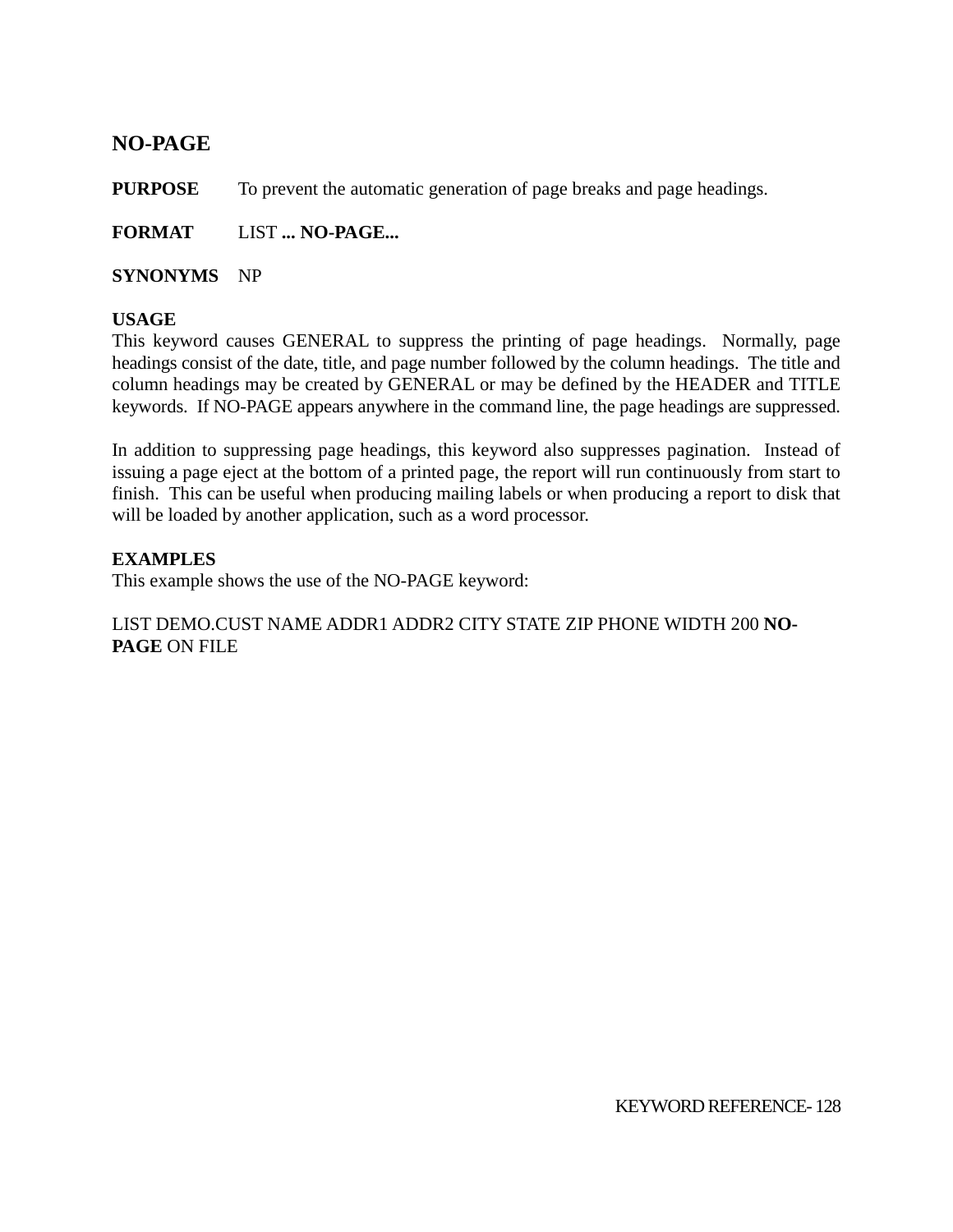## NO-PAGE

**PURPOSE** To prevent the automatic generation of page breaks and page headings.

**FORMAT** LIST **... NO-PAGE...**

**SYNONYMS** NP

**USAGE**
This keyword causes GENERAL to suppress the printing of page headings. Normally, page headings consist of the date, title, and page number followed by the column headings. The title and column headings may be created by GENERAL or may be defined by the HEADER and TITLE keywords. If NO-PAGE appears anywhere in the command line, the page headings are suppressed.

In addition to suppressing page headings, this keyword also suppresses pagination. Instead of issuing a page eject at the bottom of a printed page, the report will run continuously from start to finish. This can be useful when producing mailing labels or when producing a report to disk that will be loaded by another application, such as a word processor.

**EXAMPLES**
This example shows the use of the NO-PAGE keyword:

LIST DEMO.CUST NAME ADDR1 ADDR2 CITY STATE ZIP PHONE WIDTH 200 **NO-PAGE** ON FILE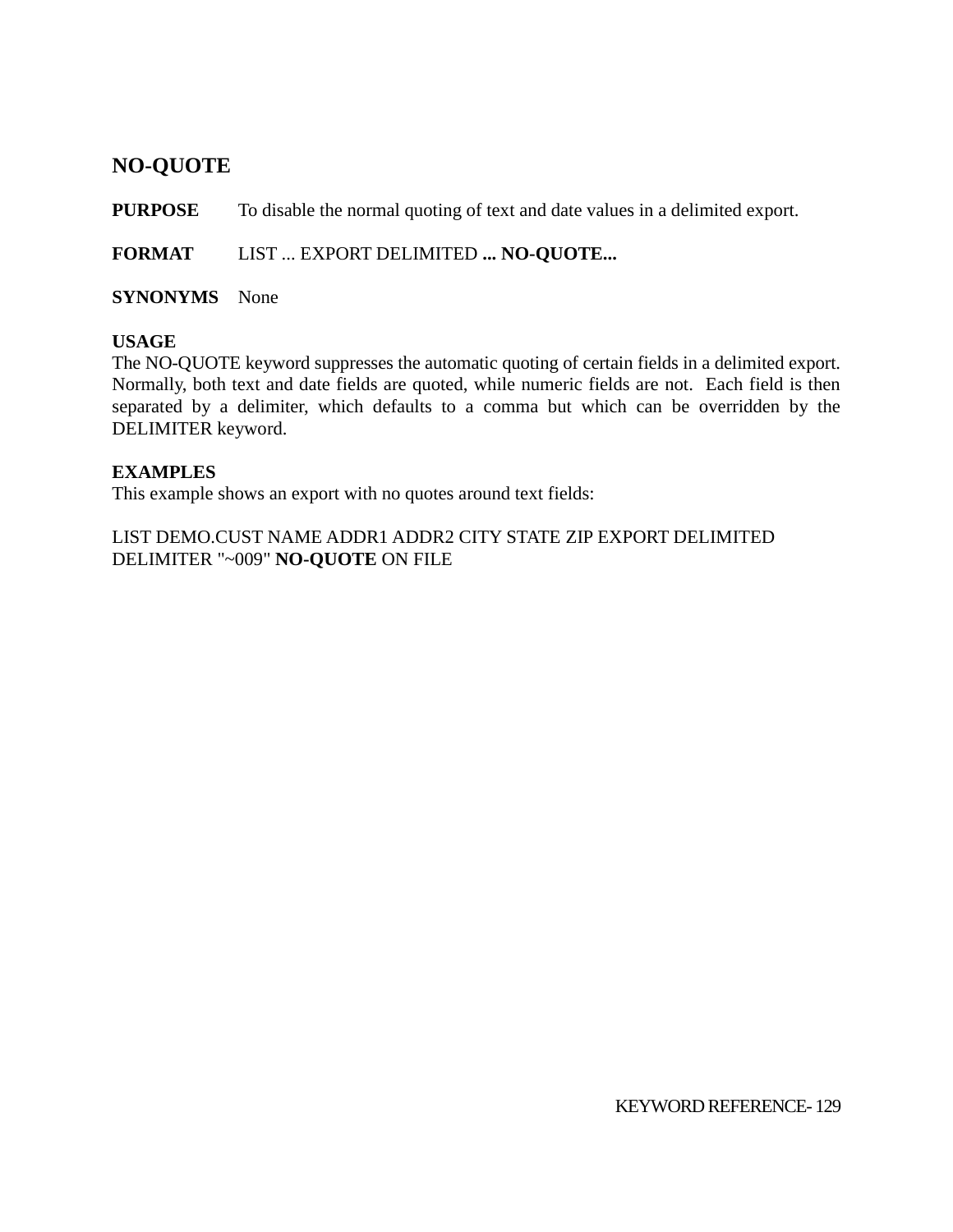## NO-QUOTE

**PURPOSE** To disable the normal quoting of text and date values in a delimited export.

**FORMAT** LIST ... EXPORT DELIMITED **... NO-QUOTE...**

**SYNONYMS** None

**USAGE**
The NO-QUOTE keyword suppresses the automatic quoting of certain fields in a delimited export. Normally, both text and date fields are quoted, while numeric fields are not. Each field is then separated by a delimiter, which defaults to a comma but which can be overridden by the DELIMITER keyword.

**EXAMPLES**
This example shows an export with no quotes around text fields:

LIST DEMO.CUST NAME ADDR1 ADDR2 CITY STATE ZIP EXPORT DELIMITED DELIMITER "~009" **NO-QUOTE** ON FILE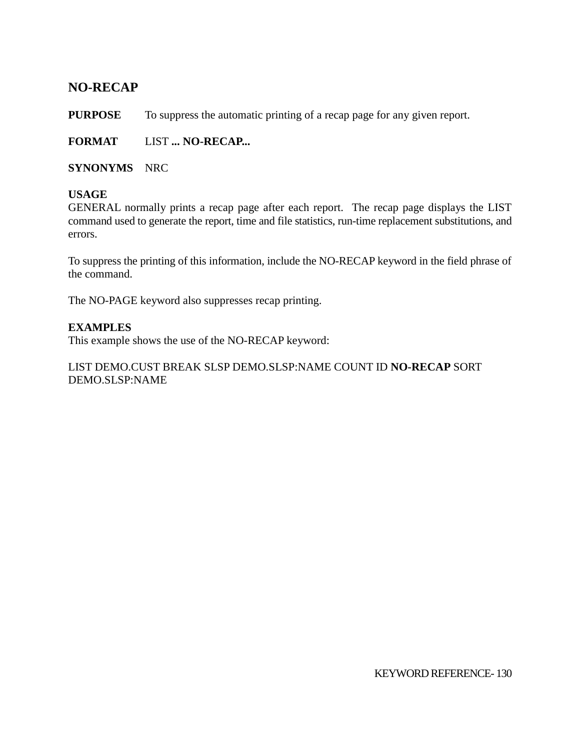## NO-RECAP

**PURPOSE** To suppress the automatic printing of a recap page for any given report.

**FORMAT** LIST **... NO-RECAP...**

**SYNONYMS** NRC

**USAGE**

GENERAL normally prints a recap page after each report. The recap page displays the LIST command used to generate the report, time and file statistics, run-time replacement substitutions, and errors.

To suppress the printing of this information, include the NO-RECAP keyword in the field phrase of the command.

The NO-PAGE keyword also suppresses recap printing.

**EXAMPLES**

This example shows the use of the NO-RECAP keyword:

LIST DEMO.CUST BREAK SLSP DEMO.SLSP:NAME COUNT ID **NO-RECAP** SORT DEMO.SLSP:NAME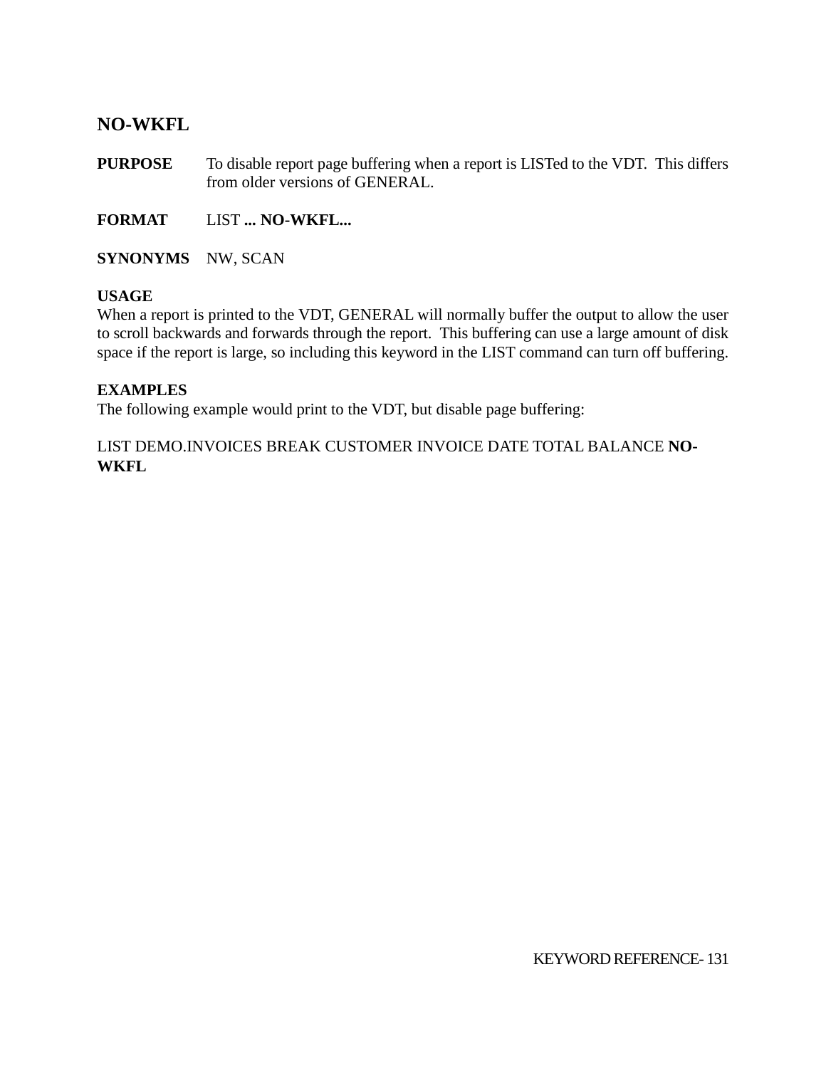## NO-WKFL

**PURPOSE** To disable report page buffering when a report is LISTed to the VDT. This differs from older versions of GENERAL.

**FORMAT** LIST **... NO-WKFL...**

**SYNONYMS** NW, SCAN

**USAGE**

When a report is printed to the VDT, GENERAL will normally buffer the output to allow the user to scroll backwards and forwards through the report. This buffering can use a large amount of disk space if the report is large, so including this keyword in the LIST command can turn off buffering.

**EXAMPLES**

The following example would print to the VDT, but disable page buffering:

LIST DEMO.INVOICES BREAK CUSTOMER INVOICE DATE TOTAL BALANCE **NO-WKFL**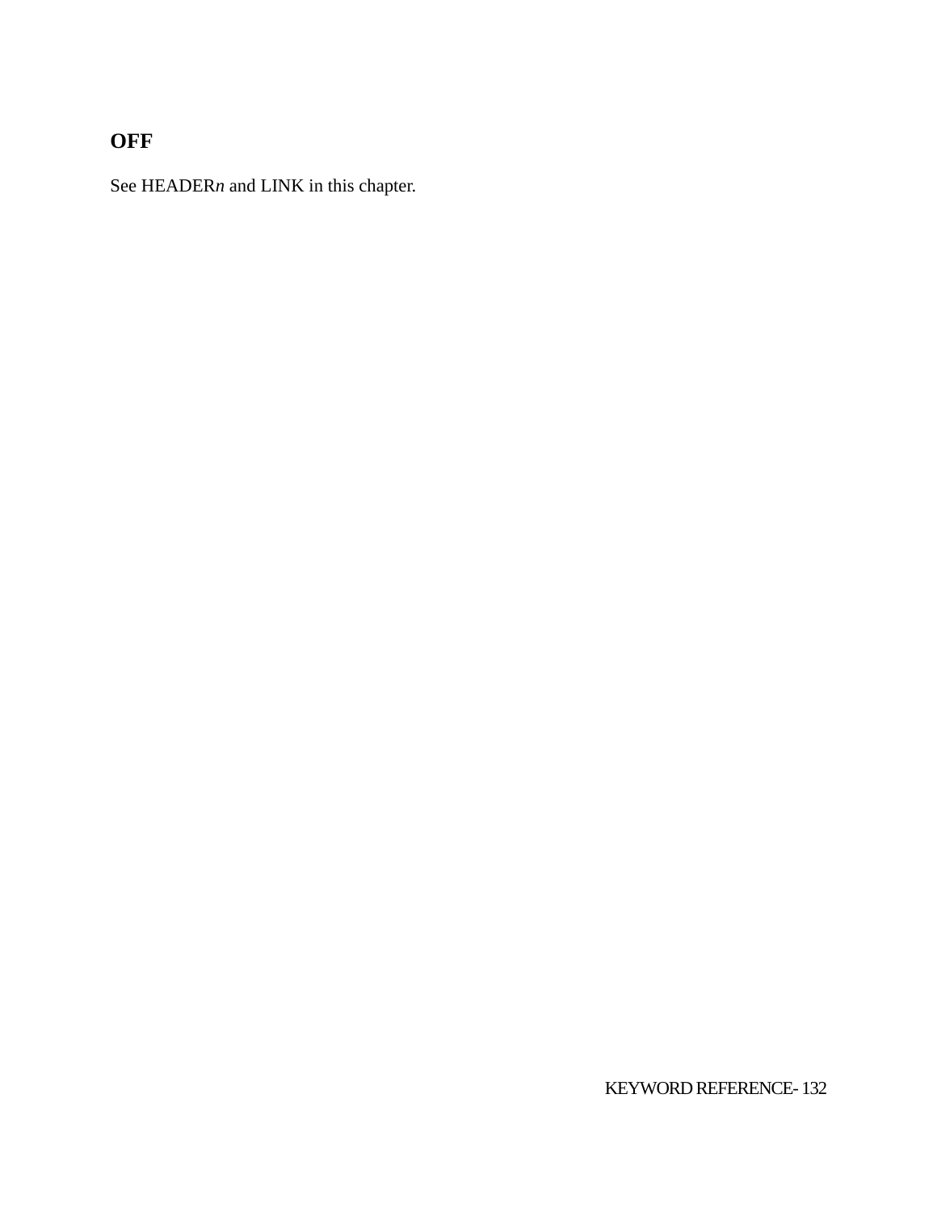## OFF

See HEADER*n* and LINK in this chapter.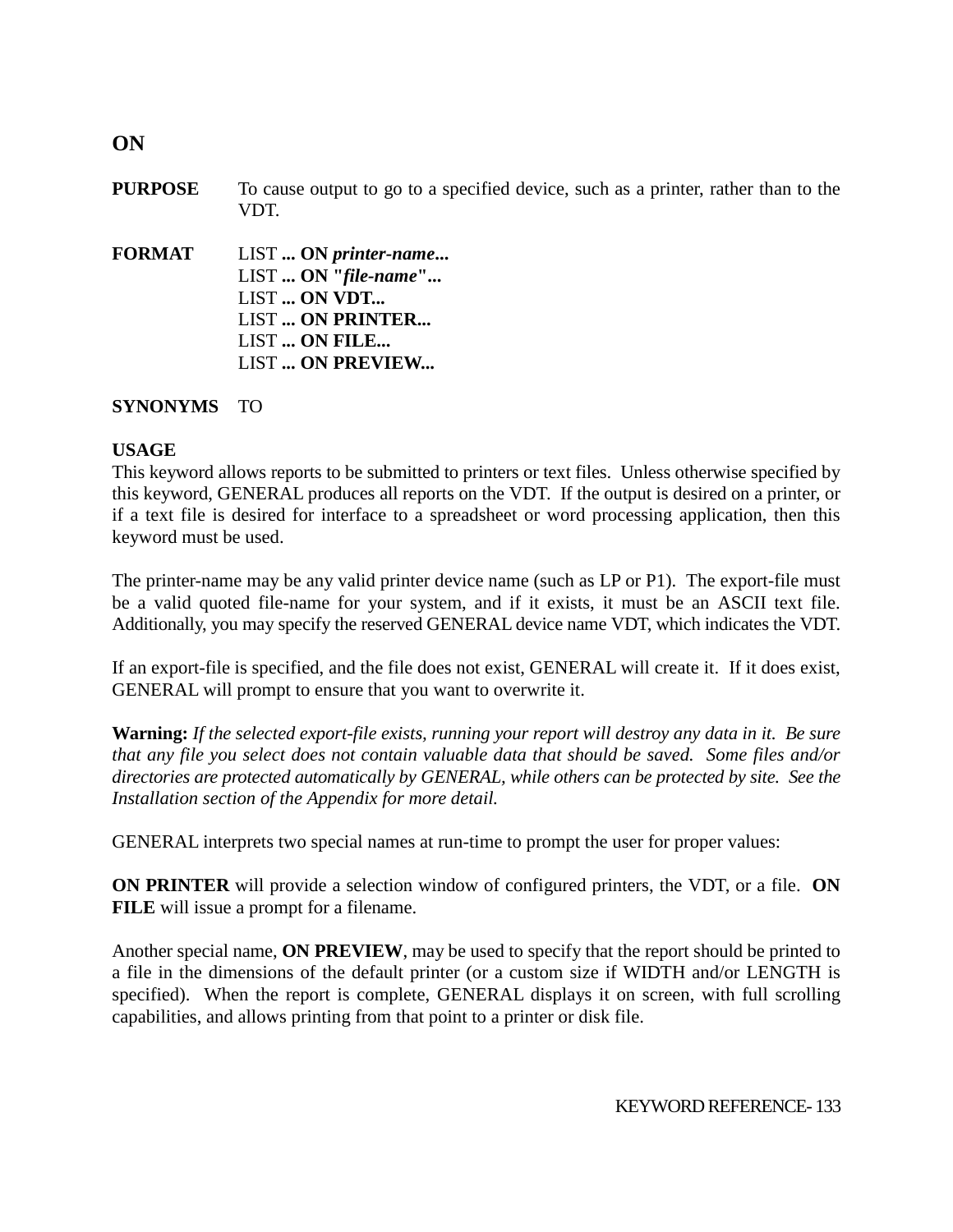## ON

**PURPOSE** To cause output to go to a specified device, such as a printer, rather than to the VDT.

**FORMAT**

LIST **... ON *printer-name*...**
LIST **... ON "*file-name*"...**
LIST **... ON VDT...**
LIST **... ON PRINTER...**
LIST **... ON FILE...**
LIST **... ON PREVIEW...**

**SYNONYMS** TO

**USAGE**

This keyword allows reports to be submitted to printers or text files. Unless otherwise specified by this keyword, GENERAL produces all reports on the VDT. If the output is desired on a printer, or if a text file is desired for interface to a spreadsheet or word processing application, then this keyword must be used.

The printer-name may be any valid printer device name (such as LP or P1). The export-file must be a valid quoted file-name for your system, and if it exists, it must be an ASCII text file. Additionally, you may specify the reserved GENERAL device name VDT, which indicates the VDT.

If an export-file is specified, and the file does not exist, GENERAL will create it. If it does exist, GENERAL will prompt to ensure that you want to overwrite it.

**Warning:** *If the selected export-file exists, running your report will destroy any data in it. Be sure that any file you select does not contain valuable data that should be saved. Some files and/or directories are protected automatically by GENERAL, while others can be protected by site. See the Installation section of the Appendix for more detail.*

GENERAL interprets two special names at run-time to prompt the user for proper values:

**ON PRINTER** will provide a selection window of configured printers, the VDT, or a file. **ON FILE** will issue a prompt for a filename.

Another special name, **ON PREVIEW**, may be used to specify that the report should be printed to a file in the dimensions of the default printer (or a custom size if WIDTH and/or LENGTH is specified). When the report is complete, GENERAL displays it on screen, with full scrolling capabilities, and allows printing from that point to a printer or disk file.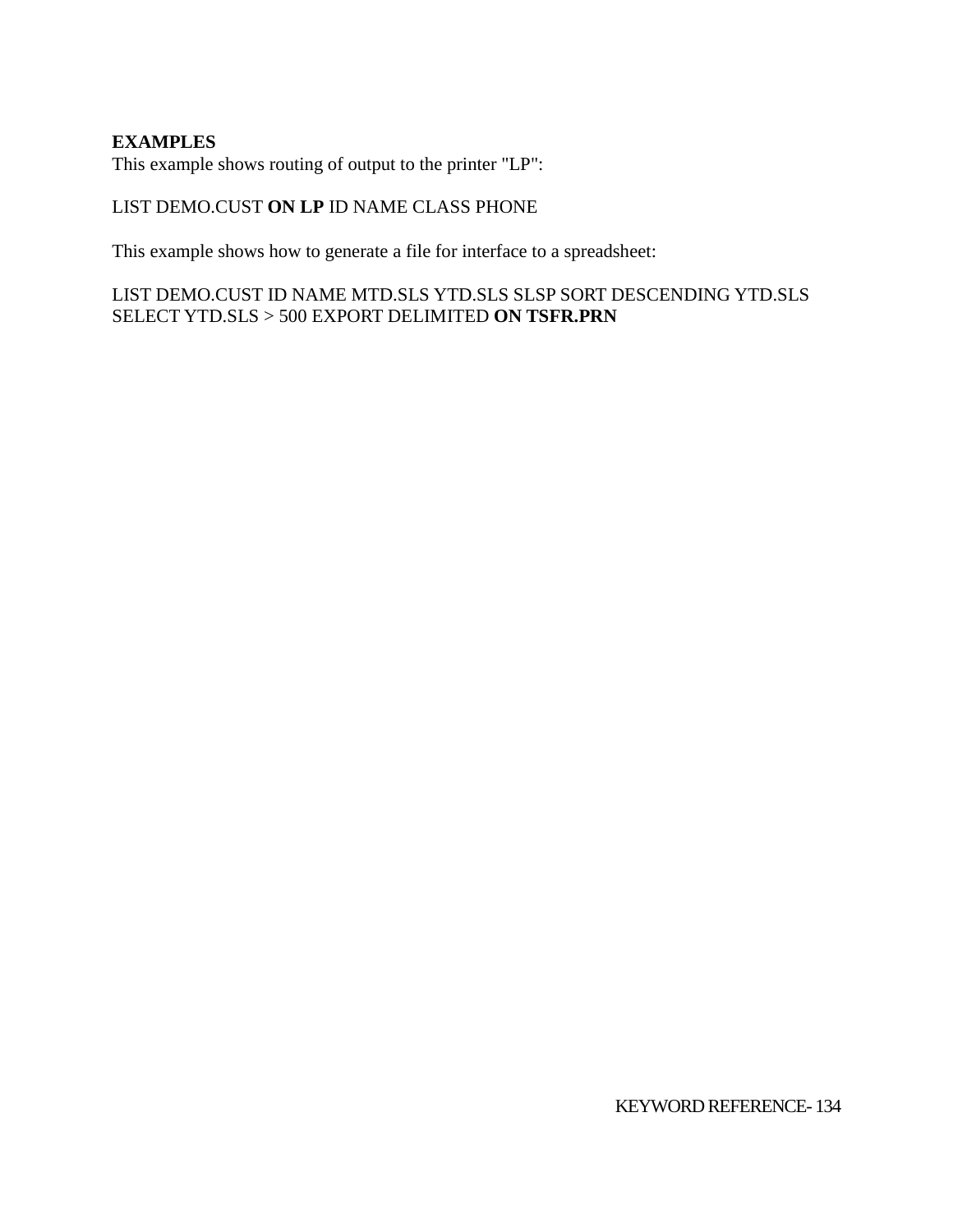**EXAMPLES**

This example shows routing of output to the printer "LP":

LIST DEMO.CUST **ON LP** ID NAME CLASS PHONE

This example shows how to generate a file for interface to a spreadsheet:

LIST DEMO.CUST ID NAME MTD.SLS YTD.SLS SLSP SORT DESCENDING YTD.SLS SELECT YTD.SLS > 500 EXPORT DELIMITED **ON TSFR.PRN**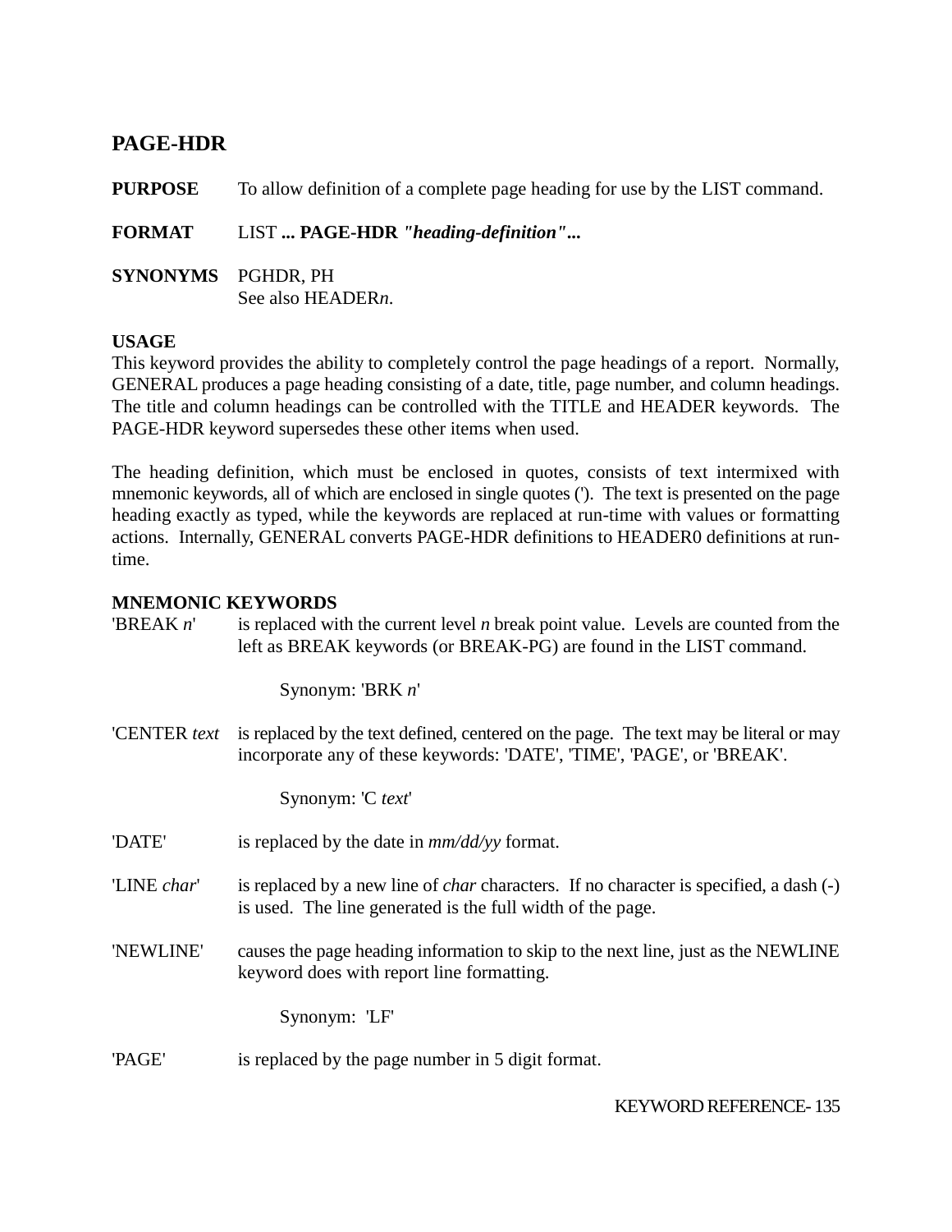## PAGE-HDR

**PURPOSE** To allow definition of a complete page heading for use by the LIST command.

**FORMAT** LIST **... PAGE-HDR *"heading-definition"*...**

**SYNONYMS** PGHDR, PH
See also HEADER*n*.

**USAGE**
This keyword provides the ability to completely control the page headings of a report. Normally, GENERAL produces a page heading consisting of a date, title, page number, and column headings. The title and column headings can be controlled with the TITLE and HEADER keywords. The PAGE-HDR keyword supersedes these other items when used.

The heading definition, which must be enclosed in quotes, consists of text intermixed with mnemonic keywords, all of which are enclosed in single quotes ('). The text is presented on the page heading exactly as typed, while the keywords are replaced at run-time with values or formatting actions. Internally, GENERAL converts PAGE-HDR definitions to HEADER0 definitions at run-time.

**MNEMONIC KEYWORDS**

'BREAK *n*' is replaced with the current level *n* break point value. Levels are counted from the left as BREAK keywords (or BREAK-PG) are found in the LIST command.

Synonym: 'BRK *n*'

'CENTER *text* is replaced by the text defined, centered on the page. The text may be literal or may incorporate any of these keywords: 'DATE', 'TIME', 'PAGE', or 'BREAK'.

Synonym: 'C *text*'

'DATE' is replaced by the date in *mm/dd/yy* format.

'LINE *char*' is replaced by a new line of *char* characters. If no character is specified, a dash (-) is used. The line generated is the full width of the page.

'NEWLINE' causes the page heading information to skip to the next line, just as the NEWLINE keyword does with report line formatting.

Synonym: 'LF'

'PAGE' is replaced by the page number in 5 digit format.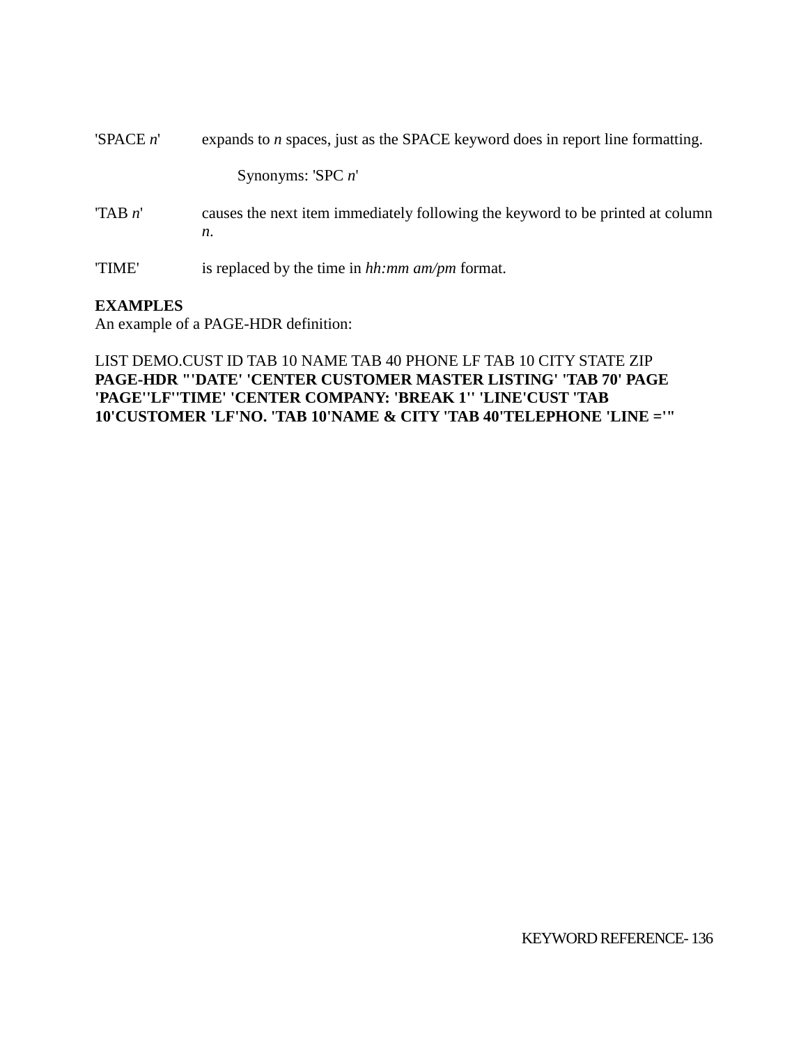'SPACE *n*' expands to *n* spaces, just as the SPACE keyword does in report line formatting.

Synonyms: 'SPC *n*'

'TAB *n*' causes the next item immediately following the keyword to be printed at column *n*.

'TIME' is replaced by the time in *hh:mm am/pm* format.

**EXAMPLES**

An example of a PAGE-HDR definition:

LIST DEMO.CUST ID TAB 10 NAME TAB 40 PHONE LF TAB 10 CITY STATE ZIP **PAGE-HDR "'DATE' 'CENTER CUSTOMER MASTER LISTING' 'TAB 70' PAGE 'PAGE''LF''TIME' 'CENTER COMPANY: 'BREAK 1'' 'LINE'CUST 'TAB 10'CUSTOMER 'LF'NO. 'TAB 10'NAME & CITY 'TAB 40'TELEPHONE 'LINE ='"**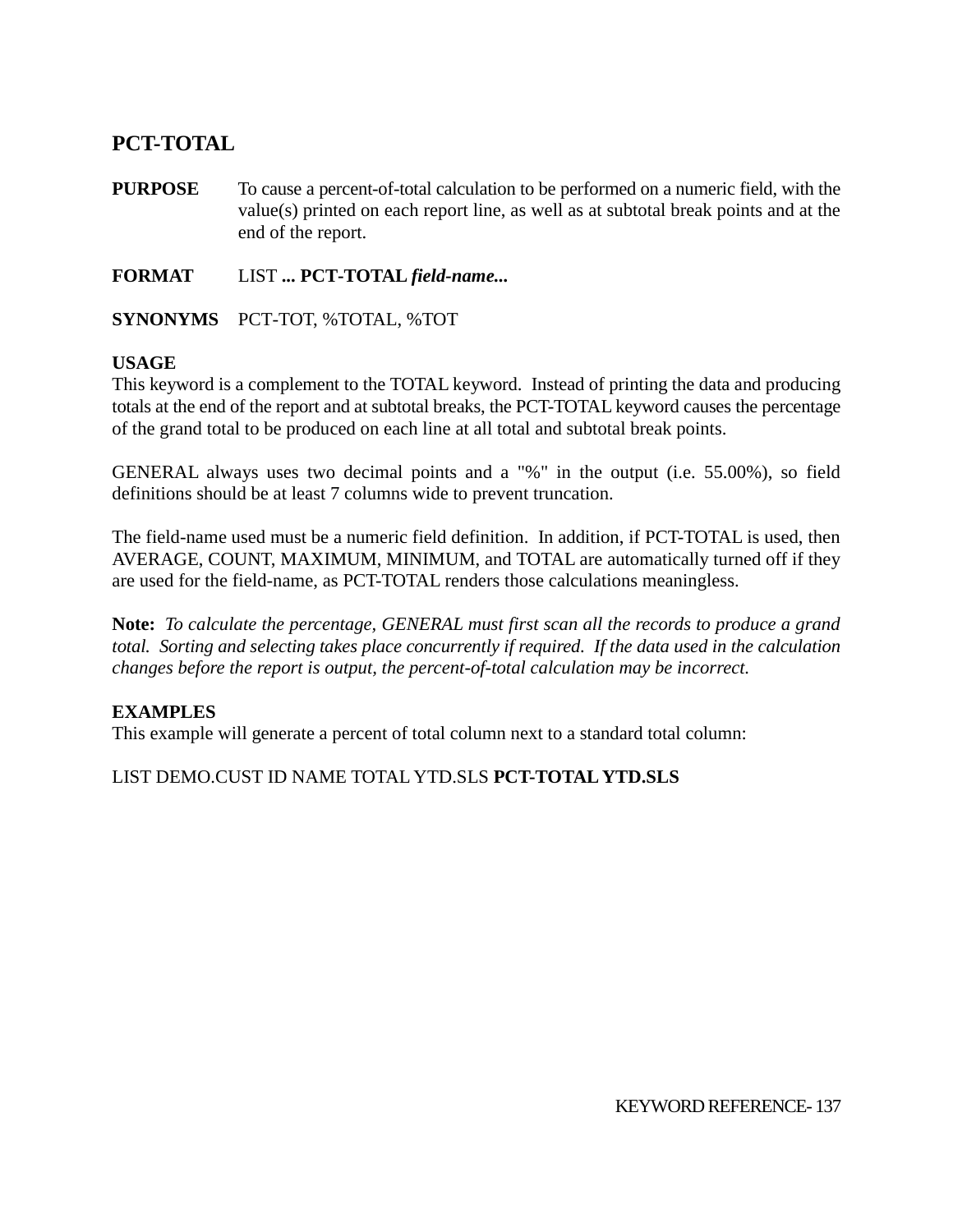## PCT-TOTAL

**PURPOSE** To cause a percent-of-total calculation to be performed on a numeric field, with the value(s) printed on each report line, as well as at subtotal break points and at the end of the report.

**FORMAT** LIST **... PCT-TOTAL** ***field-name...***

**SYNONYMS** PCT-TOT, %TOTAL, %TOT

**USAGE**

This keyword is a complement to the TOTAL keyword. Instead of printing the data and producing totals at the end of the report and at subtotal breaks, the PCT-TOTAL keyword causes the percentage of the grand total to be produced on each line at all total and subtotal break points.

GENERAL always uses two decimal points and a "%" in the output (i.e. 55.00%), so field definitions should be at least 7 columns wide to prevent truncation.

The field-name used must be a numeric field definition. In addition, if PCT-TOTAL is used, then AVERAGE, COUNT, MAXIMUM, MINIMUM, and TOTAL are automatically turned off if they are used for the field-name, as PCT-TOTAL renders those calculations meaningless.

**Note:** *To calculate the percentage, GENERAL must first scan all the records to produce a grand total. Sorting and selecting takes place concurrently if required. If the data used in the calculation changes before the report is output, the percent-of-total calculation may be incorrect.*

**EXAMPLES**

This example will generate a percent of total column next to a standard total column:

LIST DEMO.CUST ID NAME TOTAL YTD.SLS **PCT-TOTAL YTD.SLS**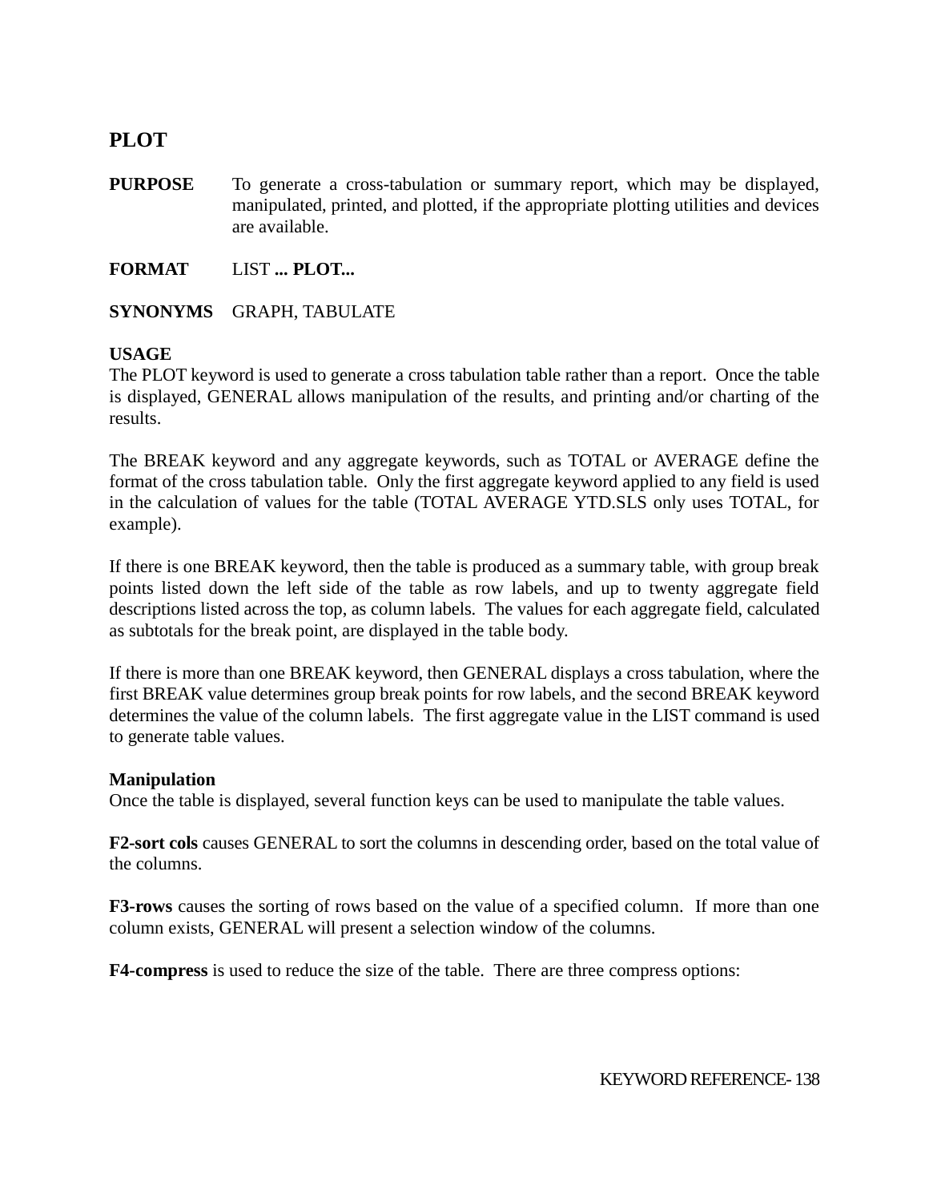## PLOT

**PURPOSE** To generate a cross-tabulation or summary report, which may be displayed, manipulated, printed, and plotted, if the appropriate plotting utilities and devices are available.

**FORMAT** LIST **... PLOT...**

**SYNONYMS** GRAPH, TABULATE

**USAGE**

The PLOT keyword is used to generate a cross tabulation table rather than a report. Once the table is displayed, GENERAL allows manipulation of the results, and printing and/or charting of the results.

The BREAK keyword and any aggregate keywords, such as TOTAL or AVERAGE define the format of the cross tabulation table. Only the first aggregate keyword applied to any field is used in the calculation of values for the table (TOTAL AVERAGE YTD.SLS only uses TOTAL, for example).

If there is one BREAK keyword, then the table is produced as a summary table, with group break points listed down the left side of the table as row labels, and up to twenty aggregate field descriptions listed across the top, as column labels. The values for each aggregate field, calculated as subtotals for the break point, are displayed in the table body.

If there is more than one BREAK keyword, then GENERAL displays a cross tabulation, where the first BREAK value determines group break points for row labels, and the second BREAK keyword determines the value of the column labels. The first aggregate value in the LIST command is used to generate table values.

**Manipulation**

Once the table is displayed, several function keys can be used to manipulate the table values.

**F2-sort cols** causes GENERAL to sort the columns in descending order, based on the total value of the columns.

**F3-rows** causes the sorting of rows based on the value of a specified column. If more than one column exists, GENERAL will present a selection window of the columns.

**F4-compress** is used to reduce the size of the table. There are three compress options: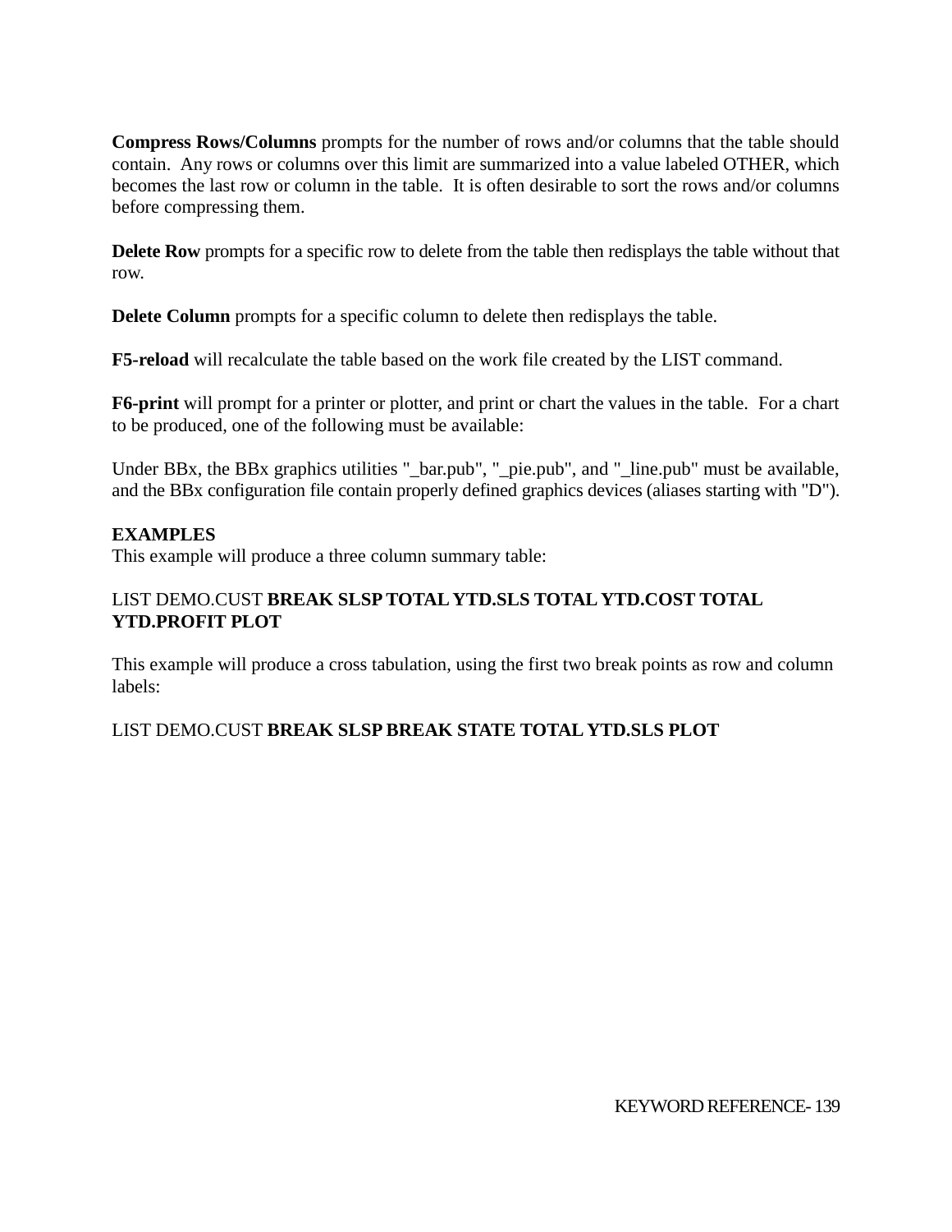**Compress Rows/Columns** prompts for the number of rows and/or columns that the table should contain. Any rows or columns over this limit are summarized into a value labeled OTHER, which becomes the last row or column in the table. It is often desirable to sort the rows and/or columns before compressing them.

**Delete Row** prompts for a specific row to delete from the table then redisplays the table without that row.

**Delete Column** prompts for a specific column to delete then redisplays the table.

**F5-reload** will recalculate the table based on the work file created by the LIST command.

**F6-print** will prompt for a printer or plotter, and print or chart the values in the table. For a chart to be produced, one of the following must be available:

Under BBx, the BBx graphics utilities "_bar.pub", "_pie.pub", and "_line.pub" must be available, and the BBx configuration file contain properly defined graphics devices (aliases starting with "D").

**EXAMPLES**
This example will produce a three column summary table:

LIST DEMO.CUST **BREAK SLSP TOTAL YTD.SLS TOTAL YTD.COST TOTAL YTD.PROFIT PLOT**

This example will produce a cross tabulation, using the first two break points as row and column labels:

LIST DEMO.CUST **BREAK SLSP BREAK STATE TOTAL YTD.SLS PLOT**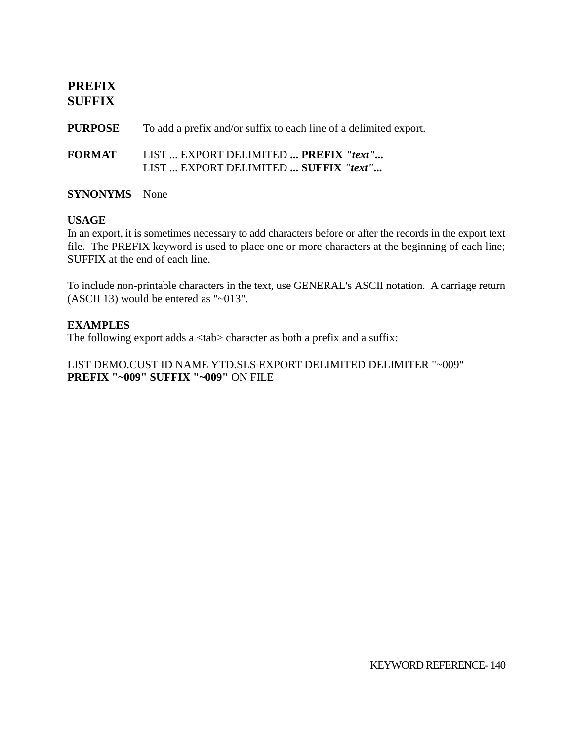## PREFIX
## SUFFIX

**PURPOSE** To add a prefix and/or suffix to each line of a delimited export.

**FORMAT** LIST ... EXPORT DELIMITED **... PREFIX *"text"*...**
LIST ... EXPORT DELIMITED **... SUFFIX *"text"*...**

**SYNONYMS** None

**USAGE**
In an export, it is sometimes necessary to add characters before or after the records in the export text file. The PREFIX keyword is used to place one or more characters at the beginning of each line; SUFFIX at the end of each line.

To include non-printable characters in the text, use GENERAL's ASCII notation. A carriage return (ASCII 13) would be entered as "~013".

**EXAMPLES**
The following export adds a <tab> character as both a prefix and a suffix:

LIST DEMO.CUST ID NAME YTD.SLS EXPORT DELIMITED DELIMITER "~009"
**PREFIX "~009" SUFFIX "~009"** ON FILE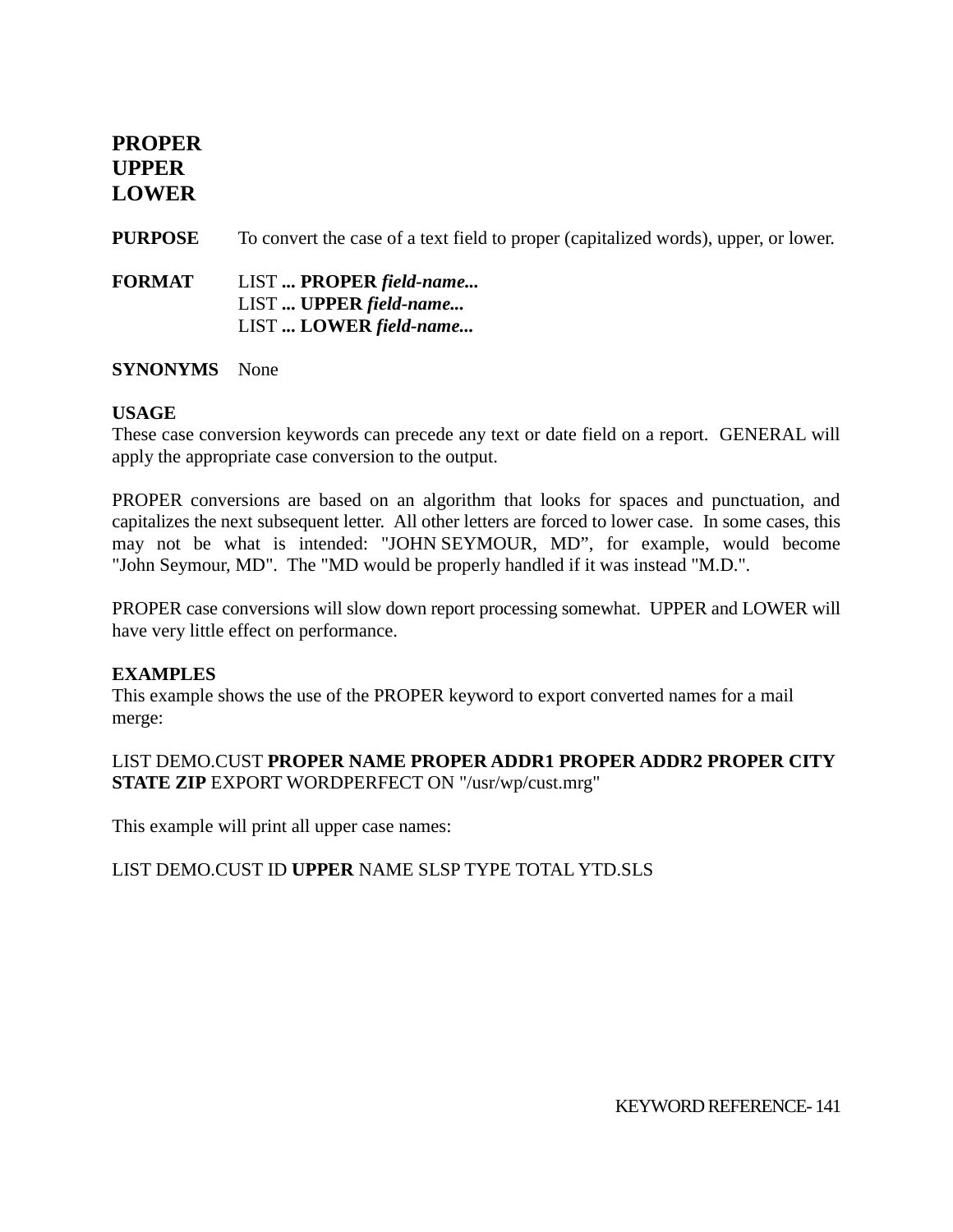# PROPER
# UPPER
# LOWER

**PURPOSE** To convert the case of a text field to proper (capitalized words), upper, or lower.

**FORMAT** LIST **... PROPER** ***field-name...***
LIST **... UPPER** ***field-name...***
LIST **... LOWER** ***field-name...***

**SYNONYMS** None

**USAGE**
These case conversion keywords can precede any text or date field on a report. GENERAL will apply the appropriate case conversion to the output.

PROPER conversions are based on an algorithm that looks for spaces and punctuation, and capitalizes the next subsequent letter. All other letters are forced to lower case. In some cases, this may not be what is intended: "JOHN SEYMOUR, MD", for example, would become "John Seymour, MD". The "MD would be properly handled if it was instead "M.D.".

PROPER case conversions will slow down report processing somewhat. UPPER and LOWER will have very little effect on performance.

**EXAMPLES**
This example shows the use of the PROPER keyword to export converted names for a mail merge:

LIST DEMO.CUST **PROPER NAME PROPER ADDR1 PROPER ADDR2 PROPER CITY STATE ZIP** EXPORT WORDPERFECT ON "/usr/wp/cust.mrg"

This example will print all upper case names:

LIST DEMO.CUST ID **UPPER** NAME SLSP TYPE TOTAL YTD.SLS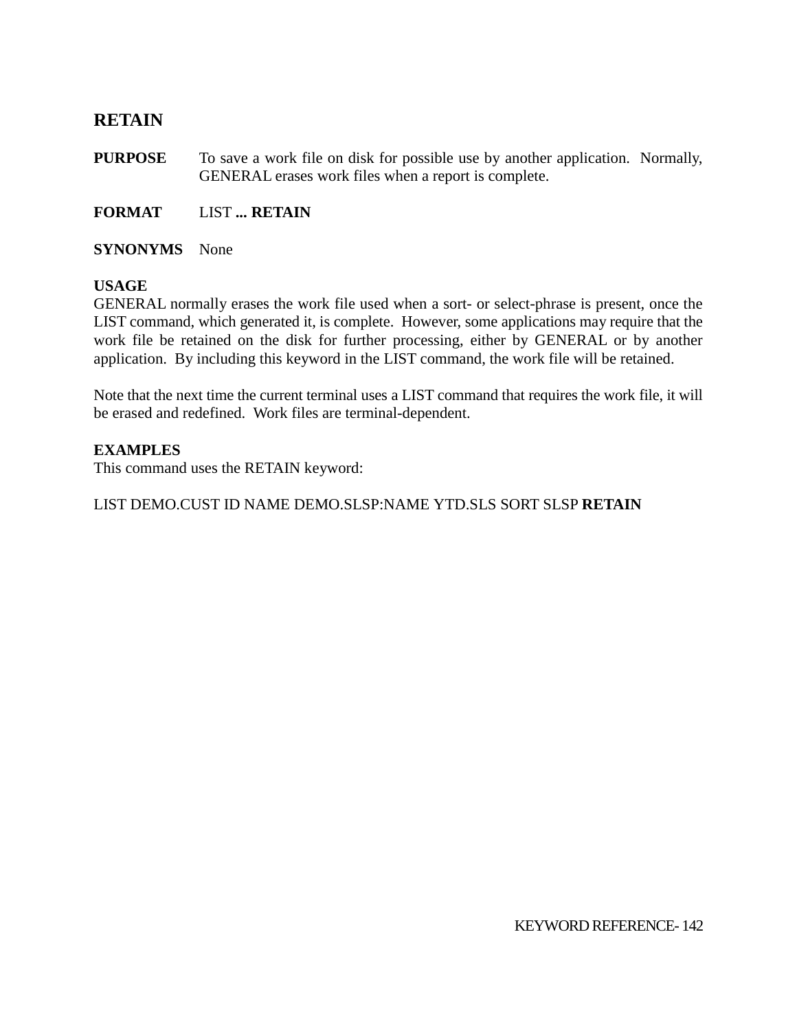## RETAIN

**PURPOSE** To save a work file on disk for possible use by another application. Normally, GENERAL erases work files when a report is complete.

**FORMAT** LIST **... RETAIN**

**SYNONYMS** None

**USAGE**

GENERAL normally erases the work file used when a sort- or select-phrase is present, once the LIST command, which generated it, is complete. However, some applications may require that the work file be retained on the disk for further processing, either by GENERAL or by another application. By including this keyword in the LIST command, the work file will be retained.

Note that the next time the current terminal uses a LIST command that requires the work file, it will be erased and redefined. Work files are terminal-dependent.

**EXAMPLES**

This command uses the RETAIN keyword:

LIST DEMO.CUST ID NAME DEMO.SLSP:NAME YTD.SLS SORT SLSP **RETAIN**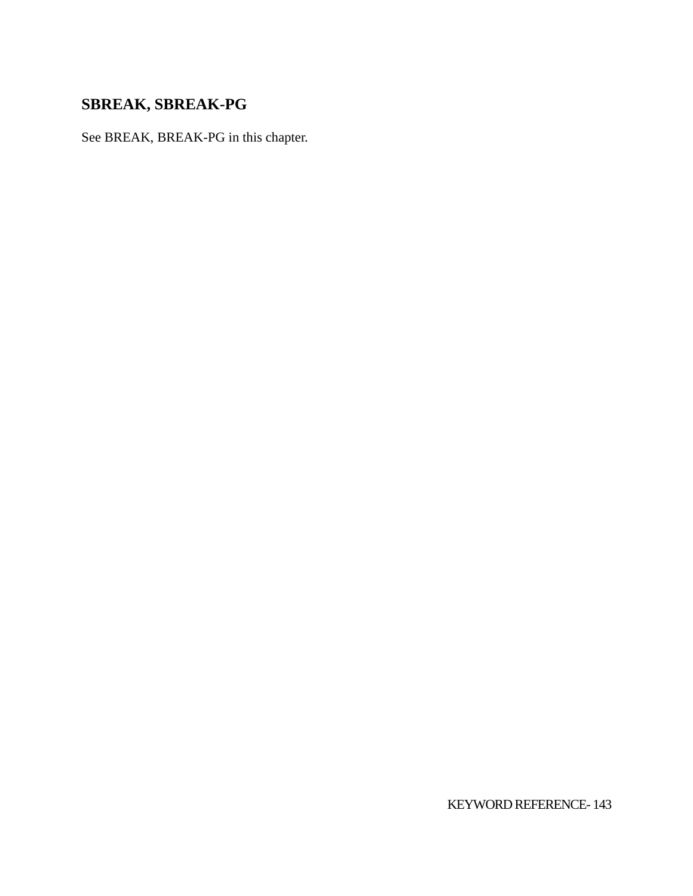## SBREAK, SBREAK-PG

See BREAK, BREAK-PG in this chapter.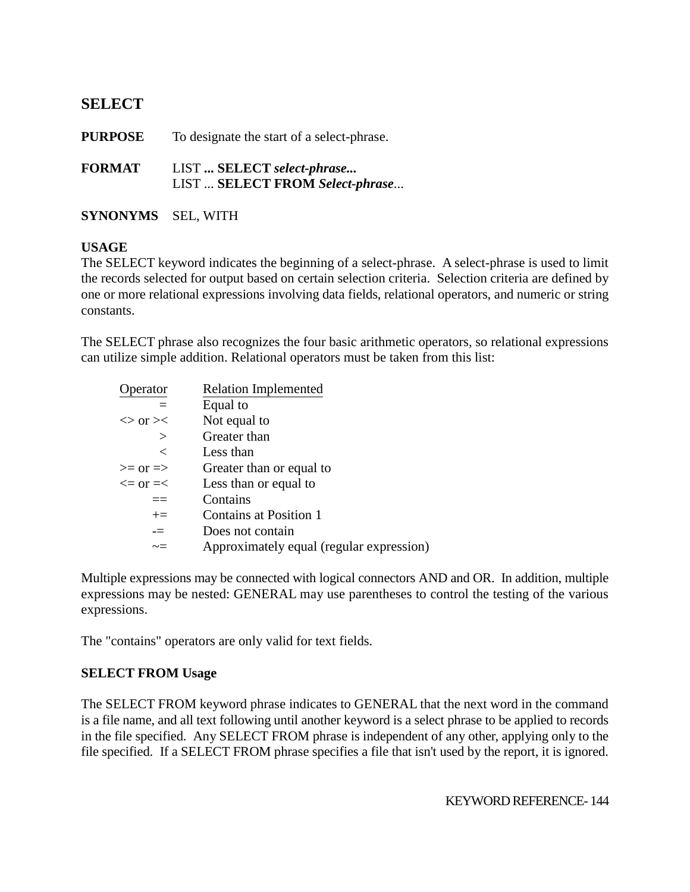## SELECT

**PURPOSE** To designate the start of a select-phrase.

**FORMAT** LIST **... SELECT *select-phrase...***
LIST ... **SELECT FROM *Select-phrase***...

**SYNONYMS** SEL, WITH

**USAGE**

The SELECT keyword indicates the beginning of a select-phrase. A select-phrase is used to limit the records selected for output based on certain selection criteria. Selection criteria are defined by one or more relational expressions involving data fields, relational operators, and numeric or string constants.

The SELECT phrase also recognizes the four basic arithmetic operators, so relational expressions can utilize simple addition. Relational operators must be taken from this list:

| Operator | Relation Implemented |
| ---: | --- |
| = | Equal to |
| <> or >< | Not equal to |
| > | Greater than |
| < | Less than |
| >= or => | Greater than or equal to |
| <= or =< | Less than or equal to |
| == | Contains |
| += | Contains at Position 1 |
| -= | Does not contain |
| ~= | Approximately equal (regular expression) |

Multiple expressions may be connected with logical connectors AND and OR. In addition, multiple expressions may be nested: GENERAL may use parentheses to control the testing of the various expressions.

The "contains" operators are only valid for text fields.

**SELECT FROM Usage**

The SELECT FROM keyword phrase indicates to GENERAL that the next word in the command is a file name, and all text following until another keyword is a select phrase to be applied to records in the file specified. Any SELECT FROM phrase is independent of any other, applying only to the file specified. If a SELECT FROM phrase specifies a file that isn't used by the report, it is ignored.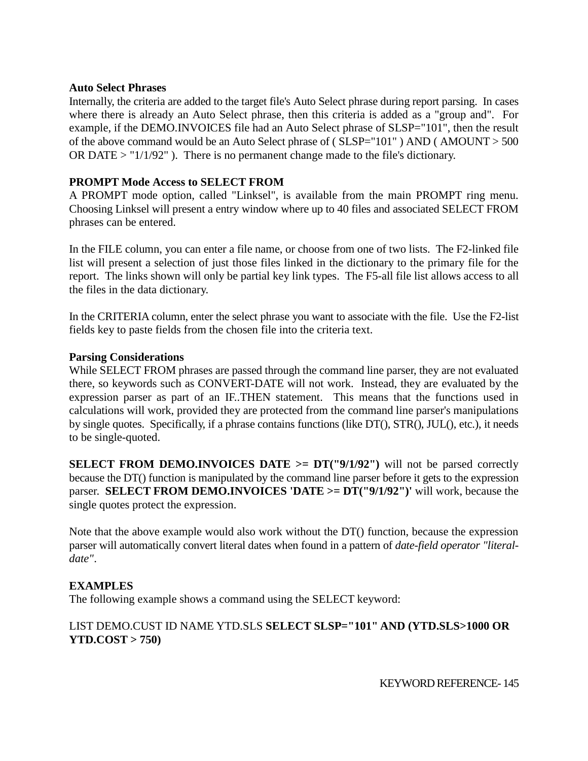**Auto Select Phrases**

Internally, the criteria are added to the target file's Auto Select phrase during report parsing. In cases where there is already an Auto Select phrase, then this criteria is added as a "group and". For example, if the DEMO.INVOICES file had an Auto Select phrase of SLSP="101", then the result of the above command would be an Auto Select phrase of ( SLSP="101" ) AND ( AMOUNT > 500 OR DATE > "1/1/92" ). There is no permanent change made to the file's dictionary.

**PROMPT Mode Access to SELECT FROM**

A PROMPT mode option, called "Linksel", is available from the main PROMPT ring menu. Choosing Linksel will present a entry window where up to 40 files and associated SELECT FROM phrases can be entered.

In the FILE column, you can enter a file name, or choose from one of two lists. The F2-linked file list will present a selection of just those files linked in the dictionary to the primary file for the report. The links shown will only be partial key link types. The F5-all file list allows access to all the files in the data dictionary.

In the CRITERIA column, enter the select phrase you want to associate with the file. Use the F2-list fields key to paste fields from the chosen file into the criteria text.

**Parsing Considerations**

While SELECT FROM phrases are passed through the command line parser, they are not evaluated there, so keywords such as CONVERT-DATE will not work. Instead, they are evaluated by the expression parser as part of an IF..THEN statement. This means that the functions used in calculations will work, provided they are protected from the command line parser's manipulations by single quotes. Specifically, if a phrase contains functions (like DT(), STR(), JUL(), etc.), it needs to be single-quoted.

**SELECT FROM DEMO.INVOICES DATE >= DT("9/1/92")** will not be parsed correctly because the DT() function is manipulated by the command line parser before it gets to the expression parser. **SELECT FROM DEMO.INVOICES 'DATE >= DT("9/1/92")'** will work, because the single quotes protect the expression.

Note that the above example would also work without the DT() function, because the expression parser will automatically convert literal dates when found in a pattern of *date-field operator "literal-date"*.

**EXAMPLES**

The following example shows a command using the SELECT keyword:

LIST DEMO.CUST ID NAME YTD.SLS **SELECT SLSP="101" AND (YTD.SLS>1000 OR YTD.COST > 750)**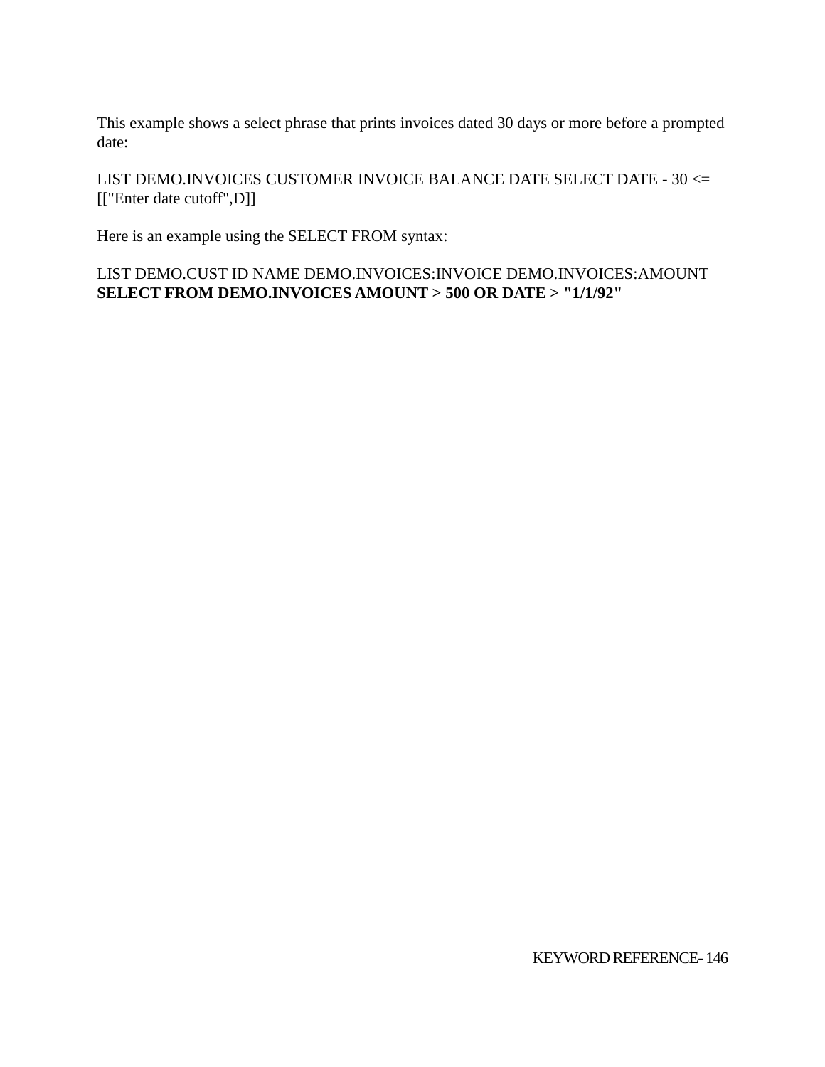This example shows a select phrase that prints invoices dated 30 days or more before a prompted date:

LIST DEMO.INVOICES CUSTOMER INVOICE BALANCE DATE SELECT DATE - 30 <= [["Enter date cutoff",D]]

Here is an example using the SELECT FROM syntax:

LIST DEMO.CUST ID NAME DEMO.INVOICES:INVOICE DEMO.INVOICES:AMOUNT **SELECT FROM DEMO.INVOICES AMOUNT > 500 OR DATE > "1/1/92"**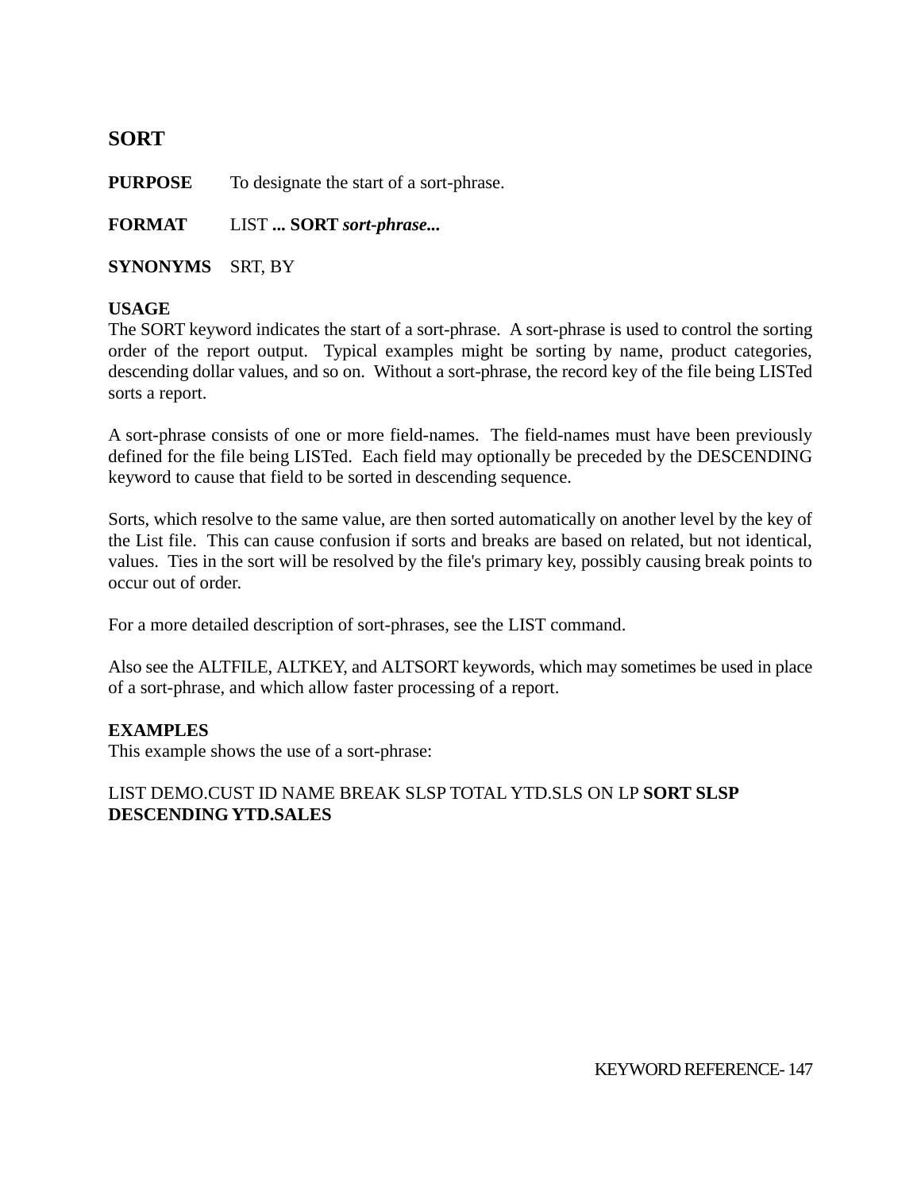## SORT

**PURPOSE** To designate the start of a sort-phrase.

**FORMAT** LIST **... SORT** ***sort-phrase...***

**SYNONYMS** SRT, BY

**USAGE**
The SORT keyword indicates the start of a sort-phrase. A sort-phrase is used to control the sorting order of the report output. Typical examples might be sorting by name, product categories, descending dollar values, and so on. Without a sort-phrase, the record key of the file being LISTed sorts a report.

A sort-phrase consists of one or more field-names. The field-names must have been previously defined for the file being LISTed. Each field may optionally be preceded by the DESCENDING keyword to cause that field to be sorted in descending sequence.

Sorts, which resolve to the same value, are then sorted automatically on another level by the key of the List file. This can cause confusion if sorts and breaks are based on related, but not identical, values. Ties in the sort will be resolved by the file's primary key, possibly causing break points to occur out of order.

For a more detailed description of sort-phrases, see the LIST command.

Also see the ALTFILE, ALTKEY, and ALTSORT keywords, which may sometimes be used in place of a sort-phrase, and which allow faster processing of a report.

**EXAMPLES**
This example shows the use of a sort-phrase:

LIST DEMO.CUST ID NAME BREAK SLSP TOTAL YTD.SLS ON LP **SORT SLSP DESCENDING YTD.SALES**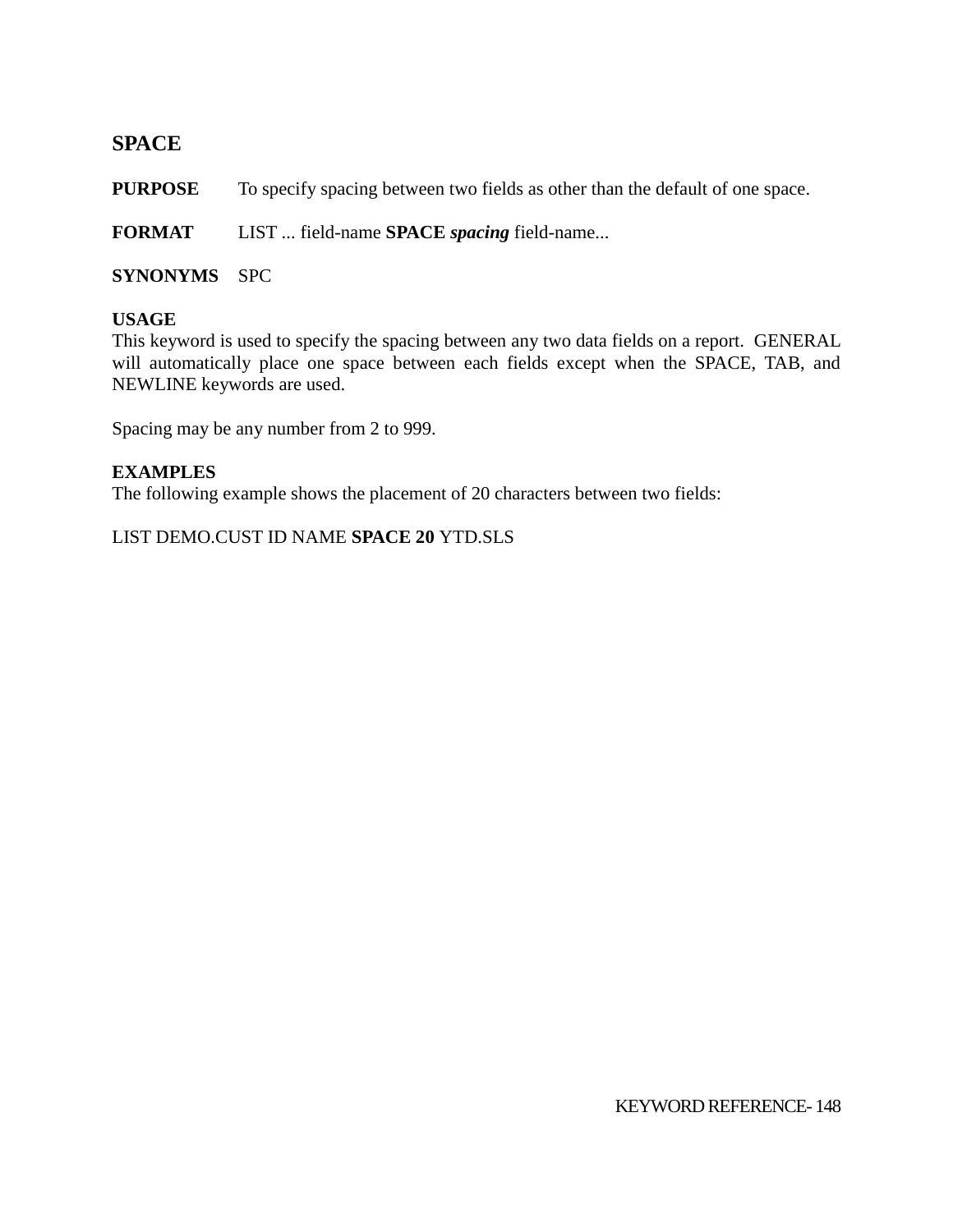## SPACE

**PURPOSE** To specify spacing between two fields as other than the default of one space.

**FORMAT** LIST ... field-name **SPACE** ***spacing*** field-name...

**SYNONYMS** SPC

**USAGE**
This keyword is used to specify the spacing between any two data fields on a report. GENERAL will automatically place one space between each fields except when the SPACE, TAB, and NEWLINE keywords are used.

Spacing may be any number from 2 to 999.

**EXAMPLES**
The following example shows the placement of 20 characters between two fields:

LIST DEMO.CUST ID NAME **SPACE 20** YTD.SLS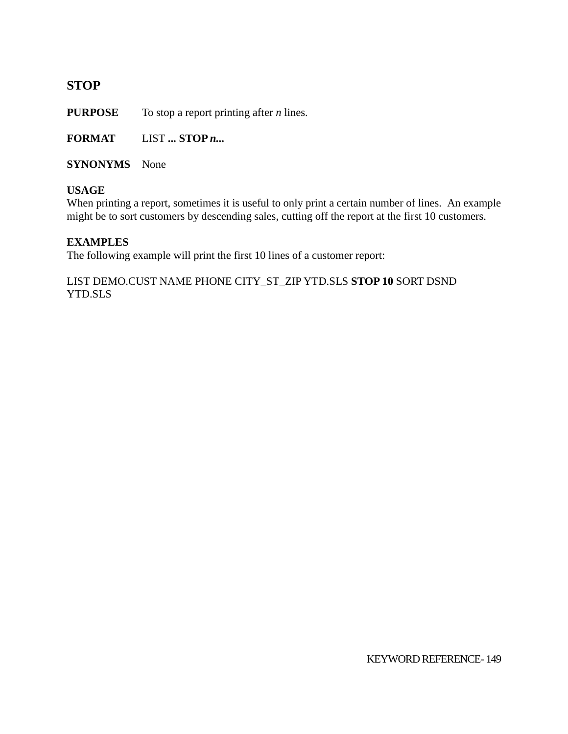## STOP

**PURPOSE** To stop a report printing after *n* lines.

**FORMAT** LIST **... STOP *n*...**

**SYNONYMS** None

**USAGE**
When printing a report, sometimes it is useful to only print a certain number of lines. An example might be to sort customers by descending sales, cutting off the report at the first 10 customers.

**EXAMPLES**
The following example will print the first 10 lines of a customer report:

LIST DEMO.CUST NAME PHONE CITY_ST_ZIP YTD.SLS **STOP 10** SORT DSND YTD.SLS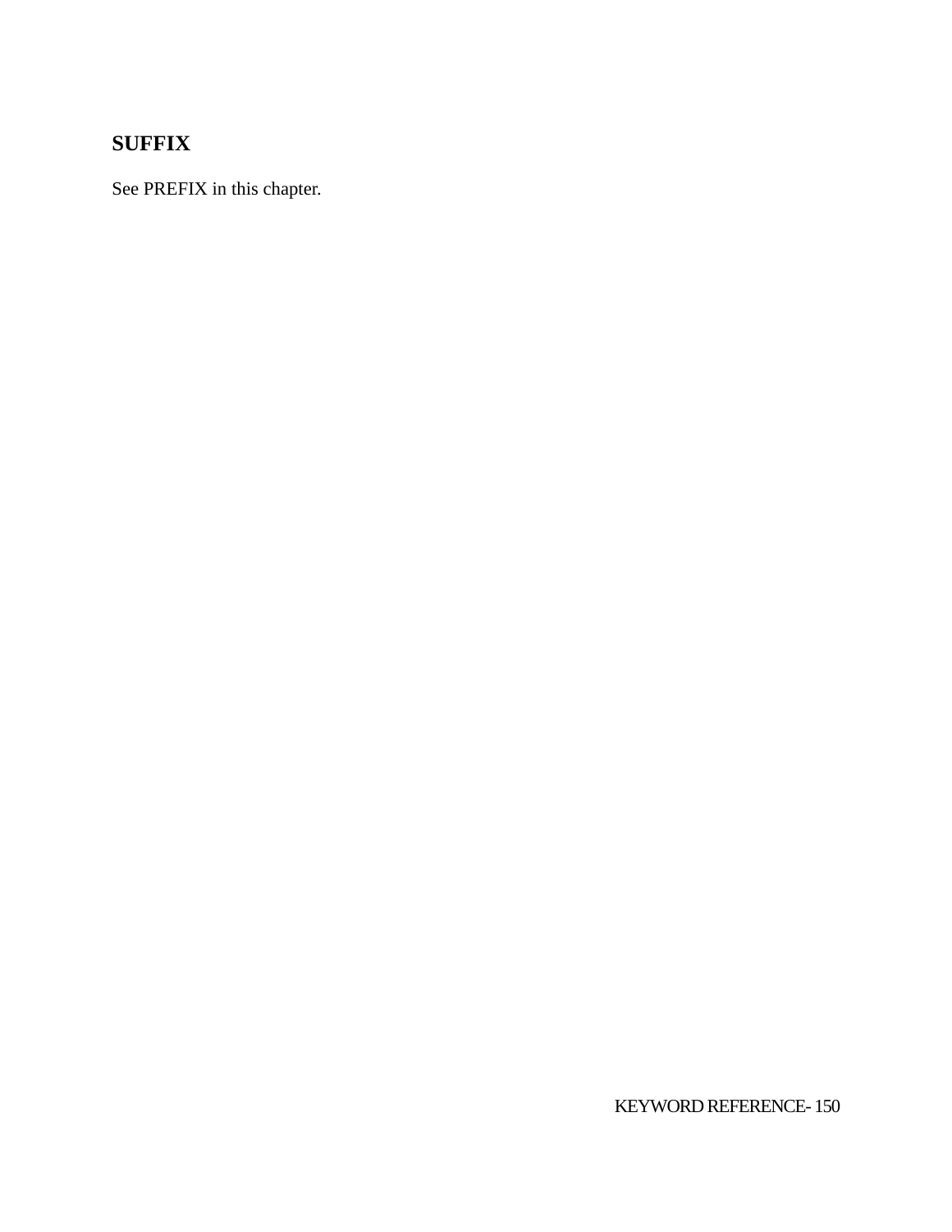## SUFFIX

See PREFIX in this chapter.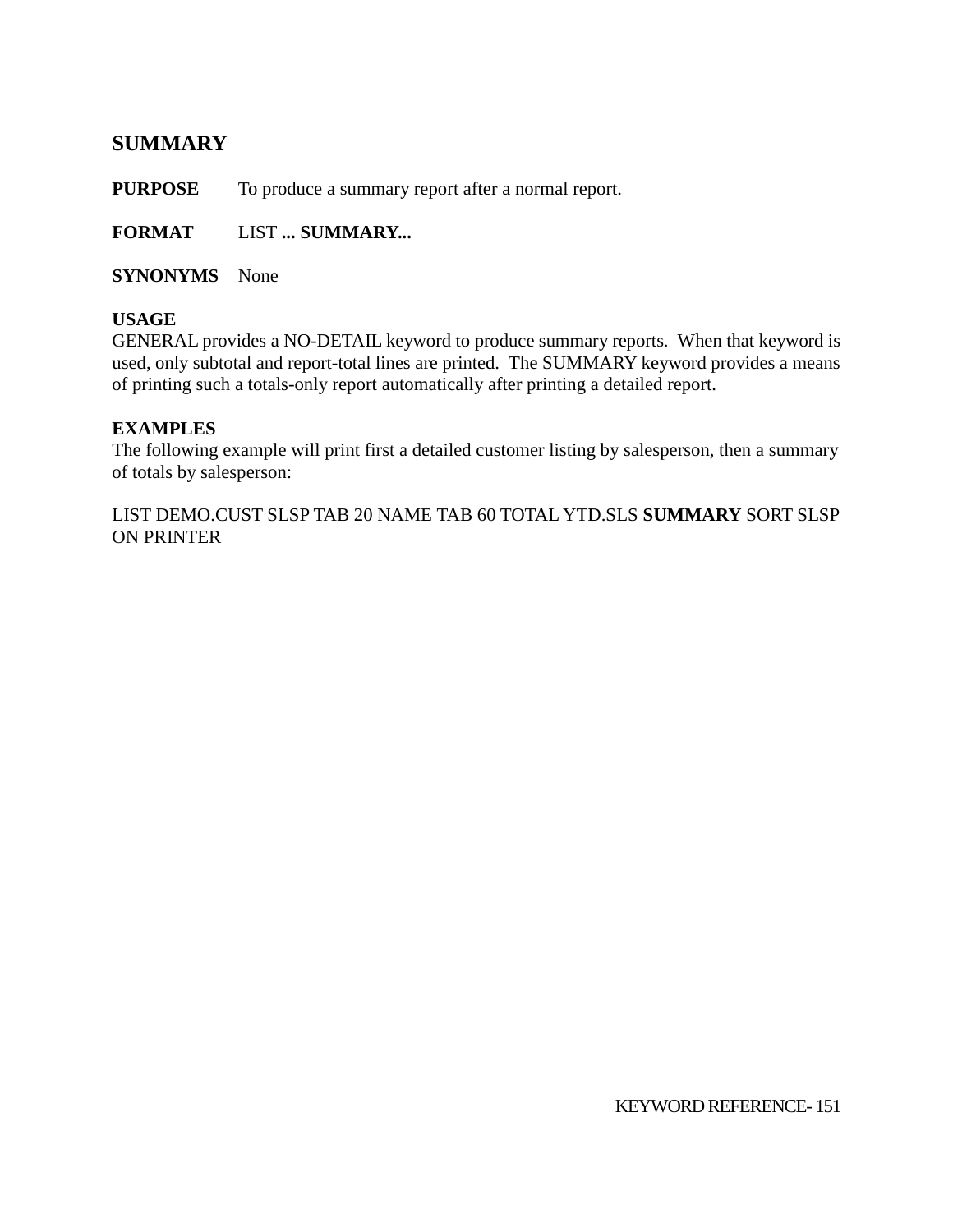## SUMMARY

**PURPOSE** To produce a summary report after a normal report.

**FORMAT** LIST **... SUMMARY...**

**SYNONYMS** None

**USAGE**
GENERAL provides a NO-DETAIL keyword to produce summary reports. When that keyword is used, only subtotal and report-total lines are printed. The SUMMARY keyword provides a means of printing such a totals-only report automatically after printing a detailed report.

**EXAMPLES**
The following example will print first a detailed customer listing by salesperson, then a summary of totals by salesperson:

LIST DEMO.CUST SLSP TAB 20 NAME TAB 60 TOTAL YTD.SLS **SUMMARY** SORT SLSP ON PRINTER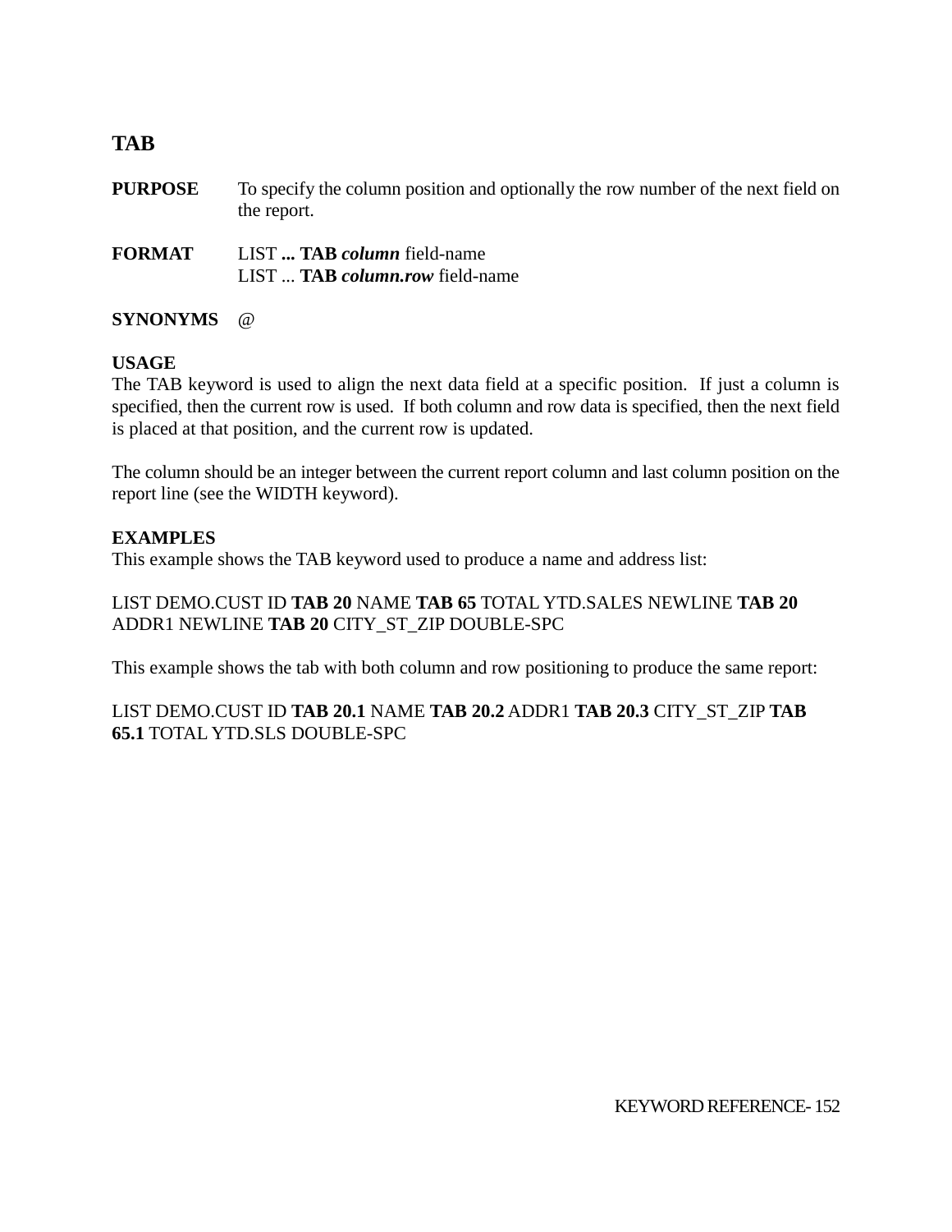## TAB

**PURPOSE** To specify the column position and optionally the row number of the next field on the report.

**FORMAT** LIST **... TAB *column*** field-name
LIST ... **TAB *column.row*** field-name

**SYNONYMS** @

**USAGE**
The TAB keyword is used to align the next data field at a specific position. If just a column is specified, then the current row is used. If both column and row data is specified, then the next field is placed at that position, and the current row is updated.

The column should be an integer between the current report column and last column position on the report line (see the WIDTH keyword).

**EXAMPLES**
This example shows the TAB keyword used to produce a name and address list:

LIST DEMO.CUST ID **TAB 20** NAME **TAB 65** TOTAL YTD.SALES NEWLINE **TAB 20** ADDR1 NEWLINE **TAB 20** CITY_ST_ZIP DOUBLE-SPC

This example shows the tab with both column and row positioning to produce the same report:

LIST DEMO.CUST ID **TAB 20.1** NAME **TAB 20.2** ADDR1 **TAB 20.3** CITY_ST_ZIP **TAB 65.1** TOTAL YTD.SLS DOUBLE-SPC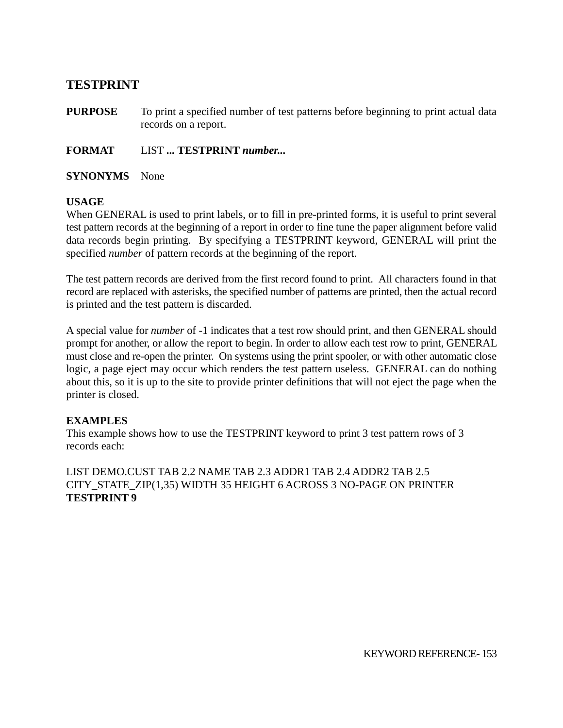## TESTPRINT

**PURPOSE** To print a specified number of test patterns before beginning to print actual data records on a report.

**FORMAT** LIST **... TESTPRINT *number...***

**SYNONYMS** None

**USAGE**

When GENERAL is used to print labels, or to fill in pre-printed forms, it is useful to print several test pattern records at the beginning of a report in order to fine tune the paper alignment before valid data records begin printing. By specifying a TESTPRINT keyword, GENERAL will print the specified *number* of pattern records at the beginning of the report.

The test pattern records are derived from the first record found to print. All characters found in that record are replaced with asterisks, the specified number of patterns are printed, then the actual record is printed and the test pattern is discarded.

A special value for *number* of -1 indicates that a test row should print, and then GENERAL should prompt for another, or allow the report to begin. In order to allow each test row to print, GENERAL must close and re-open the printer. On systems using the print spooler, or with other automatic close logic, a page eject may occur which renders the test pattern useless. GENERAL can do nothing about this, so it is up to the site to provide printer definitions that will not eject the page when the printer is closed.

**EXAMPLES**

This example shows how to use the TESTPRINT keyword to print 3 test pattern rows of 3 records each:

LIST DEMO.CUST TAB 2.2 NAME TAB 2.3 ADDR1 TAB 2.4 ADDR2 TAB 2.5 CITY_STATE_ZIP(1,35) WIDTH 35 HEIGHT 6 ACROSS 3 NO-PAGE ON PRINTER **TESTPRINT 9**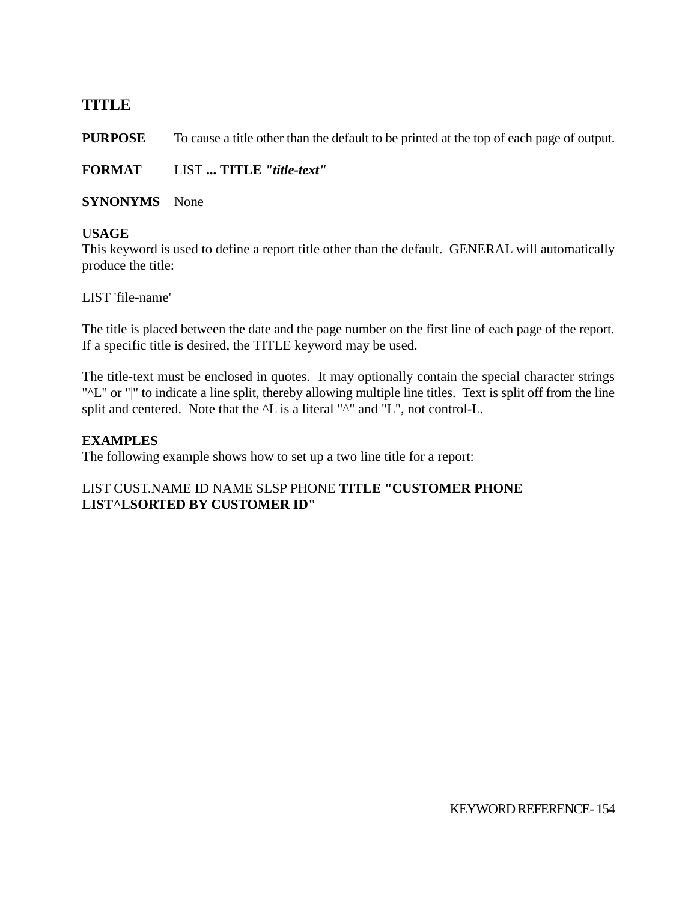## TITLE

**PURPOSE** To cause a title other than the default to be printed at the top of each page of output.

**FORMAT** LIST **... TITLE** ***"title-text"***

**SYNONYMS** None

**USAGE**
This keyword is used to define a report title other than the default. GENERAL will automatically produce the title:

LIST 'file-name'

The title is placed between the date and the page number on the first line of each page of the report. If a specific title is desired, the TITLE keyword may be used.

The title-text must be enclosed in quotes. It may optionally contain the special character strings "^L" or "|" to indicate a line split, thereby allowing multiple line titles. Text is split off from the line split and centered. Note that the ^L is a literal "^" and "L", not control-L.

**EXAMPLES**
The following example shows how to set up a two line title for a report:

LIST CUST.NAME ID NAME SLSP PHONE **TITLE "CUSTOMER PHONE LIST^LSORTED BY CUSTOMER ID"**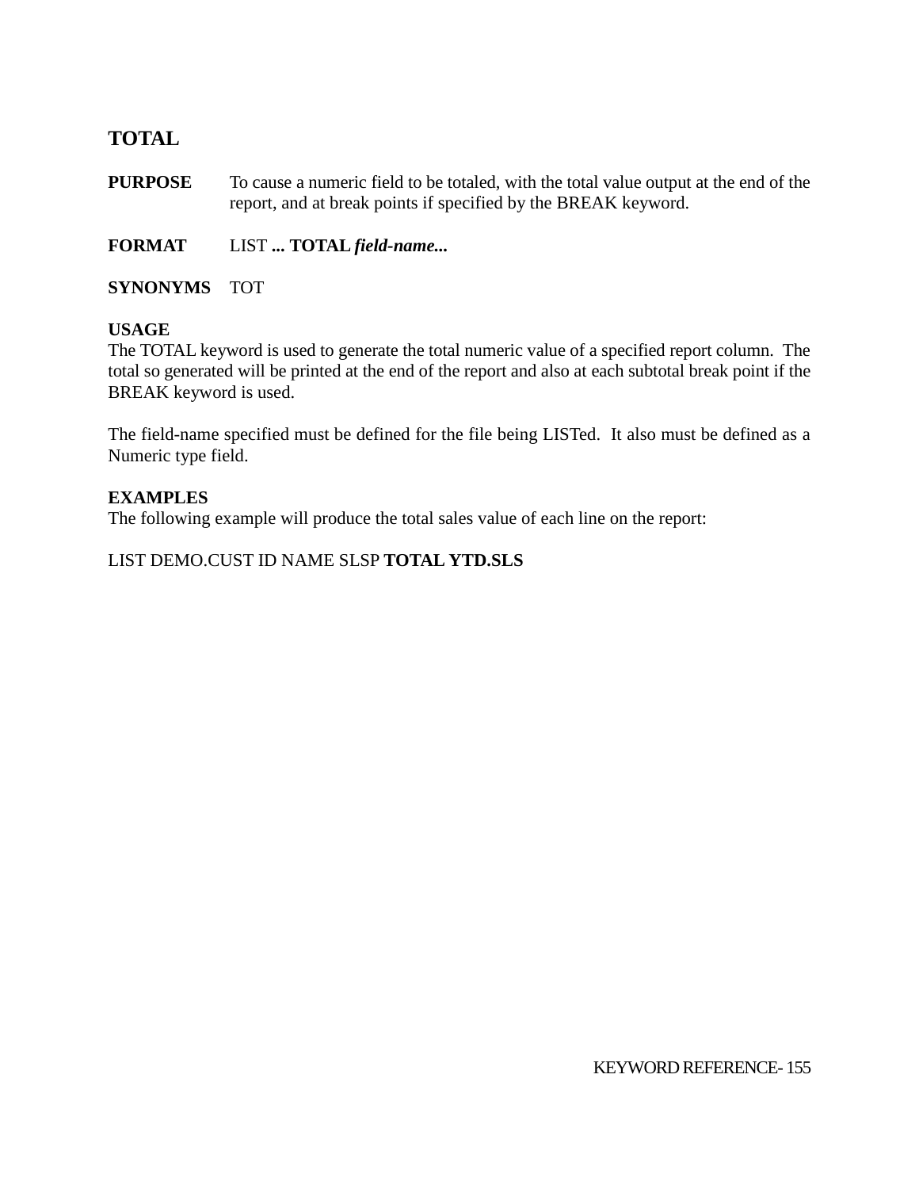## TOTAL

**PURPOSE** To cause a numeric field to be totaled, with the total value output at the end of the report, and at break points if specified by the BREAK keyword.

**FORMAT** LIST **... TOTAL *field-name...***

**SYNONYMS** TOT

**USAGE**
The TOTAL keyword is used to generate the total numeric value of a specified report column. The total so generated will be printed at the end of the report and also at each subtotal break point if the BREAK keyword is used.

The field-name specified must be defined for the file being LISTed. It also must be defined as a Numeric type field.

**EXAMPLES**
The following example will produce the total sales value of each line on the report:

LIST DEMO.CUST ID NAME SLSP **TOTAL YTD.SLS**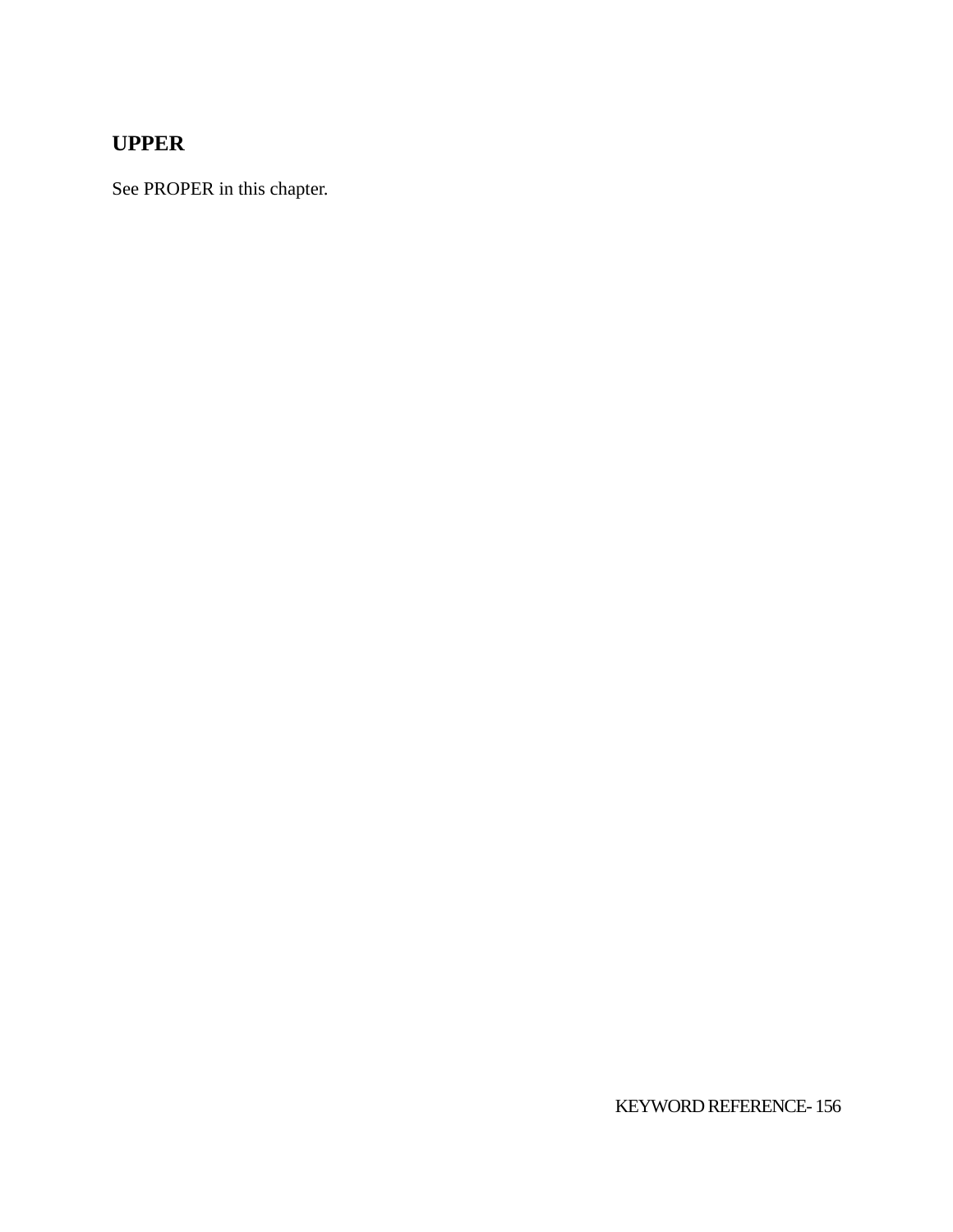## UPPER

See PROPER in this chapter.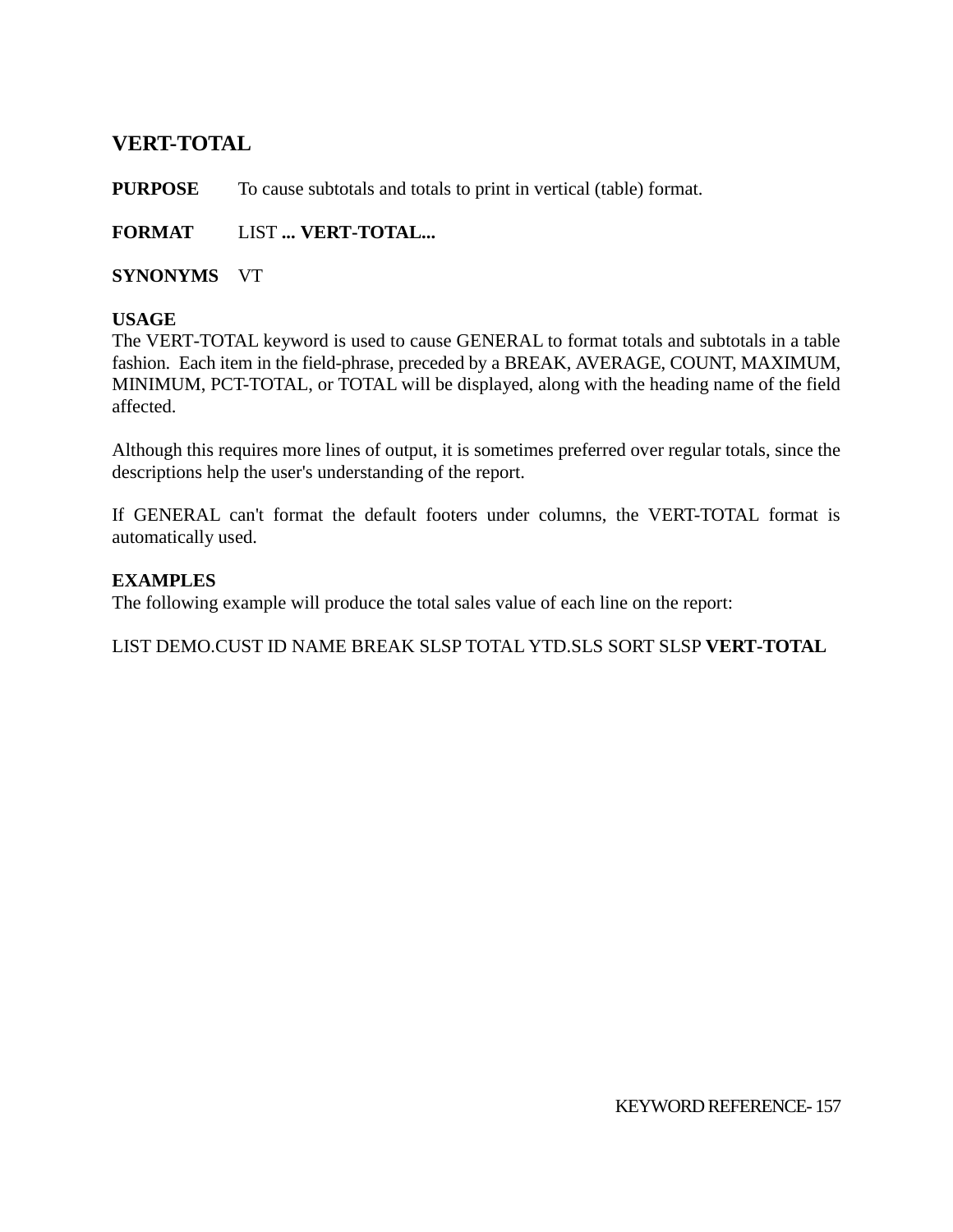## VERT-TOTAL

**PURPOSE** To cause subtotals and totals to print in vertical (table) format.

**FORMAT** LIST **... VERT-TOTAL...**

**SYNONYMS** VT

**USAGE**
The VERT-TOTAL keyword is used to cause GENERAL to format totals and subtotals in a table fashion. Each item in the field-phrase, preceded by a BREAK, AVERAGE, COUNT, MAXIMUM, MINIMUM, PCT-TOTAL, or TOTAL will be displayed, along with the heading name of the field affected.

Although this requires more lines of output, it is sometimes preferred over regular totals, since the descriptions help the user's understanding of the report.

If GENERAL can't format the default footers under columns, the VERT-TOTAL format is automatically used.

**EXAMPLES**
The following example will produce the total sales value of each line on the report:

LIST DEMO.CUST ID NAME BREAK SLSP TOTAL YTD.SLS SORT SLSP **VERT-TOTAL**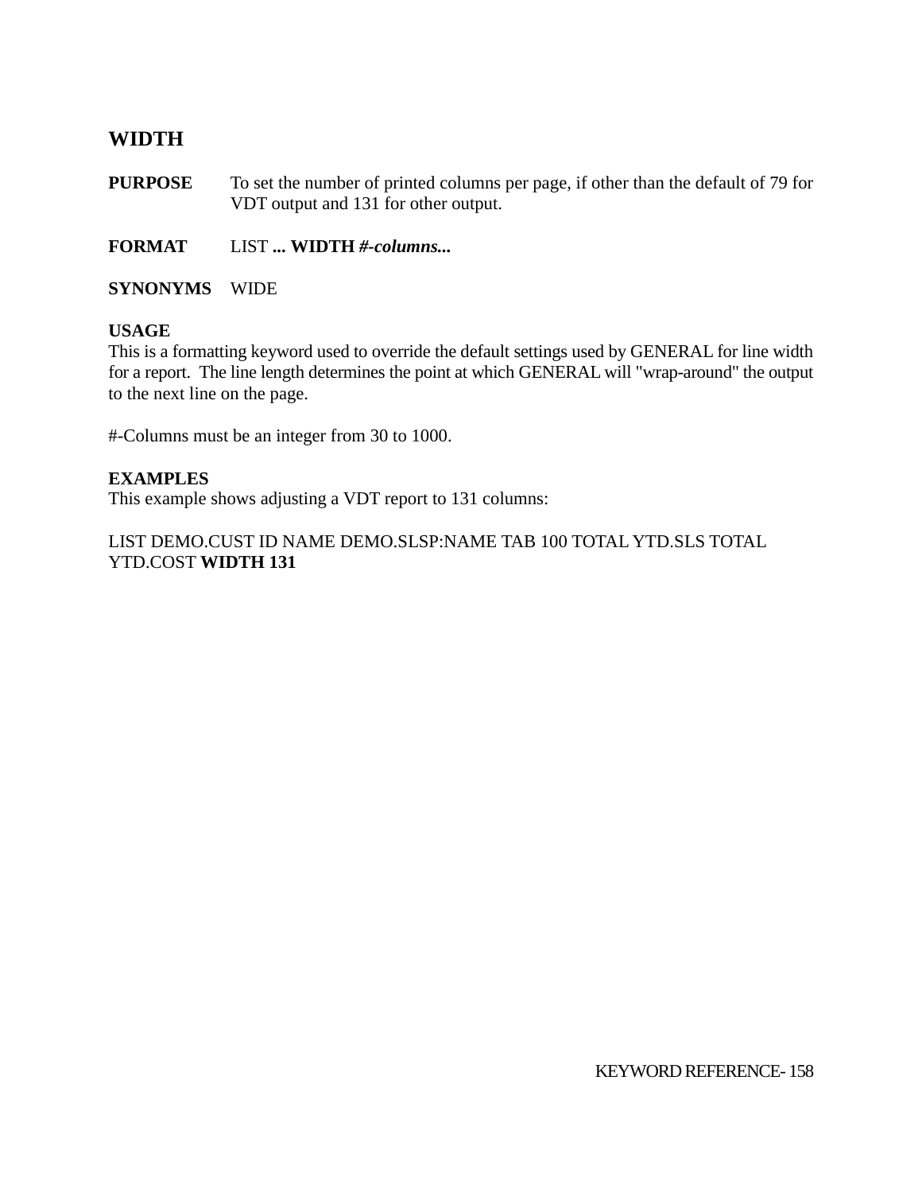## WIDTH

**PURPOSE** To set the number of printed columns per page, if other than the default of 79 for VDT output and 131 for other output.

**FORMAT** LIST **... WIDTH *#-columns...***

**SYNONYMS** WIDE

**USAGE**
This is a formatting keyword used to override the default settings used by GENERAL for line width for a report. The line length determines the point at which GENERAL will "wrap-around" the output to the next line on the page.

#-Columns must be an integer from 30 to 1000.

**EXAMPLES**
This example shows adjusting a VDT report to 131 columns:

LIST DEMO.CUST ID NAME DEMO.SLSP:NAME TAB 100 TOTAL YTD.SLS TOTAL YTD.COST **WIDTH 131**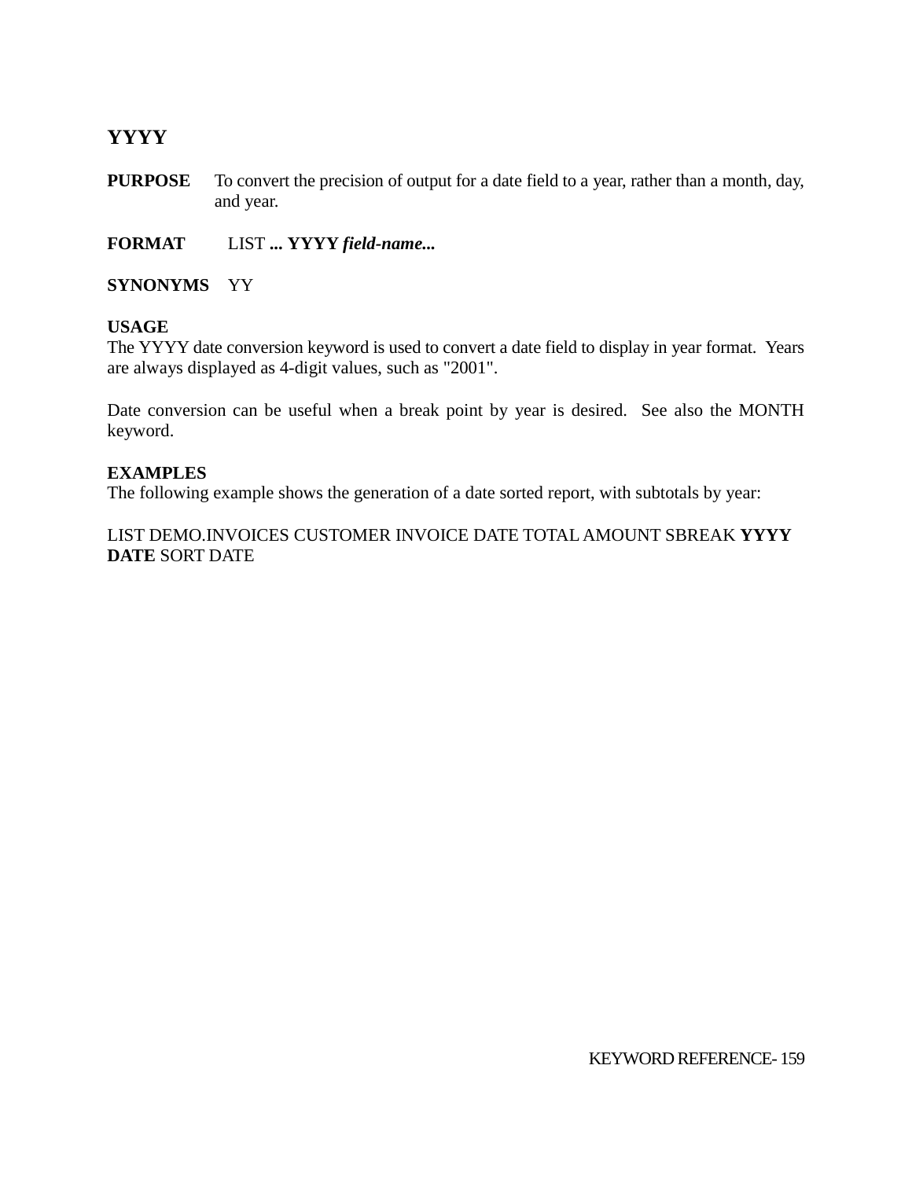## YYYY

**PURPOSE** To convert the precision of output for a date field to a year, rather than a month, day, and year.

**FORMAT** LIST **... YYYY *field-name...***

**SYNONYMS** YY

**USAGE**
The YYYY date conversion keyword is used to convert a date field to display in year format. Years are always displayed as 4-digit values, such as "2001".

Date conversion can be useful when a break point by year is desired. See also the MONTH keyword.

**EXAMPLES**
The following example shows the generation of a date sorted report, with subtotals by year:

LIST DEMO.INVOICES CUSTOMER INVOICE DATE TOTAL AMOUNT SBREAK **YYYY DATE** SORT DATE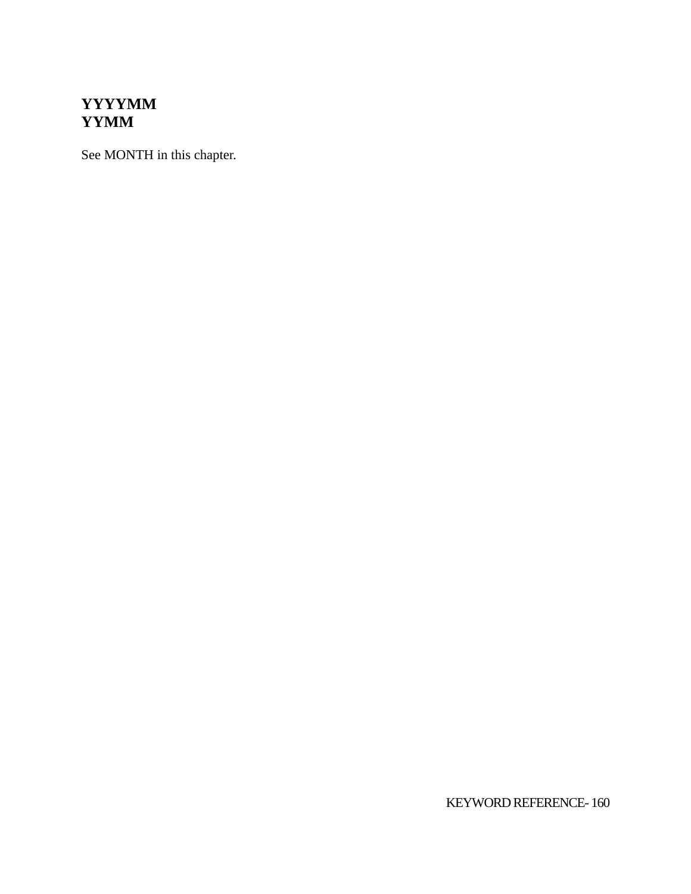**YYYYMM**
**YYMM**

See MONTH in this chapter.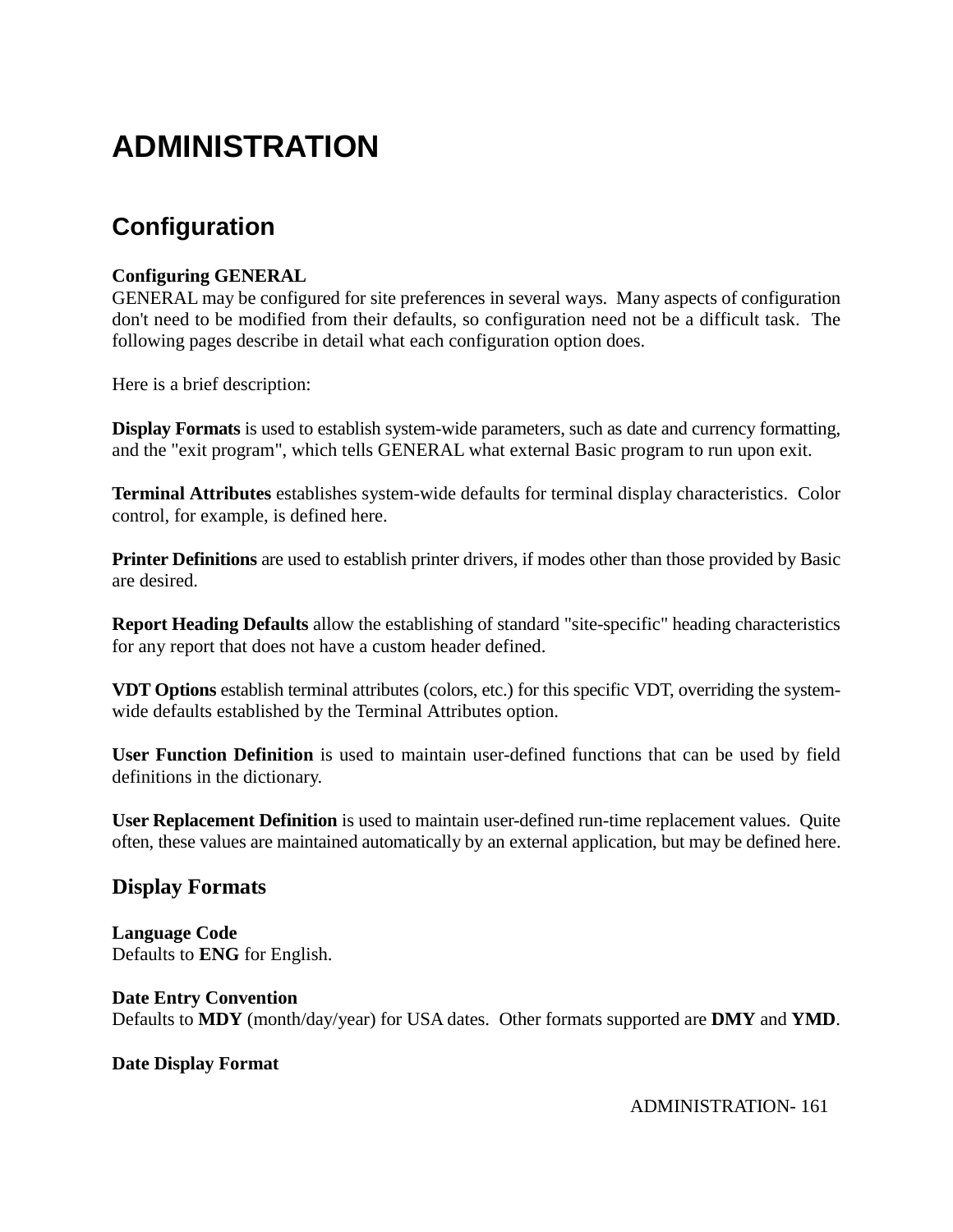# ADMINISTRATION

## Configuration

**Configuring GENERAL**
GENERAL may be configured for site preferences in several ways. Many aspects of configuration don't need to be modified from their defaults, so configuration need not be a difficult task. The following pages describe in detail what each configuration option does.

Here is a brief description:

**Display Formats** is used to establish system-wide parameters, such as date and currency formatting, and the "exit program", which tells GENERAL what external Basic program to run upon exit.

**Terminal Attributes** establishes system-wide defaults for terminal display characteristics. Color control, for example, is defined here.

**Printer Definitions** are used to establish printer drivers, if modes other than those provided by Basic are desired.

**Report Heading Defaults** allow the establishing of standard "site-specific" heading characteristics for any report that does not have a custom header defined.

**VDT Options** establish terminal attributes (colors, etc.) for this specific VDT, overriding the system-wide defaults established by the Terminal Attributes option.

**User Function Definition** is used to maintain user-defined functions that can be used by field definitions in the dictionary.

**User Replacement Definition** is used to maintain user-defined run-time replacement values. Quite often, these values are maintained automatically by an external application, but may be defined here.

### Display Formats

**Language Code**
Defaults to **ENG** for English.

**Date Entry Convention**
Defaults to **MDY** (month/day/year) for USA dates. Other formats supported are **DMY** and **YMD**.

**Date Display Format**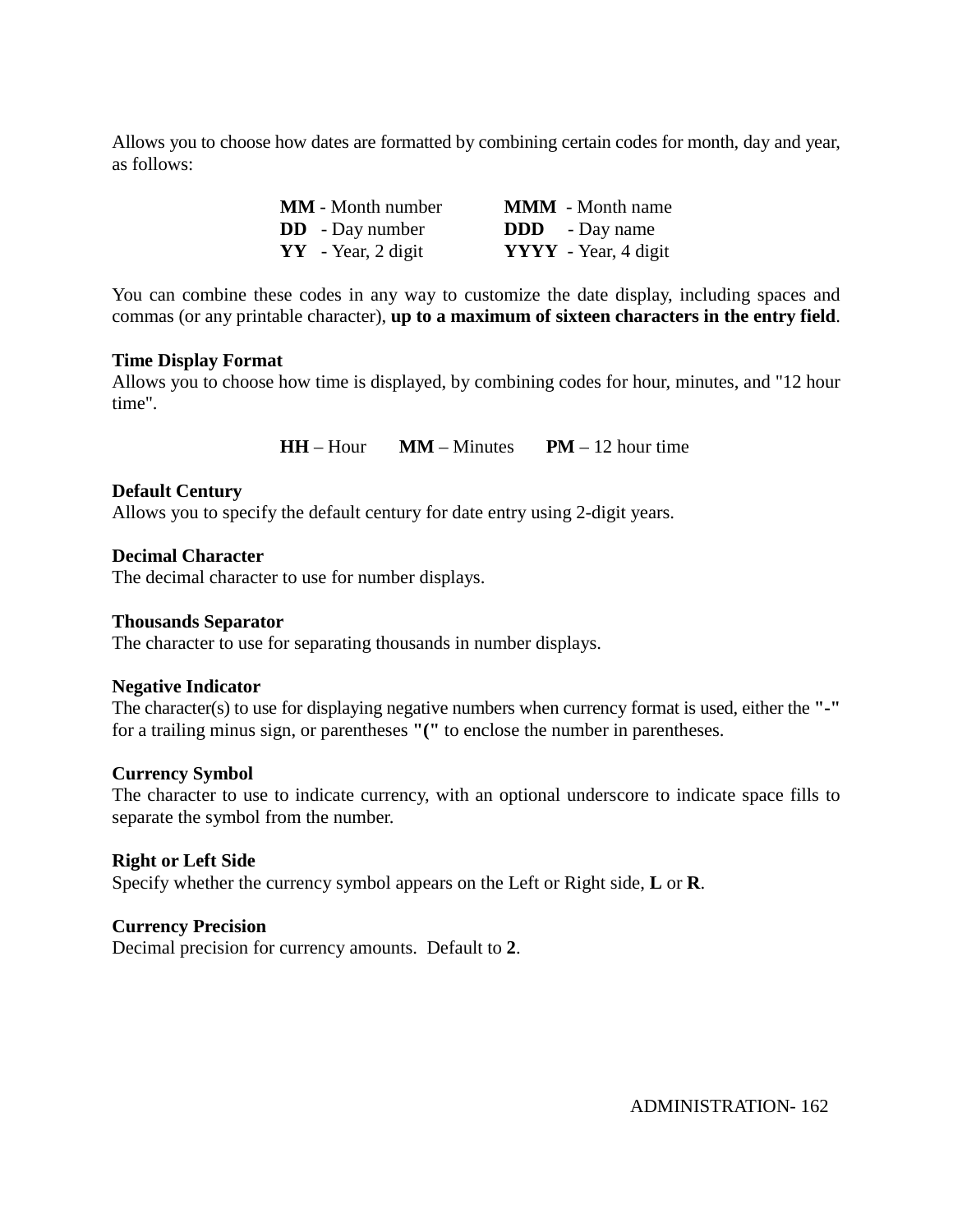Allows you to choose how dates are formatted by combining certain codes for month, day and year, as follows:

| | |
|---|---|
| **MM** - Month number | **MMM** - Month name |
| **DD** - Day number | **DDD** - Day name |
| **YY** - Year, 2 digit | **YYYY** - Year, 4 digit |

You can combine these codes in any way to customize the date display, including spaces and commas (or any printable character), **up to a maximum of sixteen characters in the entry field**.

**Time Display Format**

Allows you to choose how time is displayed, by combining codes for hour, minutes, and "12 hour time".

**HH** – Hour **MM** – Minutes **PM** – 12 hour time

**Default Century**

Allows you to specify the default century for date entry using 2-digit years.

**Decimal Character**

The decimal character to use for number displays.

**Thousands Separator**

The character to use for separating thousands in number displays.

**Negative Indicator**

The character(s) to use for displaying negative numbers when currency format is used, either the **"-"** for a trailing minus sign, or parentheses **"("** to enclose the number in parentheses.

**Currency Symbol**

The character to use to indicate currency, with an optional underscore to indicate space fills to separate the symbol from the number.

**Right or Left Side**

Specify whether the currency symbol appears on the Left or Right side, **L** or **R**.

**Currency Precision**

Decimal precision for currency amounts. Default to **2**.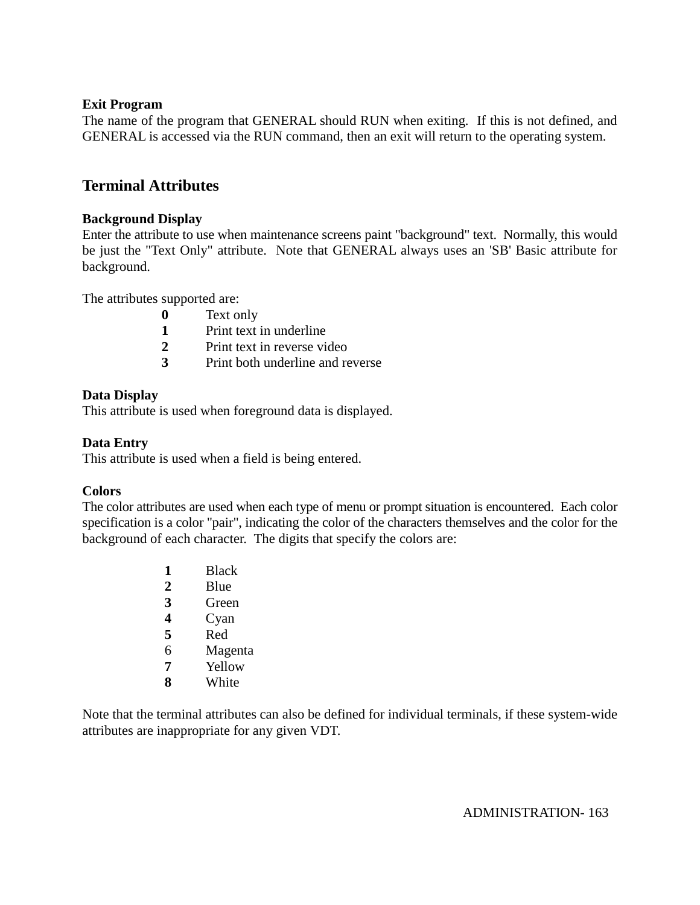**Exit Program**
The name of the program that GENERAL should RUN when exiting. If this is not defined, and GENERAL is accessed via the RUN command, then an exit will return to the operating system.

## Terminal Attributes

**Background Display**
Enter the attribute to use when maintenance screens paint "background" text. Normally, this would be just the "Text Only" attribute. Note that GENERAL always uses an 'SB' Basic attribute for background.

The attributes supported are:

| | |
|---|---|
| **0** | Text only |
| **1** | Print text in underline |
| **2** | Print text in reverse video |
| **3** | Print both underline and reverse |

**Data Display**
This attribute is used when foreground data is displayed.

**Data Entry**
This attribute is used when a field is being entered.

**Colors**
The color attributes are used when each type of menu or prompt situation is encountered. Each color specification is a color "pair", indicating the color of the characters themselves and the color for the background of each character. The digits that specify the colors are:

| | |
|---|---|
| **1** | Black |
| **2** | Blue |
| **3** | Green |
| **4** | Cyan |
| **5** | Red |
| 6 | Magenta |
| **7** | Yellow |
| **8** | White |

Note that the terminal attributes can also be defined for individual terminals, if these system-wide attributes are inappropriate for any given VDT.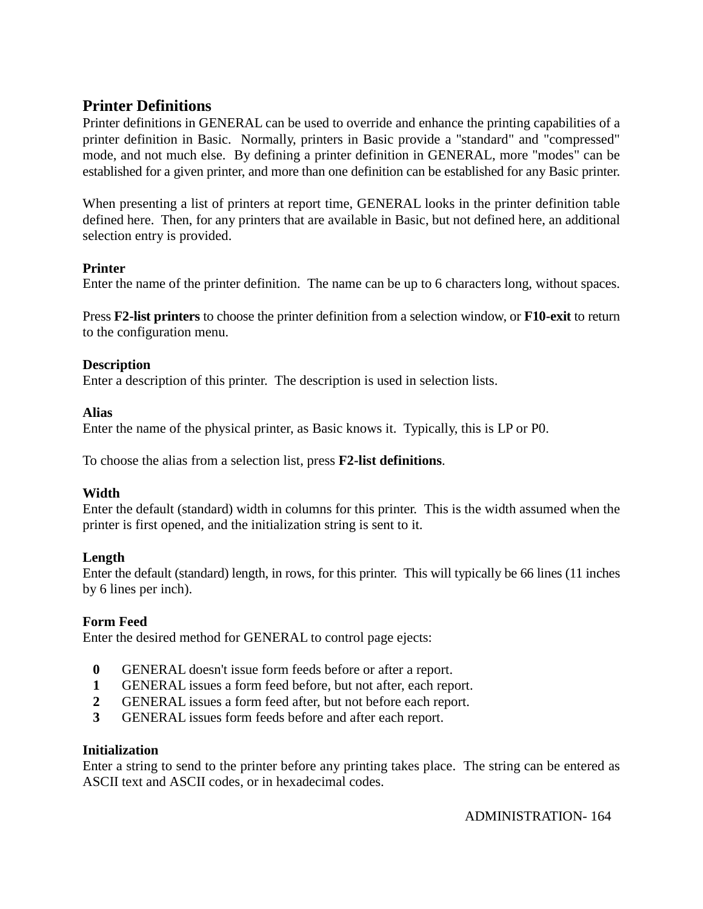## Printer Definitions

Printer definitions in GENERAL can be used to override and enhance the printing capabilities of a printer definition in Basic. Normally, printers in Basic provide a "standard" and "compressed" mode, and not much else. By defining a printer definition in GENERAL, more "modes" can be established for a given printer, and more than one definition can be established for any Basic printer.

When presenting a list of printers at report time, GENERAL looks in the printer definition table defined here. Then, for any printers that are available in Basic, but not defined here, an additional selection entry is provided.

**Printer**
Enter the name of the printer definition. The name can be up to 6 characters long, without spaces.

Press **F2-list printers** to choose the printer definition from a selection window, or **F10-exit** to return to the configuration menu.

**Description**
Enter a description of this printer. The description is used in selection lists.

**Alias**
Enter the name of the physical printer, as Basic knows it. Typically, this is LP or P0.

To choose the alias from a selection list, press **F2-list definitions**.

**Width**
Enter the default (standard) width in columns for this printer. This is the width assumed when the printer is first opened, and the initialization string is sent to it.

**Length**
Enter the default (standard) length, in rows, for this printer. This will typically be 66 lines (11 inches by 6 lines per inch).

**Form Feed**
Enter the desired method for GENERAL to control page ejects:

- **0** GENERAL doesn't issue form feeds before or after a report.
- **1** GENERAL issues a form feed before, but not after, each report.
- **2** GENERAL issues a form feed after, but not before each report.
- **3** GENERAL issues form feeds before and after each report.

**Initialization**
Enter a string to send to the printer before any printing takes place. The string can be entered as ASCII text and ASCII codes, or in hexadecimal codes.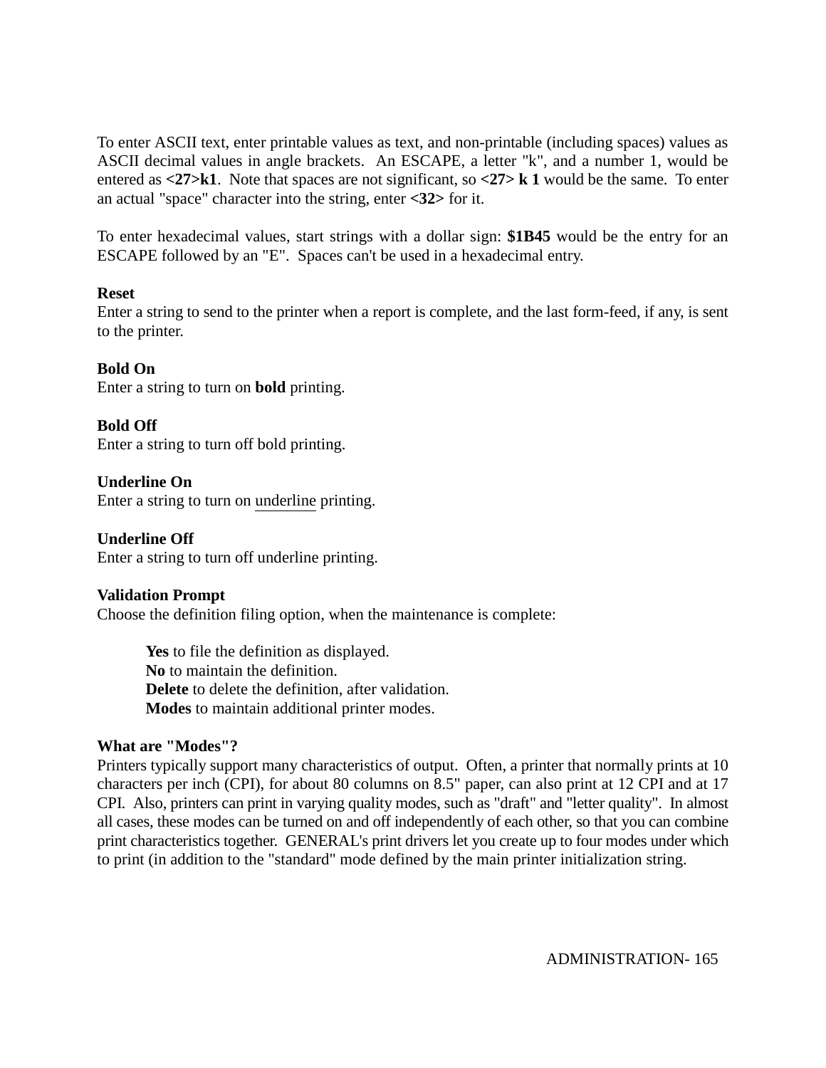To enter ASCII text, enter printable values as text, and non-printable (including spaces) values as ASCII decimal values in angle brackets. An ESCAPE, a letter "k", and a number 1, would be entered as **<27>k1**. Note that spaces are not significant, so **<27> k 1** would be the same. To enter an actual "space" character into the string, enter **<32>** for it.

To enter hexadecimal values, start strings with a dollar sign: **$1B45** would be the entry for an ESCAPE followed by an "E". Spaces can't be used in a hexadecimal entry.

**Reset**
Enter a string to send to the printer when a report is complete, and the last form-feed, if any, is sent to the printer.

**Bold On**
Enter a string to turn on **bold** printing.

**Bold Off**
Enter a string to turn off bold printing.

**Underline On**
Enter a string to turn on <u>underline</u> printing.

**Underline Off**
Enter a string to turn off underline printing.

**Validation Prompt**
Choose the definition filing option, when the maintenance is complete:

> **Yes** to file the definition as displayed.
> **No** to maintain the definition.
> **Delete** to delete the definition, after validation.
> **Modes** to maintain additional printer modes.

**What are "Modes"?**
Printers typically support many characteristics of output. Often, a printer that normally prints at 10 characters per inch (CPI), for about 80 columns on 8.5" paper, can also print at 12 CPI and at 17 CPI. Also, printers can print in varying quality modes, such as "draft" and "letter quality". In almost all cases, these modes can be turned on and off independently of each other, so that you can combine print characteristics together. GENERAL's print drivers let you create up to four modes under which to print (in addition to the "standard" mode defined by the main printer initialization string.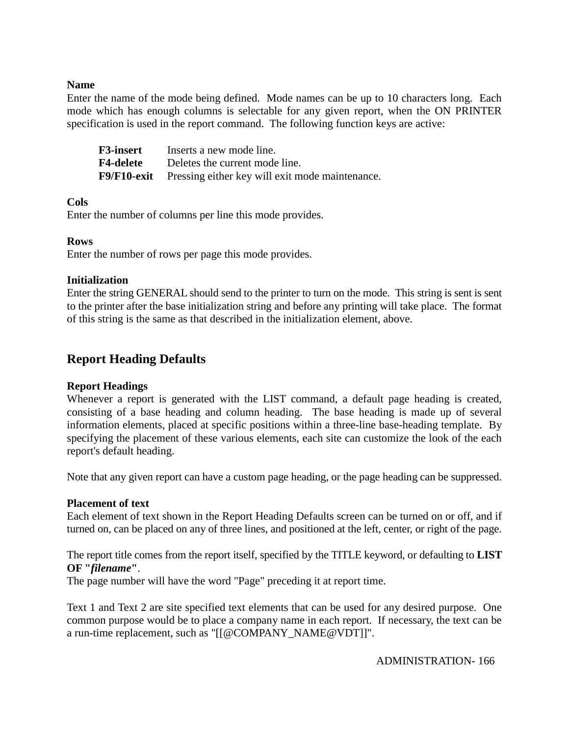**Name**
Enter the name of the mode being defined. Mode names can be up to 10 characters long. Each mode which has enough columns is selectable for any given report, when the ON PRINTER specification is used in the report command. The following function keys are active:

| | |
|---|---|
| **F3-insert** | Inserts a new mode line. |
| **F4-delete** | Deletes the current mode line. |
| **F9/F10-exit** | Pressing either key will exit mode maintenance. |

**Cols**
Enter the number of columns per line this mode provides.

**Rows**
Enter the number of rows per page this mode provides.

**Initialization**
Enter the string GENERAL should send to the printer to turn on the mode. This string is sent is sent to the printer after the base initialization string and before any printing will take place. The format of this string is the same as that described in the initialization element, above.

## Report Heading Defaults

**Report Headings**
Whenever a report is generated with the LIST command, a default page heading is created, consisting of a base heading and column heading. The base heading is made up of several information elements, placed at specific positions within a three-line base-heading template. By specifying the placement of these various elements, each site can customize the look of the each report's default heading.

Note that any given report can have a custom page heading, or the page heading can be suppressed.

**Placement of text**
Each element of text shown in the Report Heading Defaults screen can be turned on or off, and if turned on, can be placed on any of three lines, and positioned at the left, center, or right of the page.

The report title comes from the report itself, specified by the TITLE keyword, or defaulting to **LIST OF "*filename*"**.
The page number will have the word "Page" preceding it at report time.

Text 1 and Text 2 are site specified text elements that can be used for any desired purpose. One common purpose would be to place a company name in each report. If necessary, the text can be a run-time replacement, such as "[[@COMPANY_NAME@VDT]]".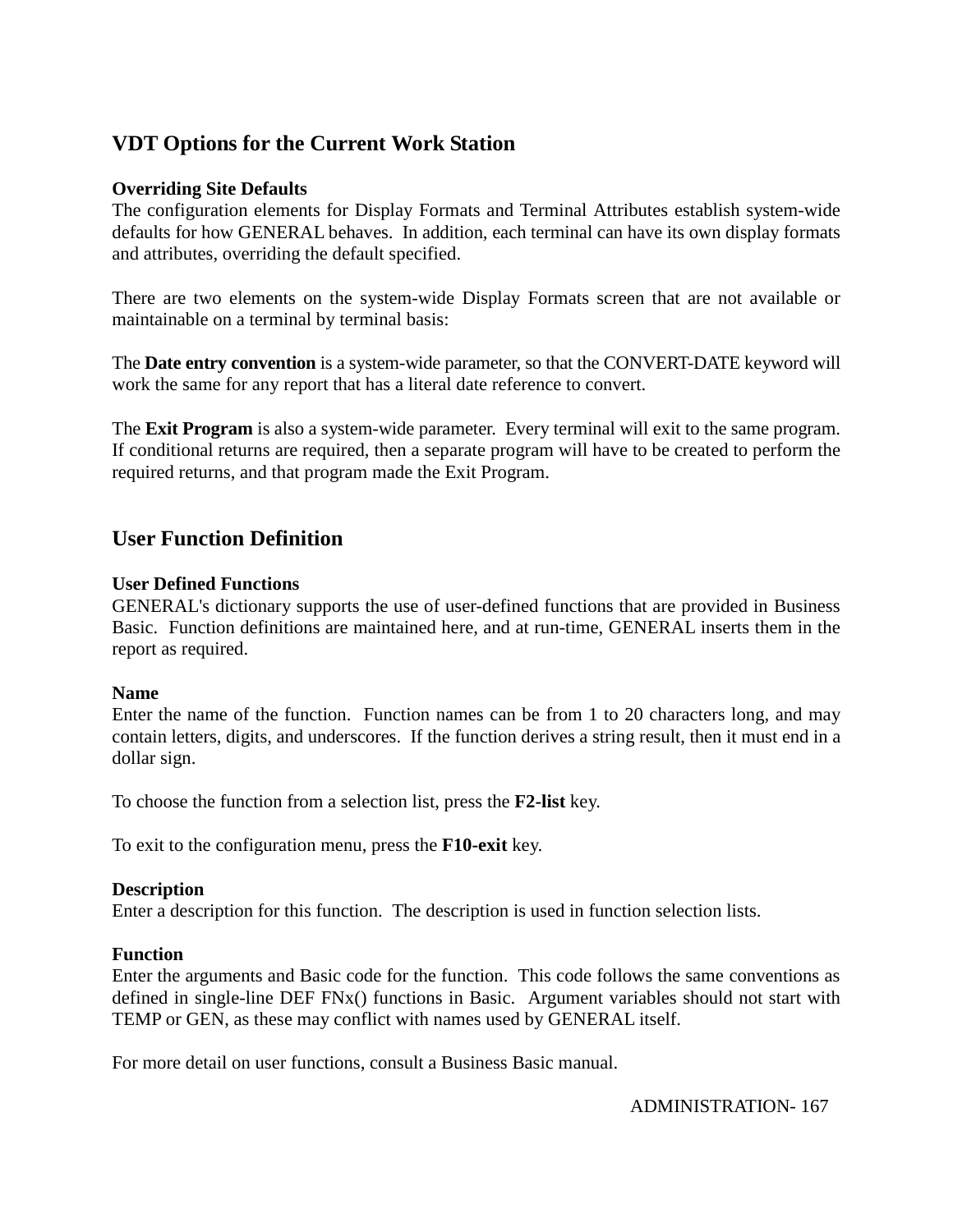## VDT Options for the Current Work Station

**Overriding Site Defaults**
The configuration elements for Display Formats and Terminal Attributes establish system-wide defaults for how GENERAL behaves. In addition, each terminal can have its own display formats and attributes, overriding the default specified.

There are two elements on the system-wide Display Formats screen that are not available or maintainable on a terminal by terminal basis:

The **Date entry convention** is a system-wide parameter, so that the CONVERT-DATE keyword will work the same for any report that has a literal date reference to convert.

The **Exit Program** is also a system-wide parameter. Every terminal will exit to the same program. If conditional returns are required, then a separate program will have to be created to perform the required returns, and that program made the Exit Program.

## User Function Definition

**User Defined Functions**
GENERAL's dictionary supports the use of user-defined functions that are provided in Business Basic. Function definitions are maintained here, and at run-time, GENERAL inserts them in the report as required.

**Name**
Enter the name of the function. Function names can be from 1 to 20 characters long, and may contain letters, digits, and underscores. If the function derives a string result, then it must end in a dollar sign.

To choose the function from a selection list, press the **F2-list** key.

To exit to the configuration menu, press the **F10-exit** key.

**Description**
Enter a description for this function. The description is used in function selection lists.

**Function**
Enter the arguments and Basic code for the function. This code follows the same conventions as defined in single-line DEF FNx() functions in Basic. Argument variables should not start with TEMP or GEN, as these may conflict with names used by GENERAL itself.

For more detail on user functions, consult a Business Basic manual.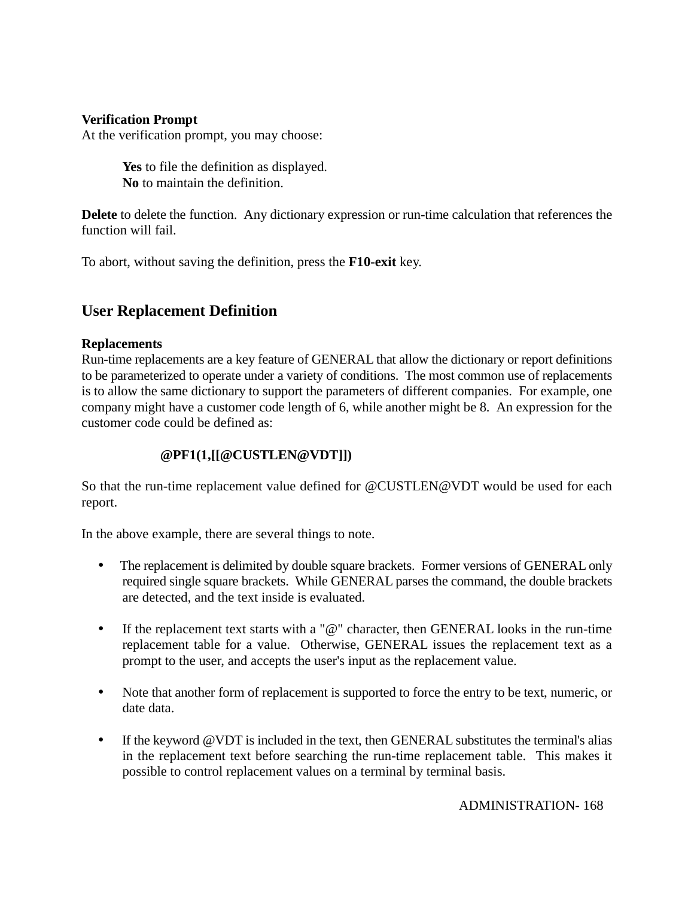**Verification Prompt**
At the verification prompt, you may choose:

> **Yes** to file the definition as displayed.
> **No** to maintain the definition.

**Delete** to delete the function. Any dictionary expression or run-time calculation that references the function will fail.

To abort, without saving the definition, press the **F10-exit** key.

## User Replacement Definition

**Replacements**
Run-time replacements are a key feature of GENERAL that allow the dictionary or report definitions to be parameterized to operate under a variety of conditions. The most common use of replacements is to allow the same dictionary to support the parameters of different companies. For example, one company might have a customer code length of 6, while another might be 8. An expression for the customer code could be defined as:

> **@PF1(1,[[@CUSTLEN@VDT]])**

So that the run-time replacement value defined for @CUSTLEN@VDT would be used for each report.

In the above example, there are several things to note.

- The replacement is delimited by double square brackets. Former versions of GENERAL only required single square brackets. While GENERAL parses the command, the double brackets are detected, and the text inside is evaluated.

- If the replacement text starts with a "@" character, then GENERAL looks in the run-time replacement table for a value. Otherwise, GENERAL issues the replacement text as a prompt to the user, and accepts the user's input as the replacement value.

- Note that another form of replacement is supported to force the entry to be text, numeric, or date data.

- If the keyword @VDT is included in the text, then GENERAL substitutes the terminal's alias in the replacement text before searching the run-time replacement table. This makes it possible to control replacement values on a terminal by terminal basis.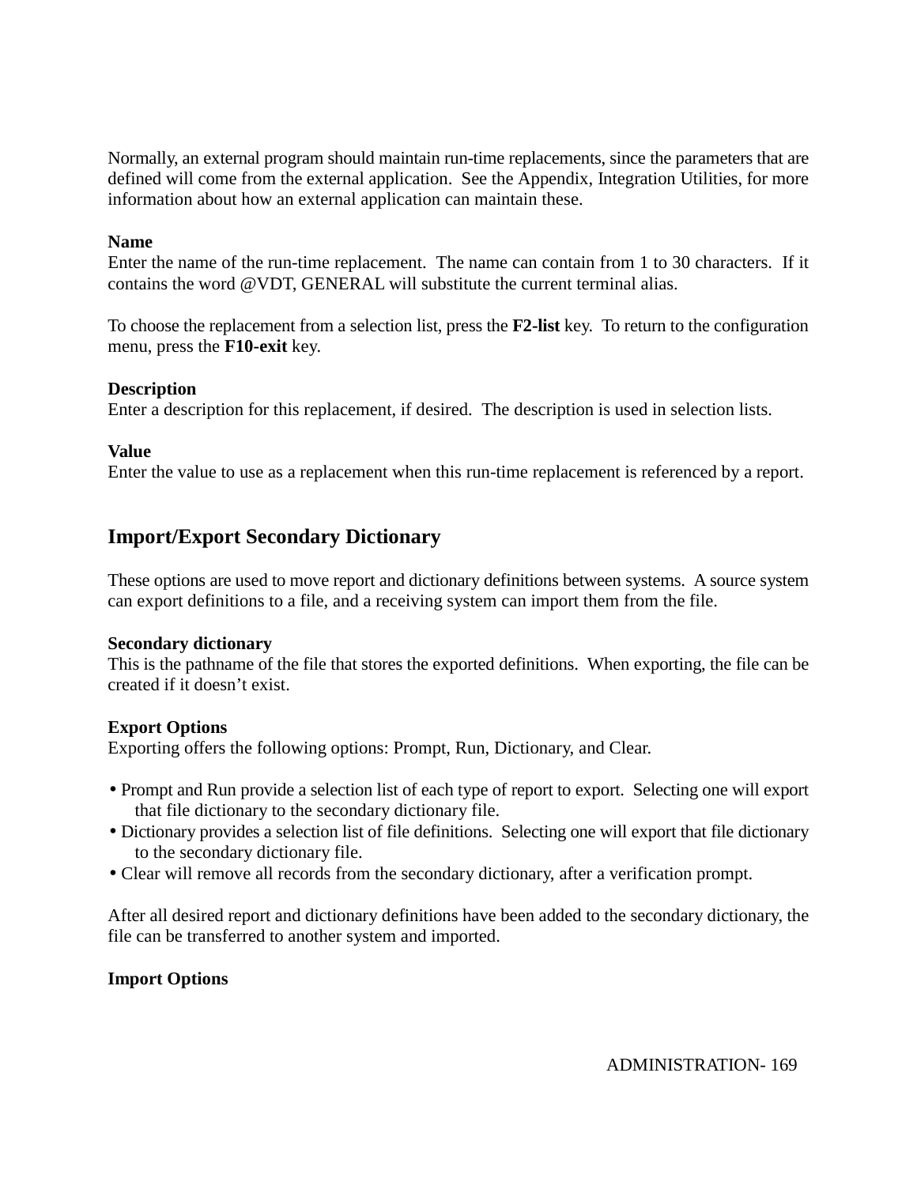Normally, an external program should maintain run-time replacements, since the parameters that are defined will come from the external application. See the Appendix, Integration Utilities, for more information about how an external application can maintain these.

**Name**
Enter the name of the run-time replacement. The name can contain from 1 to 30 characters. If it contains the word @VDT, GENERAL will substitute the current terminal alias.

To choose the replacement from a selection list, press the **F2-list** key. To return to the configuration menu, press the **F10-exit** key.

**Description**
Enter a description for this replacement, if desired. The description is used in selection lists.

**Value**
Enter the value to use as a replacement when this run-time replacement is referenced by a report.

## Import/Export Secondary Dictionary

These options are used to move report and dictionary definitions between systems. A source system can export definitions to a file, and a receiving system can import them from the file.

**Secondary dictionary**
This is the pathname of the file that stores the exported definitions. When exporting, the file can be created if it doesn't exist.

**Export Options**
Exporting offers the following options: Prompt, Run, Dictionary, and Clear.

- Prompt and Run provide a selection list of each type of report to export. Selecting one will export that file dictionary to the secondary dictionary file.
- Dictionary provides a selection list of file definitions. Selecting one will export that file dictionary to the secondary dictionary file.
- Clear will remove all records from the secondary dictionary, after a verification prompt.

After all desired report and dictionary definitions have been added to the secondary dictionary, the file can be transferred to another system and imported.

**Import Options**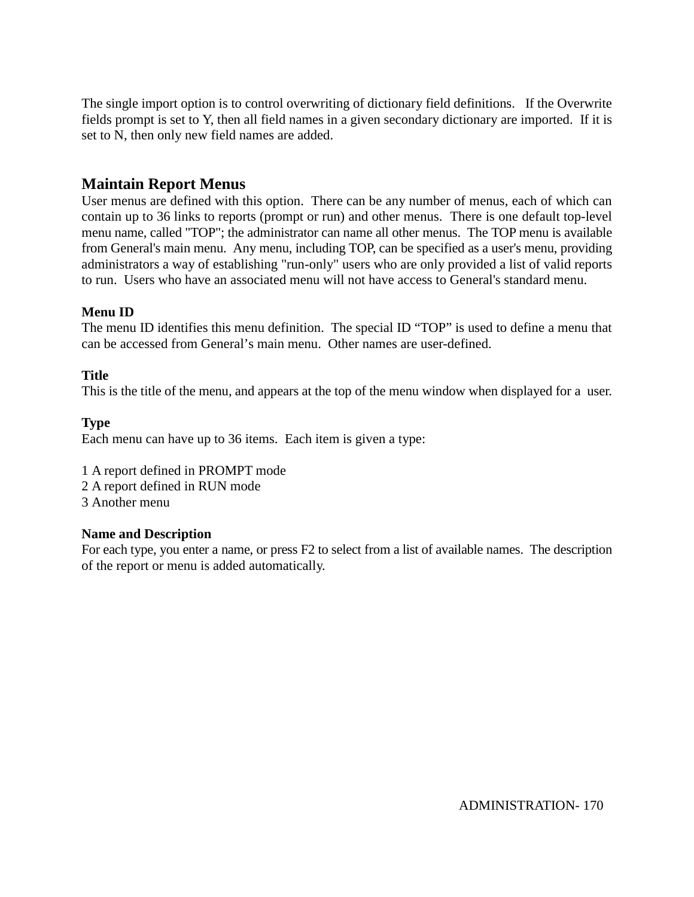The single import option is to control overwriting of dictionary field definitions. If the Overwrite fields prompt is set to Y, then all field names in a given secondary dictionary are imported. If it is set to N, then only new field names are added.

## Maintain Report Menus

User menus are defined with this option. There can be any number of menus, each of which can contain up to 36 links to reports (prompt or run) and other menus. There is one default top-level menu name, called "TOP"; the administrator can name all other menus. The TOP menu is available from General's main menu. Any menu, including TOP, can be specified as a user's menu, providing administrators a way of establishing "run-only" users who are only provided a list of valid reports to run. Users who have an associated menu will not have access to General's standard menu.

**Menu ID**
The menu ID identifies this menu definition. The special ID “TOP” is used to define a menu that can be accessed from General’s main menu. Other names are user-defined.

**Title**
This is the title of the menu, and appears at the top of the menu window when displayed for a user.

**Type**
Each menu can have up to 36 items. Each item is given a type:

1 A report defined in PROMPT mode
2 A report defined in RUN mode
3 Another menu

**Name and Description**
For each type, you enter a name, or press F2 to select from a list of available names. The description of the report or menu is added automatically.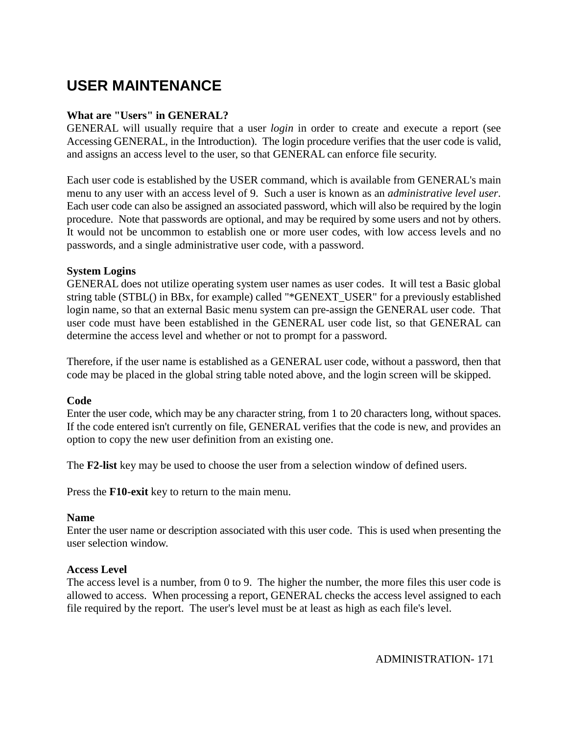# USER MAINTENANCE

**What are "Users" in GENERAL?**
GENERAL will usually require that a user *login* in order to create and execute a report (see Accessing GENERAL, in the Introduction). The login procedure verifies that the user code is valid, and assigns an access level to the user, so that GENERAL can enforce file security.

Each user code is established by the USER command, which is available from GENERAL's main menu to any user with an access level of 9. Such a user is known as an *administrative level user*. Each user code can also be assigned an associated password, which will also be required by the login procedure. Note that passwords are optional, and may be required by some users and not by others. It would not be uncommon to establish one or more user codes, with low access levels and no passwords, and a single administrative user code, with a password.

**System Logins**
GENERAL does not utilize operating system user names as user codes. It will test a Basic global string table (STBL() in BBx, for example) called "*GENEXT_USER" for a previously established login name, so that an external Basic menu system can pre-assign the GENERAL user code. That user code must have been established in the GENERAL user code list, so that GENERAL can determine the access level and whether or not to prompt for a password.

Therefore, if the user name is established as a GENERAL user code, without a password, then that code may be placed in the global string table noted above, and the login screen will be skipped.

**Code**
Enter the user code, which may be any character string, from 1 to 20 characters long, without spaces. If the code entered isn't currently on file, GENERAL verifies that the code is new, and provides an option to copy the new user definition from an existing one.

The **F2-list** key may be used to choose the user from a selection window of defined users.

Press the **F10-exit** key to return to the main menu.

**Name**
Enter the user name or description associated with this user code. This is used when presenting the user selection window.

**Access Level**
The access level is a number, from 0 to 9. The higher the number, the more files this user code is allowed to access. When processing a report, GENERAL checks the access level assigned to each file required by the report. The user's level must be at least as high as each file's level.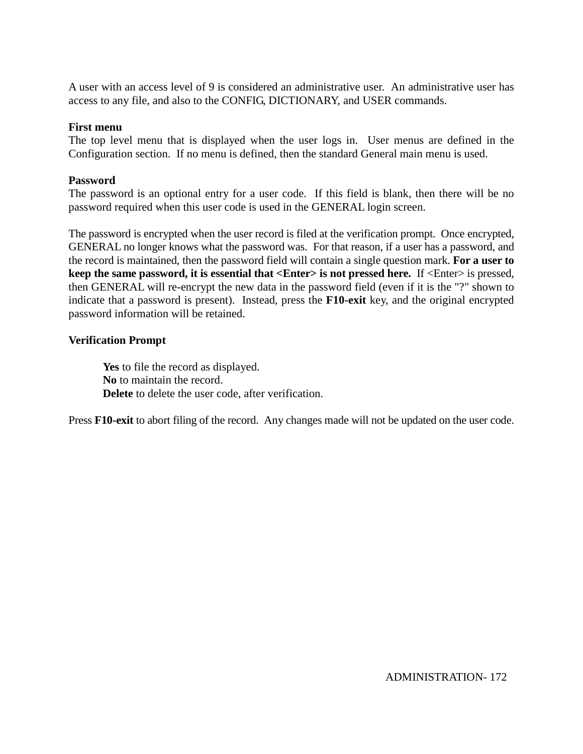A user with an access level of 9 is considered an administrative user.  An administrative user has access to any file, and also to the CONFIG, DICTIONARY, and USER commands.

**First menu**
The top level menu that is displayed when the user logs in.  User menus are defined in the Configuration section.  If no menu is defined, then the standard General main menu is used.

**Password**
The password is an optional entry for a user code.  If this field is blank, then there will be no password required when this user code is used in the GENERAL login screen.

The password is encrypted when the user record is filed at the verification prompt.  Once encrypted, GENERAL no longer knows what the password was.  For that reason, if a user has a password, and the record is maintained, then the password field will contain a single question mark. **For a user to keep the same password, it is essential that <Enter> is not pressed here.**  If <Enter> is pressed, then GENERAL will re-encrypt the new data in the password field (even if it is the "?" shown to indicate that a password is present).  Instead, press the **F10-exit** key, and the original encrypted password information will be retained.

**Verification Prompt**

> **Yes** to file the record as displayed.
> **No** to maintain the record.
> **Delete** to delete the user code, after verification.

Press **F10-exit** to abort filing of the record.  Any changes made will not be updated on the user code.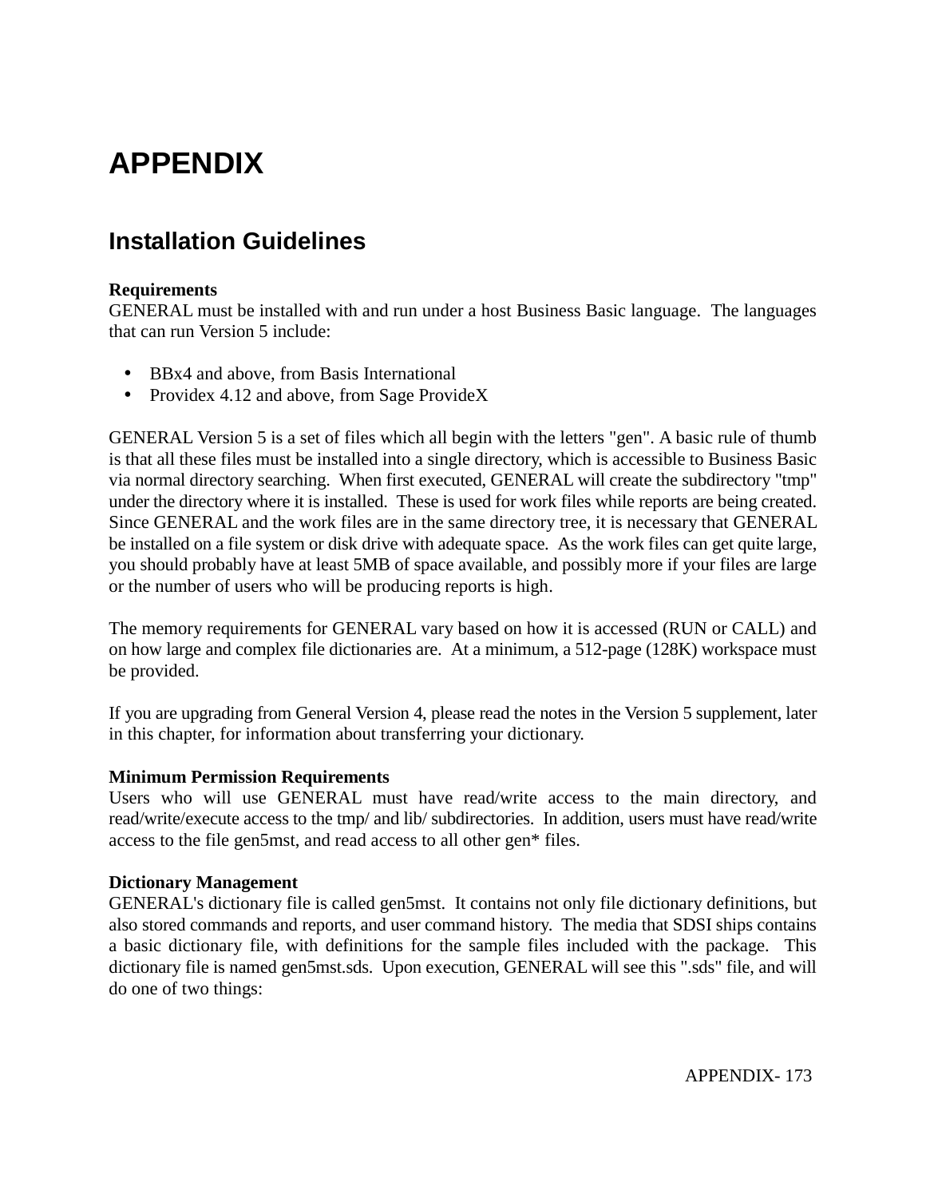# APPENDIX

## Installation Guidelines

**Requirements**
GENERAL must be installed with and run under a host Business Basic language. The languages that can run Version 5 include:

- BBx4 and above, from Basis International
- Providex 4.12 and above, from Sage ProvideX

GENERAL Version 5 is a set of files which all begin with the letters "gen". A basic rule of thumb is that all these files must be installed into a single directory, which is accessible to Business Basic via normal directory searching. When first executed, GENERAL will create the subdirectory "tmp" under the directory where it is installed. These is used for work files while reports are being created. Since GENERAL and the work files are in the same directory tree, it is necessary that GENERAL be installed on a file system or disk drive with adequate space. As the work files can get quite large, you should probably have at least 5MB of space available, and possibly more if your files are large or the number of users who will be producing reports is high.

The memory requirements for GENERAL vary based on how it is accessed (RUN or CALL) and on how large and complex file dictionaries are. At a minimum, a 512-page (128K) workspace must be provided.

If you are upgrading from General Version 4, please read the notes in the Version 5 supplement, later in this chapter, for information about transferring your dictionary.

**Minimum Permission Requirements**
Users who will use GENERAL must have read/write access to the main directory, and read/write/execute access to the tmp/ and lib/ subdirectories. In addition, users must have read/write access to the file gen5mst, and read access to all other gen* files.

**Dictionary Management**
GENERAL's dictionary file is called gen5mst. It contains not only file dictionary definitions, but also stored commands and reports, and user command history. The media that SDSI ships contains a basic dictionary file, with definitions for the sample files included with the package. This dictionary file is named gen5mst.sds. Upon execution, GENERAL will see this ".sds" file, and will do one of two things: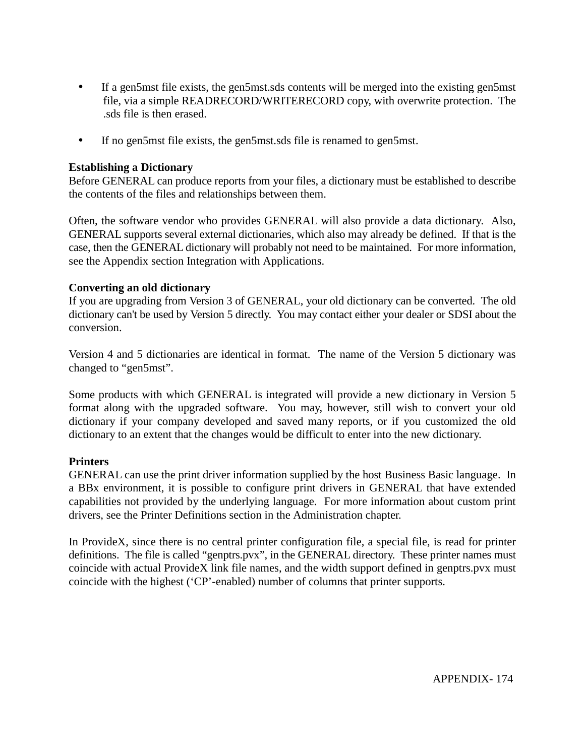- If a gen5mst file exists, the gen5mst.sds contents will be merged into the existing gen5mst file, via a simple READRECORD/WRITERECORD copy, with overwrite protection. The .sds file is then erased.

- If no gen5mst file exists, the gen5mst.sds file is renamed to gen5mst.

**Establishing a Dictionary**
Before GENERAL can produce reports from your files, a dictionary must be established to describe the contents of the files and relationships between them.

Often, the software vendor who provides GENERAL will also provide a data dictionary. Also, GENERAL supports several external dictionaries, which also may already be defined. If that is the case, then the GENERAL dictionary will probably not need to be maintained. For more information, see the Appendix section Integration with Applications.

**Converting an old dictionary**
If you are upgrading from Version 3 of GENERAL, your old dictionary can be converted. The old dictionary can't be used by Version 5 directly. You may contact either your dealer or SDSI about the conversion.

Version 4 and 5 dictionaries are identical in format. The name of the Version 5 dictionary was changed to "gen5mst".

Some products with which GENERAL is integrated will provide a new dictionary in Version 5 format along with the upgraded software. You may, however, still wish to convert your old dictionary if your company developed and saved many reports, or if you customized the old dictionary to an extent that the changes would be difficult to enter into the new dictionary.

**Printers**
GENERAL can use the print driver information supplied by the host Business Basic language. In a BBx environment, it is possible to configure print drivers in GENERAL that have extended capabilities not provided by the underlying language. For more information about custom print drivers, see the Printer Definitions section in the Administration chapter.

In ProvideX, since there is no central printer configuration file, a special file, is read for printer definitions. The file is called "genptrs.pvx", in the GENERAL directory. These printer names must coincide with actual ProvideX link file names, and the width support defined in genptrs.pvx must coincide with the highest ('CP'-enabled) number of columns that printer supports.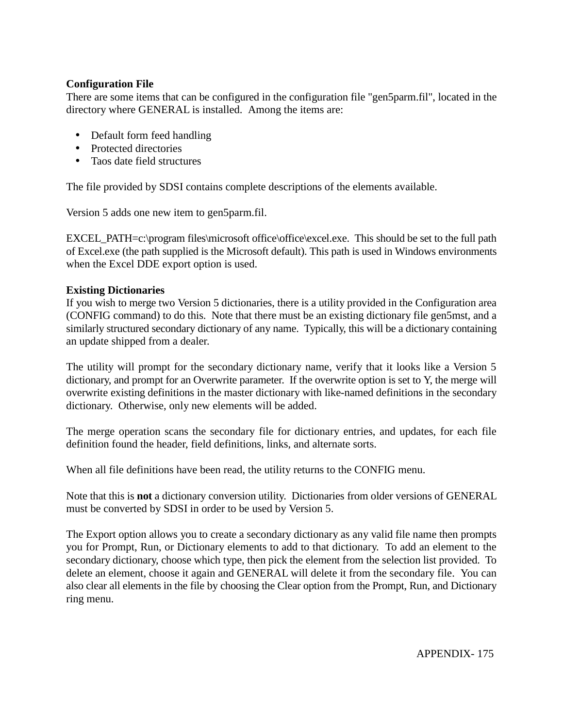**Configuration File**

There are some items that can be configured in the configuration file "gen5parm.fil", located in the directory where GENERAL is installed. Among the items are:

- Default form feed handling
- Protected directories
- Taos date field structures

The file provided by SDSI contains complete descriptions of the elements available.

Version 5 adds one new item to gen5parm.fil.

EXCEL_PATH=c:\program files\microsoft office\office\excel.exe. This should be set to the full path of Excel.exe (the path supplied is the Microsoft default). This path is used in Windows environments when the Excel DDE export option is used.

**Existing Dictionaries**

If you wish to merge two Version 5 dictionaries, there is a utility provided in the Configuration area (CONFIG command) to do this. Note that there must be an existing dictionary file gen5mst, and a similarly structured secondary dictionary of any name. Typically, this will be a dictionary containing an update shipped from a dealer.

The utility will prompt for the secondary dictionary name, verify that it looks like a Version 5 dictionary, and prompt for an Overwrite parameter. If the overwrite option is set to Y, the merge will overwrite existing definitions in the master dictionary with like-named definitions in the secondary dictionary. Otherwise, only new elements will be added.

The merge operation scans the secondary file for dictionary entries, and updates, for each file definition found the header, field definitions, links, and alternate sorts.

When all file definitions have been read, the utility returns to the CONFIG menu.

Note that this is **not** a dictionary conversion utility. Dictionaries from older versions of GENERAL must be converted by SDSI in order to be used by Version 5.

The Export option allows you to create a secondary dictionary as any valid file name then prompts you for Prompt, Run, or Dictionary elements to add to that dictionary. To add an element to the secondary dictionary, choose which type, then pick the element from the selection list provided. To delete an element, choose it again and GENERAL will delete it from the secondary file. You can also clear all elements in the file by choosing the Clear option from the Prompt, Run, and Dictionary ring menu.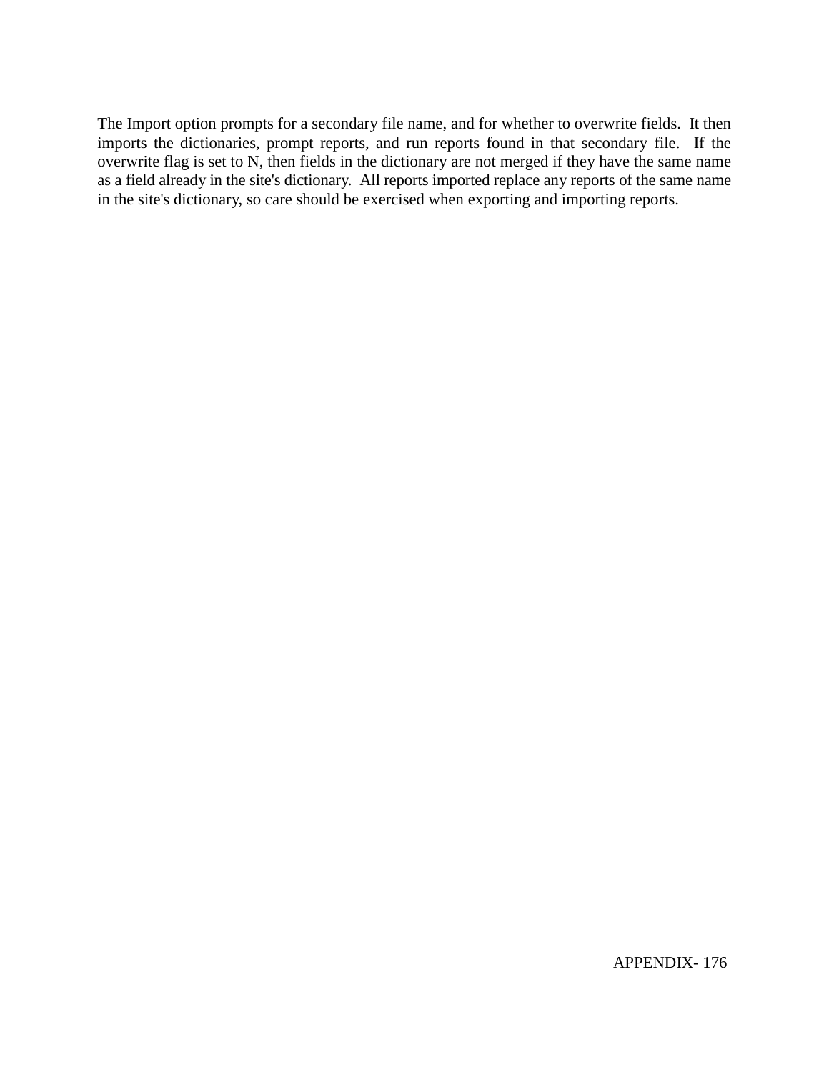The Import option prompts for a secondary file name, and for whether to overwrite fields. It then imports the dictionaries, prompt reports, and run reports found in that secondary file. If the overwrite flag is set to N, then fields in the dictionary are not merged if they have the same name as a field already in the site's dictionary. All reports imported replace any reports of the same name in the site's dictionary, so care should be exercised when exporting and importing reports.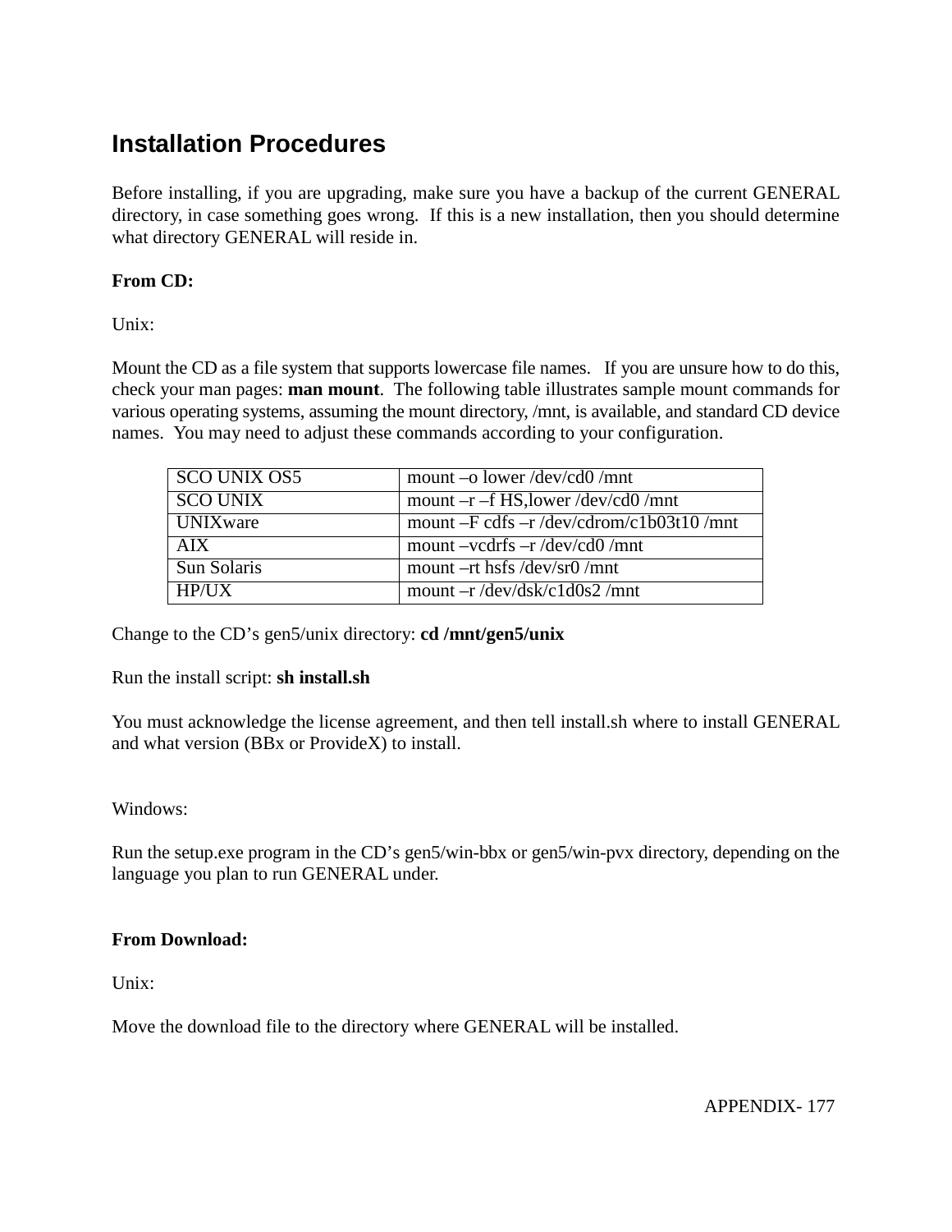## Installation Procedures

Before installing, if you are upgrading, make sure you have a backup of the current GENERAL directory, in case something goes wrong. If this is a new installation, then you should determine what directory GENERAL will reside in.

**From CD:**

Unix:

Mount the CD as a file system that supports lowercase file names. If you are unsure how to do this, check your man pages: **man mount**. The following table illustrates sample mount commands for various operating systems, assuming the mount directory, /mnt, is available, and standard CD device names. You may need to adjust these commands according to your configuration.

| | |
|---|---|
| SCO UNIX OS5 | mount –o lower /dev/cd0 /mnt |
| SCO UNIX | mount –r –f HS,lower /dev/cd0 /mnt |
| UNIXware | mount –F cdfs –r /dev/cdrom/c1b03t10 /mnt |
| AIX | mount –vcdrfs –r /dev/cd0 /mnt |
| Sun Solaris | mount –rt hsfs /dev/sr0 /mnt |
| HP/UX | mount –r /dev/dsk/c1d0s2 /mnt |

Change to the CD's gen5/unix directory: **cd /mnt/gen5/unix**

Run the install script: **sh install.sh**

You must acknowledge the license agreement, and then tell install.sh where to install GENERAL and what version (BBx or ProvideX) to install.

Windows:

Run the setup.exe program in the CD's gen5/win-bbx or gen5/win-pvx directory, depending on the language you plan to run GENERAL under.

**From Download:**

Unix:

Move the download file to the directory where GENERAL will be installed.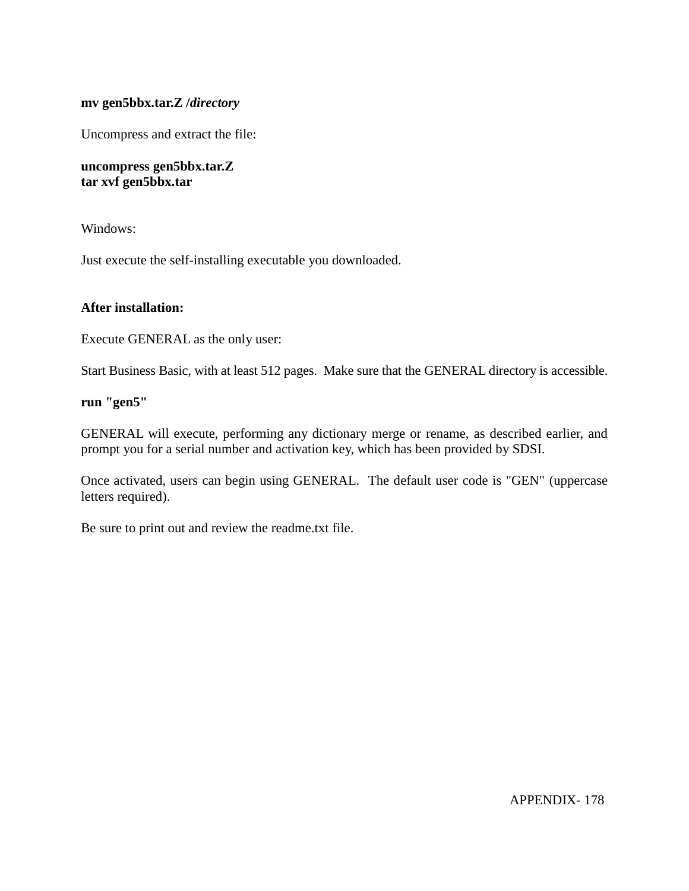**mv gen5bbx.tar.Z /*directory***

Uncompress and extract the file:

**uncompress gen5bbx.tar.Z**
**tar xvf gen5bbx.tar**

Windows:

Just execute the self-installing executable you downloaded.

**After installation:**

Execute GENERAL as the only user:

Start Business Basic, with at least 512 pages. Make sure that the GENERAL directory is accessible.

**run "gen5"**

GENERAL will execute, performing any dictionary merge or rename, as described earlier, and prompt you for a serial number and activation key, which has been provided by SDSI.

Once activated, users can begin using GENERAL. The default user code is "GEN" (uppercase letters required).

Be sure to print out and review the readme.txt file.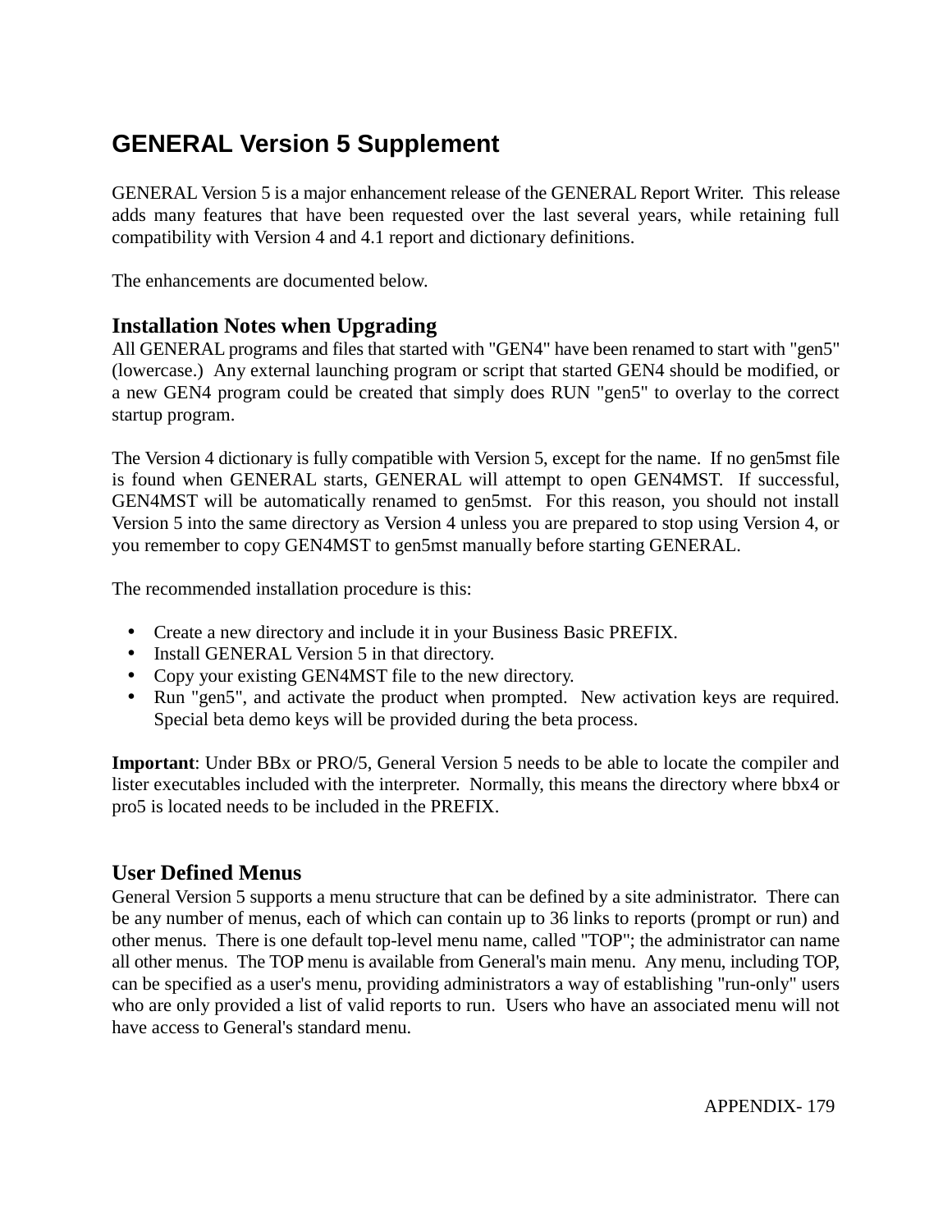# GENERAL Version 5 Supplement

GENERAL Version 5 is a major enhancement release of the GENERAL Report Writer. This release adds many features that have been requested over the last several years, while retaining full compatibility with Version 4 and 4.1 report and dictionary definitions.

The enhancements are documented below.

## Installation Notes when Upgrading

All GENERAL programs and files that started with "GEN4" have been renamed to start with "gen5" (lowercase.) Any external launching program or script that started GEN4 should be modified, or a new GEN4 program could be created that simply does RUN "gen5" to overlay to the correct startup program.

The Version 4 dictionary is fully compatible with Version 5, except for the name. If no gen5mst file is found when GENERAL starts, GENERAL will attempt to open GEN4MST. If successful, GEN4MST will be automatically renamed to gen5mst. For this reason, you should not install Version 5 into the same directory as Version 4 unless you are prepared to stop using Version 4, or you remember to copy GEN4MST to gen5mst manually before starting GENERAL.

The recommended installation procedure is this:

- Create a new directory and include it in your Business Basic PREFIX.
- Install GENERAL Version 5 in that directory.
- Copy your existing GEN4MST file to the new directory.
- Run "gen5", and activate the product when prompted. New activation keys are required. Special beta demo keys will be provided during the beta process.

**Important**: Under BBx or PRO/5, General Version 5 needs to be able to locate the compiler and lister executables included with the interpreter. Normally, this means the directory where bbx4 or pro5 is located needs to be included in the PREFIX.

## User Defined Menus

General Version 5 supports a menu structure that can be defined by a site administrator. There can be any number of menus, each of which can contain up to 36 links to reports (prompt or run) and other menus. There is one default top-level menu name, called "TOP"; the administrator can name all other menus. The TOP menu is available from General's main menu. Any menu, including TOP, can be specified as a user's menu, providing administrators a way of establishing "run-only" users who are only provided a list of valid reports to run. Users who have an associated menu will not have access to General's standard menu.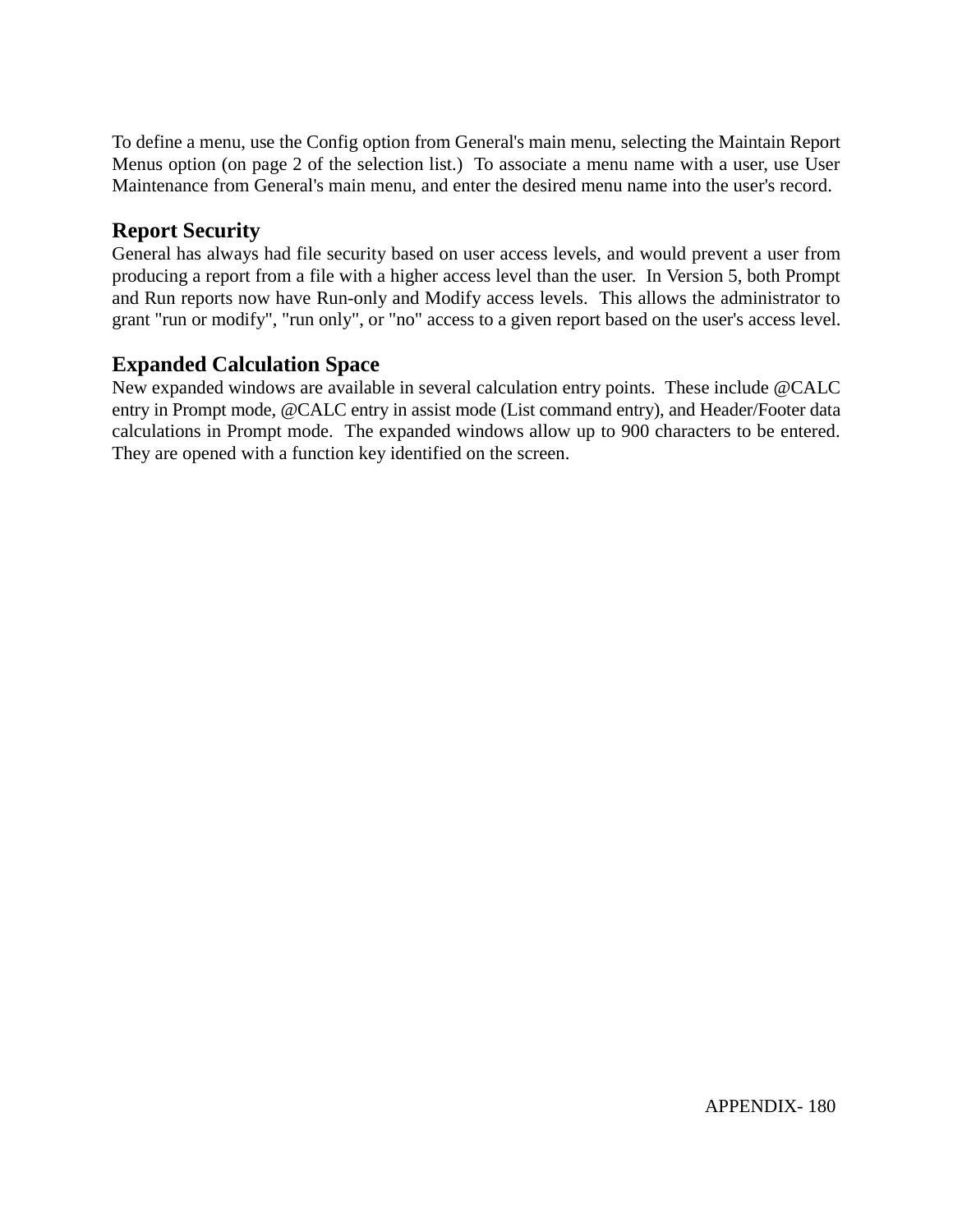To define a menu, use the Config option from General's main menu, selecting the Maintain Report Menus option (on page 2 of the selection list.)  To associate a menu name with a user, use User Maintenance from General's main menu, and enter the desired menu name into the user's record.

## Report Security

General has always had file security based on user access levels, and would prevent a user from producing a report from a file with a higher access level than the user.  In Version 5, both Prompt and Run reports now have Run-only and Modify access levels.  This allows the administrator to grant "run or modify", "run only", or "no" access to a given report based on the user's access level.

## Expanded Calculation Space

New expanded windows are available in several calculation entry points.  These include @CALC entry in Prompt mode, @CALC entry in assist mode (List command entry), and Header/Footer data calculations in Prompt mode.  The expanded windows allow up to 900 characters to be entered. They are opened with a function key identified on the screen.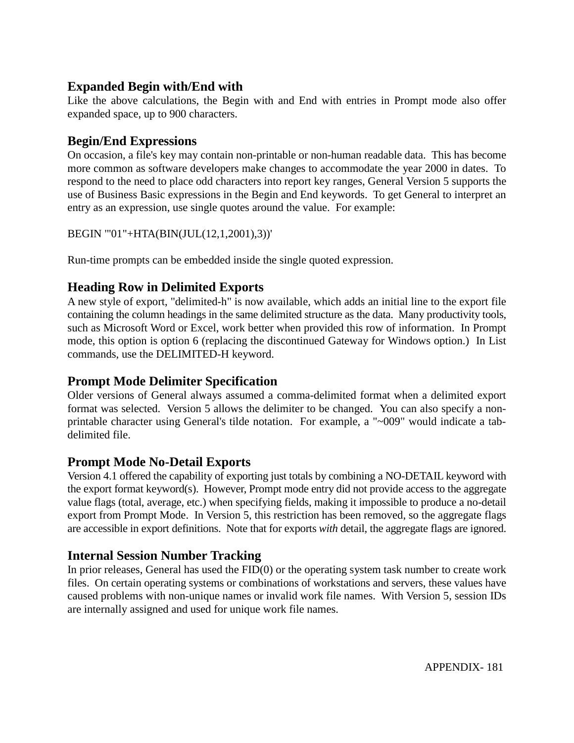### Expanded Begin with/End with

Like the above calculations, the Begin with and End with entries in Prompt mode also offer expanded space, up to 900 characters.

### Begin/End Expressions

On occasion, a file's key may contain non-printable or non-human readable data. This has become more common as software developers make changes to accommodate the year 2000 in dates. To respond to the need to place odd characters into report key ranges, General Version 5 supports the use of Business Basic expressions in the Begin and End keywords. To get General to interpret an entry as an expression, use single quotes around the value. For example:

```
BEGIN '"01"+HTA(BIN(JUL(12,1,2001),3))'
```

Run-time prompts can be embedded inside the single quoted expression.

### Heading Row in Delimited Exports

A new style of export, "delimited-h" is now available, which adds an initial line to the export file containing the column headings in the same delimited structure as the data. Many productivity tools, such as Microsoft Word or Excel, work better when provided this row of information. In Prompt mode, this option is option 6 (replacing the discontinued Gateway for Windows option.) In List commands, use the DELIMITED-H keyword.

### Prompt Mode Delimiter Specification

Older versions of General always assumed a comma-delimited format when a delimited export format was selected. Version 5 allows the delimiter to be changed. You can also specify a non-printable character using General's tilde notation. For example, a "~009" would indicate a tab-delimited file.

### Prompt Mode No-Detail Exports

Version 4.1 offered the capability of exporting just totals by combining a NO-DETAIL keyword with the export format keyword(s). However, Prompt mode entry did not provide access to the aggregate value flags (total, average, etc.) when specifying fields, making it impossible to produce a no-detail export from Prompt Mode. In Version 5, this restriction has been removed, so the aggregate flags are accessible in export definitions. Note that for exports *with* detail, the aggregate flags are ignored.

### Internal Session Number Tracking

In prior releases, General has used the FID(0) or the operating system task number to create work files. On certain operating systems or combinations of workstations and servers, these values have caused problems with non-unique names or invalid work file names. With Version 5, session IDs are internally assigned and used for unique work file names.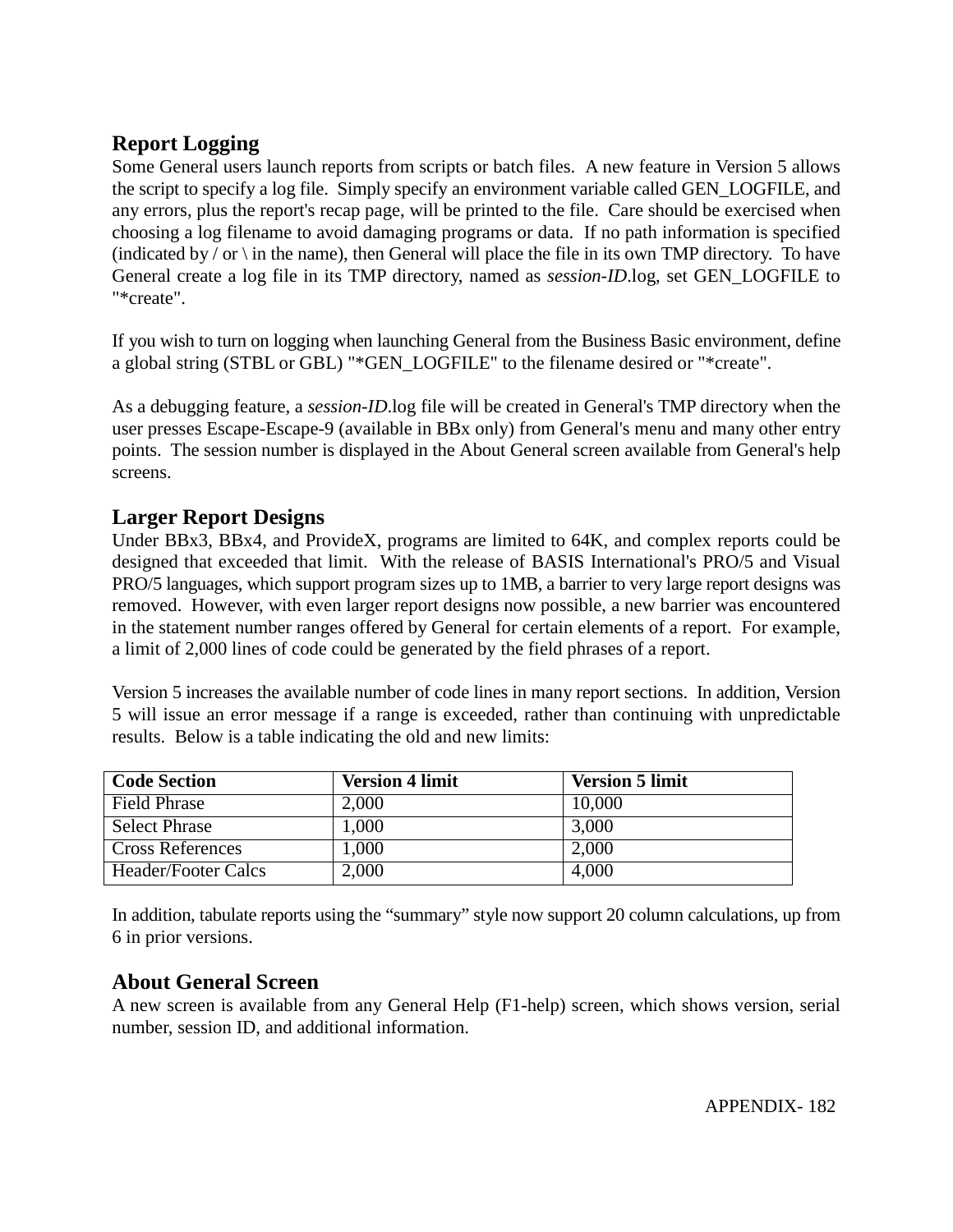## Report Logging

Some General users launch reports from scripts or batch files. A new feature in Version 5 allows the script to specify a log file. Simply specify an environment variable called GEN_LOGFILE, and any errors, plus the report's recap page, will be printed to the file. Care should be exercised when choosing a log filename to avoid damaging programs or data. If no path information is specified (indicated by / or \ in the name), then General will place the file in its own TMP directory. To have General create a log file in its TMP directory, named as *session-ID*.log, set GEN_LOGFILE to "*create".

If you wish to turn on logging when launching General from the Business Basic environment, define a global string (STBL or GBL) "*GEN_LOGFILE" to the filename desired or "*create".

As a debugging feature, a *session-ID*.log file will be created in General's TMP directory when the user presses Escape-Escape-9 (available in BBx only) from General's menu and many other entry points. The session number is displayed in the About General screen available from General's help screens.

## Larger Report Designs

Under BBx3, BBx4, and ProvideX, programs are limited to 64K, and complex reports could be designed that exceeded that limit. With the release of BASIS International's PRO/5 and Visual PRO/5 languages, which support program sizes up to 1MB, a barrier to very large report designs was removed. However, with even larger report designs now possible, a new barrier was encountered in the statement number ranges offered by General for certain elements of a report. For example, a limit of 2,000 lines of code could be generated by the field phrases of a report.

Version 5 increases the available number of code lines in many report sections. In addition, Version 5 will issue an error message if a range is exceeded, rather than continuing with unpredictable results. Below is a table indicating the old and new limits:

| Code Section | Version 4 limit | Version 5 limit |
|---|---|---|
| Field Phrase | 2,000 | 10,000 |
| Select Phrase | 1,000 | 3,000 |
| Cross References | 1,000 | 2,000 |
| Header/Footer Calcs | 2,000 | 4,000 |

In addition, tabulate reports using the “summary” style now support 20 column calculations, up from 6 in prior versions.

## About General Screen

A new screen is available from any General Help (F1-help) screen, which shows version, serial number, session ID, and additional information.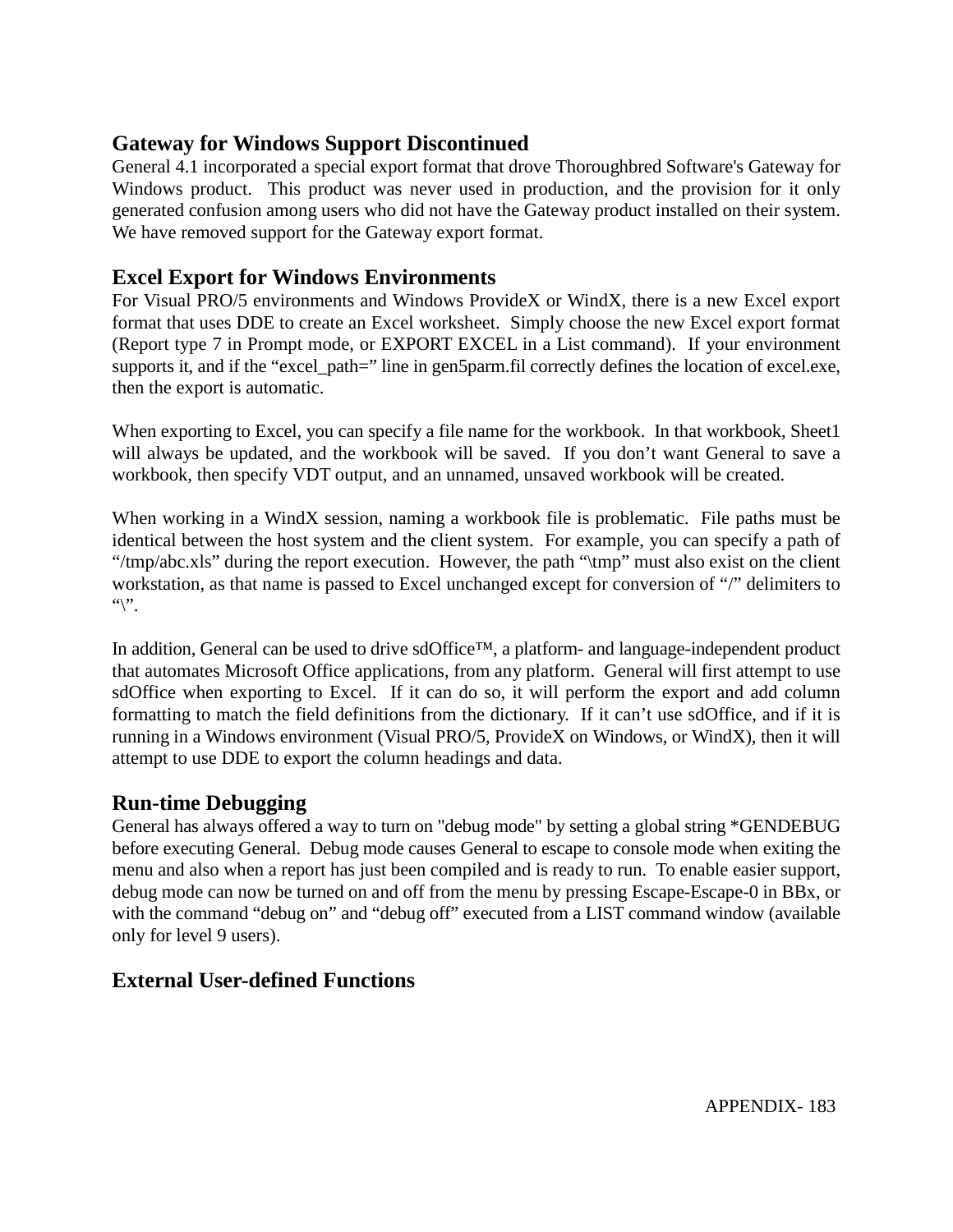## Gateway for Windows Support Discontinued

General 4.1 incorporated a special export format that drove Thoroughbred Software's Gateway for Windows product. This product was never used in production, and the provision for it only generated confusion among users who did not have the Gateway product installed on their system. We have removed support for the Gateway export format.

## Excel Export for Windows Environments

For Visual PRO/5 environments and Windows ProvideX or WindX, there is a new Excel export format that uses DDE to create an Excel worksheet. Simply choose the new Excel export format (Report type 7 in Prompt mode, or EXPORT EXCEL in a List command). If your environment supports it, and if the "excel_path=" line in gen5parm.fil correctly defines the location of excel.exe, then the export is automatic.

When exporting to Excel, you can specify a file name for the workbook. In that workbook, Sheet1 will always be updated, and the workbook will be saved. If you don't want General to save a workbook, then specify VDT output, and an unnamed, unsaved workbook will be created.

When working in a WindX session, naming a workbook file is problematic. File paths must be identical between the host system and the client system. For example, you can specify a path of "/tmp/abc.xls" during the report execution. However, the path "\tmp" must also exist on the client workstation, as that name is passed to Excel unchanged except for conversion of "/" delimiters to "\".

In addition, General can be used to drive sdOffice™, a platform- and language-independent product that automates Microsoft Office applications, from any platform. General will first attempt to use sdOffice when exporting to Excel. If it can do so, it will perform the export and add column formatting to match the field definitions from the dictionary. If it can't use sdOffice, and if it is running in a Windows environment (Visual PRO/5, ProvideX on Windows, or WindX), then it will attempt to use DDE to export the column headings and data.

## Run-time Debugging

General has always offered a way to turn on "debug mode" by setting a global string *GENDEBUG before executing General. Debug mode causes General to escape to console mode when exiting the menu and also when a report has just been compiled and is ready to run. To enable easier support, debug mode can now be turned on and off from the menu by pressing Escape-Escape-0 in BBx, or with the command "debug on" and "debug off" executed from a LIST command window (available only for level 9 users).

## External User-defined Functions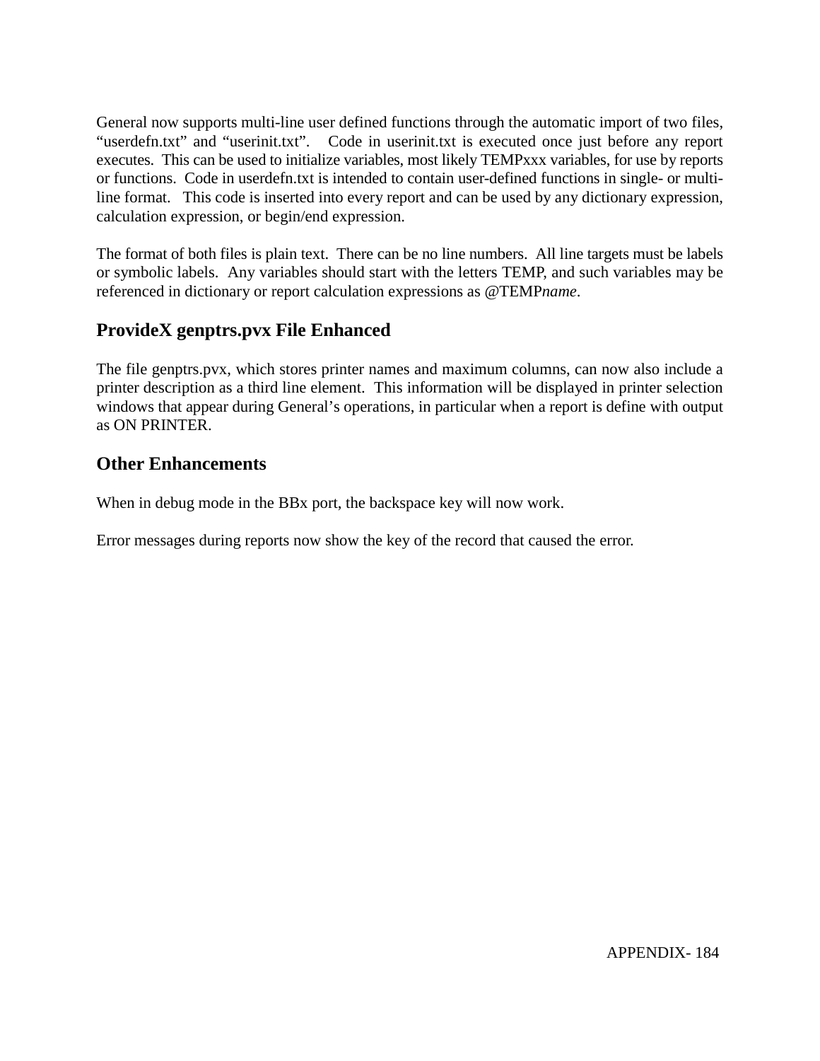General now supports multi-line user defined functions through the automatic import of two files, “userdefn.txt” and “userinit.txt”. Code in userinit.txt is executed once just before any report executes. This can be used to initialize variables, most likely TEMPxxx variables, for use by reports or functions. Code in userdefn.txt is intended to contain user-defined functions in single- or multi-line format. This code is inserted into every report and can be used by any dictionary expression, calculation expression, or begin/end expression.

The format of both files is plain text. There can be no line numbers. All line targets must be labels or symbolic labels. Any variables should start with the letters TEMP, and such variables may be referenced in dictionary or report calculation expressions as @TEMP*name*.

## ProvideX genptrs.pvx File Enhanced

The file genptrs.pvx, which stores printer names and maximum columns, can now also include a printer description as a third line element. This information will be displayed in printer selection windows that appear during General’s operations, in particular when a report is define with output as ON PRINTER.

## Other Enhancements

When in debug mode in the BBx port, the backspace key will now work.

Error messages during reports now show the key of the record that caused the error.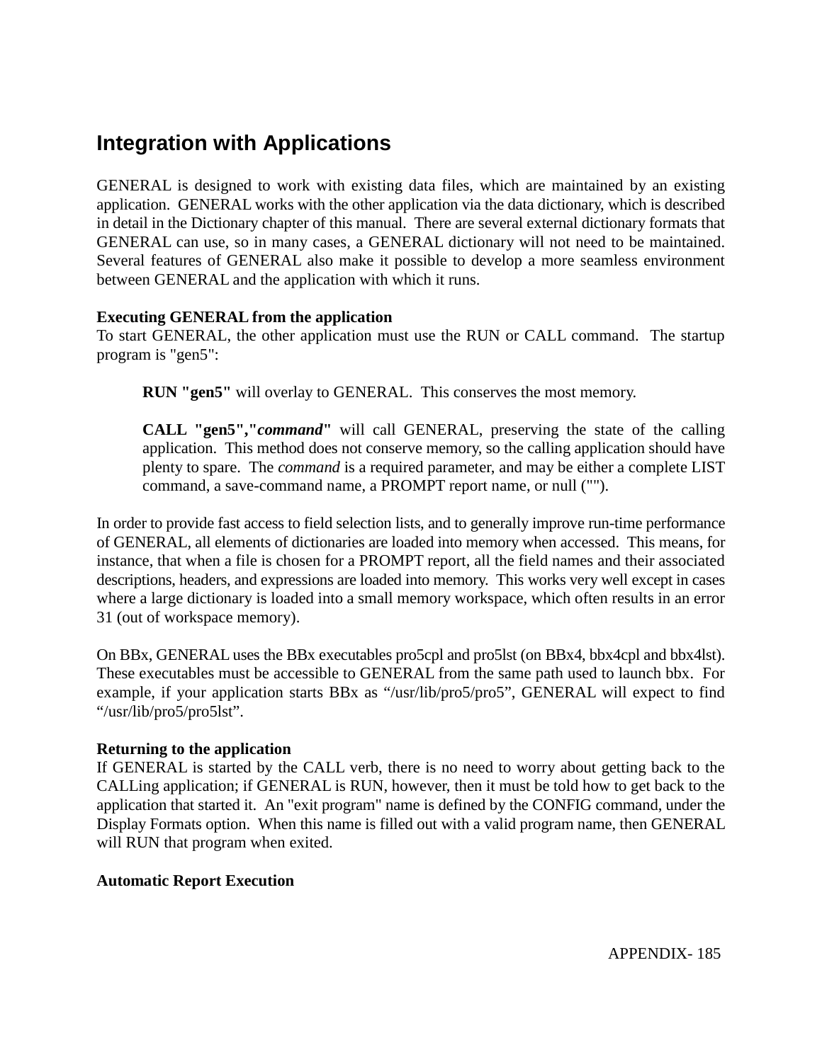## Integration with Applications

GENERAL is designed to work with existing data files, which are maintained by an existing application. GENERAL works with the other application via the data dictionary, which is described in detail in the Dictionary chapter of this manual. There are several external dictionary formats that GENERAL can use, so in many cases, a GENERAL dictionary will not need to be maintained. Several features of GENERAL also make it possible to develop a more seamless environment between GENERAL and the application with which it runs.

**Executing GENERAL from the application**
To start GENERAL, the other application must use the RUN or CALL command. The startup program is "gen5":

> **RUN "gen5"** will overlay to GENERAL. This conserves the most memory.
>
> **CALL "gen5","*command*"** will call GENERAL, preserving the state of the calling application. This method does not conserve memory, so the calling application should have plenty to spare. The *command* is a required parameter, and may be either a complete LIST command, a save-command name, a PROMPT report name, or null ("").

In order to provide fast access to field selection lists, and to generally improve run-time performance of GENERAL, all elements of dictionaries are loaded into memory when accessed. This means, for instance, that when a file is chosen for a PROMPT report, all the field names and their associated descriptions, headers, and expressions are loaded into memory. This works very well except in cases where a large dictionary is loaded into a small memory workspace, which often results in an error 31 (out of workspace memory).

On BBx, GENERAL uses the BBx executables pro5cpl and pro5lst (on BBx4, bbx4cpl and bbx4lst). These executables must be accessible to GENERAL from the same path used to launch bbx. For example, if your application starts BBx as “/usr/lib/pro5/pro5”, GENERAL will expect to find “/usr/lib/pro5/pro5lst”.

**Returning to the application**
If GENERAL is started by the CALL verb, there is no need to worry about getting back to the CALLing application; if GENERAL is RUN, however, then it must be told how to get back to the application that started it. An "exit program" name is defined by the CONFIG command, under the Display Formats option. When this name is filled out with a valid program name, then GENERAL will RUN that program when exited.

**Automatic Report Execution**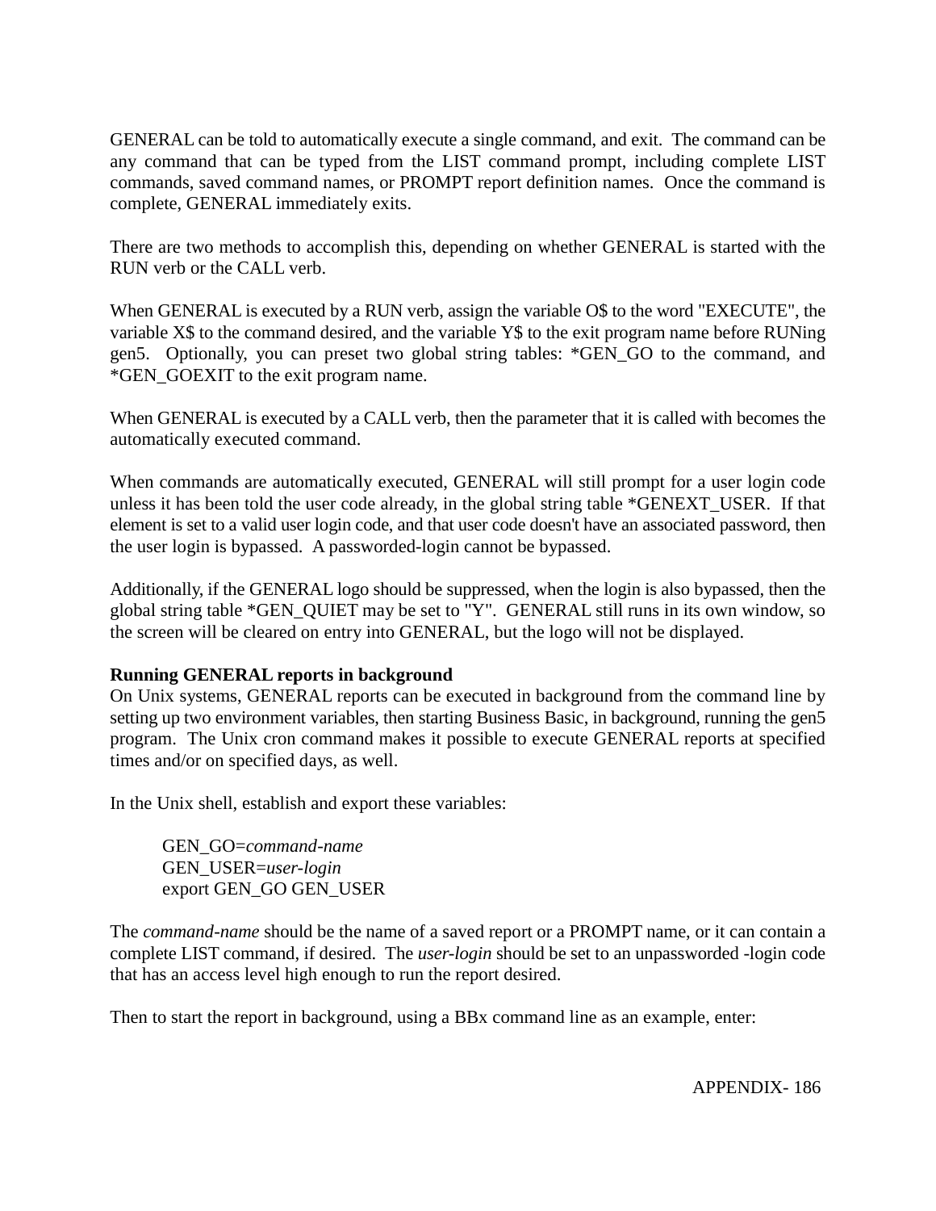GENERAL can be told to automatically execute a single command, and exit. The command can be any command that can be typed from the LIST command prompt, including complete LIST commands, saved command names, or PROMPT report definition names. Once the command is complete, GENERAL immediately exits.

There are two methods to accomplish this, depending on whether GENERAL is started with the RUN verb or the CALL verb.

When GENERAL is executed by a RUN verb, assign the variable O$ to the word "EXECUTE", the variable X$ to the command desired, and the variable Y$ to the exit program name before RUNing gen5. Optionally, you can preset two global string tables: *GEN_GO to the command, and *GEN_GOEXIT to the exit program name.

When GENERAL is executed by a CALL verb, then the parameter that it is called with becomes the automatically executed command.

When commands are automatically executed, GENERAL will still prompt for a user login code unless it has been told the user code already, in the global string table *GENEXT_USER. If that element is set to a valid user login code, and that user code doesn't have an associated password, then the user login is bypassed. A passworded-login cannot be bypassed.

Additionally, if the GENERAL logo should be suppressed, when the login is also bypassed, then the global string table *GEN_QUIET may be set to "Y". GENERAL still runs in its own window, so the screen will be cleared on entry into GENERAL, but the logo will not be displayed.

**Running GENERAL reports in background**
On Unix systems, GENERAL reports can be executed in background from the command line by setting up two environment variables, then starting Business Basic, in background, running the gen5 program. The Unix cron command makes it possible to execute GENERAL reports at specified times and/or on specified days, as well.

In the Unix shell, establish and export these variables:

GEN_GO=*command-name*
GEN_USER=*user-login*
export GEN_GO GEN_USER

The *command-name* should be the name of a saved report or a PROMPT name, or it can contain a complete LIST command, if desired. The *user-login* should be set to an unpassworded -login code that has an access level high enough to run the report desired.

Then to start the report in background, using a BBx command line as an example, enter: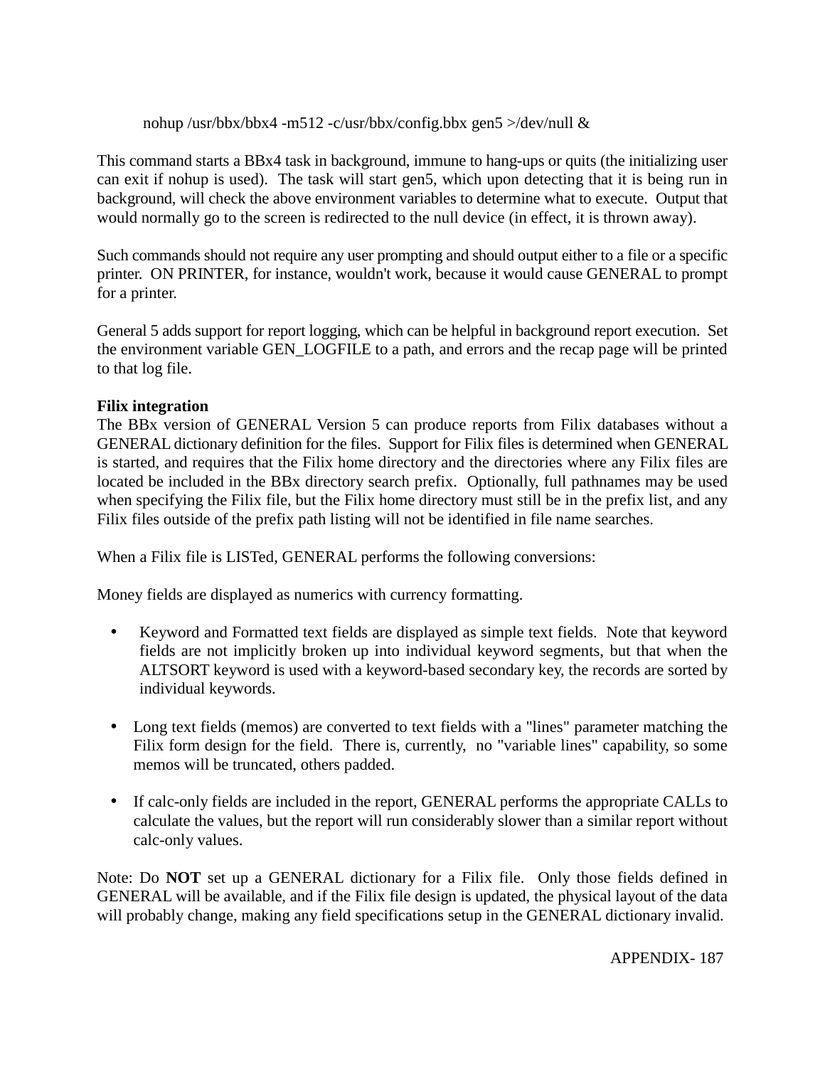```
nohup /usr/bbx/bbx4 -m512 -c/usr/bbx/config.bbx gen5 >/dev/null &
```

This command starts a BBx4 task in background, immune to hang-ups or quits (the initializing user can exit if nohup is used). The task will start gen5, which upon detecting that it is being run in background, will check the above environment variables to determine what to execute. Output that would normally go to the screen is redirected to the null device (in effect, it is thrown away).

Such commands should not require any user prompting and should output either to a file or a specific printer. ON PRINTER, for instance, wouldn't work, because it would cause GENERAL to prompt for a printer.

General 5 adds support for report logging, which can be helpful in background report execution. Set the environment variable GEN_LOGFILE to a path, and errors and the recap page will be printed to that log file.

**Filix integration**

The BBx version of GENERAL Version 5 can produce reports from Filix databases without a GENERAL dictionary definition for the files. Support for Filix files is determined when GENERAL is started, and requires that the Filix home directory and the directories where any Filix files are located be included in the BBx directory search prefix. Optionally, full pathnames may be used when specifying the Filix file, but the Filix home directory must still be in the prefix list, and any Filix files outside of the prefix path listing will not be identified in file name searches.

When a Filix file is LISTed, GENERAL performs the following conversions:

Money fields are displayed as numerics with currency formatting.

- Keyword and Formatted text fields are displayed as simple text fields. Note that keyword fields are not implicitly broken up into individual keyword segments, but that when the ALTSORT keyword is used with a keyword-based secondary key, the records are sorted by individual keywords.
- Long text fields (memos) are converted to text fields with a "lines" parameter matching the Filix form design for the field. There is, currently, no "variable lines" capability, so some memos will be truncated, others padded.
- If calc-only fields are included in the report, GENERAL performs the appropriate CALLs to calculate the values, but the report will run considerably slower than a similar report without calc-only values.

Note: Do **NOT** set up a GENERAL dictionary for a Filix file. Only those fields defined in GENERAL will be available, and if the Filix file design is updated, the physical layout of the data will probably change, making any field specifications setup in the GENERAL dictionary invalid.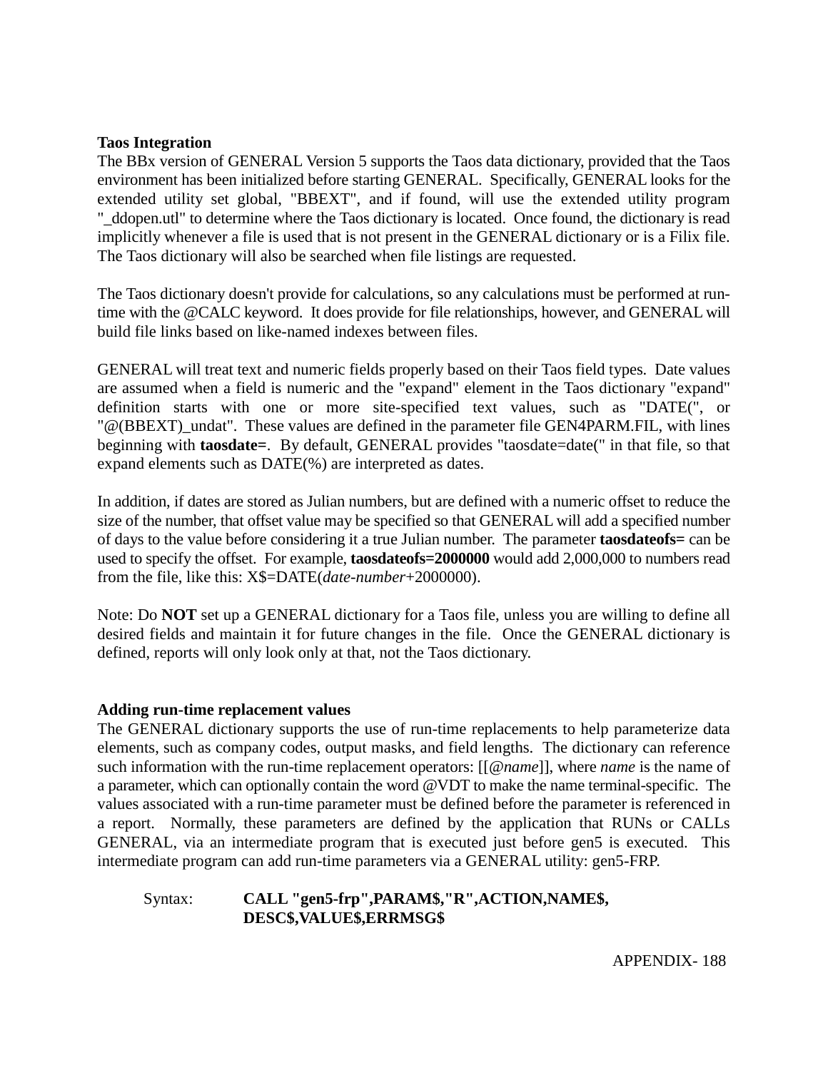**Taos Integration**

The BBx version of GENERAL Version 5 supports the Taos data dictionary, provided that the Taos environment has been initialized before starting GENERAL. Specifically, GENERAL looks for the extended utility set global, "BBEXT", and if found, will use the extended utility program "_ddopen.utl" to determine where the Taos dictionary is located. Once found, the dictionary is read implicitly whenever a file is used that is not present in the GENERAL dictionary or is a Filix file. The Taos dictionary will also be searched when file listings are requested.

The Taos dictionary doesn't provide for calculations, so any calculations must be performed at run-time with the @CALC keyword. It does provide for file relationships, however, and GENERAL will build file links based on like-named indexes between files.

GENERAL will treat text and numeric fields properly based on their Taos field types. Date values are assumed when a field is numeric and the "expand" element in the Taos dictionary "expand" definition starts with one or more site-specified text values, such as "DATE(", or "@(BBEXT)_undat". These values are defined in the parameter file GEN4PARM.FIL, with lines beginning with **taosdate=**. By default, GENERAL provides "taosdate=date(" in that file, so that expand elements such as DATE(%) are interpreted as dates.

In addition, if dates are stored as Julian numbers, but are defined with a numeric offset to reduce the size of the number, that offset value may be specified so that GENERAL will add a specified number of days to the value before considering it a true Julian number. The parameter **taosdateofs=** can be used to specify the offset. For example, **taosdateofs=2000000** would add 2,000,000 to numbers read from the file, like this: X$=DATE(*date-number*+2000000).

Note: Do **NOT** set up a GENERAL dictionary for a Taos file, unless you are willing to define all desired fields and maintain it for future changes in the file. Once the GENERAL dictionary is defined, reports will only look only at that, not the Taos dictionary.

**Adding run-time replacement values**

The GENERAL dictionary supports the use of run-time replacements to help parameterize data elements, such as company codes, output masks, and field lengths. The dictionary can reference such information with the run-time replacement operators: [[@*name*]], where *name* is the name of a parameter, which can optionally contain the word @VDT to make the name terminal-specific. The values associated with a run-time parameter must be defined before the parameter is referenced in a report. Normally, these parameters are defined by the application that RUNs or CALLs GENERAL, via an intermediate program that is executed just before gen5 is executed. This intermediate program can add run-time parameters via a GENERAL utility: gen5-FRP.

Syntax: **CALL "gen5-frp",PARAM$,"R",ACTION,NAME$, DESC$,VALUE$,ERRMSG$**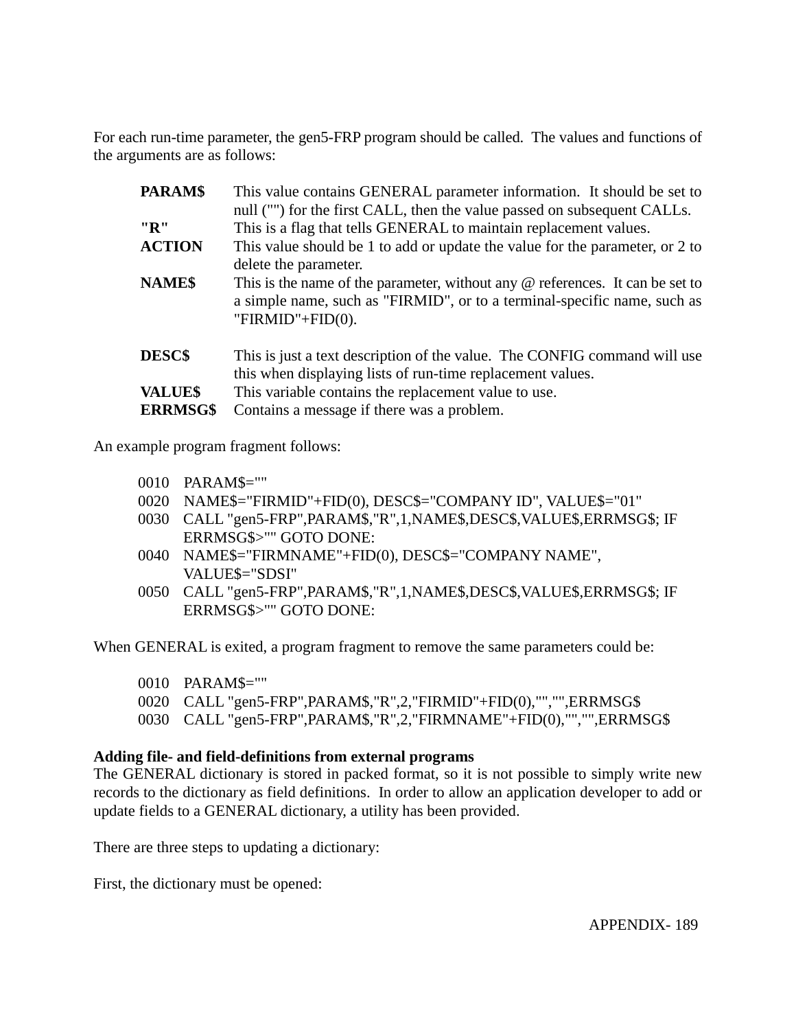For each run-time parameter, the gen5-FRP program should be called.  The values and functions of the arguments are as follows:

| | |
|---|---|
| **PARAM$** | This value contains GENERAL parameter information.  It should be set to null ("") for the first CALL, then the value passed on subsequent CALLs. |
| **"R"** | This is a flag that tells GENERAL to maintain replacement values. |
| **ACTION** | This value should be 1 to add or update the value for the parameter, or 2 to delete the parameter. |
| **NAME$** | This is the name of the parameter, without any @ references.  It can be set to a simple name, such as "FIRMID", or to a terminal-specific name, such as "FIRMID"+FID(0). |
| **DESC$** | This is just a text description of the value.  The CONFIG command will use this when displaying lists of run-time replacement values. |
| **VALUE$** | This variable contains the replacement value to use. |
| **ERRMSG$** | Contains a message if there was a problem. |

An example program fragment follows:

```
0010   PARAM$=""
0020   NAME$="FIRMID"+FID(0), DESC$="COMPANY ID", VALUE$="01"
0030   CALL "gen5-FRP",PARAM$,"R",1,NAME$,DESC$,VALUE$,ERRMSG$; IF
       ERRMSG$>"" GOTO DONE:
0040   NAME$="FIRMNAME"+FID(0), DESC$="COMPANY NAME",
       VALUE$="SDSI"
0050   CALL "gen5-FRP",PARAM$,"R",1,NAME$,DESC$,VALUE$,ERRMSG$; IF
       ERRMSG$>"" GOTO DONE:
```

When GENERAL is exited, a program fragment to remove the same parameters could be:

```
0010   PARAM$=""
0020   CALL "gen5-FRP",PARAM$,"R",2,"FIRMID"+FID(0),"","",ERRMSG$
0030   CALL "gen5-FRP",PARAM$,"R",2,"FIRMNAME"+FID(0),"","",ERRMSG$
```

**Adding file- and field-definitions from external programs**

The GENERAL dictionary is stored in packed format, so it is not possible to simply write new records to the dictionary as field definitions.  In order to allow an application developer to add or update fields to a GENERAL dictionary, a utility has been provided.

There are three steps to updating a dictionary:

First, the dictionary must be opened: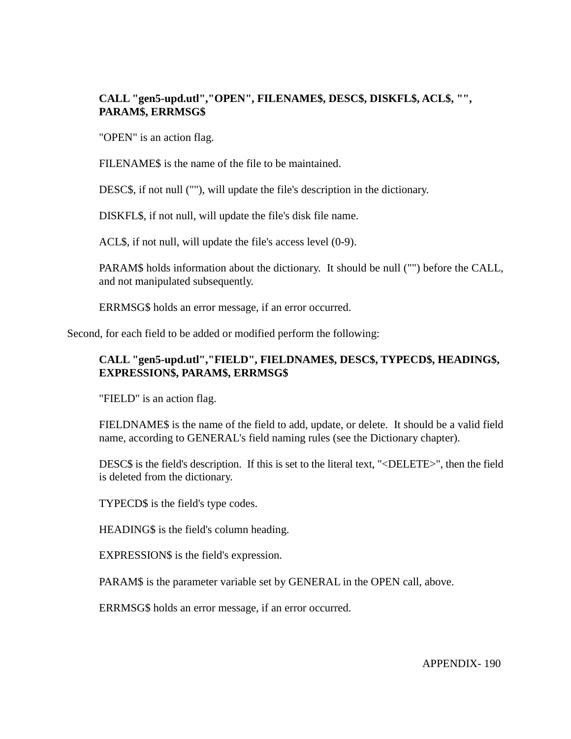**CALL "gen5-upd.utl","OPEN", FILENAME$, DESC$, DISKFL$, ACL$, "", PARAM$, ERRMSG$**

"OPEN" is an action flag.

FILENAME$ is the name of the file to be maintained.

DESC$, if not null (""), will update the file's description in the dictionary.

DISKFL$, if not null, will update the file's disk file name.

ACL$, if not null, will update the file's access level (0-9).

PARAM$ holds information about the dictionary. It should be null ("") before the CALL, and not manipulated subsequently.

ERRMSG$ holds an error message, if an error occurred.

Second, for each field to be added or modified perform the following:

**CALL "gen5-upd.utl","FIELD", FIELDNAME$, DESC$, TYPECD$, HEADING$, EXPRESSION$, PARAM$, ERRMSG$**

"FIELD" is an action flag.

FIELDNAME$ is the name of the field to add, update, or delete. It should be a valid field name, according to GENERAL's field naming rules (see the Dictionary chapter).

DESC$ is the field's description. If this is set to the literal text, "<DELETE>", then the field is deleted from the dictionary.

TYPECD$ is the field's type codes.

HEADING$ is the field's column heading.

EXPRESSION$ is the field's expression.

PARAM$ is the parameter variable set by GENERAL in the OPEN call, above.

ERRMSG$ holds an error message, if an error occurred.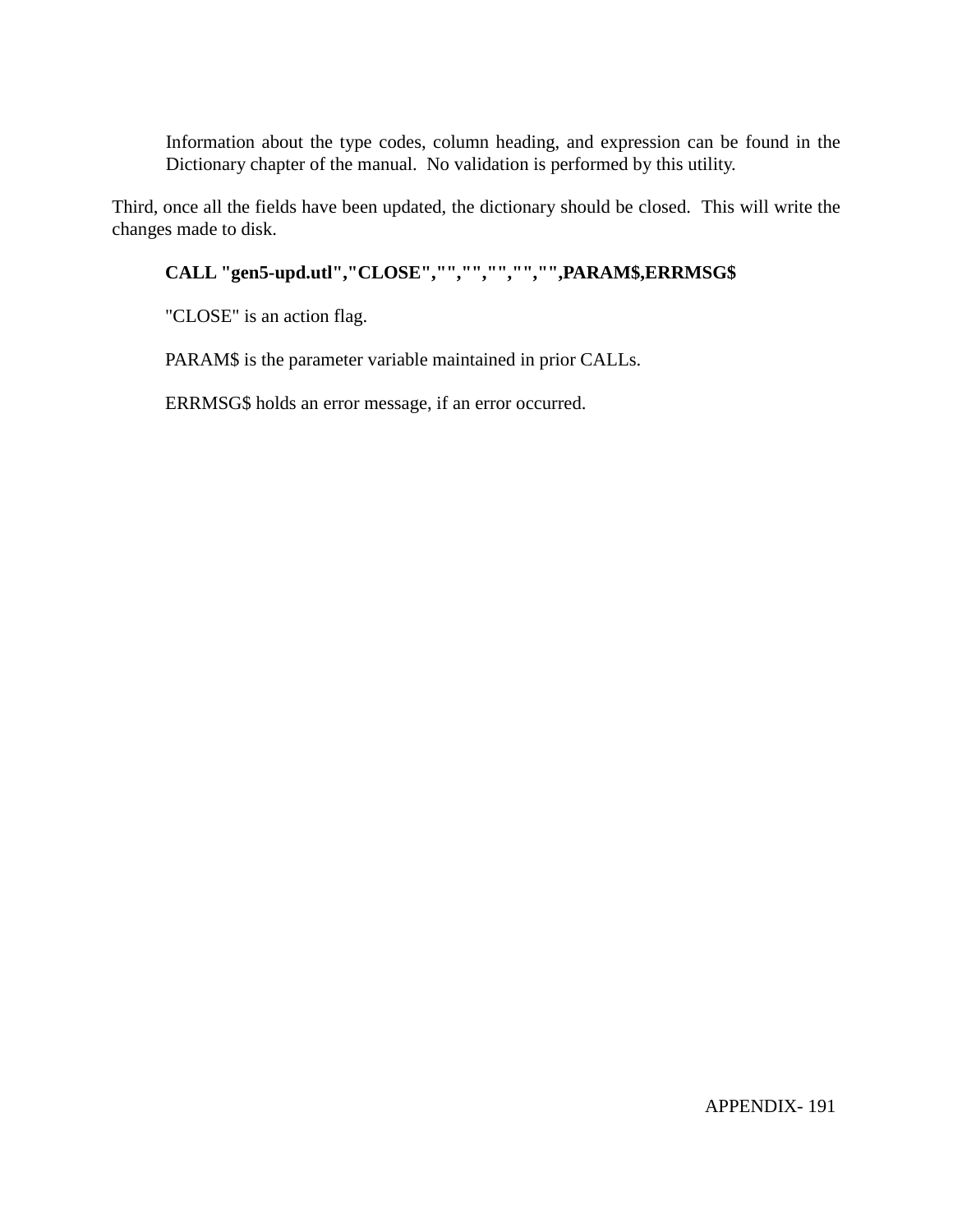Information about the type codes, column heading, and expression can be found in the Dictionary chapter of the manual. No validation is performed by this utility.

Third, once all the fields have been updated, the dictionary should be closed. This will write the changes made to disk.

**CALL "gen5-upd.utl","CLOSE","","","","","",PARAM$,ERRMSG$**

"CLOSE" is an action flag.

PARAM$ is the parameter variable maintained in prior CALLs.

ERRMSG$ holds an error message, if an error occurred.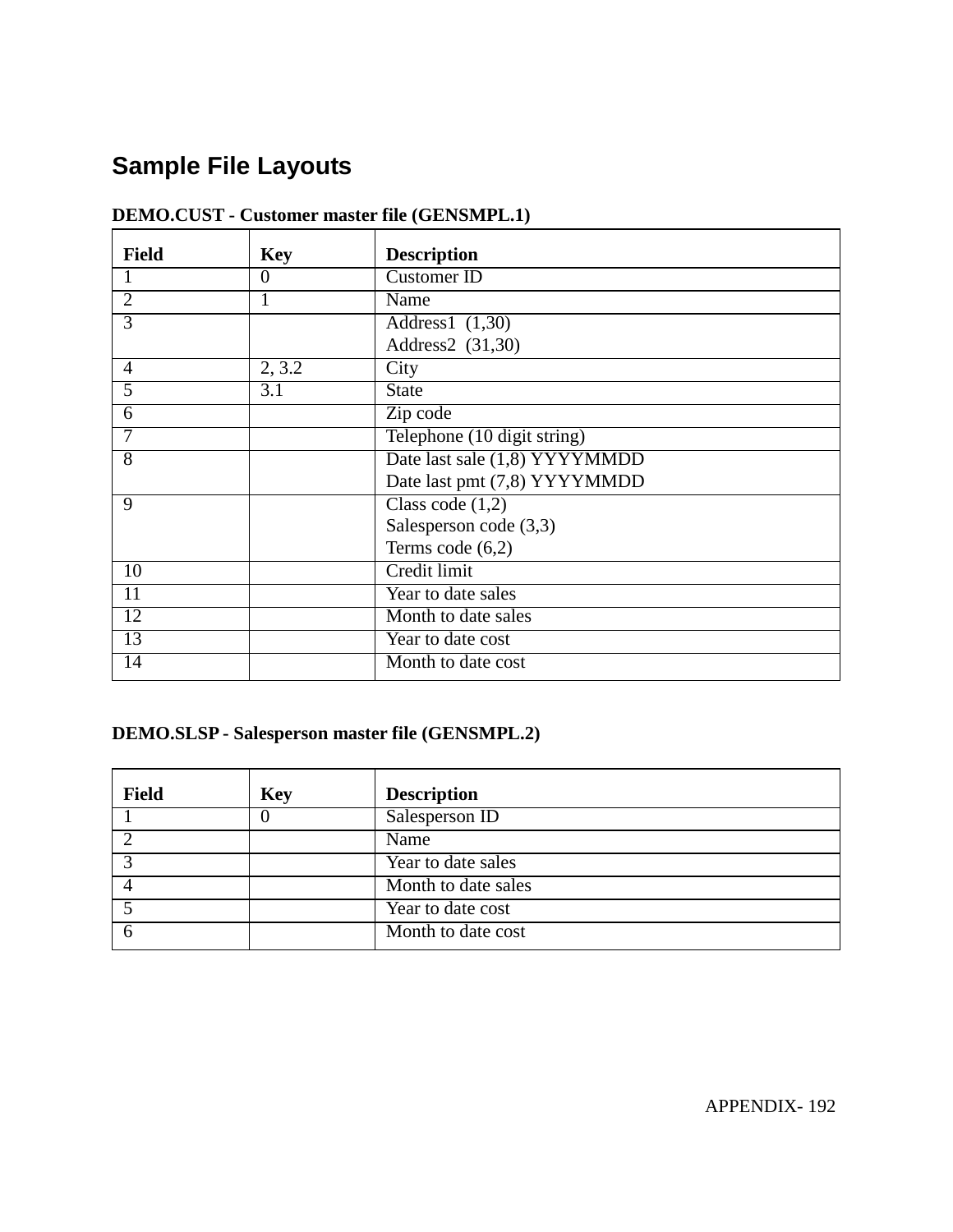## Sample File Layouts

**DEMO.CUST - Customer master file (GENSMPL.1)**

| Field | Key | Description |
|---|---|---|
| 1 | 0 | Customer ID |
| 2 | 1 | Name |
| 3 | | Address1 (1,30)<br>Address2 (31,30) |
| 4 | 2, 3.2 | City |
| 5 | 3.1 | State |
| 6 | | Zip code |
| 7 | | Telephone (10 digit string) |
| 8 | | Date last sale (1,8) YYYYMMDD<br>Date last pmt (7,8) YYYYMMDD |
| 9 | | Class code (1,2)<br>Salesperson code (3,3)<br>Terms code (6,2) |
| 10 | | Credit limit |
| 11 | | Year to date sales |
| 12 | | Month to date sales |
| 13 | | Year to date cost |
| 14 | | Month to date cost |

**DEMO.SLSP - Salesperson master file (GENSMPL.2)**

| Field | Key | Description |
|---|---|---|
| 1 | 0 | Salesperson ID |
| 2 | | Name |
| 3 | | Year to date sales |
| 4 | | Month to date sales |
| 5 | | Year to date cost |
| 6 | | Month to date cost |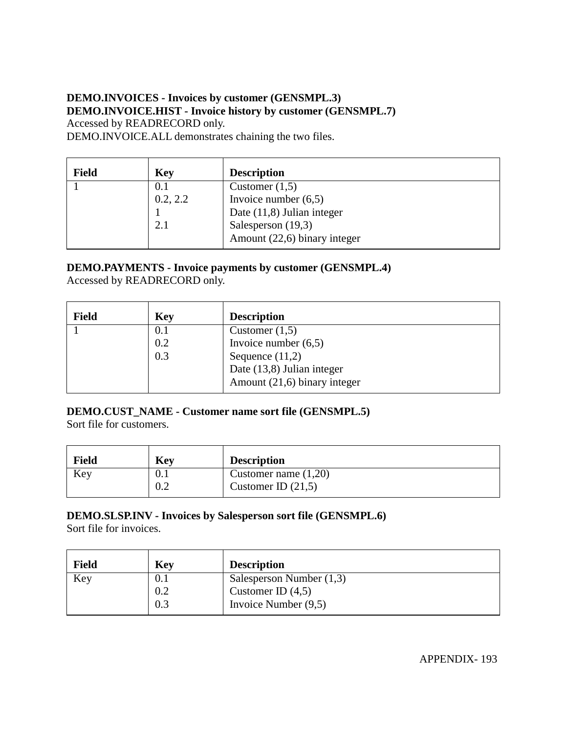**DEMO.INVOICES - Invoices by customer (GENSMPL.3)**
**DEMO.INVOICE.HIST - Invoice history by customer (GENSMPL.7)**
Accessed by READRECORD only.
DEMO.INVOICE.ALL demonstrates chaining the two files.

| Field | Key | Description |
|---|---|---|
| 1 | 0.1<br>0.2, 2.2<br>1<br>2.1 | Customer (1,5)<br>Invoice number (6,5)<br>Date (11,8) Julian integer<br>Salesperson (19,3)<br>Amount (22,6) binary integer |

**DEMO.PAYMENTS - Invoice payments by customer (GENSMPL.4)**
Accessed by READRECORD only.

| Field | Key | Description |
|---|---|---|
| 1 | 0.1<br>0.2<br>0.3 | Customer (1,5)<br>Invoice number (6,5)<br>Sequence (11,2)<br>Date (13,8) Julian integer<br>Amount (21,6) binary integer |

**DEMO.CUST_NAME - Customer name sort file (GENSMPL.5)**
Sort file for customers.

| Field | Key | Description |
|---|---|---|
| Key | 0.1<br>0.2 | Customer name (1,20)<br>Customer ID (21,5) |

**DEMO.SLSP.INV - Invoices by Salesperson sort file (GENSMPL.6)**
Sort file for invoices.

| Field | Key | Description |
|---|---|---|
| Key | 0.1<br>0.2<br>0.3 | Salesperson Number (1,3)<br>Customer ID (4,5)<br>Invoice Number (9,5) |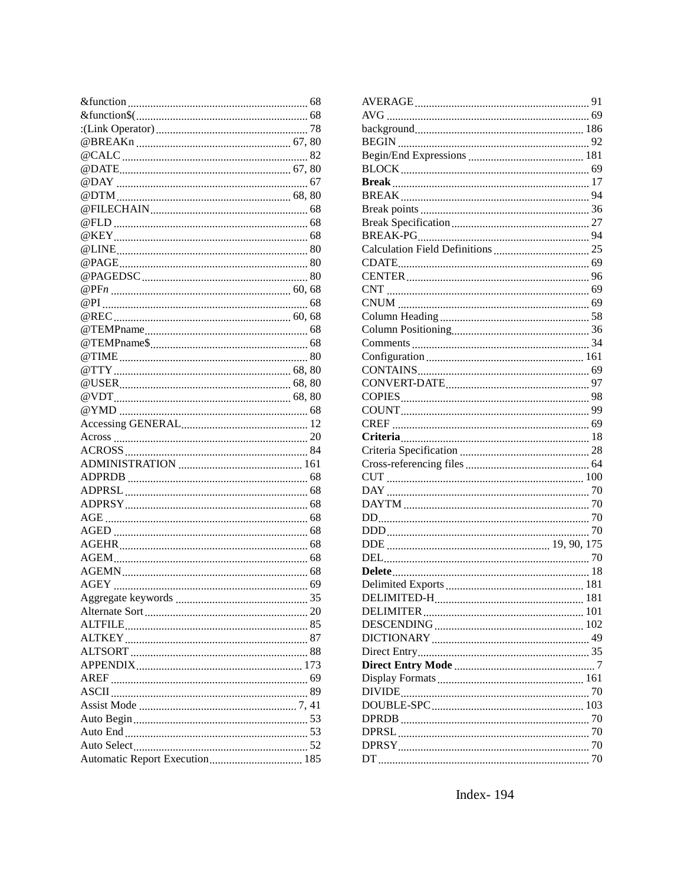&function 68
&function$( 68
:(Link Operator) 78
@BREAKn 67, 80
@CALC 82
@DATE 67, 80
@DAY 67
@DTM 68, 80
@FILECHAIN 68
@FLD 68
@KEY 68
@LINE 80
@PAGE 80
@PAGEDSC 80
@PF*n* 60, 68
@PI 68
@REC 60, 68
@TEMPname 68
@TEMPname$ 68
@TIME 80
@TTY 68, 80
@USER 68, 80
@VDT 68, 80
@YMD 68
Accessing GENERAL 12
Across 20
ACROSS 84
ADMINISTRATION 161
ADPRDB 68
ADPRSL 68
ADPRSY 68
AGE 68
AGED 68
AGEHR 68
AGEM 68
AGEMN 68
AGEY 69
Aggregate keywords 35
Alternate Sort 20
ALTFILE 85
ALTKEY 87
ALTSORT 88
APPENDIX 173
AREF 69
ASCII 89
Assist Mode 7, 41
Auto Begin 53
Auto End 53
Auto Select 52
Automatic Report Execution 185
AVERAGE 91
AVG 69
background 186
BEGIN 92
Begin/End Expressions 181
BLOCK 69
**Break** 17
BREAK 94
Break points 36
Break Specification 27
BREAK-PG 94
Calculation Field Definitions 25
CDATE 69
CENTER 96
CNT 69
CNUM 69
Column Heading 58
Column Positioning 36
Comments 34
Configuration 161
CONTAINS 69
CONVERT-DATE 97
COPIES 98
COUNT 99
CREF 69
**Criteria** 18
Criteria Specification 28
Cross-referencing files 64
CUT 100
DAY 70
DAYTM 70
DD 70
DDD 70
DDE 19, 90, 175
DEL 70
**Delete** 18
Delimited Exports 181
DELIMITED-H 181
DELIMITER 101
DESCENDING 102
DICTIONARY 49
Direct Entry 35
**Direct Entry Mode** 7
Display Formats 161
DIVIDE 70
DOUBLE-SPC 103
DPRDB 70
DPRSL 70
DPRSY 70
DT 70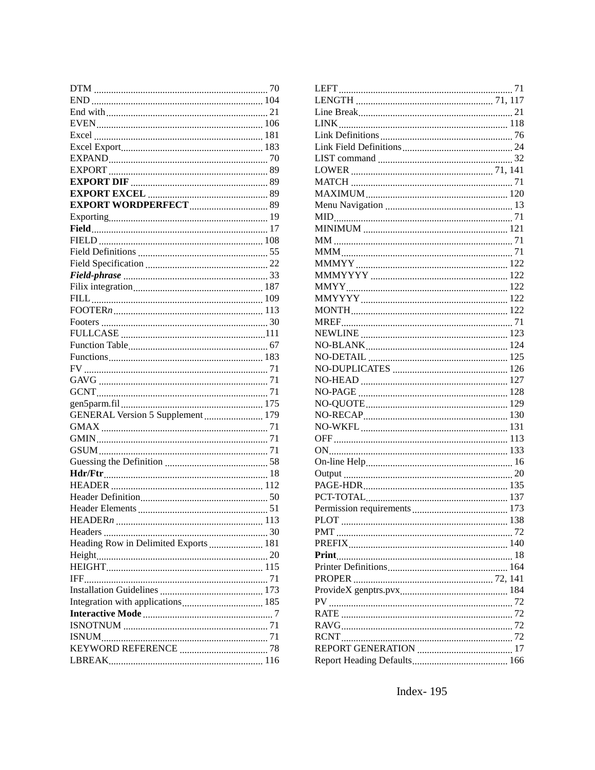DTM ........ 70
END ........ 104
End with ........ 21
EVEN ........ 106
Excel ........ 181
Excel Export ........ 183
EXPAND ........ 70
EXPORT ........ 89
**EXPORT DIF** ........ 89
**EXPORT EXCEL** ........ 89
**EXPORT WORDPERFECT** ........ 89
Exporting ........ 19
**Field** ........ 17
FIELD ........ 108
Field Definitions ........ 55
Field Specification ........ 22
***Field-phrase*** ........ 33
Filix integration ........ 187
FILL ........ 109
FOOTER*n* ........ 113
Footers ........ 30
FULLCASE ........ 111
Function Table ........ 67
Functions ........ 183
FV ........ 71
GAVG ........ 71
GCNT ........ 71
gen5parm.fil ........ 175
GENERAL Version 5 Supplement ........ 179
GMAX ........ 71
GMIN ........ 71
GSUM ........ 71
Guessing the Definition ........ 58
**Hdr/Ftr** ........ 18
HEADER ........ 112
Header Definition ........ 50
Header Elements ........ 51
HEADER*n* ........ 113
Headers ........ 30
Heading Row in Delimited Exports ........ 181
Height ........ 20
HEIGHT ........ 115
IFF ........ 71
Installation Guidelines ........ 173
Integration with applications ........ 185
**Interactive Mode** ........ 7
ISNOTNUM ........ 71
ISNUM ........ 71
KEYWORD REFERENCE ........ 78
LBREAK ........ 116
LEFT ........ 71
LENGTH ........ 71, 117
Line Break ........ 21
LINK ........ 118
Link Definitions ........ 76
Link Field Definitions ........ 24
LIST command ........ 32
LOWER ........ 71, 141
MATCH ........ 71
MAXIMUM ........ 120
Menu Navigation ........ 13
MID ........ 71
MINIMUM ........ 121
MM ........ 71
MMM ........ 71
MMMYY ........ 122
MMMYYYY ........ 122
MMYY ........ 122
MMYYYY ........ 122
MONTH ........ 122
MREF ........ 71
NEWLINE ........ 123
NO-BLANK ........ 124
NO-DETAIL ........ 125
NO-DUPLICATES ........ 126
NO-HEAD ........ 127
NO-PAGE ........ 128
NO-QUOTE ........ 129
NO-RECAP ........ 130
NO-WKFL ........ 131
OFF ........ 113
ON ........ 133
On-line Help ........ 16
Output ........ 20
PAGE-HDR ........ 135
PCT-TOTAL ........ 137
Permission requirements ........ 173
PLOT ........ 138
PMT ........ 72
PREFIX ........ 140
**Print** ........ 18
Printer Definitions ........ 164
PROPER ........ 72, 141
ProvideX genptrs.pvx ........ 184
PV ........ 72
RATE ........ 72
RAVG ........ 72
RCNT ........ 72
REPORT GENERATION ........ 17
Report Heading Defaults ........ 166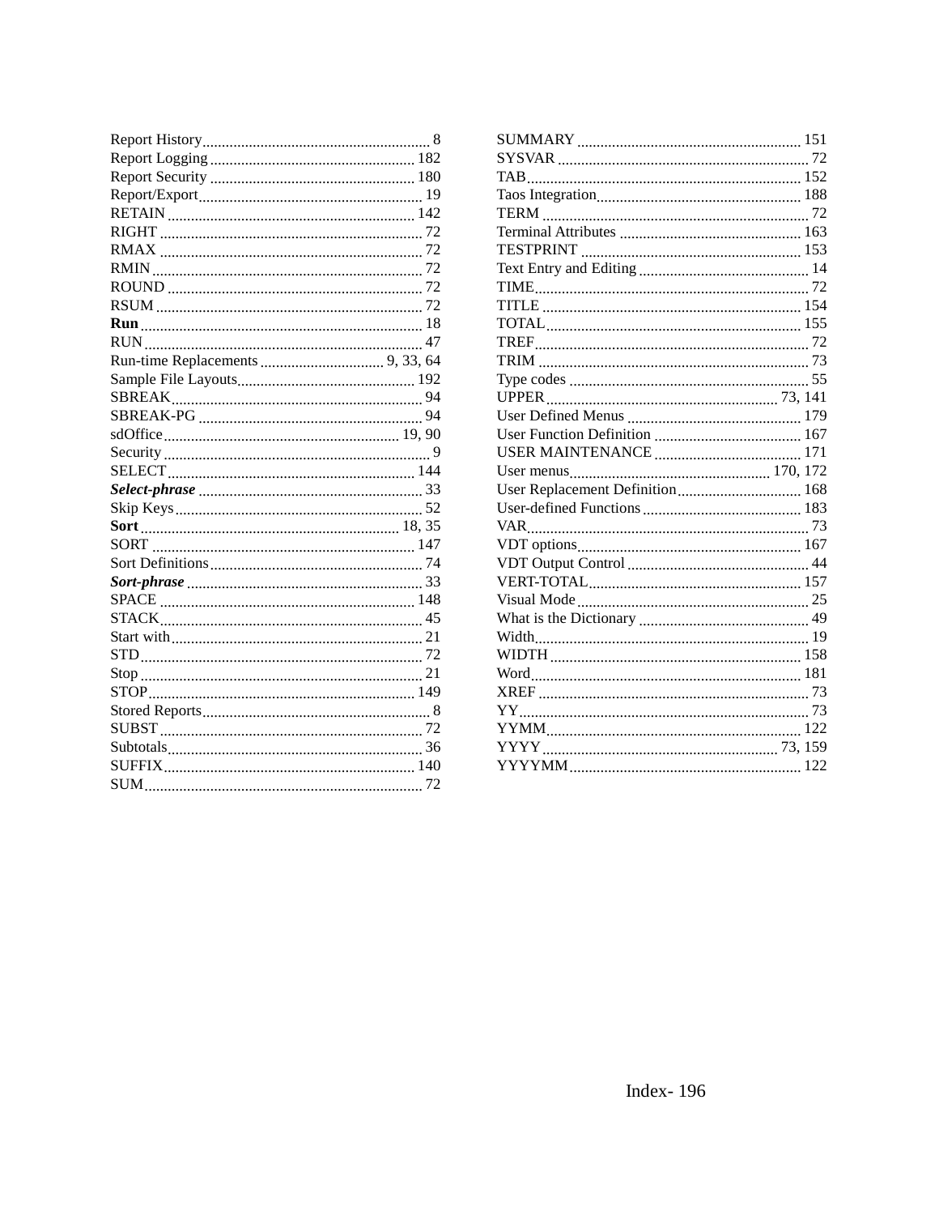Report History ........ 8
Report Logging ........ 182
Report Security ........ 180
Report/Export ........ 19
RETAIN ........ 142
RIGHT ........ 72
RMAX ........ 72
RMIN ........ 72
ROUND ........ 72
RSUM ........ 72
**Run** ........ 18
RUN ........ 47
Run-time Replacements ........ 9, 33, 64
Sample File Layouts ........ 192
SBREAK ........ 94
SBREAK-PG ........ 94
sdOffice ........ 19, 90
Security ........ 9
SELECT ........ 144
***Select-phrase*** ........ 33
Skip Keys ........ 52
**Sort** ........ 18, 35
SORT ........ 147
Sort Definitions ........ 74
***Sort-phrase*** ........ 33
SPACE ........ 148
STACK ........ 45
Start with ........ 21
STD ........ 72
Stop ........ 21
STOP ........ 149
Stored Reports ........ 8
SUBST ........ 72
Subtotals ........ 36
SUFFIX ........ 140
SUM ........ 72
SUMMARY ........ 151
SYSVAR ........ 72
TAB ........ 152
Taos Integration ........ 188
TERM ........ 72
Terminal Attributes ........ 163
TESTPRINT ........ 153
Text Entry and Editing ........ 14
TIME ........ 72
TITLE ........ 154
TOTAL ........ 155
TREF ........ 72
TRIM ........ 73
Type codes ........ 55
UPPER ........ 73, 141
User Defined Menus ........ 179
User Function Definition ........ 167
USER MAINTENANCE ........ 171
User menus ........ 170, 172
User Replacement Definition ........ 168
User-defined Functions ........ 183
VAR ........ 73
VDT options ........ 167
VDT Output Control ........ 44
VERT-TOTAL ........ 157
Visual Mode ........ 25
What is the Dictionary ........ 49
Width ........ 19
WIDTH ........ 158
Word ........ 181
XREF ........ 73
YY ........ 73
YYMM ........ 122
YYYY ........ 73, 159
YYYYMM ........ 122